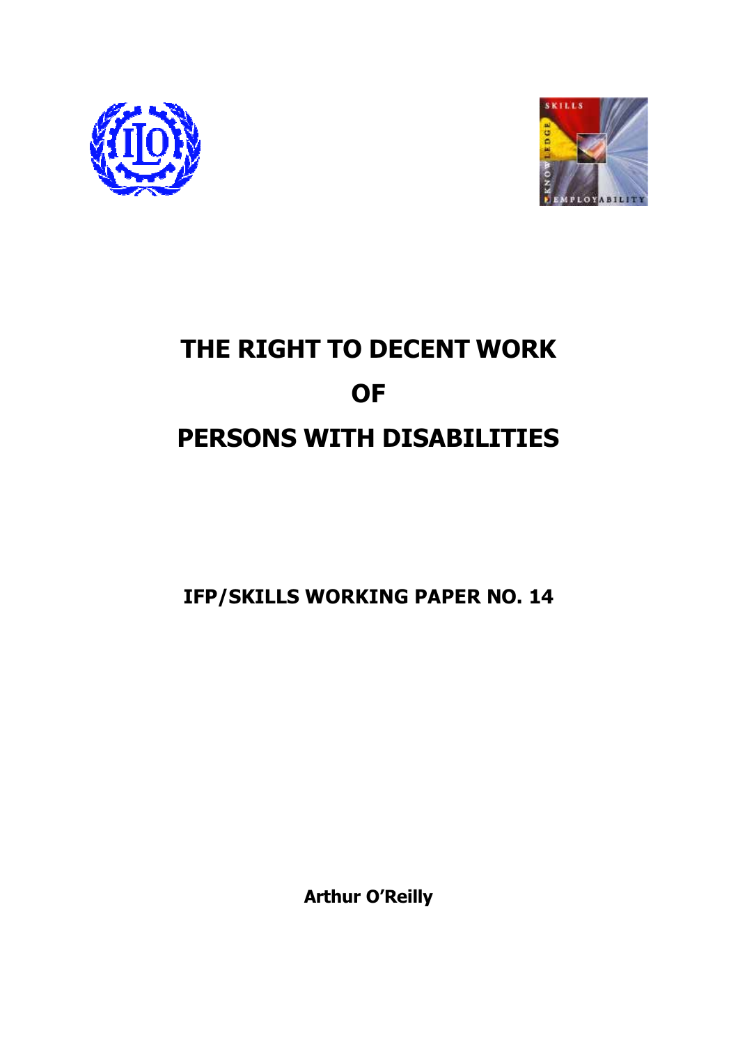# THE RIGHT TO DECENT WORK OF PERSONS WITH DISABILITIES

**IFP/SKILLS WORKING PAPER NO. 14**

**Arthur O'Reilly**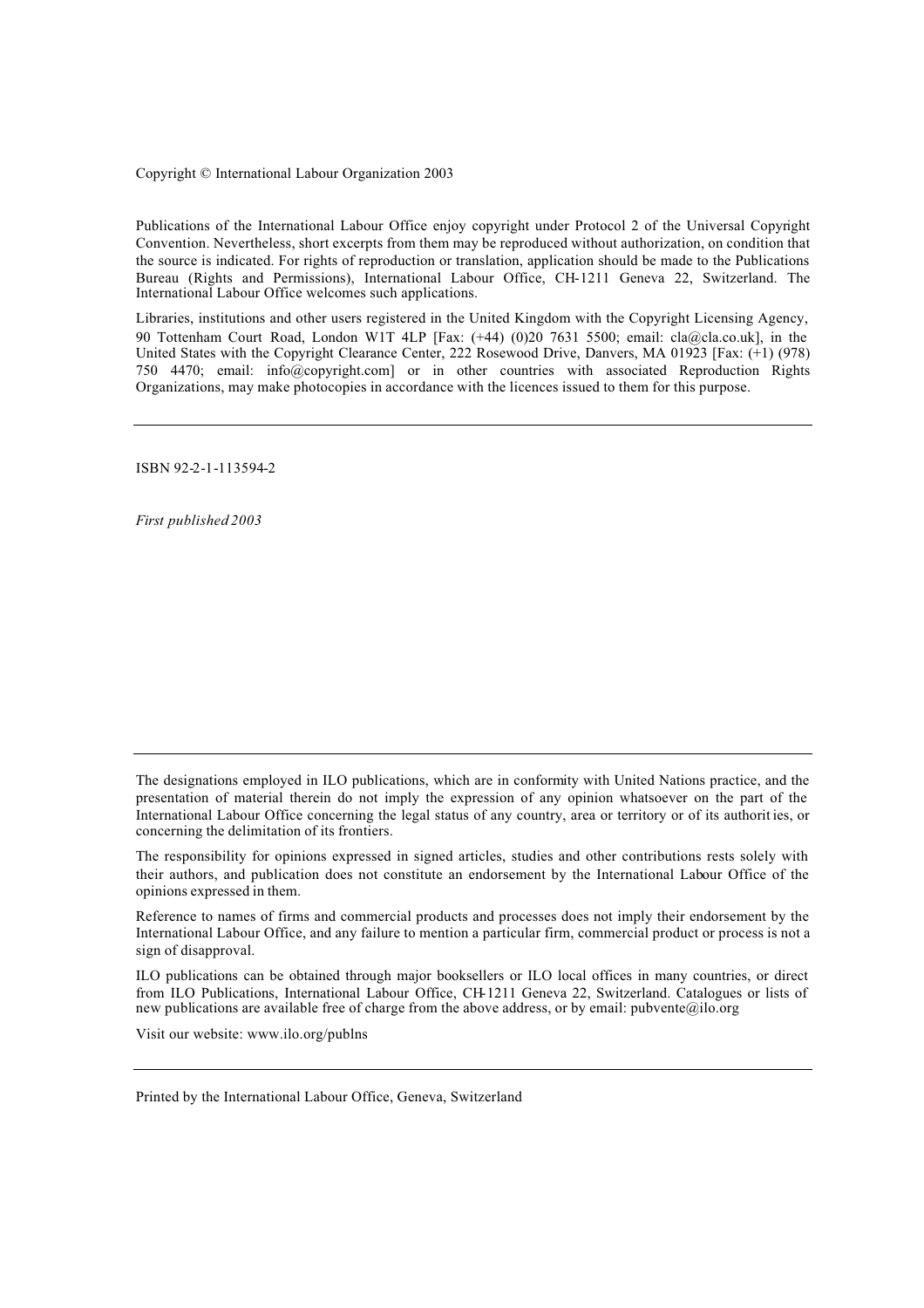Copyright © International Labour Organization 2003

Publications of the International Labour Office enjoy copyright under Protocol 2 of the Universal Copyright Convention. Nevertheless, short excerpts from them may be reproduced without authorization, on condition that the source is indicated. For rights of reproduction or translation, application should be made to the Publications Bureau (Rights and Permissions), International Labour Office, CH-1211 Geneva 22, Switzerland. The International Labour Office welcomes such applications.

Libraries, institutions and other users registered in the United Kingdom with the Copyright Licensing Agency, 90 Tottenham Court Road, London W1T 4LP [Fax: (+44) (0)20 7631 5500; email: cla@cla.co.uk], in the United States with the Copyright Clearance Center, 222 Rosewood Drive, Danvers, MA 01923 [Fax: (+1) (978) 750 4470; email: info@copyright.com] or in other countries with associated Reproduction Rights Organizations, may make photocopies in accordance with the licences issued to them for this purpose.

---

ISBN 92-2-1-113594-2

*First published 2003*

---

The designations employed in ILO publications, which are in conformity with United Nations practice, and the presentation of material therein do not imply the expression of any opinion whatsoever on the part of the International Labour Office concerning the legal status of any country, area or territory or of its authorities, or concerning the delimitation of its frontiers.

The responsibility for opinions expressed in signed articles, studies and other contributions rests solely with their authors, and publication does not constitute an endorsement by the International Labour Office of the opinions expressed in them.

Reference to names of firms and commercial products and processes does not imply their endorsement by the International Labour Office, and any failure to mention a particular firm, commercial product or process is not a sign of disapproval.

ILO publications can be obtained through major booksellers or ILO local offices in many countries, or direct from ILO Publications, International Labour Office, CH-1211 Geneva 22, Switzerland. Catalogues or lists of new publications are available free of charge from the above address, or by email: pubvente@ilo.org

Visit our website: www.ilo.org/publns

---

Printed by the International Labour Office, Geneva, Switzerland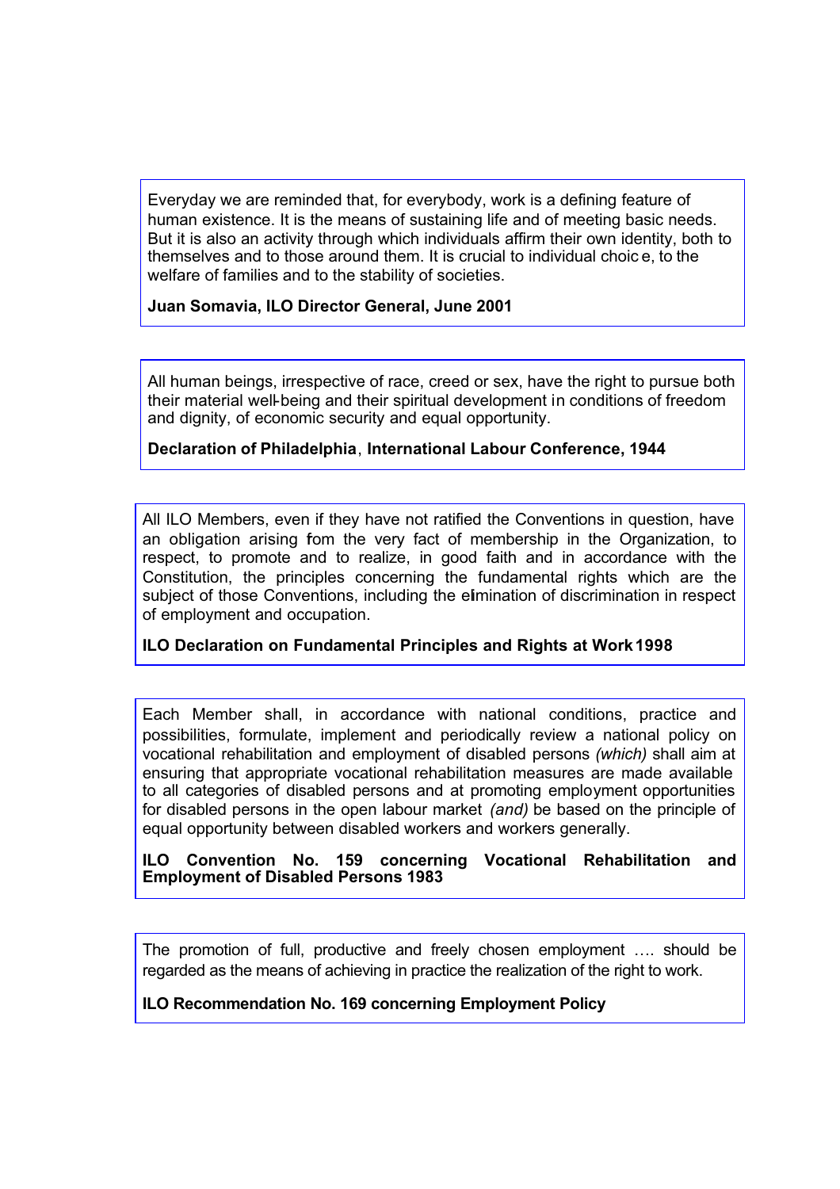Everyday we are reminded that, for everybody, work is a defining feature of human existence. It is the means of sustaining life and of meeting basic needs. But it is also an activity through which individuals affirm their own identity, both to themselves and to those around them. It is crucial to individual choic e, to the welfare of families and to the stability of societies.

**Juan Somavia, ILO Director General, June 2001**

---

All human beings, irrespective of race, creed or sex, have the right to pursue both their material well-being and their spiritual development in conditions of freedom and dignity, of economic security and equal opportunity.

**Declaration of Philadelphia**, **International Labour Conference, 1944**

---

All ILO Members, even if they have not ratified the Conventions in question, have an obligation arising fom the very fact of membership in the Organization, to respect, to promote and to realize, in good faith and in accordance with the Constitution, the principles concerning the fundamental rights which are the subject of those Conventions, including the elimination of discrimination in respect of employment and occupation.

**ILO Declaration on Fundamental Principles and Rights at Work 1998**

---

Each Member shall, in accordance with national conditions, practice and possibilities, formulate, implement and periodically review a national policy on vocational rehabilitation and employment of disabled persons *(which)* shall aim at ensuring that appropriate vocational rehabilitation measures are made available to all categories of disabled persons and at promoting employment opportunities for disabled persons in the open labour market *(and)* be based on the principle of equal opportunity between disabled workers and workers generally.

**ILO Convention No. 159 concerning Vocational Rehabilitation and Employment of Disabled Persons 1983**

---

The promotion of full, productive and freely chosen employment …. should be regarded as the means of achieving in practice the realization of the right to work.

**ILO Recommendation No. 169 concerning Employment Policy**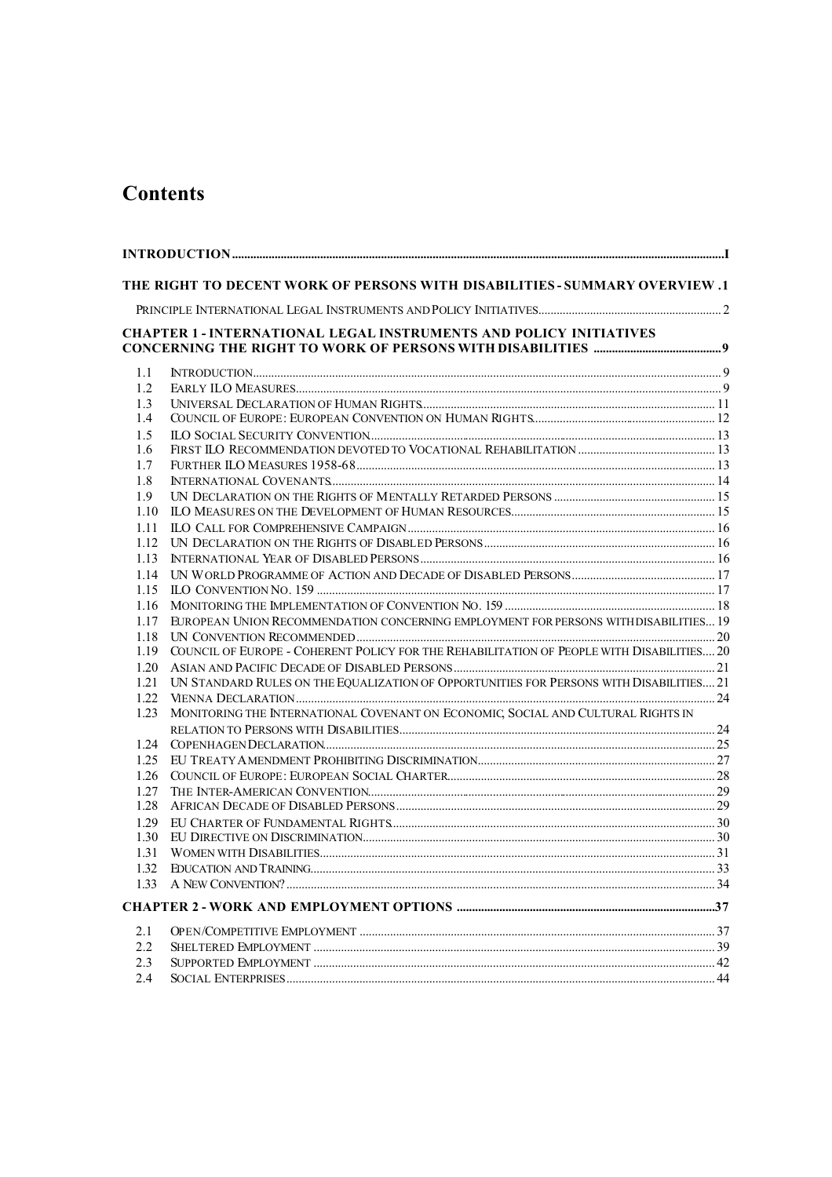# Contents

| | | |
|---|---|---|
| **INTRODUCTION** | | **I** |
| **THE RIGHT TO DECENT WORK OF PERSONS WITH DISABILITIES - SUMMARY OVERVIEW** | | **1** |
| PRINCIPLE INTERNATIONAL LEGAL INSTRUMENTS AND POLICY INITIATIVES | | 2 |
| **CHAPTER 1 - INTERNATIONAL LEGAL INSTRUMENTS AND POLICY INITIATIVES CONCERNING THE RIGHT TO WORK OF PERSONS WITH DISABILITIES** | | **9** |
| 1.1 | INTRODUCTION | 9 |
| 1.2 | EARLY ILO MEASURES | 9 |
| 1.3 | UNIVERSAL DECLARATION OF HUMAN RIGHTS | 11 |
| 1.4 | COUNCIL OF EUROPE: EUROPEAN CONVENTION ON HUMAN RIGHTS | 12 |
| 1.5 | ILO SOCIAL SECURITY CONVENTION | 13 |
| 1.6 | FIRST ILO RECOMMENDATION DEVOTED TO VOCATIONAL REHABILITATION | 13 |
| 1.7 | FURTHER ILO MEASURES 1958-68 | 13 |
| 1.8 | INTERNATIONAL COVENANTS | 14 |
| 1.9 | UN DECLARATION ON THE RIGHTS OF MENTALLY RETARDED PERSONS | 15 |
| 1.10 | ILO MEASURES ON THE DEVELOPMENT OF HUMAN RESOURCES | 15 |
| 1.11 | ILO CALL FOR COMPREHENSIVE CAMPAIGN | 16 |
| 1.12 | UN DECLARATION ON THE RIGHTS OF DISABLED PERSONS | 16 |
| 1.13 | INTERNATIONAL YEAR OF DISABLED PERSONS | 16 |
| 1.14 | UN WORLD PROGRAMME OF ACTION AND DECADE OF DISABLED PERSONS | 17 |
| 1.15 | ILO CONVENTION NO. 159 | 17 |
| 1.16 | MONITORING THE IMPLEMENTATION OF CONVENTION NO. 159 | 18 |
| 1.17 | EUROPEAN UNION RECOMMENDATION CONCERNING EMPLOYMENT FOR PERSONS WITH DISABILITIES | 19 |
| 1.18 | UN CONVENTION RECOMMENDED | 20 |
| 1.19 | COUNCIL OF EUROPE - COHERENT POLICY FOR THE REHABILITATION OF PEOPLE WITH DISABILITIES | 20 |
| 1.20 | ASIAN AND PACIFIC DECADE OF DISABLED PERSONS | 21 |
| 1.21 | UN STANDARD RULES ON THE EQUALIZATION OF OPPORTUNITIES FOR PERSONS WITH DISABILITIES | 21 |
| 1.22 | VIENNA DECLARATION | 24 |
| 1.23 | MONITORING THE INTERNATIONAL COVENANT ON ECONOMIC, SOCIAL AND CULTURAL RIGHTS IN RELATION TO PERSONS WITH DISABILITIES | 24 |
| 1.24 | COPENHAGEN DECLARATION | 25 |
| 1.25 | EU TREATY AMENDMENT PROHIBITING DISCRIMINATION | 27 |
| 1.26 | COUNCIL OF EUROPE: EUROPEAN SOCIAL CHARTER | 28 |
| 1.27 | THE INTER-AMERICAN CONVENTION | 29 |
| 1.28 | AFRICAN DECADE OF DISABLED PERSONS | 29 |
| 1.29 | EU CHARTER OF FUNDAMENTAL RIGHTS | 30 |
| 1.30 | EU DIRECTIVE ON DISCRIMINATION | 30 |
| 1.31 | WOMEN WITH DISABILITIES | 31 |
| 1.32 | EDUCATION AND TRAINING | 33 |
| 1.33 | A NEW CONVENTION? | 34 |
| **CHAPTER 2 - WORK AND EMPLOYMENT OPTIONS** | | **37** |
| 2.1 | OPEN/COMPETITIVE EMPLOYMENT | 37 |
| 2.2 | SHELTERED EMPLOYMENT | 39 |
| 2.3 | SUPPORTED EMPLOYMENT | 42 |
| 2.4 | SOCIAL ENTERPRISES | 44 |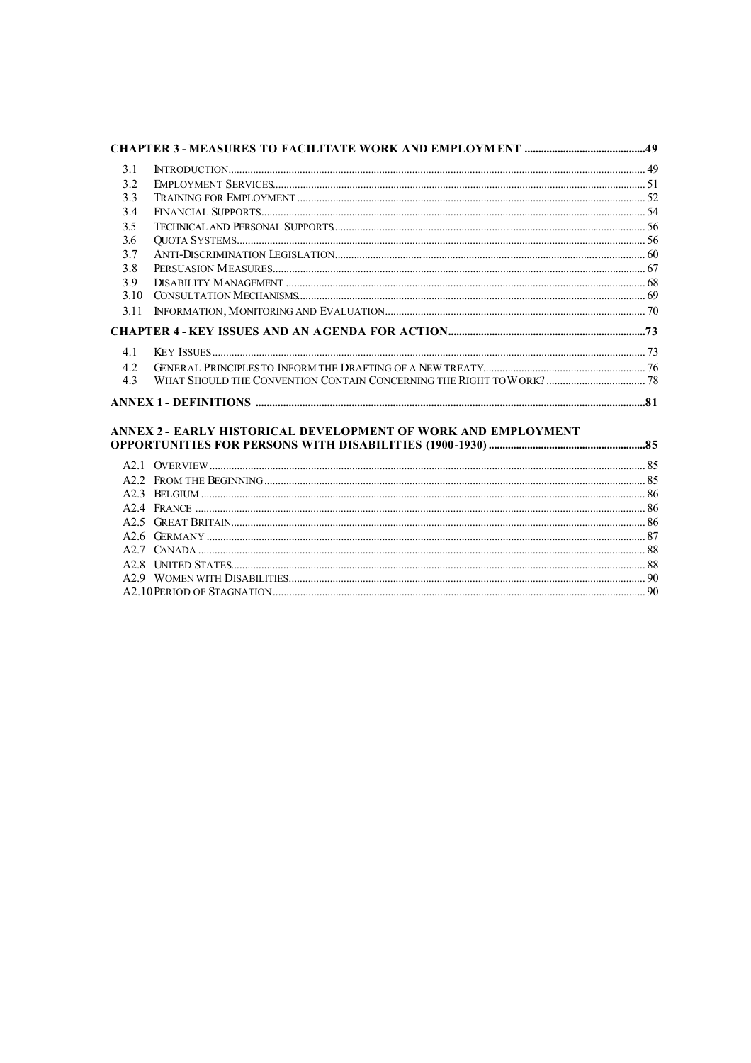**CHAPTER 3 - MEASURES TO FACILITATE WORK AND EMPLOYMENT ....49**

3.1 INTRODUCTION .... 49
3.2 EMPLOYMENT SERVICES .... 51
3.3 TRAINING FOR EMPLOYMENT .... 52
3.4 FINANCIAL SUPPORTS .... 54
3.5 TECHNICAL AND PERSONAL SUPPORTS .... 56
3.6 QUOTA SYSTEMS .... 56
3.7 ANTI-DISCRIMINATION LEGISLATION .... 60
3.8 PERSUASION MEASURES .... 67
3.9 DISABILITY MANAGEMENT .... 68
3.10 CONSULTATION MECHANISMS .... 69
3.11 INFORMATION, MONITORING AND EVALUATION .... 70

**CHAPTER 4 - KEY ISSUES AND AN AGENDA FOR ACTION ....73**

4.1 KEY ISSUES .... 73
4.2 GENERAL PRINCIPLES TO INFORM THE DRAFTING OF A NEW TREATY .... 76
4.3 WHAT SHOULD THE CONVENTION CONTAIN CONCERNING THE RIGHT TO WORK? .... 78

**ANNEX 1 - DEFINITIONS ....81**

**ANNEX 2 - EARLY HISTORICAL DEVELOPMENT OF WORK AND EMPLOYMENT OPPORTUNITIES FOR PERSONS WITH DISABILITIES (1900-1930) ....85**

A2.1 OVERVIEW .... 85
A2.2 FROM THE BEGINNING .... 85
A2.3 BELGIUM .... 86
A2.4 FRANCE .... 86
A2.5 GREAT BRITAIN .... 86
A2.6 GERMANY .... 87
A2.7 CANADA .... 88
A2.8 UNITED STATES .... 88
A2.9 WOMEN WITH DISABILITIES .... 90
A2.10 PERIOD OF STAGNATION .... 90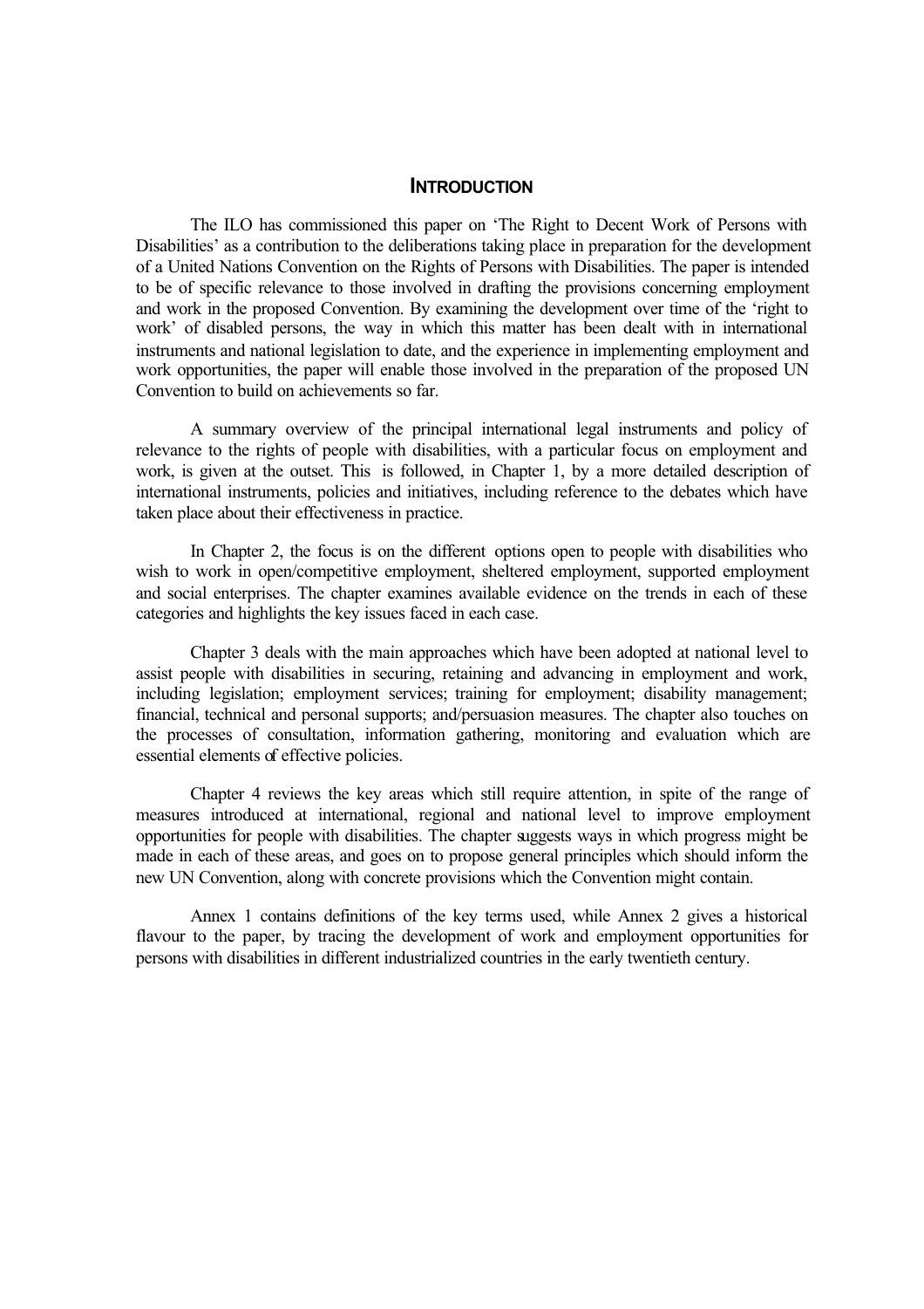## INTRODUCTION

The ILO has commissioned this paper on 'The Right to Decent Work of Persons with Disabilities' as a contribution to the deliberations taking place in preparation for the development of a United Nations Convention on the Rights of Persons with Disabilities. The paper is intended to be of specific relevance to those involved in drafting the provisions concerning employment and work in the proposed Convention. By examining the development over time of the 'right to work' of disabled persons, the way in which this matter has been dealt with in international instruments and national legislation to date, and the experience in implementing employment and work opportunities, the paper will enable those involved in the preparation of the proposed UN Convention to build on achievements so far.

A summary overview of the principal international legal instruments and policy of relevance to the rights of people with disabilities, with a particular focus on employment and work, is given at the outset. This is followed, in Chapter 1, by a more detailed description of international instruments, policies and initiatives, including reference to the debates which have taken place about their effectiveness in practice.

In Chapter 2, the focus is on the different options open to people with disabilities who wish to work in open/competitive employment, sheltered employment, supported employment and social enterprises. The chapter examines available evidence on the trends in each of these categories and highlights the key issues faced in each case.

Chapter 3 deals with the main approaches which have been adopted at national level to assist people with disabilities in securing, retaining and advancing in employment and work, including legislation; employment services; training for employment; disability management; financial, technical and personal supports; and/persuasion measures. The chapter also touches on the processes of consultation, information gathering, monitoring and evaluation which are essential elements of effective policies.

Chapter 4 reviews the key areas which still require attention, in spite of the range of measures introduced at international, regional and national level to improve employment opportunities for people with disabilities. The chapter suggests ways in which progress might be made in each of these areas, and goes on to propose general principles which should inform the new UN Convention, along with concrete provisions which the Convention might contain.

Annex 1 contains definitions of the key terms used, while Annex 2 gives a historical flavour to the paper, by tracing the development of work and employment opportunities for persons with disabilities in different industrialized countries in the early twentieth century.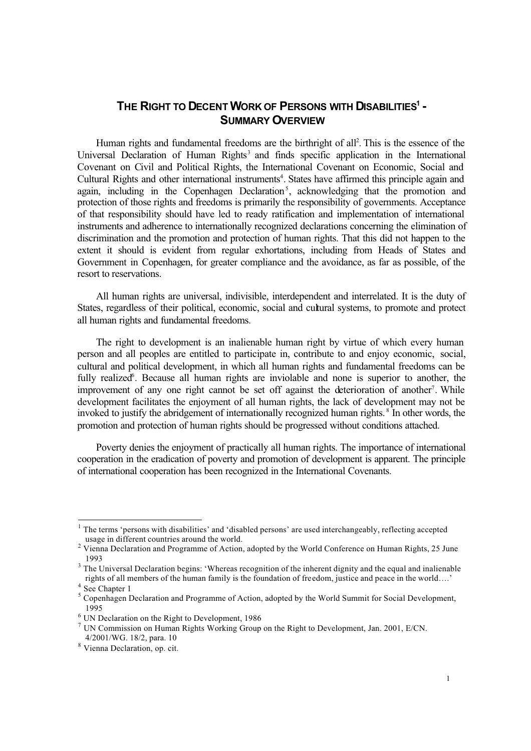# THE RIGHT TO DECENT WORK OF PERSONS WITH DISABILITIES[1] - SUMMARY OVERVIEW

Human rights and fundamental freedoms are the birthright of all[2]. This is the essence of the Universal Declaration of Human Rights[3] and finds specific application in the International Covenant on Civil and Political Rights, the International Covenant on Economic, Social and Cultural Rights and other international instruments[4]. States have affirmed this principle again and again, including in the Copenhagen Declaration[5], acknowledging that the promotion and protection of those rights and freedoms is primarily the responsibility of governments. Acceptance of that responsibility should have led to ready ratification and implementation of international instruments and adherence to internationally recognized declarations concerning the elimination of discrimination and the promotion and protection of human rights. That this did not happen to the extent it should is evident from regular exhortations, including from Heads of States and Government in Copenhagen, for greater compliance and the avoidance, as far as possible, of the resort to reservations.

All human rights are universal, indivisible, interdependent and interrelated. It is the duty of States, regardless of their political, economic, social and cultural systems, to promote and protect all human rights and fundamental freedoms.

The right to development is an inalienable human right by virtue of which every human person and all peoples are entitled to participate in, contribute to and enjoy economic, social, cultural and political development, in which all human rights and fundamental freedoms can be fully realized[6]. Because all human rights are inviolable and none is superior to another, the improvement of any one right cannot be set off against the deterioration of another[7]. While development facilitates the enjoyment of all human rights, the lack of development may not be invoked to justify the abridgement of internationally recognized human rights.[8] In other words, the promotion and protection of human rights should be progressed without conditions attached.

Poverty denies the enjoyment of practically all human rights. The importance of international cooperation in the eradication of poverty and promotion of development is apparent. The principle of international cooperation has been recognized in the International Covenants.

---

[1] The terms 'persons with disabilities' and 'disabled persons' are used interchangeably, reflecting accepted usage in different countries around the world.

[2] Vienna Declaration and Programme of Action, adopted by the World Conference on Human Rights, 25 June 1993

[3] The Universal Declaration begins: 'Whereas recognition of the inherent dignity and the equal and inalienable rights of all members of the human family is the foundation of freedom, justice and peace in the world….'

[4] See Chapter 1

[5] Copenhagen Declaration and Programme of Action, adopted by the World Summit for Social Development, 1995

[6] UN Declaration on the Right to Development, 1986

[7] UN Commission on Human Rights Working Group on the Right to Development, Jan. 2001, E/CN. 4/2001/WG. 18/2, para. 10

[8] Vienna Declaration, op. cit.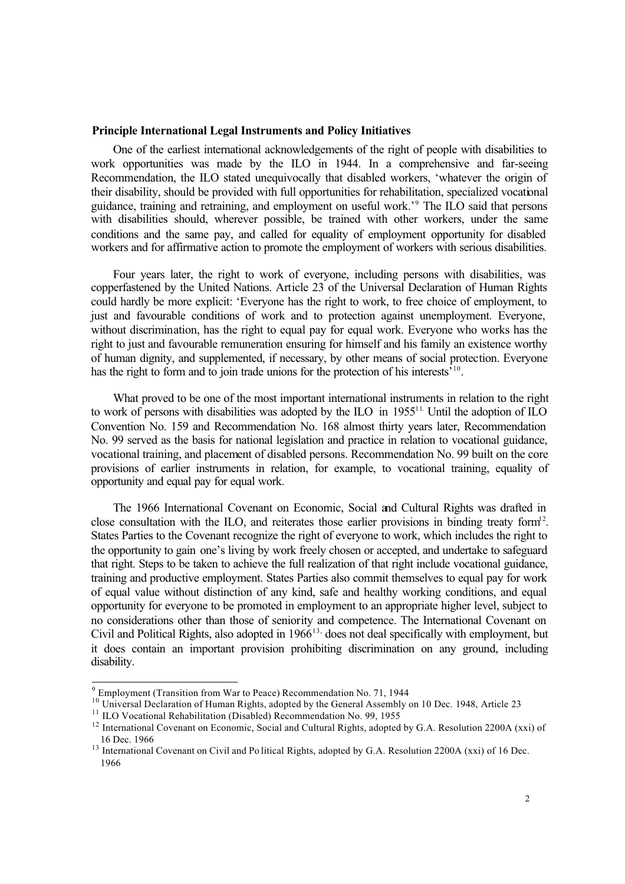**Principle International Legal Instruments and Policy Initiatives**

One of the earliest international acknowledgements of the right of people with disabilities to work opportunities was made by the ILO in 1944. In a comprehensive and far-seeing Recommendation, the ILO stated unequivocally that disabled workers, 'whatever the origin of their disability, should be provided with full opportunities for rehabilitation, specialized vocational guidance, training and retraining, and employment on useful work.'[9] The ILO said that persons with disabilities should, wherever possible, be trained with other workers, under the same conditions and the same pay, and called for equality of employment opportunity for disabled workers and for affirmative action to promote the employment of workers with serious disabilities.

Four years later, the right to work of everyone, including persons with disabilities, was copperfastened by the United Nations. Article 23 of the Universal Declaration of Human Rights could hardly be more explicit: 'Everyone has the right to work, to free choice of employment, to just and favourable conditions of work and to protection against unemployment. Everyone, without discrimination, has the right to equal pay for equal work. Everyone who works has the right to just and favourable remuneration ensuring for himself and his family an existence worthy of human dignity, and supplemented, if necessary, by other means of social protection. Everyone has the right to form and to join trade unions for the protection of his interests'[10].

What proved to be one of the most important international instruments in relation to the right to work of persons with disabilities was adopted by the ILO in 1955[11]. Until the adoption of ILO Convention No. 159 and Recommendation No. 168 almost thirty years later, Recommendation No. 99 served as the basis for national legislation and practice in relation to vocational guidance, vocational training, and placement of disabled persons. Recommendation No. 99 built on the core provisions of earlier instruments in relation, for example, to vocational training, equality of opportunity and equal pay for equal work.

The 1966 International Covenant on Economic, Social and Cultural Rights was drafted in close consultation with the ILO, and reiterates those earlier provisions in binding treaty form[12]. States Parties to the Covenant recognize the right of everyone to work, which includes the right to the opportunity to gain one's living by work freely chosen or accepted, and undertake to safeguard that right. Steps to be taken to achieve the full realization of that right include vocational guidance, training and productive employment. States Parties also commit themselves to equal pay for work of equal value without distinction of any kind, safe and healthy working conditions, and equal opportunity for everyone to be promoted in employment to an appropriate higher level, subject to no considerations other than those of seniority and competence. The International Covenant on Civil and Political Rights, also adopted in 1966[13], does not deal specifically with employment, but it does contain an important provision prohibiting discrimination on any ground, including disability.

---

[9] Employment (Transition from War to Peace) Recommendation No. 71, 1944

[10] Universal Declaration of Human Rights, adopted by the General Assembly on 10 Dec. 1948, Article 23

[11] ILO Vocational Rehabilitation (Disabled) Recommendation No. 99, 1955

[12] International Covenant on Economic, Social and Cultural Rights, adopted by G.A. Resolution 2200A (xxi) of 16 Dec. 1966

[13] International Covenant on Civil and Political Rights, adopted by G.A. Resolution 2200A (xxi) of 16 Dec. 1966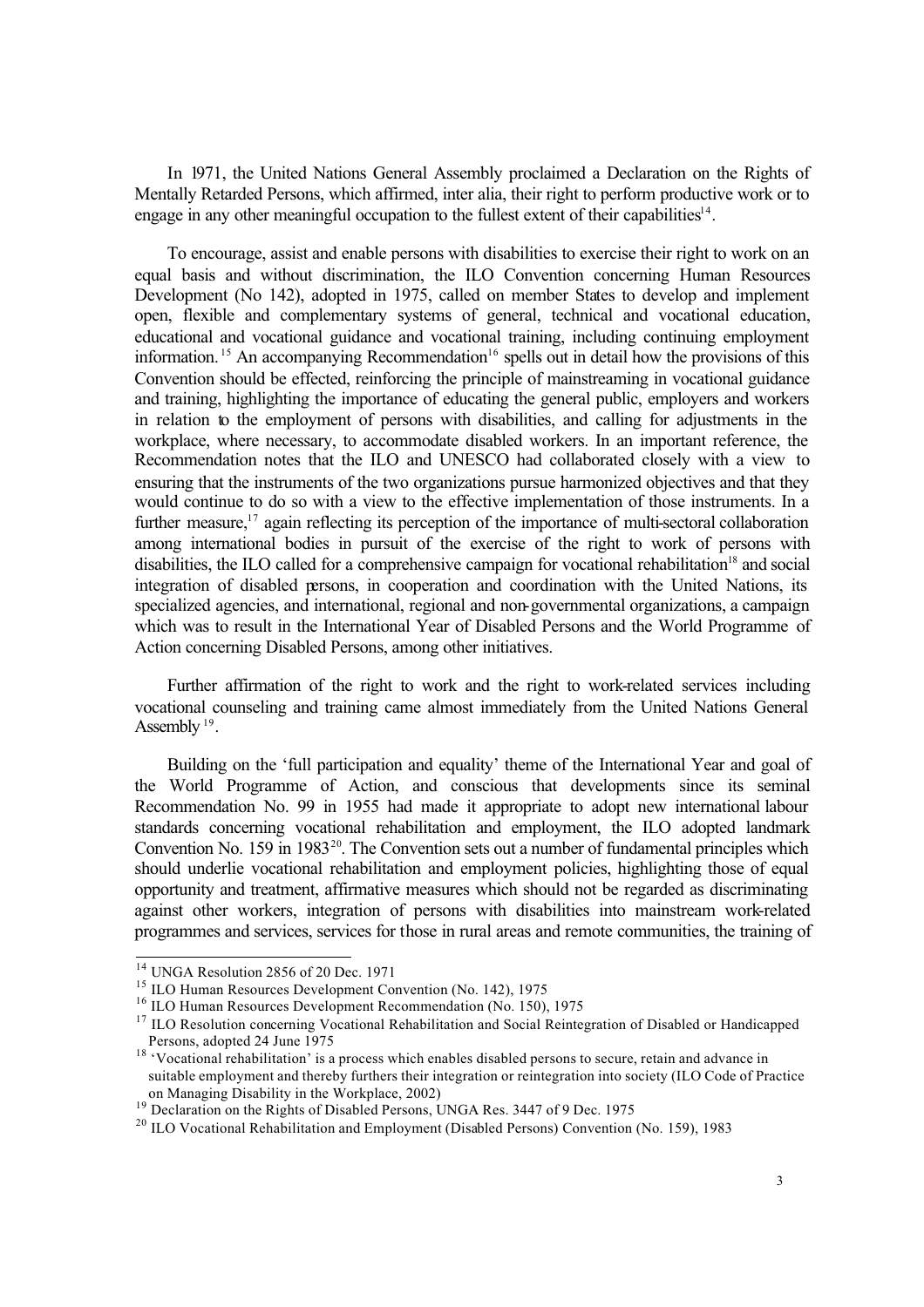In 1971, the United Nations General Assembly proclaimed a Declaration on the Rights of Mentally Retarded Persons, which affirmed, inter alia, their right to perform productive work or to engage in any other meaningful occupation to the fullest extent of their capabilities[14].

To encourage, assist and enable persons with disabilities to exercise their right to work on an equal basis and without discrimination, the ILO Convention concerning Human Resources Development (No 142), adopted in 1975, called on member States to develop and implement open, flexible and complementary systems of general, technical and vocational education, educational and vocational guidance and vocational training, including continuing employment information.[15] An accompanying Recommendation[16] spells out in detail how the provisions of this Convention should be effected, reinforcing the principle of mainstreaming in vocational guidance and training, highlighting the importance of educating the general public, employers and workers in relation to the employment of persons with disabilities, and calling for adjustments in the workplace, where necessary, to accommodate disabled workers. In an important reference, the Recommendation notes that the ILO and UNESCO had collaborated closely with a view to ensuring that the instruments of the two organizations pursue harmonized objectives and that they would continue to do so with a view to the effective implementation of those instruments. In a further measure,[17] again reflecting its perception of the importance of multi-sectoral collaboration among international bodies in pursuit of the exercise of the right to work of persons with disabilities, the ILO called for a comprehensive campaign for vocational rehabilitation[18] and social integration of disabled persons, in cooperation and coordination with the United Nations, its specialized agencies, and international, regional and non-governmental organizations, a campaign which was to result in the International Year of Disabled Persons and the World Programme of Action concerning Disabled Persons, among other initiatives.

Further affirmation of the right to work and the right to work-related services including vocational counseling and training came almost immediately from the United Nations General Assembly[19].

Building on the 'full participation and equality' theme of the International Year and goal of the World Programme of Action, and conscious that developments since its seminal Recommendation No. 99 in 1955 had made it appropriate to adopt new international labour standards concerning vocational rehabilitation and employment, the ILO adopted landmark Convention No. 159 in 1983[20]. The Convention sets out a number of fundamental principles which should underlie vocational rehabilitation and employment policies, highlighting those of equal opportunity and treatment, affirmative measures which should not be regarded as discriminating against other workers, integration of persons with disabilities into mainstream work-related programmes and services, services for those in rural areas and remote communities, the training of

---

[14] UNGA Resolution 2856 of 20 Dec. 1971

[15] ILO Human Resources Development Convention (No. 142), 1975

[16] ILO Human Resources Development Recommendation (No. 150), 1975

[17] ILO Resolution concerning Vocational Rehabilitation and Social Reintegration of Disabled or Handicapped Persons, adopted 24 June 1975

[18] 'Vocational rehabilitation' is a process which enables disabled persons to secure, retain and advance in suitable employment and thereby furthers their integration or reintegration into society (ILO Code of Practice on Managing Disability in the Workplace, 2002)

[19] Declaration on the Rights of Disabled Persons, UNGA Res. 3447 of 9 Dec. 1975

[20] ILO Vocational Rehabilitation and Employment (Disabled Persons) Convention (No. 159), 1983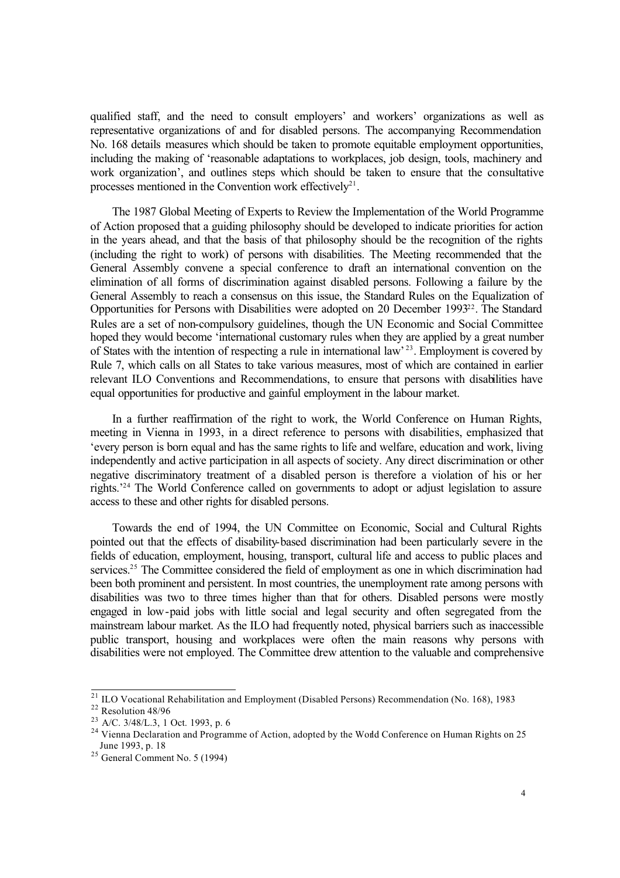qualified staff, and the need to consult employers' and workers' organizations as well as representative organizations of and for disabled persons. The accompanying Recommendation No. 168 details measures which should be taken to promote equitable employment opportunities, including the making of 'reasonable adaptations to workplaces, job design, tools, machinery and work organization', and outlines steps which should be taken to ensure that the consultative processes mentioned in the Convention work effectively[21].

The 1987 Global Meeting of Experts to Review the Implementation of the World Programme of Action proposed that a guiding philosophy should be developed to indicate priorities for action in the years ahead, and that the basis of that philosophy should be the recognition of the rights (including the right to work) of persons with disabilities. The Meeting recommended that the General Assembly convene a special conference to draft an international convention on the elimination of all forms of discrimination against disabled persons. Following a failure by the General Assembly to reach a consensus on this issue, the Standard Rules on the Equalization of Opportunities for Persons with Disabilities were adopted on 20 December 1993[22]. The Standard Rules are a set of non-compulsory guidelines, though the UN Economic and Social Committee hoped they would become 'international customary rules when they are applied by a great number of States with the intention of respecting a rule in international law'[23]. Employment is covered by Rule 7, which calls on all States to take various measures, most of which are contained in earlier relevant ILO Conventions and Recommendations, to ensure that persons with disabilities have equal opportunities for productive and gainful employment in the labour market.

In a further reaffirmation of the right to work, the World Conference on Human Rights, meeting in Vienna in 1993, in a direct reference to persons with disabilities, emphasized that 'every person is born equal and has the same rights to life and welfare, education and work, living independently and active participation in all aspects of society. Any direct discrimination or other negative discriminatory treatment of a disabled person is therefore a violation of his or her rights.'[24] The World Conference called on governments to adopt or adjust legislation to assure access to these and other rights for disabled persons.

Towards the end of 1994, the UN Committee on Economic, Social and Cultural Rights pointed out that the effects of disability-based discrimination had been particularly severe in the fields of education, employment, housing, transport, cultural life and access to public places and services.[25] The Committee considered the field of employment as one in which discrimination had been both prominent and persistent. In most countries, the unemployment rate among persons with disabilities was two to three times higher than that for others. Disabled persons were mostly engaged in low-paid jobs with little social and legal security and often segregated from the mainstream labour market. As the ILO had frequently noted, physical barriers such as inaccessible public transport, housing and workplaces were often the main reasons why persons with disabilities were not employed. The Committee drew attention to the valuable and comprehensive

---

[21] ILO Vocational Rehabilitation and Employment (Disabled Persons) Recommendation (No. 168), 1983

[22] Resolution 48/96

[23] A/C. 3/48/L.3, 1 Oct. 1993, p. 6

[24] Vienna Declaration and Programme of Action, adopted by the World Conference on Human Rights on 25 June 1993, p. 18

[25] General Comment No. 5 (1994)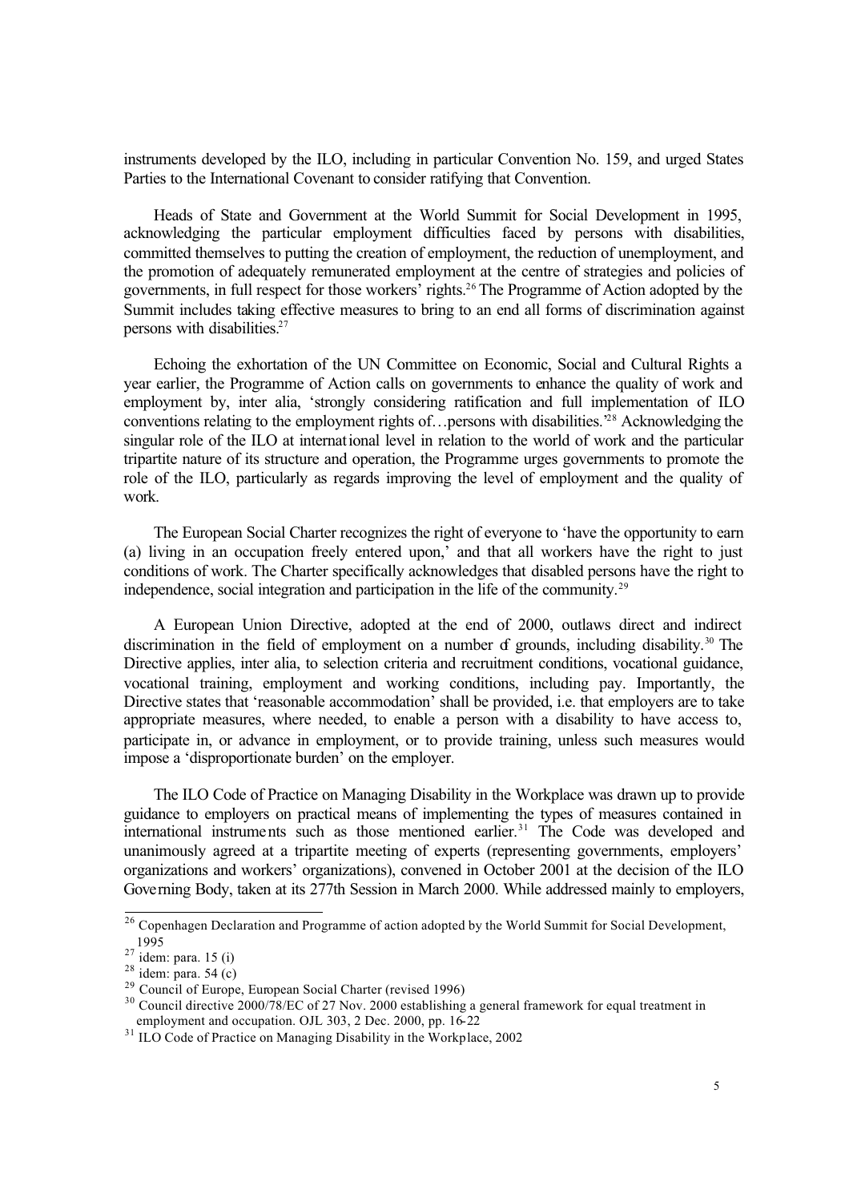instruments developed by the ILO, including in particular Convention No. 159, and urged States Parties to the International Covenant to consider ratifying that Convention.

Heads of State and Government at the World Summit for Social Development in 1995, acknowledging the particular employment difficulties faced by persons with disabilities, committed themselves to putting the creation of employment, the reduction of unemployment, and the promotion of adequately remunerated employment at the centre of strategies and policies of governments, in full respect for those workers' rights.[26] The Programme of Action adopted by the Summit includes taking effective measures to bring to an end all forms of discrimination against persons with disabilities.[27]

Echoing the exhortation of the UN Committee on Economic, Social and Cultural Rights a year earlier, the Programme of Action calls on governments to enhance the quality of work and employment by, inter alia, 'strongly considering ratification and full implementation of ILO conventions relating to the employment rights of…persons with disabilities.'[28] Acknowledging the singular role of the ILO at international level in relation to the world of work and the particular tripartite nature of its structure and operation, the Programme urges governments to promote the role of the ILO, particularly as regards improving the level of employment and the quality of work.

The European Social Charter recognizes the right of everyone to 'have the opportunity to earn (a) living in an occupation freely entered upon,' and that all workers have the right to just conditions of work. The Charter specifically acknowledges that disabled persons have the right to independence, social integration and participation in the life of the community.[29]

A European Union Directive, adopted at the end of 2000, outlaws direct and indirect discrimination in the field of employment on a number of grounds, including disability.[30] The Directive applies, inter alia, to selection criteria and recruitment conditions, vocational guidance, vocational training, employment and working conditions, including pay. Importantly, the Directive states that 'reasonable accommodation' shall be provided, i.e. that employers are to take appropriate measures, where needed, to enable a person with a disability to have access to, participate in, or advance in employment, or to provide training, unless such measures would impose a 'disproportionate burden' on the employer.

The ILO Code of Practice on Managing Disability in the Workplace was drawn up to provide guidance to employers on practical means of implementing the types of measures contained in international instruments such as those mentioned earlier.[31] The Code was developed and unanimously agreed at a tripartite meeting of experts (representing governments, employers' organizations and workers' organizations), convened in October 2001 at the decision of the ILO Governing Body, taken at its 277th Session in March 2000. While addressed mainly to employers,

---

[26] Copenhagen Declaration and Programme of action adopted by the World Summit for Social Development, 1995

[27] idem: para. 15 (i)

[28] idem: para. 54 (c)

[29] Council of Europe, European Social Charter (revised 1996)

[30] Council directive 2000/78/EC of 27 Nov. 2000 establishing a general framework for equal treatment in employment and occupation. OJL 303, 2 Dec. 2000, pp. 16-22

[31] ILO Code of Practice on Managing Disability in the Workplace, 2002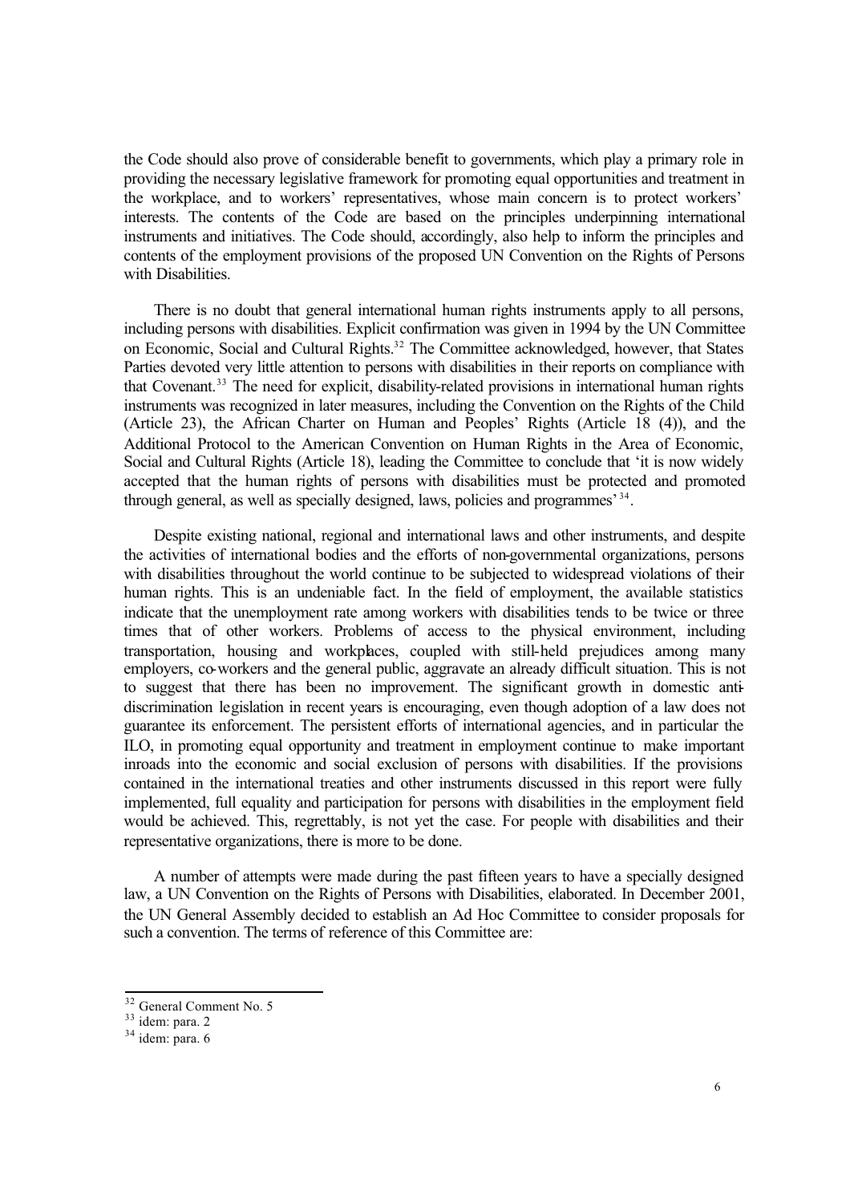the Code should also prove of considerable benefit to governments, which play a primary role in providing the necessary legislative framework for promoting equal opportunities and treatment in the workplace, and to workers' representatives, whose main concern is to protect workers' interests. The contents of the Code are based on the principles underpinning international instruments and initiatives. The Code should, accordingly, also help to inform the principles and contents of the employment provisions of the proposed UN Convention on the Rights of Persons with Disabilities.

There is no doubt that general international human rights instruments apply to all persons, including persons with disabilities. Explicit confirmation was given in 1994 by the UN Committee on Economic, Social and Cultural Rights.[32] The Committee acknowledged, however, that States Parties devoted very little attention to persons with disabilities in their reports on compliance with that Covenant.[33] The need for explicit, disability-related provisions in international human rights instruments was recognized in later measures, including the Convention on the Rights of the Child (Article 23), the African Charter on Human and Peoples' Rights (Article 18 (4)), and the Additional Protocol to the American Convention on Human Rights in the Area of Economic, Social and Cultural Rights (Article 18), leading the Committee to conclude that 'it is now widely accepted that the human rights of persons with disabilities must be protected and promoted through general, as well as specially designed, laws, policies and programmes'[34].

Despite existing national, regional and international laws and other instruments, and despite the activities of international bodies and the efforts of non-governmental organizations, persons with disabilities throughout the world continue to be subjected to widespread violations of their human rights. This is an undeniable fact. In the field of employment, the available statistics indicate that the unemployment rate among workers with disabilities tends to be twice or three times that of other workers. Problems of access to the physical environment, including transportation, housing and workplaces, coupled with still-held prejudices among many employers, co-workers and the general public, aggravate an already difficult situation. This is not to suggest that there has been no improvement. The significant growth in domestic anti-discrimination legislation in recent years is encouraging, even though adoption of a law does not guarantee its enforcement. The persistent efforts of international agencies, and in particular the ILO, in promoting equal opportunity and treatment in employment continue to make important inroads into the economic and social exclusion of persons with disabilities. If the provisions contained in the international treaties and other instruments discussed in this report were fully implemented, full equality and participation for persons with disabilities in the employment field would be achieved. This, regrettably, is not yet the case. For people with disabilities and their representative organizations, there is more to be done.

A number of attempts were made during the past fifteen years to have a specially designed law, a UN Convention on the Rights of Persons with Disabilities, elaborated. In December 2001, the UN General Assembly decided to establish an Ad Hoc Committee to consider proposals for such a convention. The terms of reference of this Committee are:

[32] General Comment No. 5

[33] idem: para. 2

[34] idem: para. 6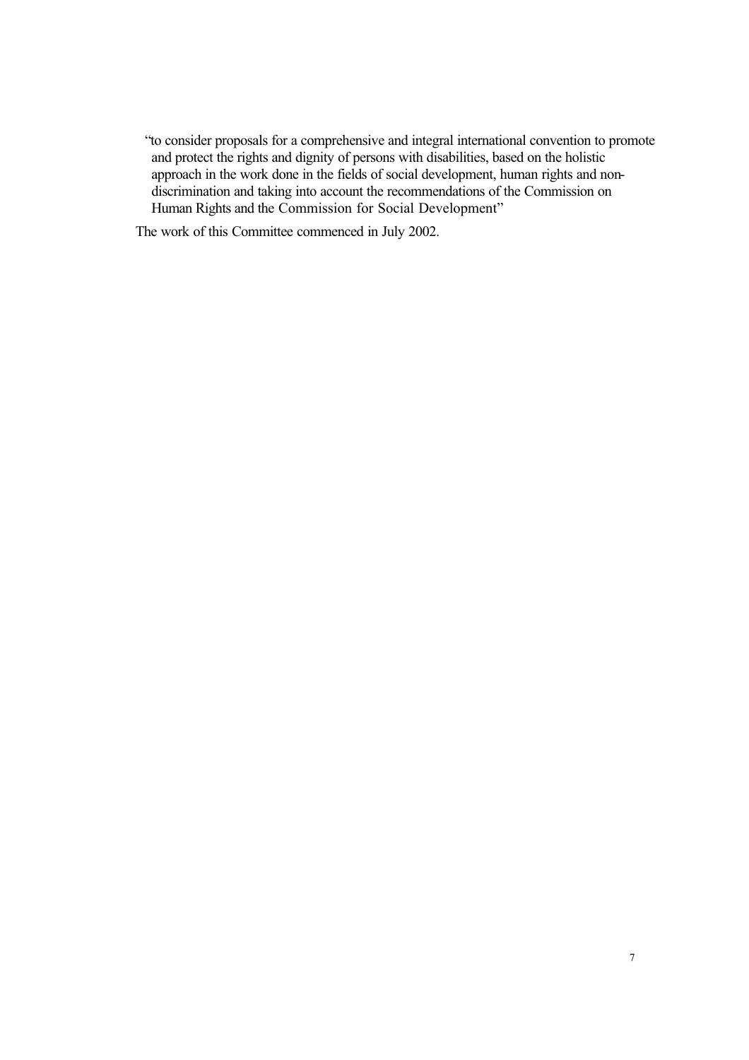> "to consider proposals for a comprehensive and integral international convention to promote and protect the rights and dignity of persons with disabilities, based on the holistic approach in the work done in the fields of social development, human rights and non-discrimination and taking into account the recommendations of the Commission on Human Rights and the Commission for Social Development"

The work of this Committee commenced in July 2002.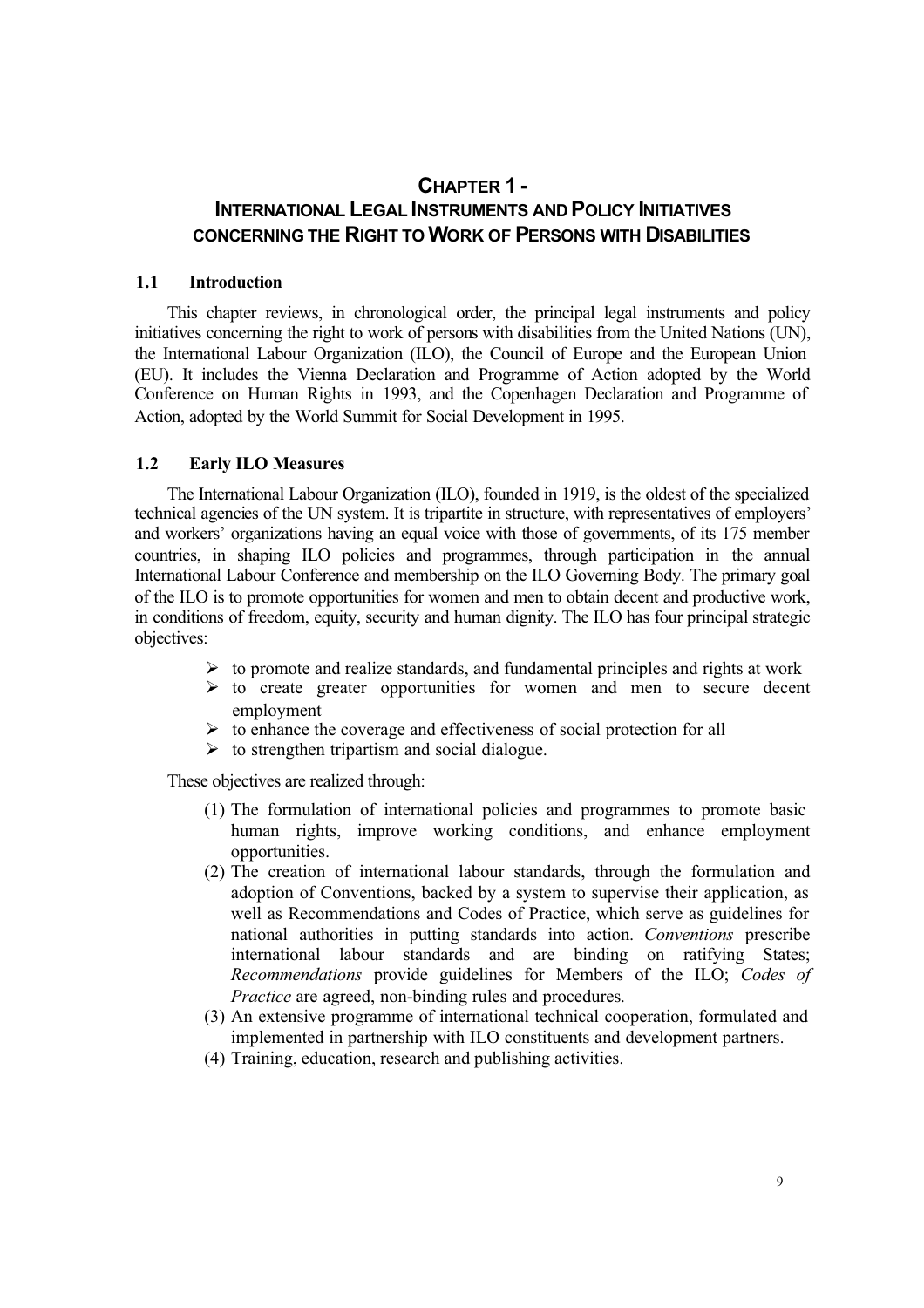# CHAPTER 1 - INTERNATIONAL LEGAL INSTRUMENTS AND POLICY INITIATIVES CONCERNING THE RIGHT TO WORK OF PERSONS WITH DISABILITIES

## 1.1 Introduction

This chapter reviews, in chronological order, the principal legal instruments and policy initiatives concerning the right to work of persons with disabilities from the United Nations (UN), the International Labour Organization (ILO), the Council of Europe and the European Union (EU). It includes the Vienna Declaration and Programme of Action adopted by the World Conference on Human Rights in 1993, and the Copenhagen Declaration and Programme of Action, adopted by the World Summit for Social Development in 1995.

## 1.2 Early ILO Measures

The International Labour Organization (ILO), founded in 1919, is the oldest of the specialized technical agencies of the UN system. It is tripartite in structure, with representatives of employers' and workers' organizations having an equal voice with those of governments, of its 175 member countries, in shaping ILO policies and programmes, through participation in the annual International Labour Conference and membership on the ILO Governing Body. The primary goal of the ILO is to promote opportunities for women and men to obtain decent and productive work, in conditions of freedom, equity, security and human dignity. The ILO has four principal strategic objectives:

- to promote and realize standards, and fundamental principles and rights at work
- to create greater opportunities for women and men to secure decent employment
- to enhance the coverage and effectiveness of social protection for all
- to strengthen tripartism and social dialogue.

These objectives are realized through:

(1) The formulation of international policies and programmes to promote basic human rights, improve working conditions, and enhance employment opportunities.

(2) The creation of international labour standards, through the formulation and adoption of Conventions, backed by a system to supervise their application, as well as Recommendations and Codes of Practice, which serve as guidelines for national authorities in putting standards into action. *Conventions* prescribe international labour standards and are binding on ratifying States; *Recommendations* provide guidelines for Members of the ILO; *Codes of Practice* are agreed, non-binding rules and procedures.

(3) An extensive programme of international technical cooperation, formulated and implemented in partnership with ILO constituents and development partners.

(4) Training, education, research and publishing activities.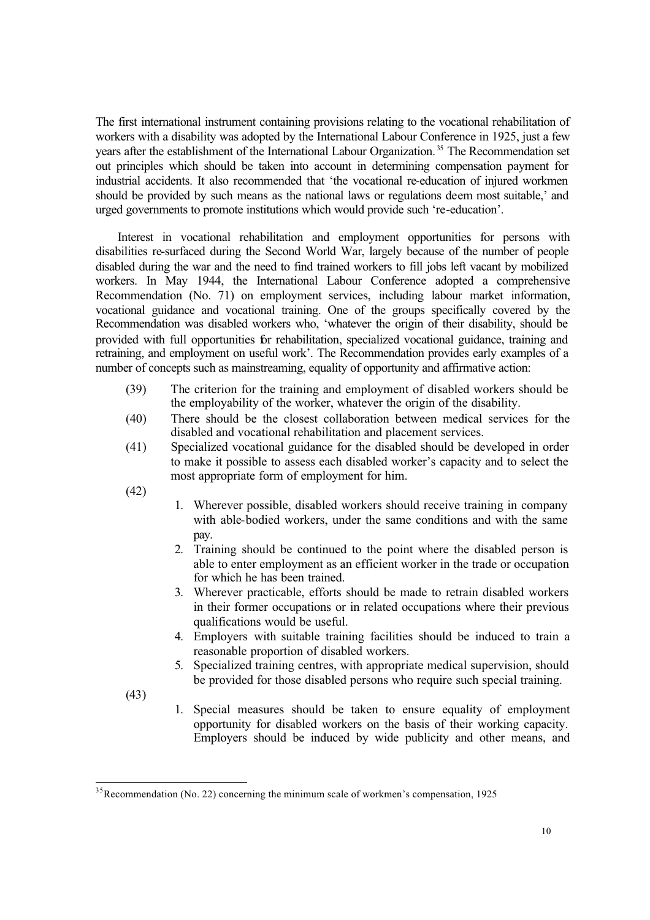The first international instrument containing provisions relating to the vocational rehabilitation of workers with a disability was adopted by the International Labour Conference in 1925, just a few years after the establishment of the International Labour Organization.[35] The Recommendation set out principles which should be taken into account in determining compensation payment for industrial accidents. It also recommended that 'the vocational re-education of injured workmen should be provided by such means as the national laws or regulations deem most suitable,' and urged governments to promote institutions which would provide such 're-education'.

Interest in vocational rehabilitation and employment opportunities for persons with disabilities re-surfaced during the Second World War, largely because of the number of people disabled during the war and the need to find trained workers to fill jobs left vacant by mobilized workers. In May 1944, the International Labour Conference adopted a comprehensive Recommendation (No. 71) on employment services, including labour market information, vocational guidance and vocational training. One of the groups specifically covered by the Recommendation was disabled workers who, 'whatever the origin of their disability, should be provided with full opportunities for rehabilitation, specialized vocational guidance, training and retraining, and employment on useful work'. The Recommendation provides early examples of a number of concepts such as mainstreaming, equality of opportunity and affirmative action:

(39) The criterion for the training and employment of disabled workers should be the employability of the worker, whatever the origin of the disability.

(40) There should be the closest collaboration between medical services for the disabled and vocational rehabilitation and placement services.

(41) Specialized vocational guidance for the disabled should be developed in order to make it possible to assess each disabled worker's capacity and to select the most appropriate form of employment for him.

(42)

1. Wherever possible, disabled workers should receive training in company with able-bodied workers, under the same conditions and with the same pay.
2. Training should be continued to the point where the disabled person is able to enter employment as an efficient worker in the trade or occupation for which he has been trained.
3. Wherever practicable, efforts should be made to retrain disabled workers in their former occupations or in related occupations where their previous qualifications would be useful.
4. Employers with suitable training facilities should be induced to train a reasonable proportion of disabled workers.
5. Specialized training centres, with appropriate medical supervision, should be provided for those disabled persons who require such special training.

(43)

1. Special measures should be taken to ensure equality of employment opportunity for disabled workers on the basis of their working capacity. Employers should be induced by wide publicity and other means, and

[35] Recommendation (No. 22) concerning the minimum scale of workmen's compensation, 1925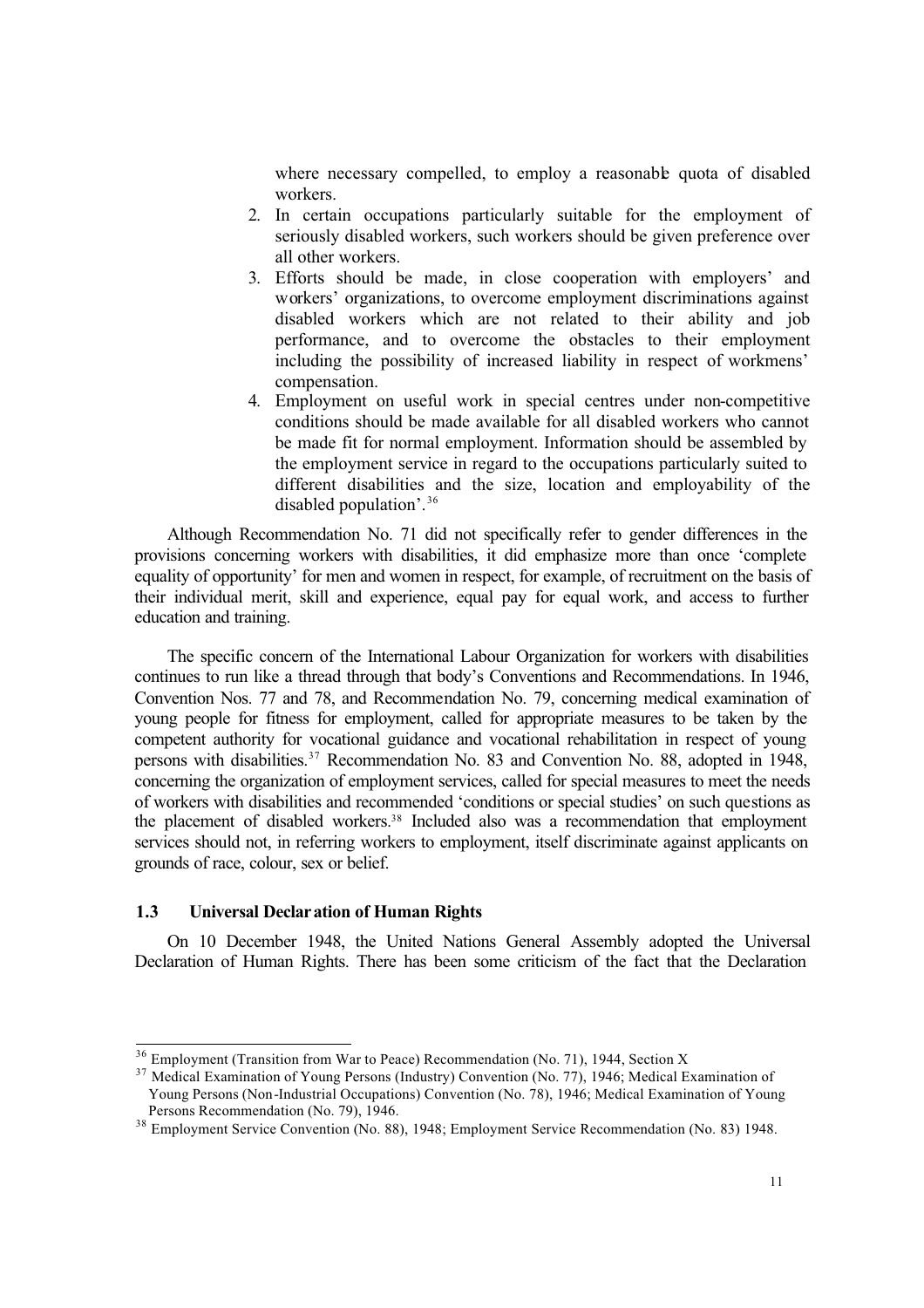where necessary compelled, to employ a reasonable quota of disabled workers.

2. In certain occupations particularly suitable for the employment of seriously disabled workers, such workers should be given preference over all other workers.
3. Efforts should be made, in close cooperation with employers' and workers' organizations, to overcome employment discriminations against disabled workers which are not related to their ability and job performance, and to overcome the obstacles to their employment including the possibility of increased liability in respect of workmens' compensation.
4. Employment on useful work in special centres under non-competitive conditions should be made available for all disabled workers who cannot be made fit for normal employment. Information should be assembled by the employment service in regard to the occupations particularly suited to different disabilities and the size, location and employability of the disabled population'.[36]

Although Recommendation No. 71 did not specifically refer to gender differences in the provisions concerning workers with disabilities, it did emphasize more than once 'complete equality of opportunity' for men and women in respect, for example, of recruitment on the basis of their individual merit, skill and experience, equal pay for equal work, and access to further education and training.

The specific concern of the International Labour Organization for workers with disabilities continues to run like a thread through that body's Conventions and Recommendations. In 1946, Convention Nos. 77 and 78, and Recommendation No. 79, concerning medical examination of young people for fitness for employment, called for appropriate measures to be taken by the competent authority for vocational guidance and vocational rehabilitation in respect of young persons with disabilities.[37] Recommendation No. 83 and Convention No. 88, adopted in 1948, concerning the organization of employment services, called for special measures to meet the needs of workers with disabilities and recommended 'conditions or special studies' on such questions as the placement of disabled workers.[38] Included also was a recommendation that employment services should not, in referring workers to employment, itself discriminate against applicants on grounds of race, colour, sex or belief.

### 1.3 Universal Declaration of Human Rights

On 10 December 1948, the United Nations General Assembly adopted the Universal Declaration of Human Rights. There has been some criticism of the fact that the Declaration

---

[36] Employment (Transition from War to Peace) Recommendation (No. 71), 1944, Section X

[37] Medical Examination of Young Persons (Industry) Convention (No. 77), 1946; Medical Examination of Young Persons (Non-Industrial Occupations) Convention (No. 78), 1946; Medical Examination of Young Persons Recommendation (No. 79), 1946.

[38] Employment Service Convention (No. 88), 1948; Employment Service Recommendation (No. 83) 1948.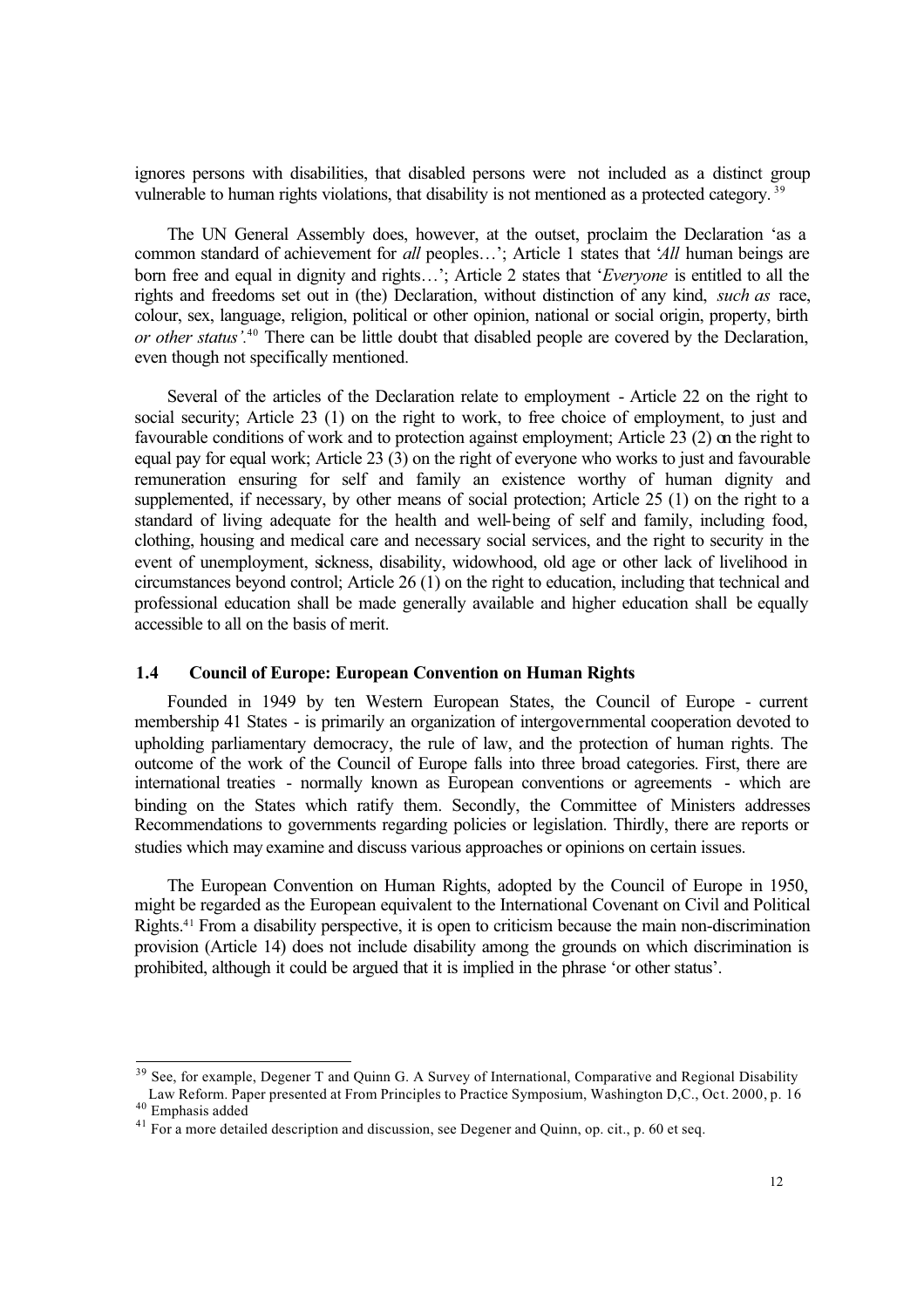ignores persons with disabilities, that disabled persons were not included as a distinct group vulnerable to human rights violations, that disability is not mentioned as a protected category.[39]

The UN General Assembly does, however, at the outset, proclaim the Declaration 'as a common standard of achievement for *all* peoples…'; Article 1 states that '*All* human beings are born free and equal in dignity and rights…'; Article 2 states that '*Everyone* is entitled to all the rights and freedoms set out in (the) Declaration, without distinction of any kind, *such as* race, colour, sex, language, religion, political or other opinion, national or social origin, property, birth *or other status'*.[40] There can be little doubt that disabled people are covered by the Declaration, even though not specifically mentioned.

Several of the articles of the Declaration relate to employment - Article 22 on the right to social security; Article 23 (1) on the right to work, to free choice of employment, to just and favourable conditions of work and to protection against employment; Article 23 (2) on the right to equal pay for equal work; Article 23 (3) on the right of everyone who works to just and favourable remuneration ensuring for self and family an existence worthy of human dignity and supplemented, if necessary, by other means of social protection; Article 25 (1) on the right to a standard of living adequate for the health and well-being of self and family, including food, clothing, housing and medical care and necessary social services, and the right to security in the event of unemployment, sickness, disability, widowhood, old age or other lack of livelihood in circumstances beyond control; Article 26 (1) on the right to education, including that technical and professional education shall be made generally available and higher education shall be equally accessible to all on the basis of merit.

### 1.4 Council of Europe: European Convention on Human Rights

Founded in 1949 by ten Western European States, the Council of Europe - current membership 41 States - is primarily an organization of intergovernmental cooperation devoted to upholding parliamentary democracy, the rule of law, and the protection of human rights. The outcome of the work of the Council of Europe falls into three broad categories. First, there are international treaties - normally known as European conventions or agreements - which are binding on the States which ratify them. Secondly, the Committee of Ministers addresses Recommendations to governments regarding policies or legislation. Thirdly, there are reports or studies which may examine and discuss various approaches or opinions on certain issues.

The European Convention on Human Rights, adopted by the Council of Europe in 1950, might be regarded as the European equivalent to the International Covenant on Civil and Political Rights.[41] From a disability perspective, it is open to criticism because the main non-discrimination provision (Article 14) does not include disability among the grounds on which discrimination is prohibited, although it could be argued that it is implied in the phrase 'or other status'.

---

[39] See, for example, Degener T and Quinn G. A Survey of International, Comparative and Regional Disability Law Reform. Paper presented at From Principles to Practice Symposium, Washington D,C., Oct. 2000, p. 16

[40] Emphasis added

[41] For a more detailed description and discussion, see Degener and Quinn, op. cit., p. 60 et seq.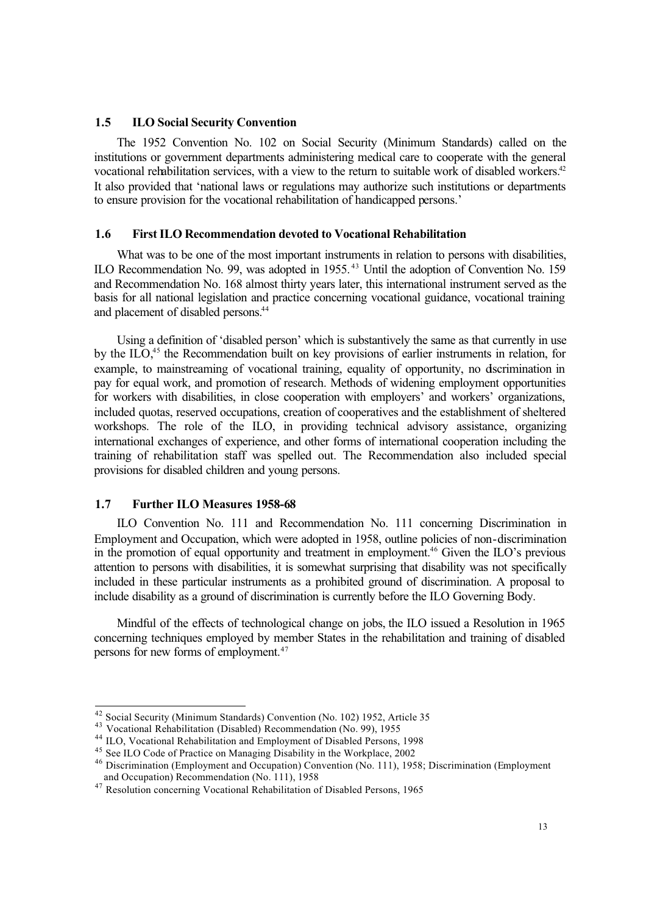### 1.5 ILO Social Security Convention

The 1952 Convention No. 102 on Social Security (Minimum Standards) called on the institutions or government departments administering medical care to cooperate with the general vocational rehabilitation services, with a view to the return to suitable work of disabled workers.[42] It also provided that 'national laws or regulations may authorize such institutions or departments to ensure provision for the vocational rehabilitation of handicapped persons.'

### 1.6 First ILO Recommendation devoted to Vocational Rehabilitation

What was to be one of the most important instruments in relation to persons with disabilities, ILO Recommendation No. 99, was adopted in 1955.[43] Until the adoption of Convention No. 159 and Recommendation No. 168 almost thirty years later, this international instrument served as the basis for all national legislation and practice concerning vocational guidance, vocational training and placement of disabled persons.[44]

Using a definition of 'disabled person' which is substantively the same as that currently in use by the ILO,[45] the Recommendation built on key provisions of earlier instruments in relation, for example, to mainstreaming of vocational training, equality of opportunity, no discrimination in pay for equal work, and promotion of research. Methods of widening employment opportunities for workers with disabilities, in close cooperation with employers' and workers' organizations, included quotas, reserved occupations, creation of cooperatives and the establishment of sheltered workshops. The role of the ILO, in providing technical advisory assistance, organizing international exchanges of experience, and other forms of international cooperation including the training of rehabilitation staff was spelled out. The Recommendation also included special provisions for disabled children and young persons.

### 1.7 Further ILO Measures 1958-68

ILO Convention No. 111 and Recommendation No. 111 concerning Discrimination in Employment and Occupation, which were adopted in 1958, outline policies of non-discrimination in the promotion of equal opportunity and treatment in employment.[46] Given the ILO's previous attention to persons with disabilities, it is somewhat surprising that disability was not specifically included in these particular instruments as a prohibited ground of discrimination. A proposal to include disability as a ground of discrimination is currently before the ILO Governing Body.

Mindful of the effects of technological change on jobs, the ILO issued a Resolution in 1965 concerning techniques employed by member States in the rehabilitation and training of disabled persons for new forms of employment.[47]

---

[42] Social Security (Minimum Standards) Convention (No. 102) 1952, Article 35

[43] Vocational Rehabilitation (Disabled) Recommendation (No. 99), 1955

[44] ILO, Vocational Rehabilitation and Employment of Disabled Persons, 1998

[45] See ILO Code of Practice on Managing Disability in the Workplace, 2002

[46] Discrimination (Employment and Occupation) Convention (No. 111), 1958; Discrimination (Employment and Occupation) Recommendation (No. 111), 1958

[47] Resolution concerning Vocational Rehabilitation of Disabled Persons, 1965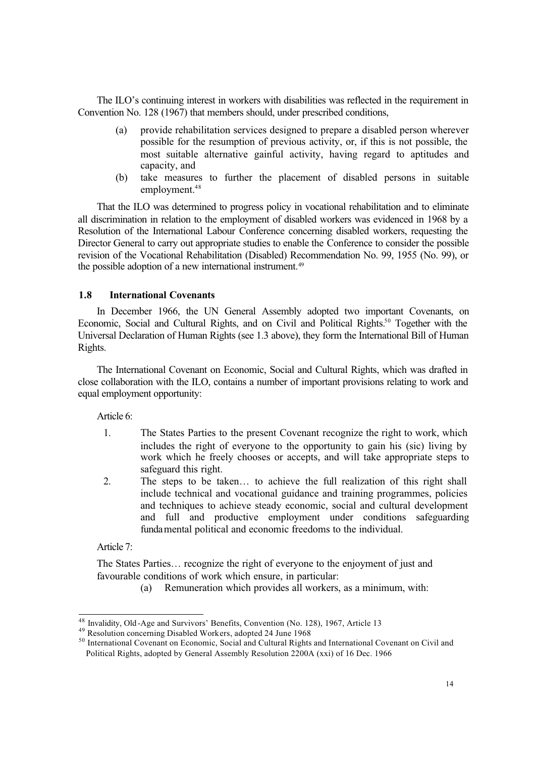The ILO's continuing interest in workers with disabilities was reflected in the requirement in Convention No. 128 (1967) that members should, under prescribed conditions,

(a) provide rehabilitation services designed to prepare a disabled person wherever possible for the resumption of previous activity, or, if this is not possible, the most suitable alternative gainful activity, having regard to aptitudes and capacity, and

(b) take measures to further the placement of disabled persons in suitable employment.[48]

That the ILO was determined to progress policy in vocational rehabilitation and to eliminate all discrimination in relation to the employment of disabled workers was evidenced in 1968 by a Resolution of the International Labour Conference concerning disabled workers, requesting the Director General to carry out appropriate studies to enable the Conference to consider the possible revision of the Vocational Rehabilitation (Disabled) Recommendation No. 99, 1955 (No. 99), or the possible adoption of a new international instrument.[49]

### 1.8 International Covenants

In December 1966, the UN General Assembly adopted two important Covenants, on Economic, Social and Cultural Rights, and on Civil and Political Rights.[50] Together with the Universal Declaration of Human Rights (see 1.3 above), they form the International Bill of Human Rights.

The International Covenant on Economic, Social and Cultural Rights, which was drafted in close collaboration with the ILO, contains a number of important provisions relating to work and equal employment opportunity:

Article 6:

1. The States Parties to the present Covenant recognize the right to work, which includes the right of everyone to the opportunity to gain his (sic) living by work which he freely chooses or accepts, and will take appropriate steps to safeguard this right.
2. The steps to be taken… to achieve the full realization of this right shall include technical and vocational guidance and training programmes, policies and techniques to achieve steady economic, social and cultural development and full and productive employment under conditions safeguarding fundamental political and economic freedoms to the individual.

Article 7:

The States Parties… recognize the right of everyone to the enjoyment of just and favourable conditions of work which ensure, in particular:

(a) Remuneration which provides all workers, as a minimum, with:

---

[48] Invalidity, Old-Age and Survivors' Benefits, Convention (No. 128), 1967, Article 13

[49] Resolution concerning Disabled Workers, adopted 24 June 1968

[50] International Covenant on Economic, Social and Cultural Rights and International Covenant on Civil and Political Rights, adopted by General Assembly Resolution 2200A (xxi) of 16 Dec. 1966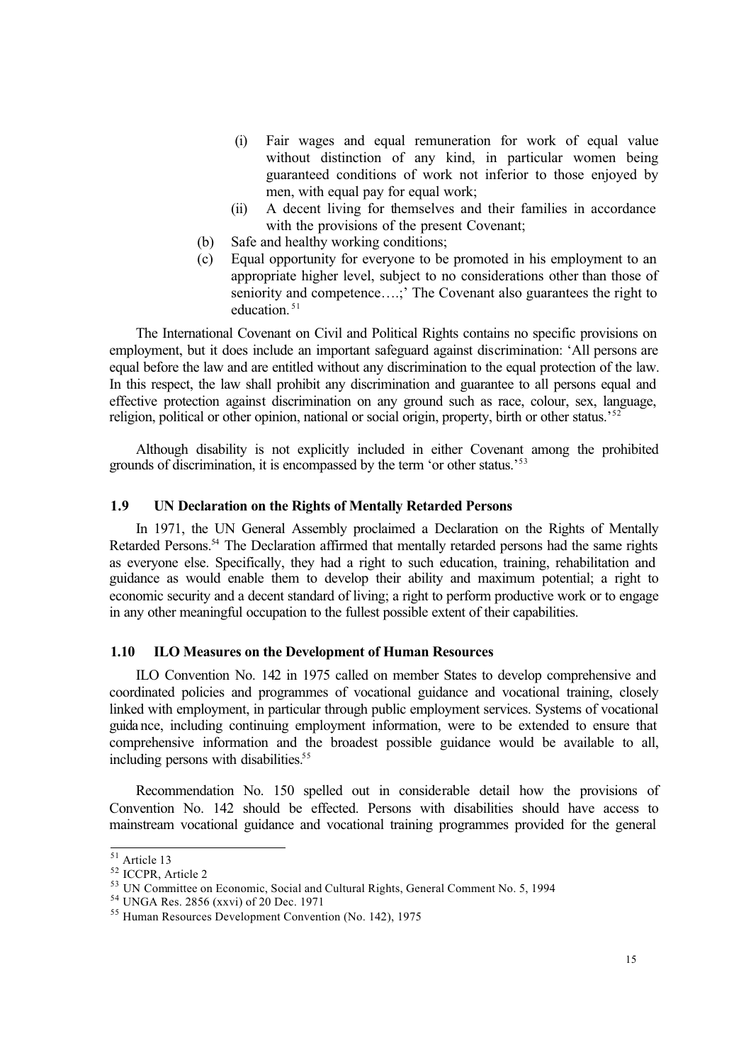(i) Fair wages and equal remuneration for work of equal value without distinction of any kind, in particular women being guaranteed conditions of work not inferior to those enjoyed by men, with equal pay for equal work;

    (ii) A decent living for themselves and their families in accordance with the provisions of the present Covenant;

(b) Safe and healthy working conditions;

(c) Equal opportunity for everyone to be promoted in his employment to an appropriate higher level, subject to no considerations other than those of seniority and competence….;' The Covenant also guarantees the right to education.[51]

The International Covenant on Civil and Political Rights contains no specific provisions on employment, but it does include an important safeguard against discrimination: 'All persons are equal before the law and are entitled without any discrimination to the equal protection of the law. In this respect, the law shall prohibit any discrimination and guarantee to all persons equal and effective protection against discrimination on any ground such as race, colour, sex, language, religion, political or other opinion, national or social origin, property, birth or other status.'[52]

Although disability is not explicitly included in either Covenant among the prohibited grounds of discrimination, it is encompassed by the term 'or other status.'[53]

### 1.9 UN Declaration on the Rights of Mentally Retarded Persons

In 1971, the UN General Assembly proclaimed a Declaration on the Rights of Mentally Retarded Persons.[54] The Declaration affirmed that mentally retarded persons had the same rights as everyone else. Specifically, they had a right to such education, training, rehabilitation and guidance as would enable them to develop their ability and maximum potential; a right to economic security and a decent standard of living; a right to perform productive work or to engage in any other meaningful occupation to the fullest possible extent of their capabilities.

### 1.10 ILO Measures on the Development of Human Resources

ILO Convention No. 142 in 1975 called on member States to develop comprehensive and coordinated policies and programmes of vocational guidance and vocational training, closely linked with employment, in particular through public employment services. Systems of vocational guidance, including continuing employment information, were to be extended to ensure that comprehensive information and the broadest possible guidance would be available to all, including persons with disabilities.[55]

Recommendation No. 150 spelled out in considerable detail how the provisions of Convention No. 142 should be effected. Persons with disabilities should have access to mainstream vocational guidance and vocational training programmes provided for the general

---

[51] Article 13

[52] ICCPR, Article 2

[53] UN Committee on Economic, Social and Cultural Rights, General Comment No. 5, 1994

[54] UNGA Res. 2856 (xxvi) of 20 Dec. 1971

[55] Human Resources Development Convention (No. 142), 1975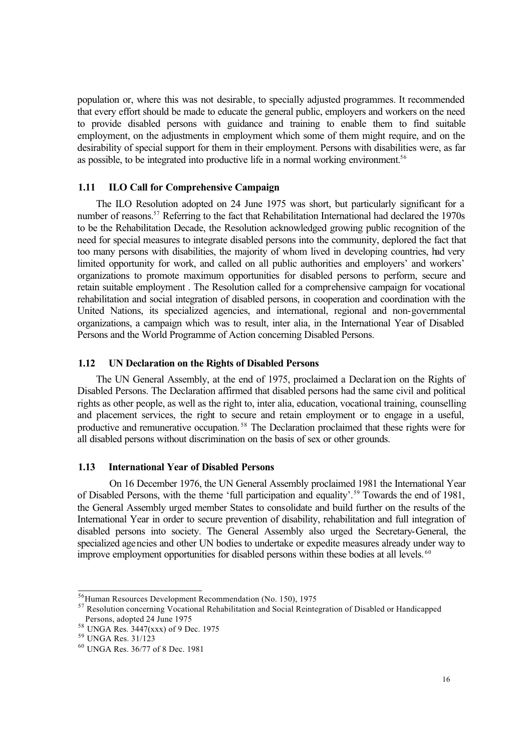population or, where this was not desirable, to specially adjusted programmes. It recommended that every effort should be made to educate the general public, employers and workers on the need to provide disabled persons with guidance and training to enable them to find suitable employment, on the adjustments in employment which some of them might require, and on the desirability of special support for them in their employment. Persons with disabilities were, as far as possible, to be integrated into productive life in a normal working environment.[56]

### 1.11 ILO Call for Comprehensive Campaign

The ILO Resolution adopted on 24 June 1975 was short, but particularly significant for a number of reasons.[57] Referring to the fact that Rehabilitation International had declared the 1970s to be the Rehabilitation Decade, the Resolution acknowledged growing public recognition of the need for special measures to integrate disabled persons into the community, deplored the fact that too many persons with disabilities, the majority of whom lived in developing countries, had very limited opportunity for work, and called on all public authorities and employers' and workers' organizations to promote maximum opportunities for disabled persons to perform, secure and retain suitable employment . The Resolution called for a comprehensive campaign for vocational rehabilitation and social integration of disabled persons, in cooperation and coordination with the United Nations, its specialized agencies, and international, regional and non-governmental organizations, a campaign which was to result, inter alia, in the International Year of Disabled Persons and the World Programme of Action concerning Disabled Persons.

### 1.12 UN Declaration on the Rights of Disabled Persons

The UN General Assembly, at the end of 1975, proclaimed a Declaration on the Rights of Disabled Persons. The Declaration affirmed that disabled persons had the same civil and political rights as other people, as well as the right to, inter alia, education, vocational training, counselling and placement services, the right to secure and retain employment or to engage in a useful, productive and remunerative occupation.[58] The Declaration proclaimed that these rights were for all disabled persons without discrimination on the basis of sex or other grounds.

### 1.13 International Year of Disabled Persons

On 16 December 1976, the UN General Assembly proclaimed 1981 the International Year of Disabled Persons, with the theme 'full participation and equality'.[59] Towards the end of 1981, the General Assembly urged member States to consolidate and build further on the results of the International Year in order to secure prevention of disability, rehabilitation and full integration of disabled persons into society. The General Assembly also urged the Secretary-General, the specialized agencies and other UN bodies to undertake or expedite measures already under way to improve employment opportunities for disabled persons within these bodies at all levels.[60]

---

[56] Human Resources Development Recommendation (No. 150), 1975

[57] Resolution concerning Vocational Rehabilitation and Social Reintegration of Disabled or Handicapped Persons, adopted 24 June 1975

[58] UNGA Res. 3447(xxx) of 9 Dec. 1975

[59] UNGA Res. 31/123

[60] UNGA Res. 36/77 of 8 Dec. 1981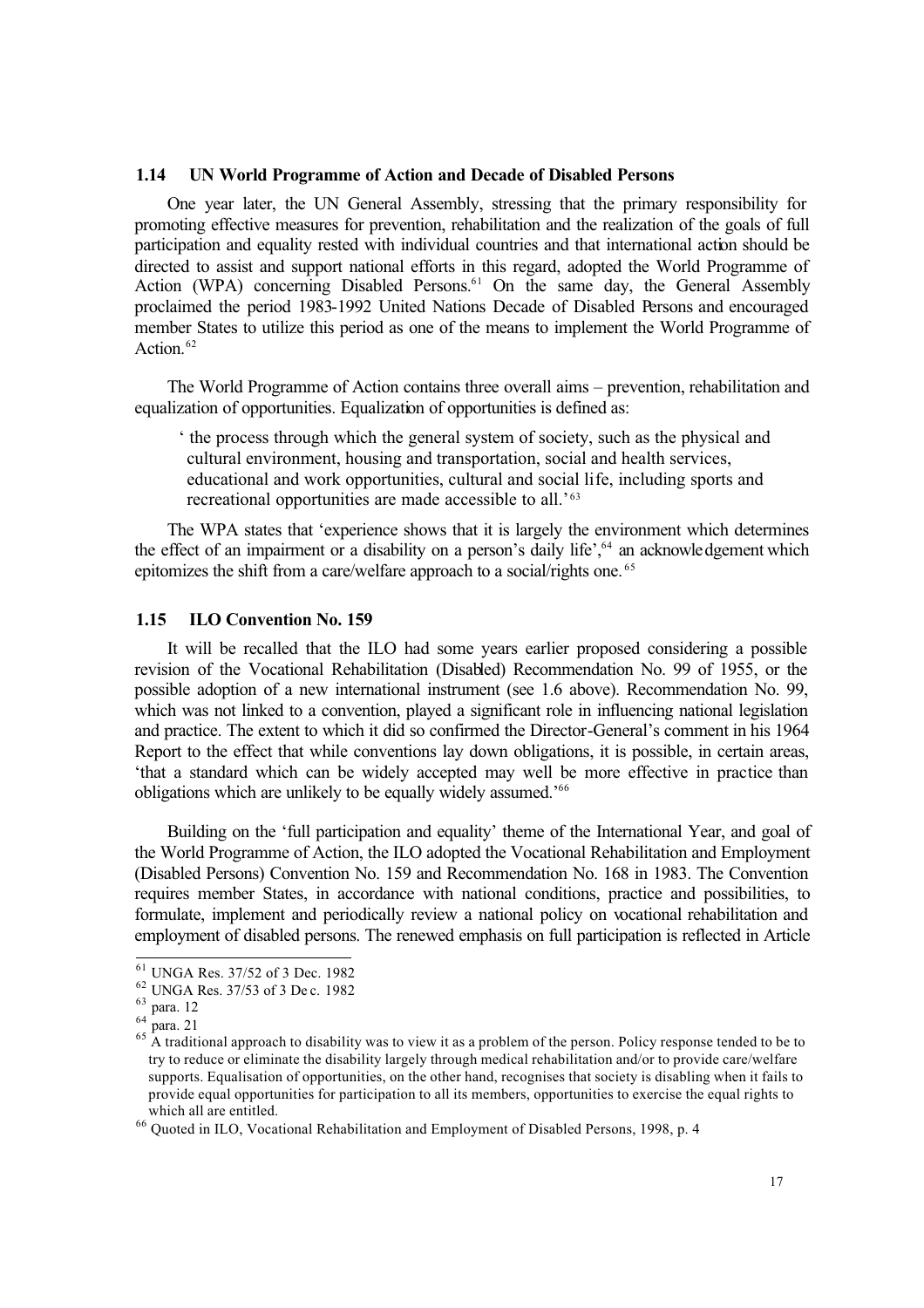### 1.14 UN World Programme of Action and Decade of Disabled Persons

One year later, the UN General Assembly, stressing that the primary responsibility for promoting effective measures for prevention, rehabilitation and the realization of the goals of full participation and equality rested with individual countries and that international action should be directed to assist and support national efforts in this regard, adopted the World Programme of Action (WPA) concerning Disabled Persons.[61] On the same day, the General Assembly proclaimed the period 1983-1992 United Nations Decade of Disabled Persons and encouraged member States to utilize this period as one of the means to implement the World Programme of Action.[62]

The World Programme of Action contains three overall aims – prevention, rehabilitation and equalization of opportunities. Equalization of opportunities is defined as:

> ' the process through which the general system of society, such as the physical and cultural environment, housing and transportation, social and health services, educational and work opportunities, cultural and social life, including sports and recreational opportunities are made accessible to all.'[63]

The WPA states that 'experience shows that it is largely the environment which determines the effect of an impairment or a disability on a person's daily life',[64] an acknowledgement which epitomizes the shift from a care/welfare approach to a social/rights one.[65]

### 1.15 ILO Convention No. 159

It will be recalled that the ILO had some years earlier proposed considering a possible revision of the Vocational Rehabilitation (Disabled) Recommendation No. 99 of 1955, or the possible adoption of a new international instrument (see 1.6 above). Recommendation No. 99, which was not linked to a convention, played a significant role in influencing national legislation and practice. The extent to which it did so confirmed the Director-General's comment in his 1964 Report to the effect that while conventions lay down obligations, it is possible, in certain areas, 'that a standard which can be widely accepted may well be more effective in practice than obligations which are unlikely to be equally widely assumed.'[66]

Building on the 'full participation and equality' theme of the International Year, and goal of the World Programme of Action, the ILO adopted the Vocational Rehabilitation and Employment (Disabled Persons) Convention No. 159 and Recommendation No. 168 in 1983. The Convention requires member States, in accordance with national conditions, practice and possibilities, to formulate, implement and periodically review a national policy on vocational rehabilitation and employment of disabled persons. The renewed emphasis on full participation is reflected in Article

---

[61] UNGA Res. 37/52 of 3 Dec. 1982

[62] UNGA Res. 37/53 of 3 Dec. 1982

[63] para. 12

[64] para. 21

[65] A traditional approach to disability was to view it as a problem of the person. Policy response tended to be to try to reduce or eliminate the disability largely through medical rehabilitation and/or to provide care/welfare supports. Equalisation of opportunities, on the other hand, recognises that society is disabling when it fails to provide equal opportunities for participation to all its members, opportunities to exercise the equal rights to which all are entitled.

[66] Quoted in ILO, Vocational Rehabilitation and Employment of Disabled Persons, 1998, p. 4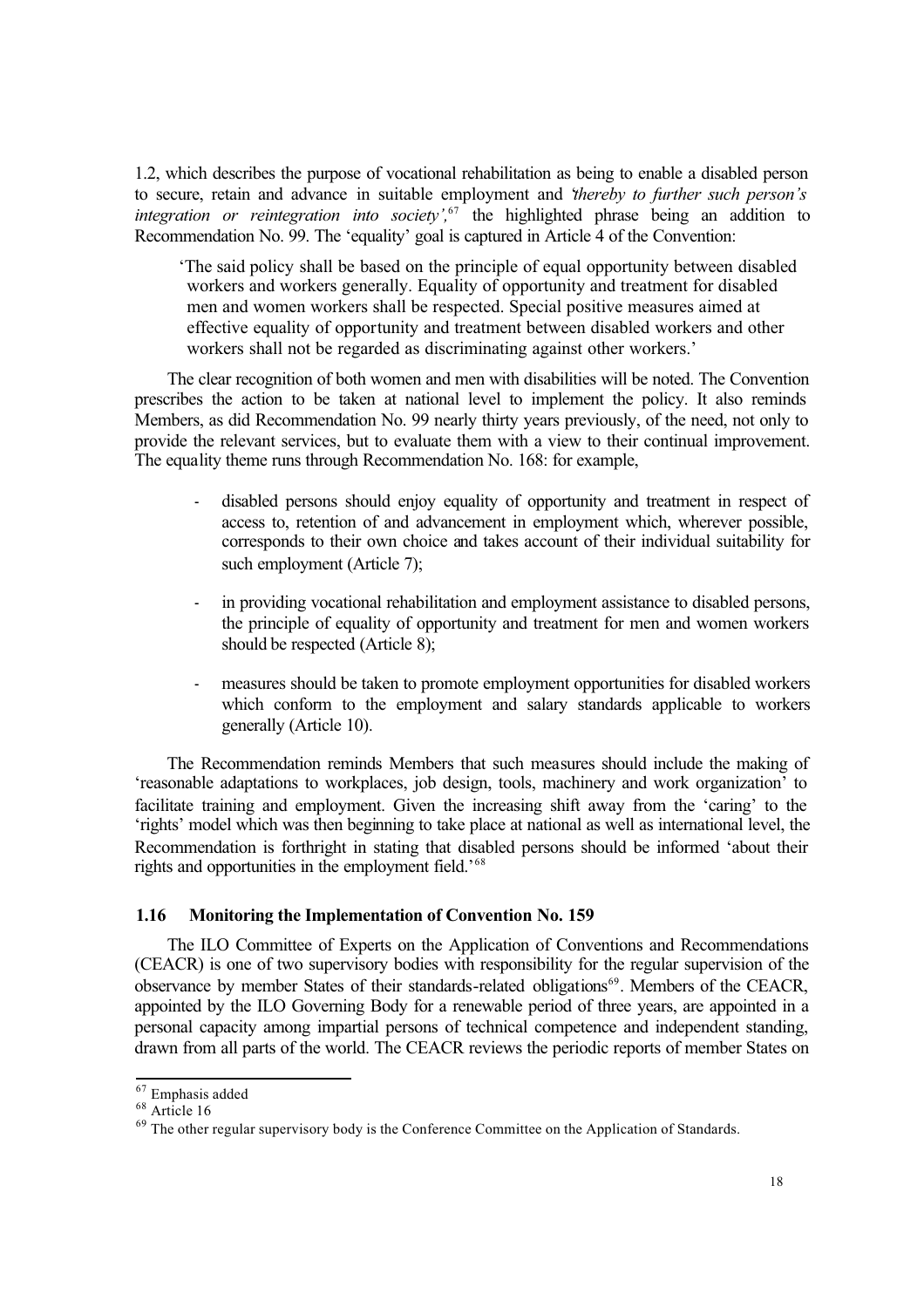1.2, which describes the purpose of vocational rehabilitation as being to enable a disabled person to secure, retain and advance in suitable employment and *'thereby to further such person's integration or reintegration into society',*[67] the highlighted phrase being an addition to Recommendation No. 99. The 'equality' goal is captured in Article 4 of the Convention:

> 'The said policy shall be based on the principle of equal opportunity between disabled workers and workers generally. Equality of opportunity and treatment for disabled men and women workers shall be respected. Special positive measures aimed at effective equality of opportunity and treatment between disabled workers and other workers shall not be regarded as discriminating against other workers.'

The clear recognition of both women and men with disabilities will be noted. The Convention prescribes the action to be taken at national level to implement the policy. It also reminds Members, as did Recommendation No. 99 nearly thirty years previously, of the need, not only to provide the relevant services, but to evaluate them with a view to their continual improvement. The equality theme runs through Recommendation No. 168: for example,

- disabled persons should enjoy equality of opportunity and treatment in respect of access to, retention of and advancement in employment which, wherever possible, corresponds to their own choice and takes account of their individual suitability for such employment (Article 7);
- in providing vocational rehabilitation and employment assistance to disabled persons, the principle of equality of opportunity and treatment for men and women workers should be respected (Article 8);
- measures should be taken to promote employment opportunities for disabled workers which conform to the employment and salary standards applicable to workers generally (Article 10).

The Recommendation reminds Members that such measures should include the making of 'reasonable adaptations to workplaces, job design, tools, machinery and work organization' to facilitate training and employment. Given the increasing shift away from the 'caring' to the 'rights' model which was then beginning to take place at national as well as international level, the Recommendation is forthright in stating that disabled persons should be informed 'about their rights and opportunities in the employment field.'[68]

## 1.16 Monitoring the Implementation of Convention No. 159

The ILO Committee of Experts on the Application of Conventions and Recommendations (CEACR) is one of two supervisory bodies with responsibility for the regular supervision of the observance by member States of their standards-related obligations[69]. Members of the CEACR, appointed by the ILO Governing Body for a renewable period of three years, are appointed in a personal capacity among impartial persons of technical competence and independent standing, drawn from all parts of the world. The CEACR reviews the periodic reports of member States on

---

[67] Emphasis added

[68] Article 16

[69] The other regular supervisory body is the Conference Committee on the Application of Standards.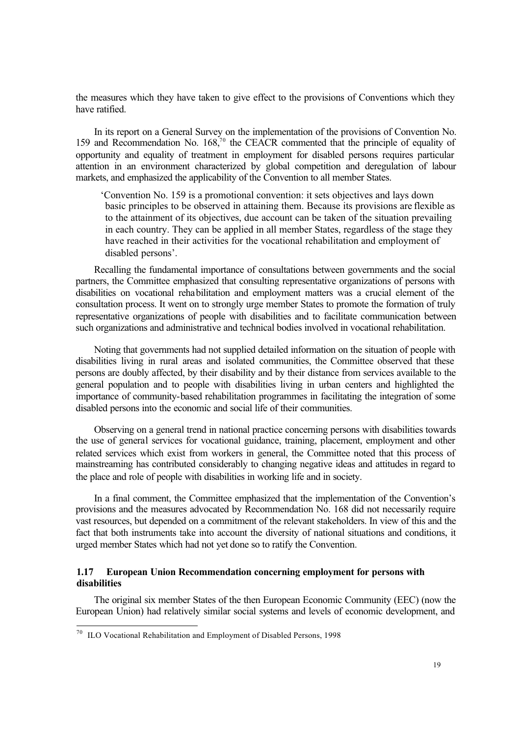the measures which they have taken to give effect to the provisions of Conventions which they have ratified.

In its report on a General Survey on the implementation of the provisions of Convention No. 159 and Recommendation No. 168,[70] the CEACR commented that the principle of equality of opportunity and equality of treatment in employment for disabled persons requires particular attention in an environment characterized by global competition and deregulation of labour markets, and emphasized the applicability of the Convention to all member States.

> 'Convention No. 159 is a promotional convention: it sets objectives and lays down basic principles to be observed in attaining them. Because its provisions are flexible as to the attainment of its objectives, due account can be taken of the situation prevailing in each country. They can be applied in all member States, regardless of the stage they have reached in their activities for the vocational rehabilitation and employment of disabled persons'.

Recalling the fundamental importance of consultations between governments and the social partners, the Committee emphasized that consulting representative organizations of persons with disabilities on vocational rehabilitation and employment matters was a crucial element of the consultation process. It went on to strongly urge member States to promote the formation of truly representative organizations of people with disabilities and to facilitate communication between such organizations and administrative and technical bodies involved in vocational rehabilitation.

Noting that governments had not supplied detailed information on the situation of people with disabilities living in rural areas and isolated communities, the Committee observed that these persons are doubly affected, by their disability and by their distance from services available to the general population and to people with disabilities living in urban centers and highlighted the importance of community-based rehabilitation programmes in facilitating the integration of some disabled persons into the economic and social life of their communities.

Observing on a general trend in national practice concerning persons with disabilities towards the use of general services for vocational guidance, training, placement, employment and other related services which exist from workers in general, the Committee noted that this process of mainstreaming has contributed considerably to changing negative ideas and attitudes in regard to the place and role of people with disabilities in working life and in society.

In a final comment, the Committee emphasized that the implementation of the Convention's provisions and the measures advocated by Recommendation No. 168 did not necessarily require vast resources, but depended on a commitment of the relevant stakeholders. In view of this and the fact that both instruments take into account the diversity of national situations and conditions, it urged member States which had not yet done so to ratify the Convention.

### 1.17 European Union Recommendation concerning employment for persons with disabilities

The original six member States of the then European Economic Community (EEC) (now the European Union) had relatively similar social systems and levels of economic development, and

---

[70] ILO Vocational Rehabilitation and Employment of Disabled Persons, 1998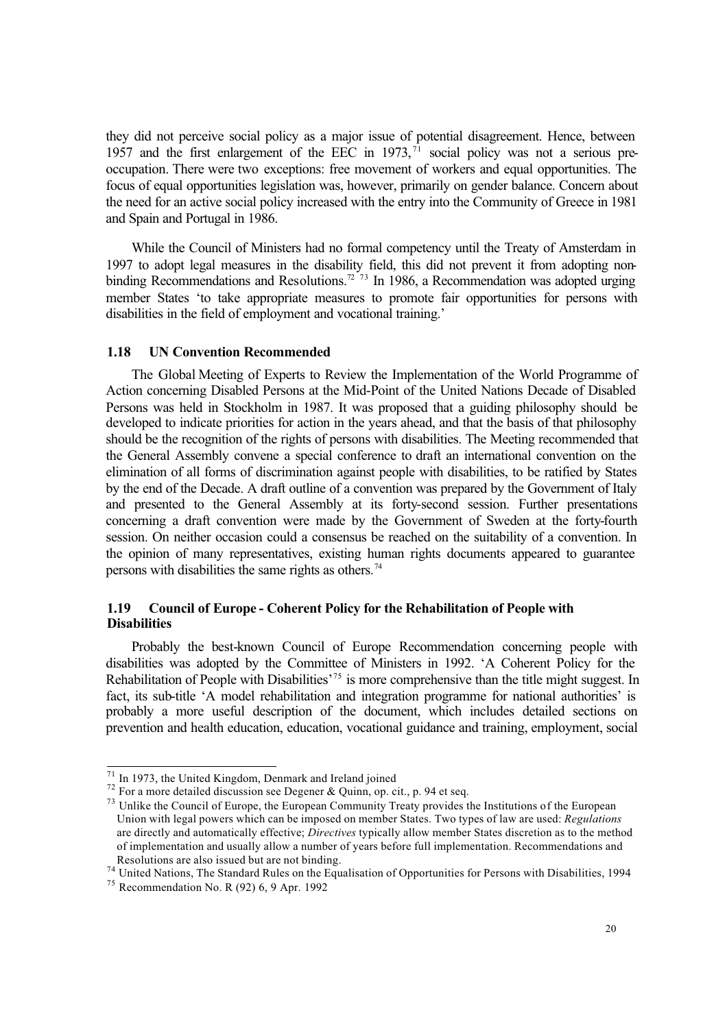they did not perceive social policy as a major issue of potential disagreement. Hence, between 1957 and the first enlargement of the EEC in 1973,[71] social policy was not a serious preoccupation. There were two exceptions: free movement of workers and equal opportunities. The focus of equal opportunities legislation was, however, primarily on gender balance. Concern about the need for an active social policy increased with the entry into the Community of Greece in 1981 and Spain and Portugal in 1986.

While the Council of Ministers had no formal competency until the Treaty of Amsterdam in 1997 to adopt legal measures in the disability field, this did not prevent it from adopting non-binding Recommendations and Resolutions.[72] [73] In 1986, a Recommendation was adopted urging member States 'to take appropriate measures to promote fair opportunities for persons with disabilities in the field of employment and vocational training.'

### 1.18 UN Convention Recommended

The Global Meeting of Experts to Review the Implementation of the World Programme of Action concerning Disabled Persons at the Mid-Point of the United Nations Decade of Disabled Persons was held in Stockholm in 1987. It was proposed that a guiding philosophy should be developed to indicate priorities for action in the years ahead, and that the basis of that philosophy should be the recognition of the rights of persons with disabilities. The Meeting recommended that the General Assembly convene a special conference to draft an international convention on the elimination of all forms of discrimination against people with disabilities, to be ratified by States by the end of the Decade. A draft outline of a convention was prepared by the Government of Italy and presented to the General Assembly at its forty-second session. Further presentations concerning a draft convention were made by the Government of Sweden at the forty-fourth session. On neither occasion could a consensus be reached on the suitability of a convention. In the opinion of many representatives, existing human rights documents appeared to guarantee persons with disabilities the same rights as others.[74]

### 1.19 Council of Europe - Coherent Policy for the Rehabilitation of People with Disabilities

Probably the best-known Council of Europe Recommendation concerning people with disabilities was adopted by the Committee of Ministers in 1992. 'A Coherent Policy for the Rehabilitation of People with Disabilities'[75] is more comprehensive than the title might suggest. In fact, its sub-title 'A model rehabilitation and integration programme for national authorities' is probably a more useful description of the document, which includes detailed sections on prevention and health education, education, vocational guidance and training, employment, social

---

[71] In 1973, the United Kingdom, Denmark and Ireland joined

[72] For a more detailed discussion see Degener & Quinn, op. cit., p. 94 et seq.

[73] Unlike the Council of Europe, the European Community Treaty provides the Institutions of the European Union with legal powers which can be imposed on member States. Two types of law are used: *Regulations* are directly and automatically effective; *Directives* typically allow member States discretion as to the method of implementation and usually allow a number of years before full implementation. Recommendations and Resolutions are also issued but are not binding.

[74] United Nations, The Standard Rules on the Equalisation of Opportunities for Persons with Disabilities, 1994

[75] Recommendation No. R (92) 6, 9 Apr. 1992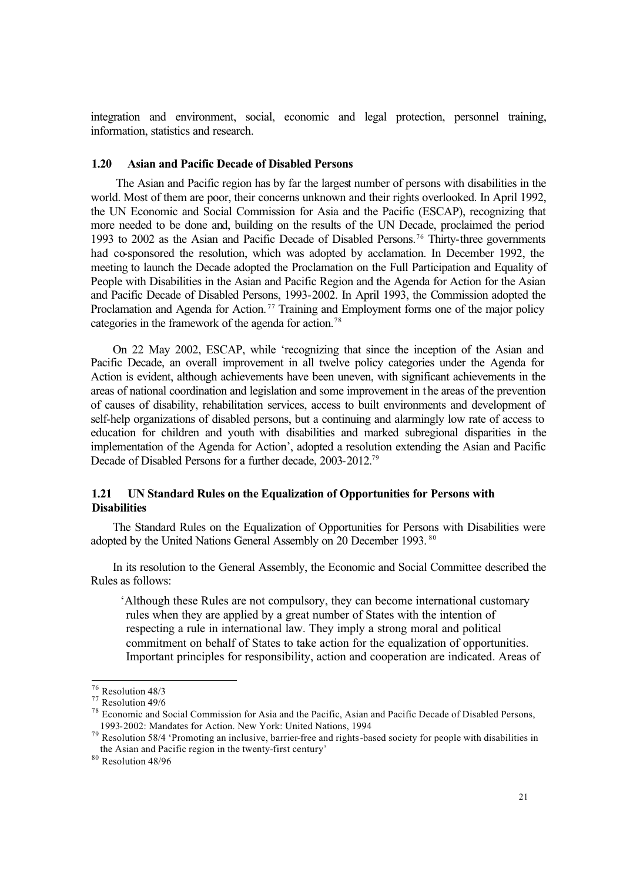integration and environment, social, economic and legal protection, personnel training, information, statistics and research.

### 1.20 Asian and Pacific Decade of Disabled Persons

The Asian and Pacific region has by far the largest number of persons with disabilities in the world. Most of them are poor, their concerns unknown and their rights overlooked. In April 1992, the UN Economic and Social Commission for Asia and the Pacific (ESCAP), recognizing that more needed to be done and, building on the results of the UN Decade, proclaimed the period 1993 to 2002 as the Asian and Pacific Decade of Disabled Persons.[76] Thirty-three governments had co-sponsored the resolution, which was adopted by acclamation. In December 1992, the meeting to launch the Decade adopted the Proclamation on the Full Participation and Equality of People with Disabilities in the Asian and Pacific Region and the Agenda for Action for the Asian and Pacific Decade of Disabled Persons, 1993-2002. In April 1993, the Commission adopted the Proclamation and Agenda for Action.[77] Training and Employment forms one of the major policy categories in the framework of the agenda for action.[78]

On 22 May 2002, ESCAP, while 'recognizing that since the inception of the Asian and Pacific Decade, an overall improvement in all twelve policy categories under the Agenda for Action is evident, although achievements have been uneven, with significant achievements in the areas of national coordination and legislation and some improvement in the areas of the prevention of causes of disability, rehabilitation services, access to built environments and development of self-help organizations of disabled persons, but a continuing and alarmingly low rate of access to education for children and youth with disabilities and marked subregional disparities in the implementation of the Agenda for Action', adopted a resolution extending the Asian and Pacific Decade of Disabled Persons for a further decade, 2003-2012.[79]

### 1.21 UN Standard Rules on the Equalization of Opportunities for Persons with Disabilities

The Standard Rules on the Equalization of Opportunities for Persons with Disabilities were adopted by the United Nations General Assembly on 20 December 1993.[80]

In its resolution to the General Assembly, the Economic and Social Committee described the Rules as follows:

> 'Although these Rules are not compulsory, they can become international customary rules when they are applied by a great number of States with the intention of respecting a rule in international law. They imply a strong moral and political commitment on behalf of States to take action for the equalization of opportunities. Important principles for responsibility, action and cooperation are indicated. Areas of

---

[76] Resolution 48/3

[77] Resolution 49/6

[78] Economic and Social Commission for Asia and the Pacific, Asian and Pacific Decade of Disabled Persons, 1993-2002: Mandates for Action. New York: United Nations, 1994

[79] Resolution 58/4 'Promoting an inclusive, barrier-free and rights-based society for people with disabilities in the Asian and Pacific region in the twenty-first century'

[80] Resolution 48/96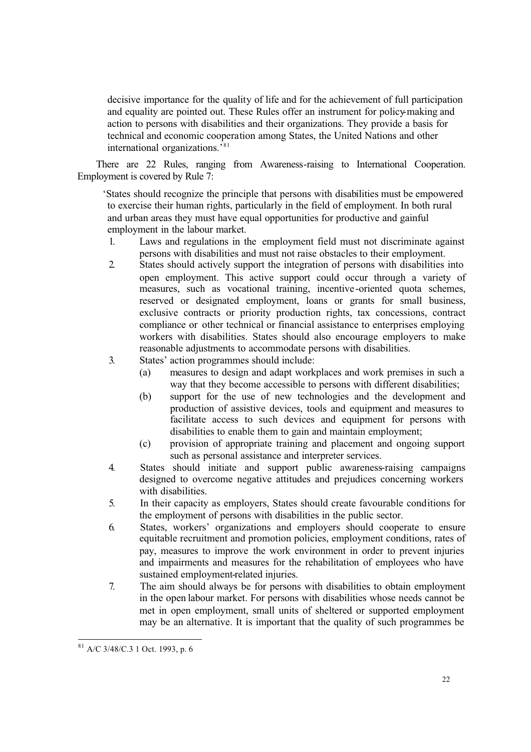> decisive importance for the quality of life and for the achievement of full participation and equality are pointed out. These Rules offer an instrument for policy-making and action to persons with disabilities and their organizations. They provide a basis for technical and economic cooperation among States, the United Nations and other international organizations.'[81]

There are 22 Rules, ranging from Awareness-raising to International Cooperation. Employment is covered by Rule 7:

> 'States should recognize the principle that persons with disabilities must be empowered to exercise their human rights, particularly in the field of employment. In both rural and urban areas they must have equal opportunities for productive and gainful employment in the labour market.
>
> 1. Laws and regulations in the employment field must not discriminate against persons with disabilities and must not raise obstacles to their employment.
> 2. States should actively support the integration of persons with disabilities into open employment. This active support could occur through a variety of measures, such as vocational training, incentive-oriented quota schemes, reserved or designated employment, loans or grants for small business, exclusive contracts or priority production rights, tax concessions, contract compliance or other technical or financial assistance to enterprises employing workers with disabilities. States should also encourage employers to make reasonable adjustments to accommodate persons with disabilities.
> 3. States' action programmes should include:
>    (a) measures to design and adapt workplaces and work premises in such a way that they become accessible to persons with different disabilities;
>    (b) support for the use of new technologies and the development and production of assistive devices, tools and equipment and measures to facilitate access to such devices and equipment for persons with disabilities to enable them to gain and maintain employment;
>    (c) provision of appropriate training and placement and ongoing support such as personal assistance and interpreter services.
> 4. States should initiate and support public awareness-raising campaigns designed to overcome negative attitudes and prejudices concerning workers with disabilities.
> 5. In their capacity as employers, States should create favourable conditions for the employment of persons with disabilities in the public sector.
> 6. States, workers' organizations and employers should cooperate to ensure equitable recruitment and promotion policies, employment conditions, rates of pay, measures to improve the work environment in order to prevent injuries and impairments and measures for the rehabilitation of employees who have sustained employment-related injuries.
> 7. The aim should always be for persons with disabilities to obtain employment in the open labour market. For persons with disabilities whose needs cannot be met in open employment, small units of sheltered or supported employment may be an alternative. It is important that the quality of such programmes be

---

[81] A/C 3/48/C.3 1 Oct. 1993, p. 6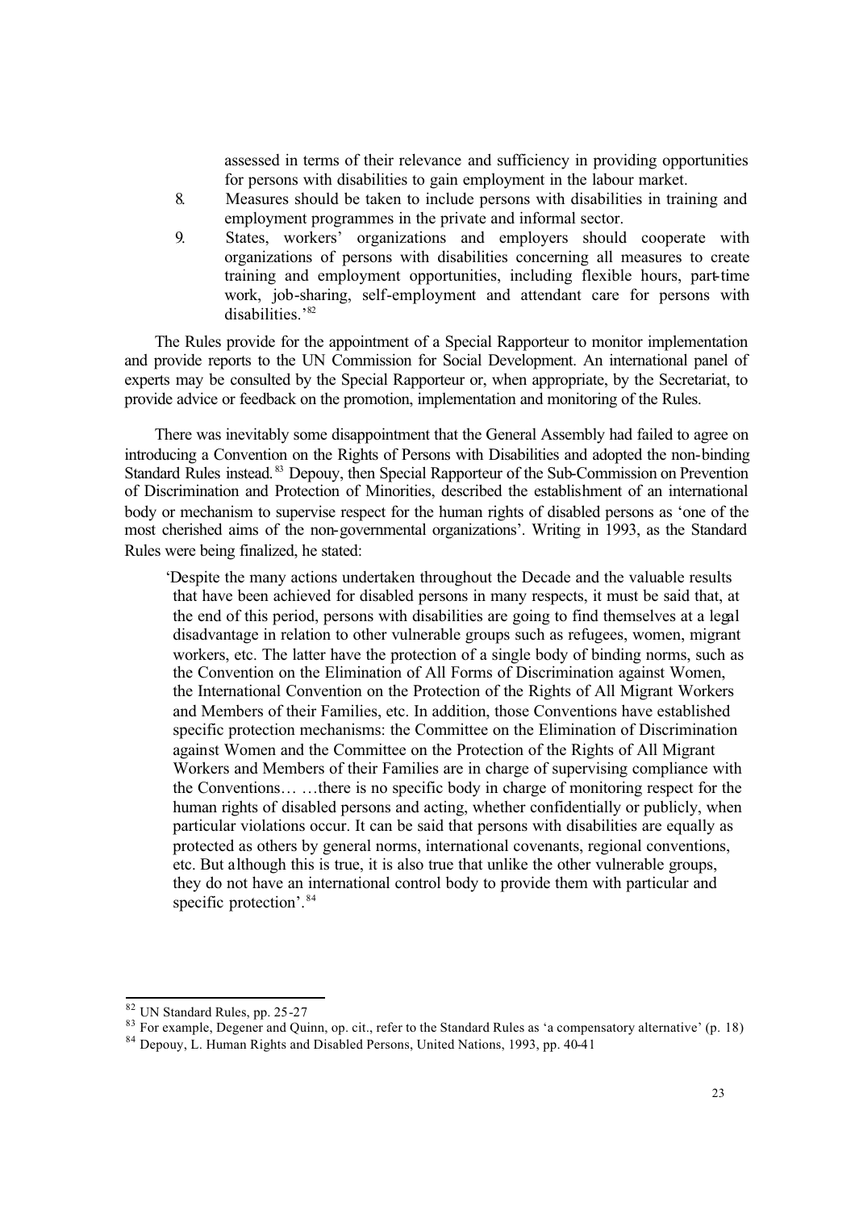assessed in terms of their relevance and sufficiency in providing opportunities for persons with disabilities to gain employment in the labour market.

8. Measures should be taken to include persons with disabilities in training and employment programmes in the private and informal sector.
9. States, workers' organizations and employers should cooperate with organizations of persons with disabilities concerning all measures to create training and employment opportunities, including flexible hours, part-time work, job-sharing, self-employment and attendant care for persons with disabilities.'[82]

The Rules provide for the appointment of a Special Rapporteur to monitor implementation and provide reports to the UN Commission for Social Development. An international panel of experts may be consulted by the Special Rapporteur or, when appropriate, by the Secretariat, to provide advice or feedback on the promotion, implementation and monitoring of the Rules.

There was inevitably some disappointment that the General Assembly had failed to agree on introducing a Convention on the Rights of Persons with Disabilities and adopted the non-binding Standard Rules instead.[83] Depouy, then Special Rapporteur of the Sub-Commission on Prevention of Discrimination and Protection of Minorities, described the establishment of an international body or mechanism to supervise respect for the human rights of disabled persons as 'one of the most cherished aims of the non-governmental organizations'. Writing in 1993, as the Standard Rules were being finalized, he stated:

> 'Despite the many actions undertaken throughout the Decade and the valuable results that have been achieved for disabled persons in many respects, it must be said that, at the end of this period, persons with disabilities are going to find themselves at a legal disadvantage in relation to other vulnerable groups such as refugees, women, migrant workers, etc. The latter have the protection of a single body of binding norms, such as the Convention on the Elimination of All Forms of Discrimination against Women, the International Convention on the Protection of the Rights of All Migrant Workers and Members of their Families, etc. In addition, those Conventions have established specific protection mechanisms: the Committee on the Elimination of Discrimination against Women and the Committee on the Protection of the Rights of All Migrant Workers and Members of their Families are in charge of supervising compliance with the Conventions… …there is no specific body in charge of monitoring respect for the human rights of disabled persons and acting, whether confidentially or publicly, when particular violations occur. It can be said that persons with disabilities are equally as protected as others by general norms, international covenants, regional conventions, etc. But although this is true, it is also true that unlike the other vulnerable groups, they do not have an international control body to provide them with particular and specific protection'.[84]

---

[82] UN Standard Rules, pp. 25-27

[83] For example, Degener and Quinn, op. cit., refer to the Standard Rules as 'a compensatory alternative' (p. 18)

[84] Depouy, L. Human Rights and Disabled Persons, United Nations, 1993, pp. 40-41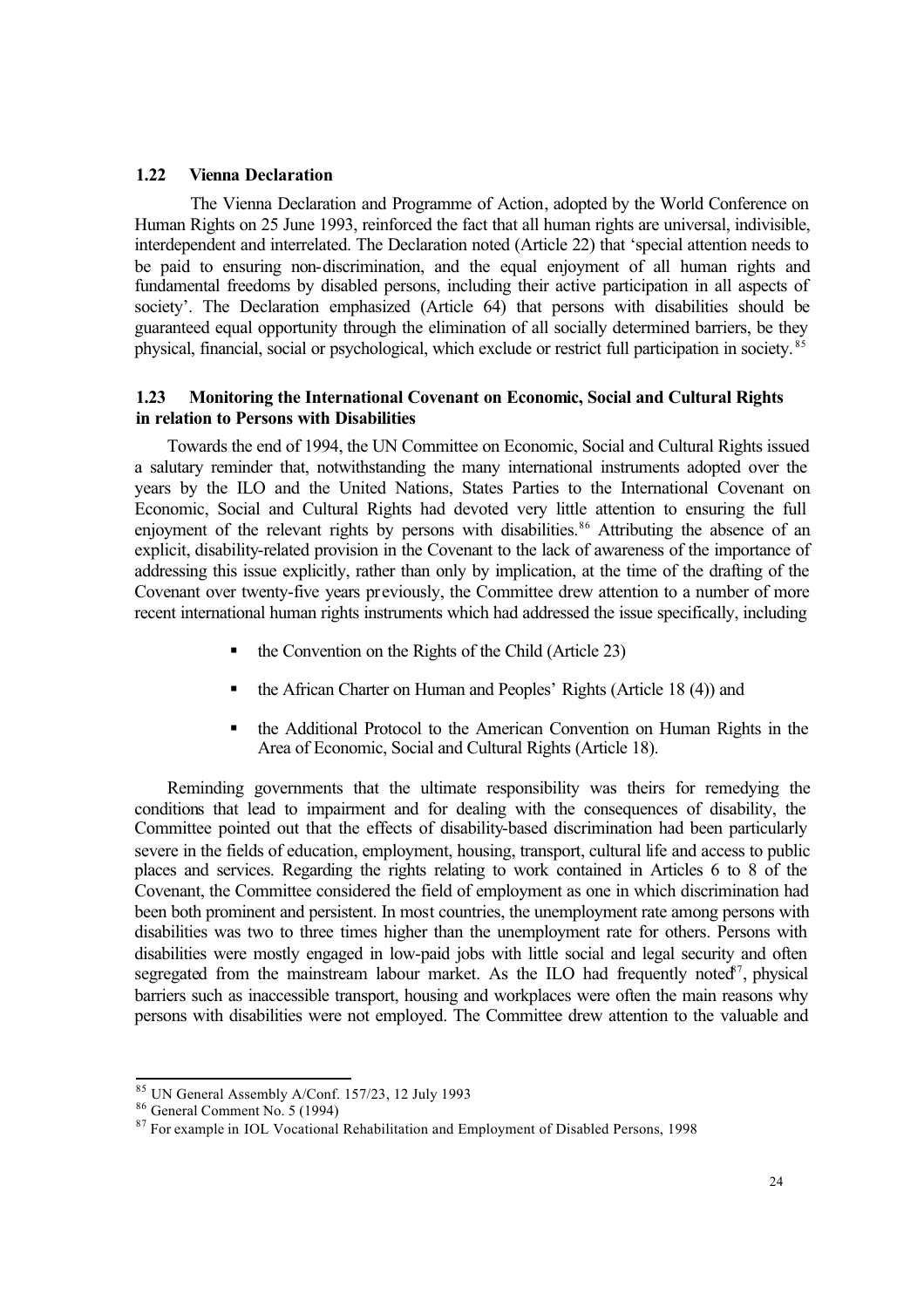### 1.22 Vienna Declaration

The Vienna Declaration and Programme of Action, adopted by the World Conference on Human Rights on 25 June 1993, reinforced the fact that all human rights are universal, indivisible, interdependent and interrelated. The Declaration noted (Article 22) that 'special attention needs to be paid to ensuring non-discrimination, and the equal enjoyment of all human rights and fundamental freedoms by disabled persons, including their active participation in all aspects of society'. The Declaration emphasized (Article 64) that persons with disabilities should be guaranteed equal opportunity through the elimination of all socially determined barriers, be they physical, financial, social or psychological, which exclude or restrict full participation in society.[85]

### 1.23 Monitoring the International Covenant on Economic, Social and Cultural Rights in relation to Persons with Disabilities

Towards the end of 1994, the UN Committee on Economic, Social and Cultural Rights issued a salutary reminder that, notwithstanding the many international instruments adopted over the years by the ILO and the United Nations, States Parties to the International Covenant on Economic, Social and Cultural Rights had devoted very little attention to ensuring the full enjoyment of the relevant rights by persons with disabilities.[86] Attributing the absence of an explicit, disability-related provision in the Covenant to the lack of awareness of the importance of addressing this issue explicitly, rather than only by implication, at the time of the drafting of the Covenant over twenty-five years previously, the Committee drew attention to a number of more recent international human rights instruments which had addressed the issue specifically, including

- the Convention on the Rights of the Child (Article 23)
- the African Charter on Human and Peoples' Rights (Article 18 (4)) and
- the Additional Protocol to the American Convention on Human Rights in the Area of Economic, Social and Cultural Rights (Article 18).

Reminding governments that the ultimate responsibility was theirs for remedying the conditions that lead to impairment and for dealing with the consequences of disability, the Committee pointed out that the effects of disability-based discrimination had been particularly severe in the fields of education, employment, housing, transport, cultural life and access to public places and services. Regarding the rights relating to work contained in Articles 6 to 8 of the Covenant, the Committee considered the field of employment as one in which discrimination had been both prominent and persistent. In most countries, the unemployment rate among persons with disabilities was two to three times higher than the unemployment rate for others. Persons with disabilities were mostly engaged in low-paid jobs with little social and legal security and often segregated from the mainstream labour market. As the ILO had frequently noted[87], physical barriers such as inaccessible transport, housing and workplaces were often the main reasons why persons with disabilities were not employed. The Committee drew attention to the valuable and

---

[85] UN General Assembly A/Conf. 157/23, 12 July 1993

[86] General Comment No. 5 (1994)

[87] For example in IOL Vocational Rehabilitation and Employment of Disabled Persons, 1998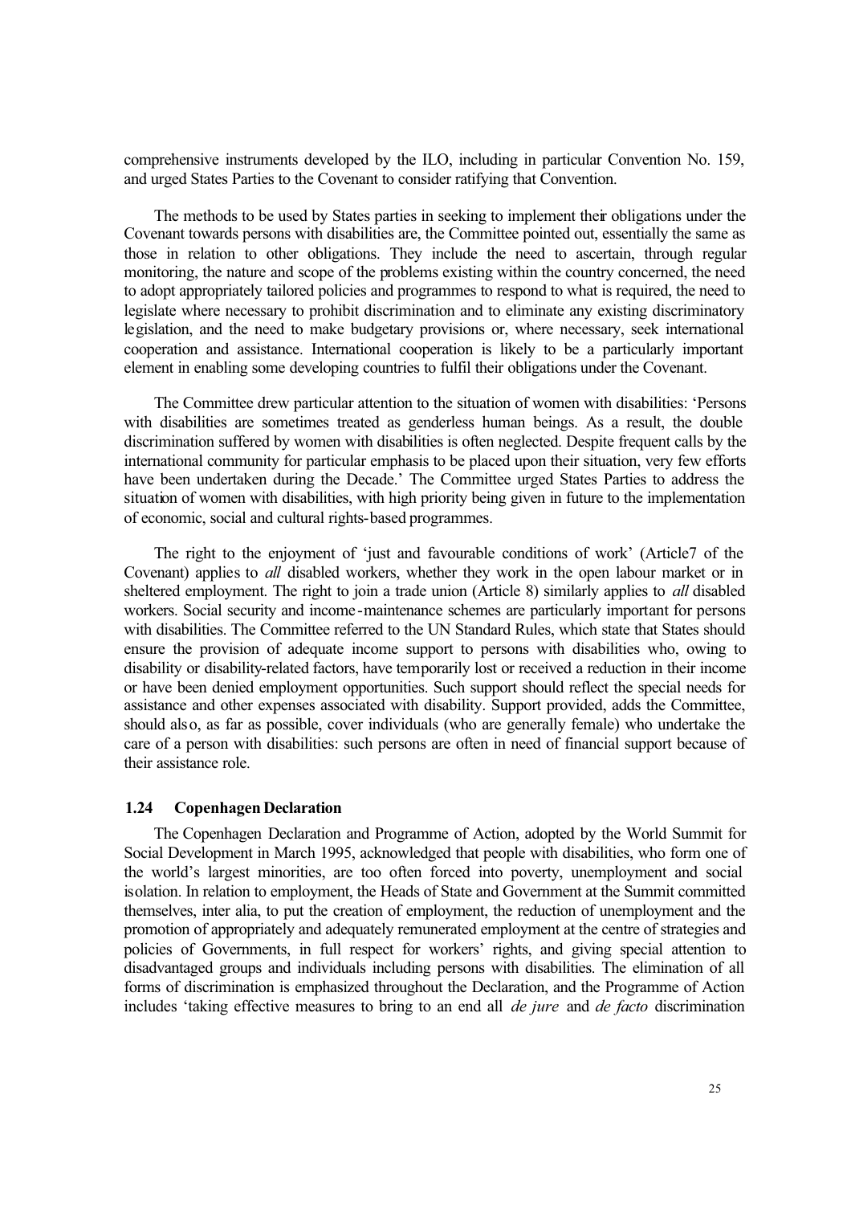comprehensive instruments developed by the ILO, including in particular Convention No. 159, and urged States Parties to the Covenant to consider ratifying that Convention.

The methods to be used by States parties in seeking to implement their obligations under the Covenant towards persons with disabilities are, the Committee pointed out, essentially the same as those in relation to other obligations. They include the need to ascertain, through regular monitoring, the nature and scope of the problems existing within the country concerned, the need to adopt appropriately tailored policies and programmes to respond to what is required, the need to legislate where necessary to prohibit discrimination and to eliminate any existing discriminatory legislation, and the need to make budgetary provisions or, where necessary, seek international cooperation and assistance. International cooperation is likely to be a particularly important element in enabling some developing countries to fulfil their obligations under the Covenant.

The Committee drew particular attention to the situation of women with disabilities: 'Persons with disabilities are sometimes treated as genderless human beings. As a result, the double discrimination suffered by women with disabilities is often neglected. Despite frequent calls by the international community for particular emphasis to be placed upon their situation, very few efforts have been undertaken during the Decade.' The Committee urged States Parties to address the situation of women with disabilities, with high priority being given in future to the implementation of economic, social and cultural rights-based programmes.

The right to the enjoyment of 'just and favourable conditions of work' (Article7 of the Covenant) applies to *all* disabled workers, whether they work in the open labour market or in sheltered employment. The right to join a trade union (Article 8) similarly applies to *all* disabled workers. Social security and income-maintenance schemes are particularly important for persons with disabilities. The Committee referred to the UN Standard Rules, which state that States should ensure the provision of adequate income support to persons with disabilities who, owing to disability or disability-related factors, have temporarily lost or received a reduction in their income or have been denied employment opportunities. Such support should reflect the special needs for assistance and other expenses associated with disability. Support provided, adds the Committee, should also, as far as possible, cover individuals (who are generally female) who undertake the care of a person with disabilities: such persons are often in need of financial support because of their assistance role.

### 1.24 Copenhagen Declaration

The Copenhagen Declaration and Programme of Action, adopted by the World Summit for Social Development in March 1995, acknowledged that people with disabilities, who form one of the world's largest minorities, are too often forced into poverty, unemployment and social isolation. In relation to employment, the Heads of State and Government at the Summit committed themselves, inter alia, to put the creation of employment, the reduction of unemployment and the promotion of appropriately and adequately remunerated employment at the centre of strategies and policies of Governments, in full respect for workers' rights, and giving special attention to disadvantaged groups and individuals including persons with disabilities. The elimination of all forms of discrimination is emphasized throughout the Declaration, and the Programme of Action includes 'taking effective measures to bring to an end all *de jure* and *de facto* discrimination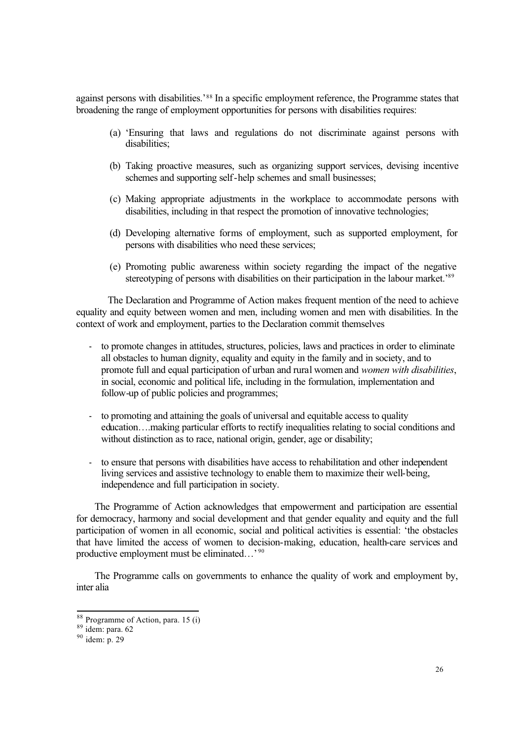against persons with disabilities.'[88] In a specific employment reference, the Programme states that broadening the range of employment opportunities for persons with disabilities requires:

(a) 'Ensuring that laws and regulations do not discriminate against persons with disabilities;

(b) Taking proactive measures, such as organizing support services, devising incentive schemes and supporting self-help schemes and small businesses;

(c) Making appropriate adjustments in the workplace to accommodate persons with disabilities, including in that respect the promotion of innovative technologies;

(d) Developing alternative forms of employment, such as supported employment, for persons with disabilities who need these services;

(e) Promoting public awareness within society regarding the impact of the negative stereotyping of persons with disabilities on their participation in the labour market.'[89]

The Declaration and Programme of Action makes frequent mention of the need to achieve equality and equity between women and men, including women and men with disabilities. In the context of work and employment, parties to the Declaration commit themselves

- to promote changes in attitudes, structures, policies, laws and practices in order to eliminate all obstacles to human dignity, equality and equity in the family and in society, and to promote full and equal participation of urban and rural women and *women with disabilities*, in social, economic and political life, including in the formulation, implementation and follow-up of public policies and programmes;

- to promoting and attaining the goals of universal and equitable access to quality education….making particular efforts to rectify inequalities relating to social conditions and without distinction as to race, national origin, gender, age or disability;

- to ensure that persons with disabilities have access to rehabilitation and other independent living services and assistive technology to enable them to maximize their well-being, independence and full participation in society.

The Programme of Action acknowledges that empowerment and participation are essential for democracy, harmony and social development and that gender equality and equity and the full participation of women in all economic, social and political activities is essential: 'the obstacles that have limited the access of women to decision-making, education, health-care services and productive employment must be eliminated…'[90]

The Programme calls on governments to enhance the quality of work and employment by, inter alia

---

[88] Programme of Action, para. 15 (i)

[89] idem: para. 62

[90] idem: p. 29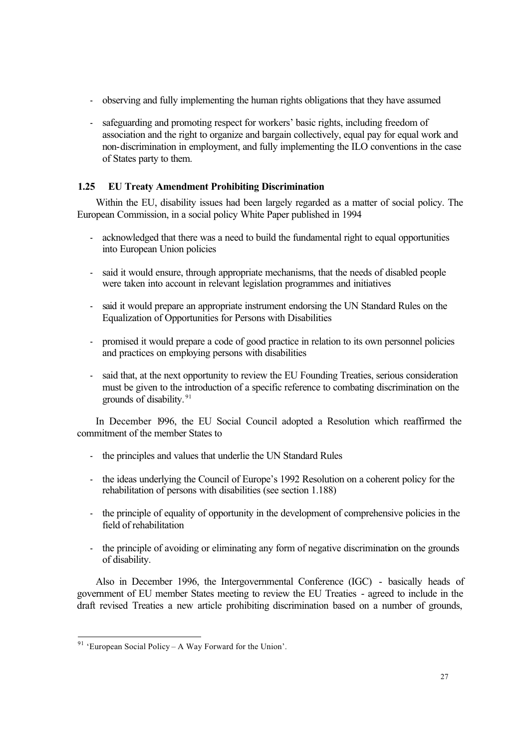- observing and fully implementing the human rights obligations that they have assumed

- safeguarding and promoting respect for workers' basic rights, including freedom of association and the right to organize and bargain collectively, equal pay for equal work and non-discrimination in employment, and fully implementing the ILO conventions in the case of States party to them.

### 1.25 EU Treaty Amendment Prohibiting Discrimination

Within the EU, disability issues had been largely regarded as a matter of social policy. The European Commission, in a social policy White Paper published in 1994

- acknowledged that there was a need to build the fundamental right to equal opportunities into European Union policies

- said it would ensure, through appropriate mechanisms, that the needs of disabled people were taken into account in relevant legislation programmes and initiatives

- said it would prepare an appropriate instrument endorsing the UN Standard Rules on the Equalization of Opportunities for Persons with Disabilities

- promised it would prepare a code of good practice in relation to its own personnel policies and practices on employing persons with disabilities

- said that, at the next opportunity to review the EU Founding Treaties, serious consideration must be given to the introduction of a specific reference to combating discrimination on the grounds of disability.[91]

In December 1996, the EU Social Council adopted a Resolution which reaffirmed the commitment of the member States to

- the principles and values that underlie the UN Standard Rules

- the ideas underlying the Council of Europe's 1992 Resolution on a coherent policy for the rehabilitation of persons with disabilities (see section 1.188)

- the principle of equality of opportunity in the development of comprehensive policies in the field of rehabilitation

- the principle of avoiding or eliminating any form of negative discrimination on the grounds of disability.

Also in December 1996, the Intergovernmental Conference (IGC) - basically heads of government of EU member States meeting to review the EU Treaties - agreed to include in the draft revised Treaties a new article prohibiting discrimination based on a number of grounds,

---

[91] 'European Social Policy – A Way Forward for the Union'.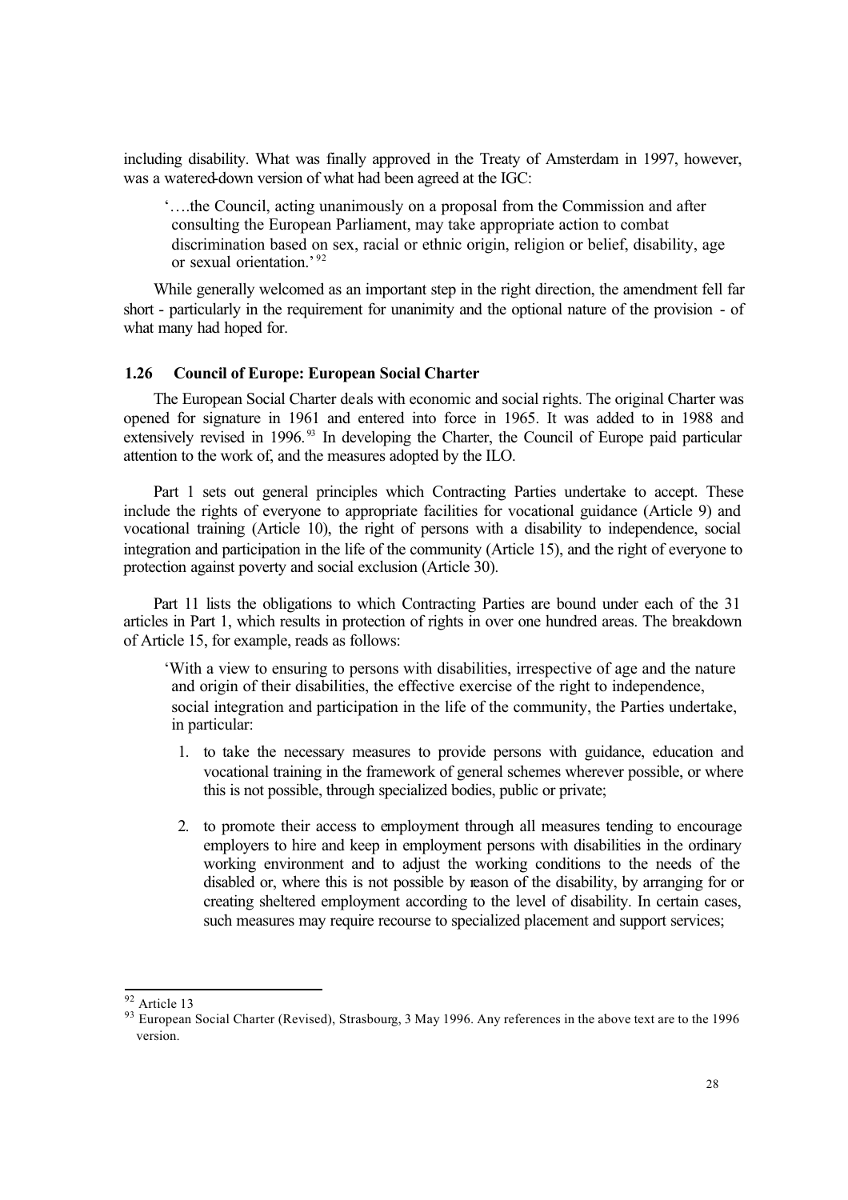including disability. What was finally approved in the Treaty of Amsterdam in 1997, however, was a watered-down version of what had been agreed at the IGC:

> '….the Council, acting unanimously on a proposal from the Commission and after consulting the European Parliament, may take appropriate action to combat discrimination based on sex, racial or ethnic origin, religion or belief, disability, age or sexual orientation.'[92]

While generally welcomed as an important step in the right direction, the amendment fell far short - particularly in the requirement for unanimity and the optional nature of the provision - of what many had hoped for.

### 1.26 Council of Europe: European Social Charter

The European Social Charter deals with economic and social rights. The original Charter was opened for signature in 1961 and entered into force in 1965. It was added to in 1988 and extensively revised in 1996.[93] In developing the Charter, the Council of Europe paid particular attention to the work of, and the measures adopted by the ILO.

Part 1 sets out general principles which Contracting Parties undertake to accept. These include the rights of everyone to appropriate facilities for vocational guidance (Article 9) and vocational training (Article 10), the right of persons with a disability to independence, social integration and participation in the life of the community (Article 15), and the right of everyone to protection against poverty and social exclusion (Article 30).

Part 11 lists the obligations to which Contracting Parties are bound under each of the 31 articles in Part 1, which results in protection of rights in over one hundred areas. The breakdown of Article 15, for example, reads as follows:

> 'With a view to ensuring to persons with disabilities, irrespective of age and the nature and origin of their disabilities, the effective exercise of the right to independence, social integration and participation in the life of the community, the Parties undertake, in particular:
>
> 1. to take the necessary measures to provide persons with guidance, education and vocational training in the framework of general schemes wherever possible, or where this is not possible, through specialized bodies, public or private;
>
> 2. to promote their access to employment through all measures tending to encourage employers to hire and keep in employment persons with disabilities in the ordinary working environment and to adjust the working conditions to the needs of the disabled or, where this is not possible by reason of the disability, by arranging for or creating sheltered employment according to the level of disability. In certain cases, such measures may require recourse to specialized placement and support services;

---

[92] Article 13

[93] European Social Charter (Revised), Strasbourg, 3 May 1996. Any references in the above text are to the 1996 version.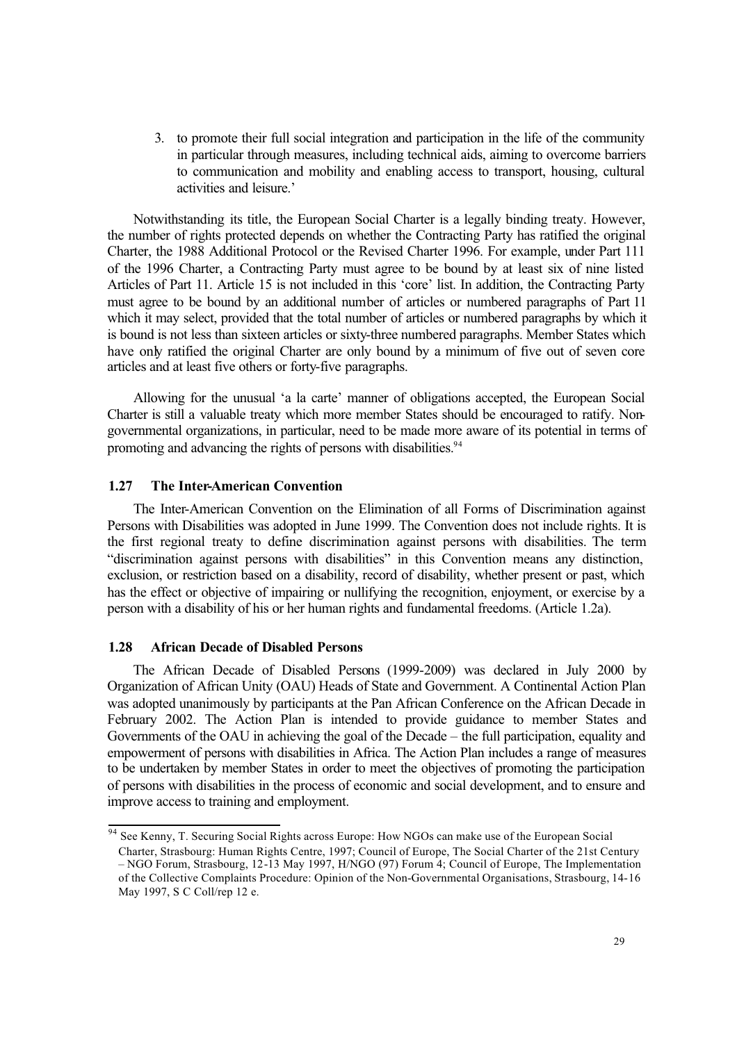3. to promote their full social integration and participation in the life of the community in particular through measures, including technical aids, aiming to overcome barriers to communication and mobility and enabling access to transport, housing, cultural activities and leisure.'

Notwithstanding its title, the European Social Charter is a legally binding treaty. However, the number of rights protected depends on whether the Contracting Party has ratified the original Charter, the 1988 Additional Protocol or the Revised Charter 1996. For example, under Part 111 of the 1996 Charter, a Contracting Party must agree to be bound by at least six of nine listed Articles of Part 11. Article 15 is not included in this 'core' list. In addition, the Contracting Party must agree to be bound by an additional number of articles or numbered paragraphs of Part 11 which it may select, provided that the total number of articles or numbered paragraphs by which it is bound is not less than sixteen articles or sixty-three numbered paragraphs. Member States which have only ratified the original Charter are only bound by a minimum of five out of seven core articles and at least five others or forty-five paragraphs.

Allowing for the unusual 'a la carte' manner of obligations accepted, the European Social Charter is still a valuable treaty which more member States should be encouraged to ratify. Non-governmental organizations, in particular, need to be made more aware of its potential in terms of promoting and advancing the rights of persons with disabilities.[94]

### 1.27 The Inter-American Convention

The Inter-American Convention on the Elimination of all Forms of Discrimination against Persons with Disabilities was adopted in June 1999. The Convention does not include rights. It is the first regional treaty to define discrimination against persons with disabilities. The term "discrimination against persons with disabilities" in this Convention means any distinction, exclusion, or restriction based on a disability, record of disability, whether present or past, which has the effect or objective of impairing or nullifying the recognition, enjoyment, or exercise by a person with a disability of his or her human rights and fundamental freedoms. (Article 1.2a).

### 1.28 African Decade of Disabled Persons

The African Decade of Disabled Persons (1999-2009) was declared in July 2000 by Organization of African Unity (OAU) Heads of State and Government. A Continental Action Plan was adopted unanimously by participants at the Pan African Conference on the African Decade in February 2002. The Action Plan is intended to provide guidance to member States and Governments of the OAU in achieving the goal of the Decade – the full participation, equality and empowerment of persons with disabilities in Africa. The Action Plan includes a range of measures to be undertaken by member States in order to meet the objectives of promoting the participation of persons with disabilities in the process of economic and social development, and to ensure and improve access to training and employment.

---

[94] See Kenny, T. Securing Social Rights across Europe: How NGOs can make use of the European Social Charter, Strasbourg: Human Rights Centre, 1997; Council of Europe, The Social Charter of the 21st Century – NGO Forum, Strasbourg, 12-13 May 1997, H/NGO (97) Forum 4; Council of Europe, The Implementation of the Collective Complaints Procedure: Opinion of the Non-Governmental Organisations, Strasbourg, 14-16 May 1997, S C Coll/rep 12 e.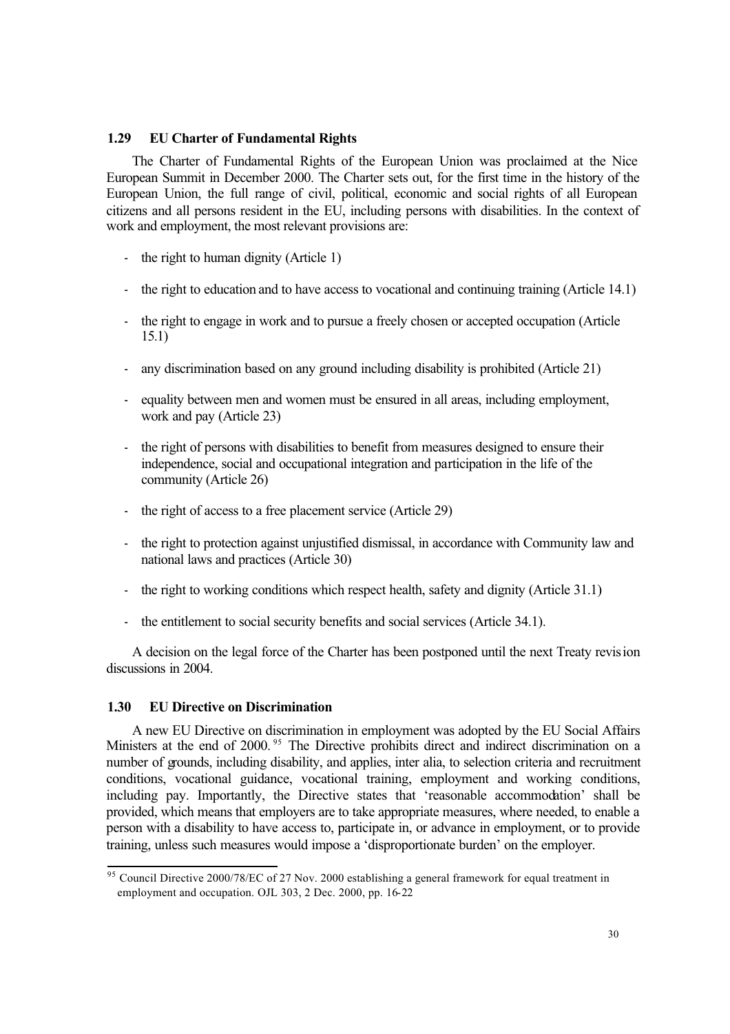### 1.29 EU Charter of Fundamental Rights

The Charter of Fundamental Rights of the European Union was proclaimed at the Nice European Summit in December 2000. The Charter sets out, for the first time in the history of the European Union, the full range of civil, political, economic and social rights of all European citizens and all persons resident in the EU, including persons with disabilities. In the context of work and employment, the most relevant provisions are:

- the right to human dignity (Article 1)
- the right to education and to have access to vocational and continuing training (Article 14.1)
- the right to engage in work and to pursue a freely chosen or accepted occupation (Article 15.1)
- any discrimination based on any ground including disability is prohibited (Article 21)
- equality between men and women must be ensured in all areas, including employment, work and pay (Article 23)
- the right of persons with disabilities to benefit from measures designed to ensure their independence, social and occupational integration and participation in the life of the community (Article 26)
- the right of access to a free placement service (Article 29)
- the right to protection against unjustified dismissal, in accordance with Community law and national laws and practices (Article 30)
- the right to working conditions which respect health, safety and dignity (Article 31.1)
- the entitlement to social security benefits and social services (Article 34.1).

A decision on the legal force of the Charter has been postponed until the next Treaty revision discussions in 2004.

### 1.30 EU Directive on Discrimination

A new EU Directive on discrimination in employment was adopted by the EU Social Affairs Ministers at the end of 2000.[95] The Directive prohibits direct and indirect discrimination on a number of grounds, including disability, and applies, inter alia, to selection criteria and recruitment conditions, vocational guidance, vocational training, employment and working conditions, including pay. Importantly, the Directive states that 'reasonable accommodation' shall be provided, which means that employers are to take appropriate measures, where needed, to enable a person with a disability to have access to, participate in, or advance in employment, or to provide training, unless such measures would impose a 'disproportionate burden' on the employer.

---

[95] Council Directive 2000/78/EC of 27 Nov. 2000 establishing a general framework for equal treatment in employment and occupation. OJL 303, 2 Dec. 2000, pp. 16-22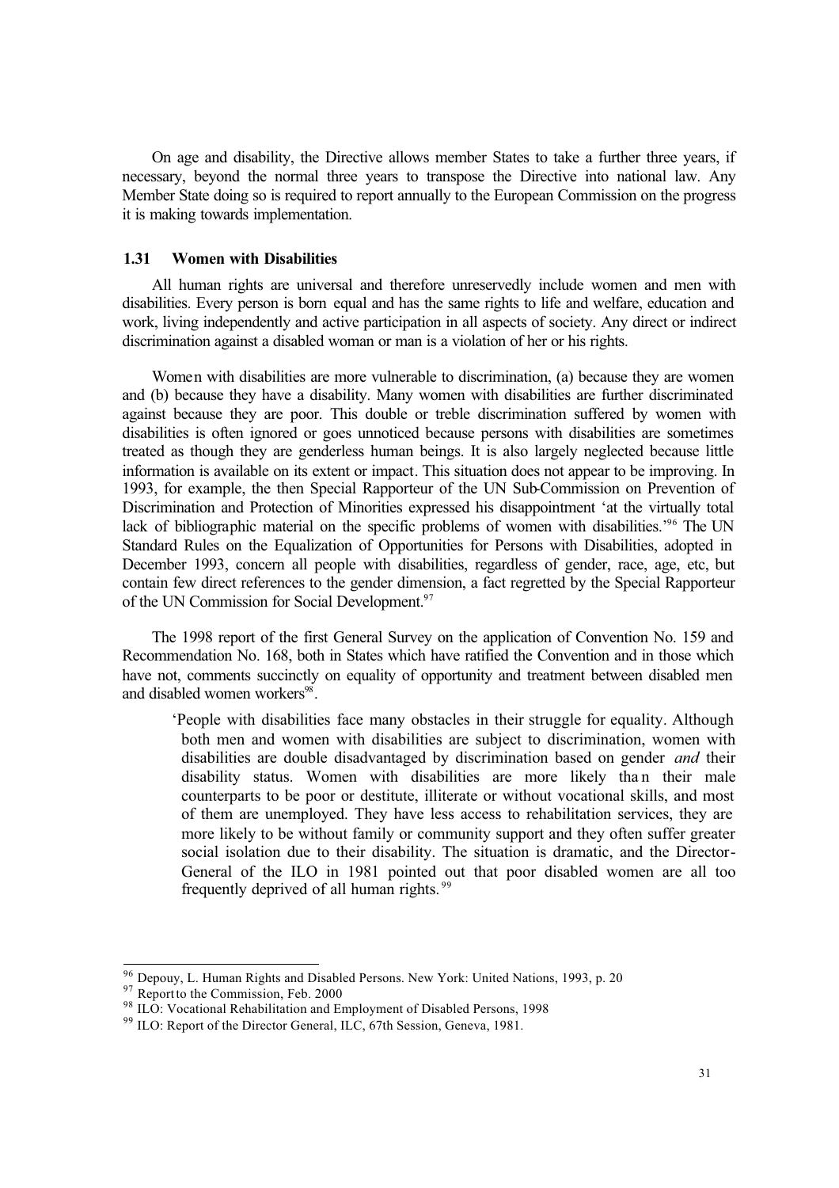On age and disability, the Directive allows member States to take a further three years, if necessary, beyond the normal three years to transpose the Directive into national law. Any Member State doing so is required to report annually to the European Commission on the progress it is making towards implementation.

### 1.31 Women with Disabilities

All human rights are universal and therefore unreservedly include women and men with disabilities. Every person is born equal and has the same rights to life and welfare, education and work, living independently and active participation in all aspects of society. Any direct or indirect discrimination against a disabled woman or man is a violation of her or his rights.

Women with disabilities are more vulnerable to discrimination, (a) because they are women and (b) because they have a disability. Many women with disabilities are further discriminated against because they are poor. This double or treble discrimination suffered by women with disabilities is often ignored or goes unnoticed because persons with disabilities are sometimes treated as though they are genderless human beings. It is also largely neglected because little information is available on its extent or impact. This situation does not appear to be improving. In 1993, for example, the then Special Rapporteur of the UN Sub-Commission on Prevention of Discrimination and Protection of Minorities expressed his disappointment 'at the virtually total lack of bibliographic material on the specific problems of women with disabilities.'[96] The UN Standard Rules on the Equalization of Opportunities for Persons with Disabilities, adopted in December 1993, concern all people with disabilities, regardless of gender, race, age, etc, but contain few direct references to the gender dimension, a fact regretted by the Special Rapporteur of the UN Commission for Social Development.[97]

The 1998 report of the first General Survey on the application of Convention No. 159 and Recommendation No. 168, both in States which have ratified the Convention and in those which have not, comments succinctly on equality of opportunity and treatment between disabled men and disabled women workers[98].

> 'People with disabilities face many obstacles in their struggle for equality. Although both men and women with disabilities are subject to discrimination, women with disabilities are double disadvantaged by discrimination based on gender *and* their disability status. Women with disabilities are more likely than their male counterparts to be poor or destitute, illiterate or without vocational skills, and most of them are unemployed. They have less access to rehabilitation services, they are more likely to be without family or community support and they often suffer greater social isolation due to their disability. The situation is dramatic, and the Director-General of the ILO in 1981 pointed out that poor disabled women are all too frequently deprived of all human rights.[99]

---

[96] Depouy, L. Human Rights and Disabled Persons. New York: United Nations, 1993, p. 20

[97] Report to the Commission, Feb. 2000

[98] ILO: Vocational Rehabilitation and Employment of Disabled Persons, 1998

[99] ILO: Report of the Director General, ILC, 67th Session, Geneva, 1981.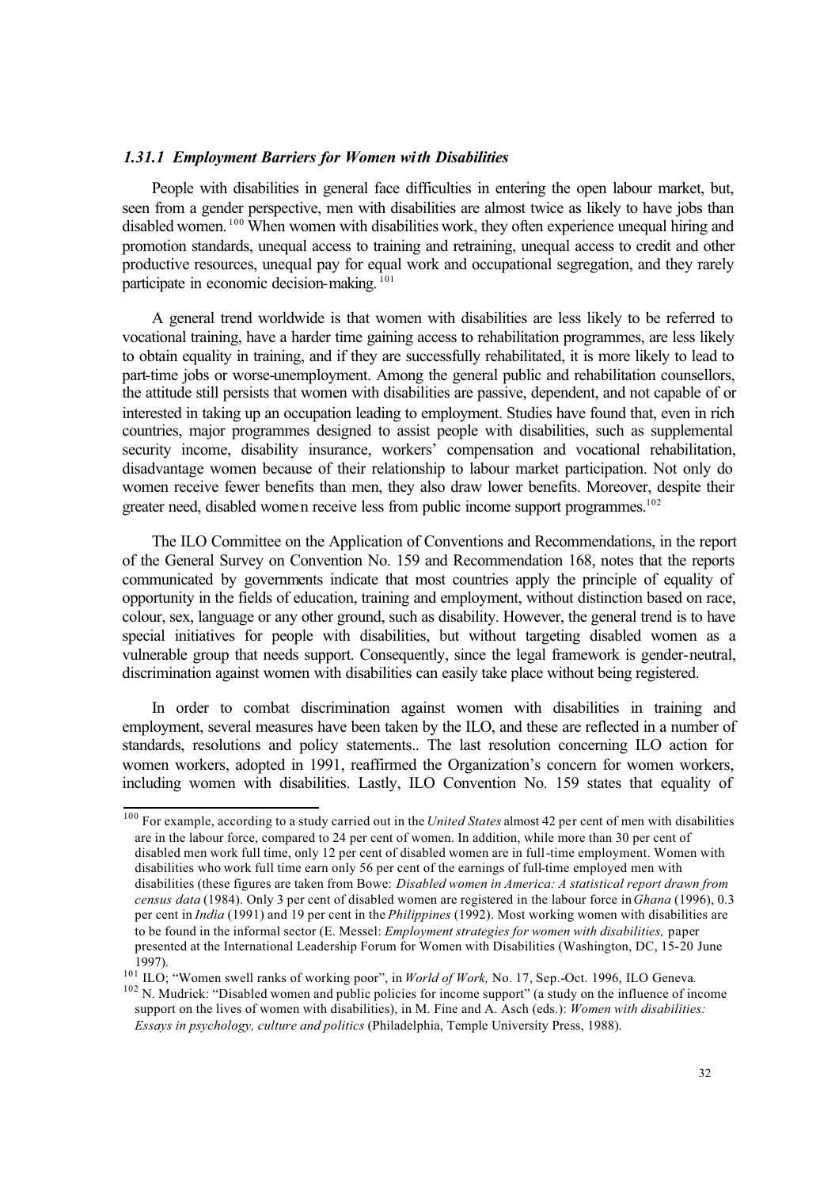### *1.31.1 Employment Barriers for Women with Disabilities*

People with disabilities in general face difficulties in entering the open labour market, but, seen from a gender perspective, men with disabilities are almost twice as likely to have jobs than disabled women.[100] When women with disabilities work, they often experience unequal hiring and promotion standards, unequal access to training and retraining, unequal access to credit and other productive resources, unequal pay for equal work and occupational segregation, and they rarely participate in economic decision-making.[101]

A general trend worldwide is that women with disabilities are less likely to be referred to vocational training, have a harder time gaining access to rehabilitation programmes, are less likely to obtain equality in training, and if they are successfully rehabilitated, it is more likely to lead to part-time jobs or worse-unemployment. Among the general public and rehabilitation counsellors, the attitude still persists that women with disabilities are passive, dependent, and not capable of or interested in taking up an occupation leading to employment. Studies have found that, even in rich countries, major programmes designed to assist people with disabilities, such as supplemental security income, disability insurance, workers' compensation and vocational rehabilitation, disadvantage women because of their relationship to labour market participation. Not only do women receive fewer benefits than men, they also draw lower benefits. Moreover, despite their greater need, disabled women receive less from public income support programmes.[102]

The ILO Committee on the Application of Conventions and Recommendations, in the report of the General Survey on Convention No. 159 and Recommendation 168, notes that the reports communicated by governments indicate that most countries apply the principle of equality of opportunity in the fields of education, training and employment, without distinction based on race, colour, sex, language or any other ground, such as disability. However, the general trend is to have special initiatives for people with disabilities, but without targeting disabled women as a vulnerable group that needs support. Consequently, since the legal framework is gender-neutral, discrimination against women with disabilities can easily take place without being registered.

In order to combat discrimination against women with disabilities in training and employment, several measures have been taken by the ILO, and these are reflected in a number of standards, resolutions and policy statements.. The last resolution concerning ILO action for women workers, adopted in 1991, reaffirmed the Organization's concern for women workers, including women with disabilities. Lastly, ILO Convention No. 159 states that equality of

---

[100] For example, according to a study carried out in the *United States* almost 42 per cent of men with disabilities are in the labour force, compared to 24 per cent of women. In addition, while more than 30 per cent of disabled men work full time, only 12 per cent of disabled women are in full-time employment. Women with disabilities who work full time earn only 56 per cent of the earnings of full-time employed men with disabilities (these figures are taken from Bowe: *Disabled women in America: A statistical report drawn from census data* (1984). Only 3 per cent of disabled women are registered in the labour force in *Ghana* (1996), 0.3 per cent in *India* (1991) and 19 per cent in the *Philippines* (1992). Most working women with disabilities are to be found in the informal sector (E. Messel: *Employment strategies for women with disabilities,* paper presented at the International Leadership Forum for Women with Disabilities (Washington, DC, 15-20 June 1997).

[101] ILO; "Women swell ranks of working poor", in *World of Work,* No. 17, Sep.-Oct. 1996, ILO Geneva.

[102] N. Mudrick: "Disabled women and public policies for income support" (a study on the influence of income support on the lives of women with disabilities), in M. Fine and A. Asch (eds.): *Women with disabilities: Essays in psychology, culture and politics* (Philadelphia, Temple University Press, 1988).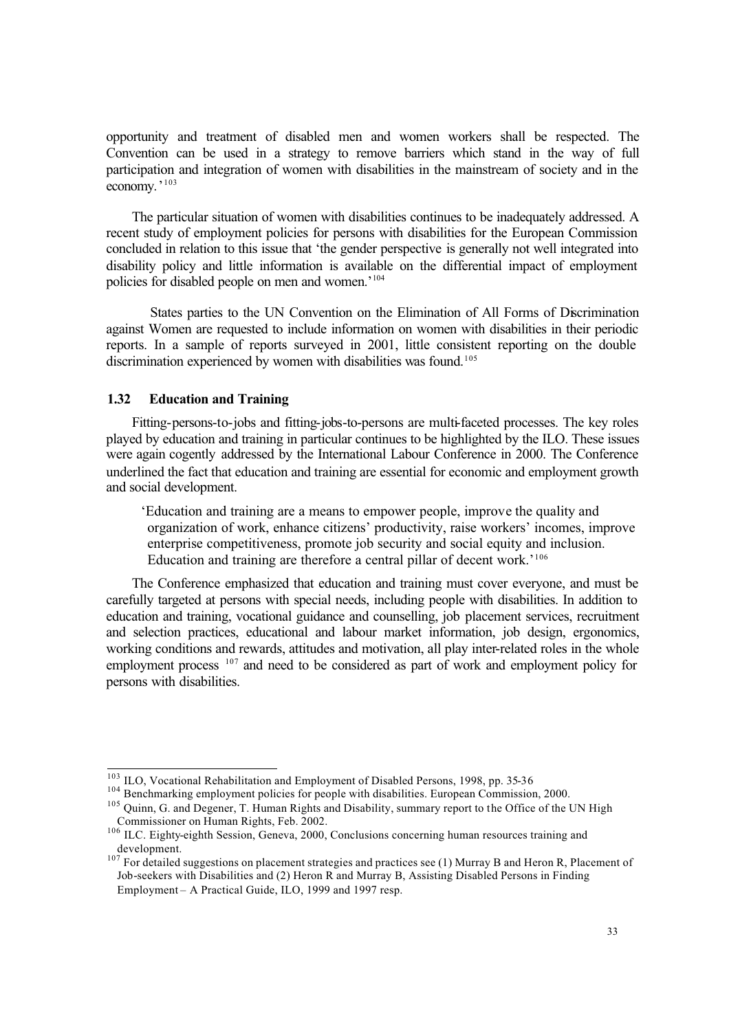opportunity and treatment of disabled men and women workers shall be respected. The Convention can be used in a strategy to remove barriers which stand in the way of full participation and integration of women with disabilities in the mainstream of society and in the economy.'[103]

The particular situation of women with disabilities continues to be inadequately addressed. A recent study of employment policies for persons with disabilities for the European Commission concluded in relation to this issue that 'the gender perspective is generally not well integrated into disability policy and little information is available on the differential impact of employment policies for disabled people on men and women.'[104]

States parties to the UN Convention on the Elimination of All Forms of Discrimination against Women are requested to include information on women with disabilities in their periodic reports. In a sample of reports surveyed in 2001, little consistent reporting on the double discrimination experienced by women with disabilities was found.[105]

### 1.32 Education and Training

Fitting-persons-to-jobs and fitting-jobs-to-persons are multi-faceted processes. The key roles played by education and training in particular continues to be highlighted by the ILO. These issues were again cogently addressed by the International Labour Conference in 2000. The Conference underlined the fact that education and training are essential for economic and employment growth and social development.

> 'Education and training are a means to empower people, improve the quality and organization of work, enhance citizens' productivity, raise workers' incomes, improve enterprise competitiveness, promote job security and social equity and inclusion. Education and training are therefore a central pillar of decent work.'[106]

The Conference emphasized that education and training must cover everyone, and must be carefully targeted at persons with special needs, including people with disabilities. In addition to education and training, vocational guidance and counselling, job placement services, recruitment and selection practices, educational and labour market information, job design, ergonomics, working conditions and rewards, attitudes and motivation, all play inter-related roles in the whole employment process [107] and need to be considered as part of work and employment policy for persons with disabilities.

---

[103] ILO, Vocational Rehabilitation and Employment of Disabled Persons, 1998, pp. 35-36

[104] Benchmarking employment policies for people with disabilities. European Commission, 2000.

[105] Quinn, G. and Degener, T. Human Rights and Disability, summary report to the Office of the UN High Commissioner on Human Rights, Feb. 2002.

[106] ILC. Eighty-eighth Session, Geneva, 2000, Conclusions concerning human resources training and development.

[107] For detailed suggestions on placement strategies and practices see (1) Murray B and Heron R, Placement of Job-seekers with Disabilities and (2) Heron R and Murray B, Assisting Disabled Persons in Finding Employment – A Practical Guide, ILO, 1999 and 1997 resp.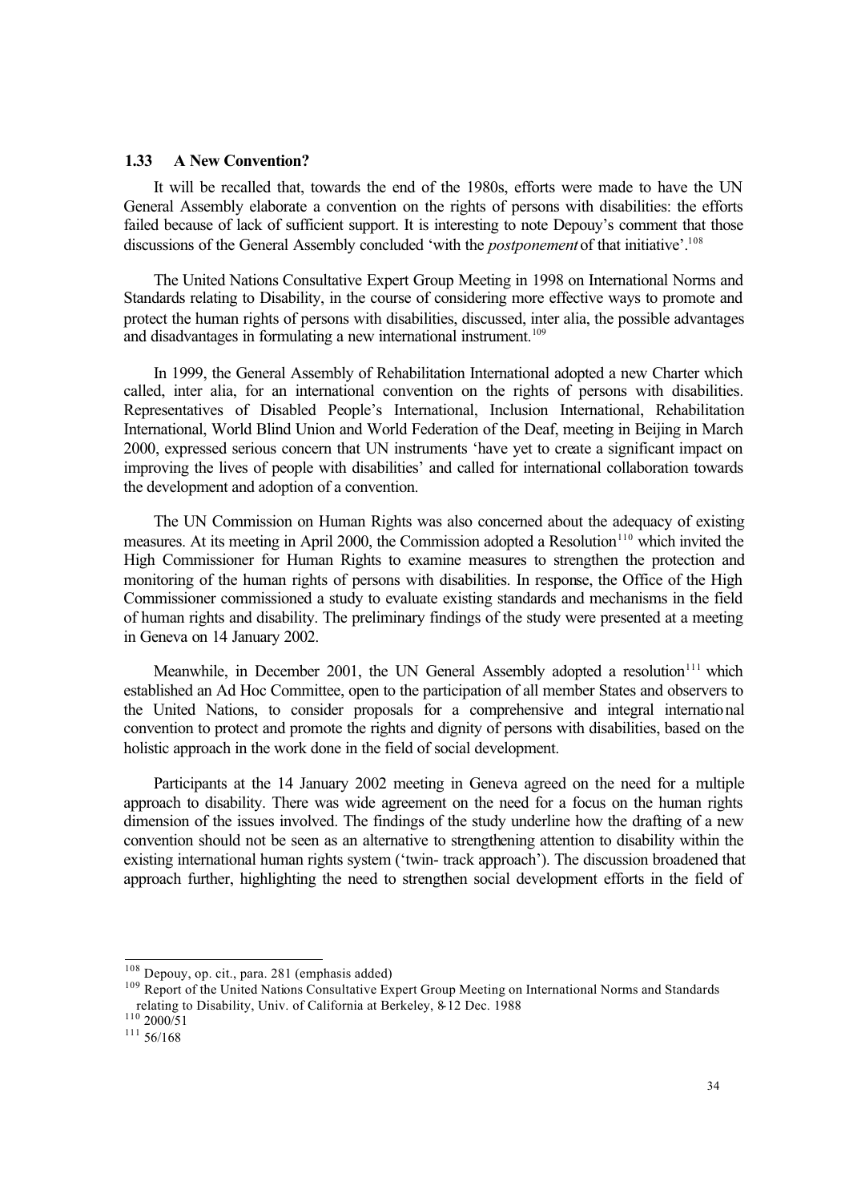### 1.33 A New Convention?

It will be recalled that, towards the end of the 1980s, efforts were made to have the UN General Assembly elaborate a convention on the rights of persons with disabilities: the efforts failed because of lack of sufficient support. It is interesting to note Depouy's comment that those discussions of the General Assembly concluded 'with the *postponement* of that initiative'.[108]

The United Nations Consultative Expert Group Meeting in 1998 on International Norms and Standards relating to Disability, in the course of considering more effective ways to promote and protect the human rights of persons with disabilities, discussed, inter alia, the possible advantages and disadvantages in formulating a new international instrument.[109]

In 1999, the General Assembly of Rehabilitation International adopted a new Charter which called, inter alia, for an international convention on the rights of persons with disabilities. Representatives of Disabled People's International, Inclusion International, Rehabilitation International, World Blind Union and World Federation of the Deaf, meeting in Beijing in March 2000, expressed serious concern that UN instruments 'have yet to create a significant impact on improving the lives of people with disabilities' and called for international collaboration towards the development and adoption of a convention.

The UN Commission on Human Rights was also concerned about the adequacy of existing measures. At its meeting in April 2000, the Commission adopted a Resolution[110] which invited the High Commissioner for Human Rights to examine measures to strengthen the protection and monitoring of the human rights of persons with disabilities. In response, the Office of the High Commissioner commissioned a study to evaluate existing standards and mechanisms in the field of human rights and disability. The preliminary findings of the study were presented at a meeting in Geneva on 14 January 2002.

Meanwhile, in December 2001, the UN General Assembly adopted a resolution[111] which established an Ad Hoc Committee, open to the participation of all member States and observers to the United Nations, to consider proposals for a comprehensive and integral international convention to protect and promote the rights and dignity of persons with disabilities, based on the holistic approach in the work done in the field of social development.

Participants at the 14 January 2002 meeting in Geneva agreed on the need for a multiple approach to disability. There was wide agreement on the need for a focus on the human rights dimension of the issues involved. The findings of the study underline how the drafting of a new convention should not be seen as an alternative to strengthening attention to disability within the existing international human rights system ('twin- track approach'). The discussion broadened that approach further, highlighting the need to strengthen social development efforts in the field of

---

[108] Depouy, op. cit., para. 281 (emphasis added)

[109] Report of the United Nations Consultative Expert Group Meeting on International Norms and Standards relating to Disability, Univ. of California at Berkeley, 8-12 Dec. 1988

[110] 2000/51

[111] 56/168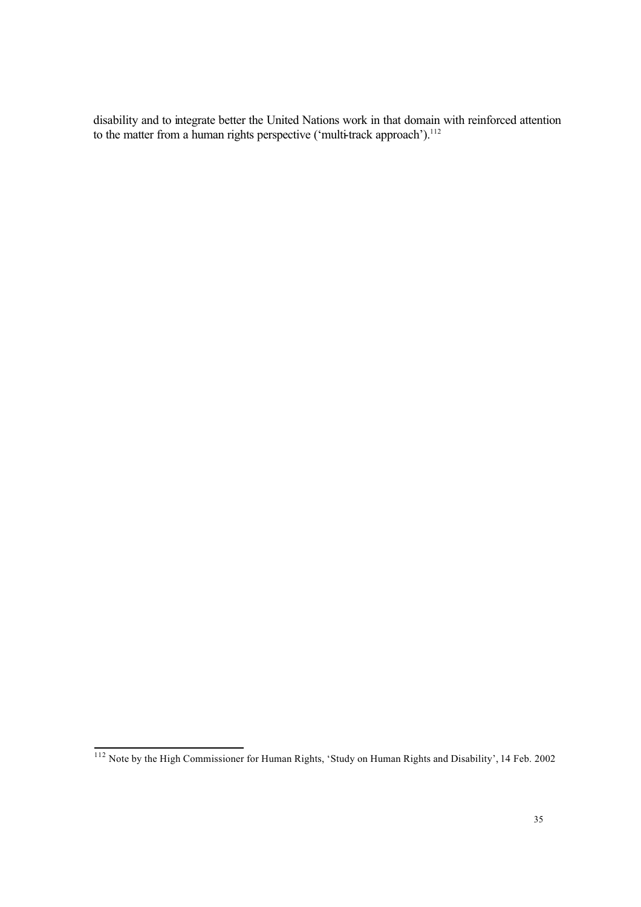disability and to integrate better the United Nations work in that domain with reinforced attention to the matter from a human rights perspective ('multi-track approach').[112]

[112] Note by the High Commissioner for Human Rights, 'Study on Human Rights and Disability', 14 Feb. 2002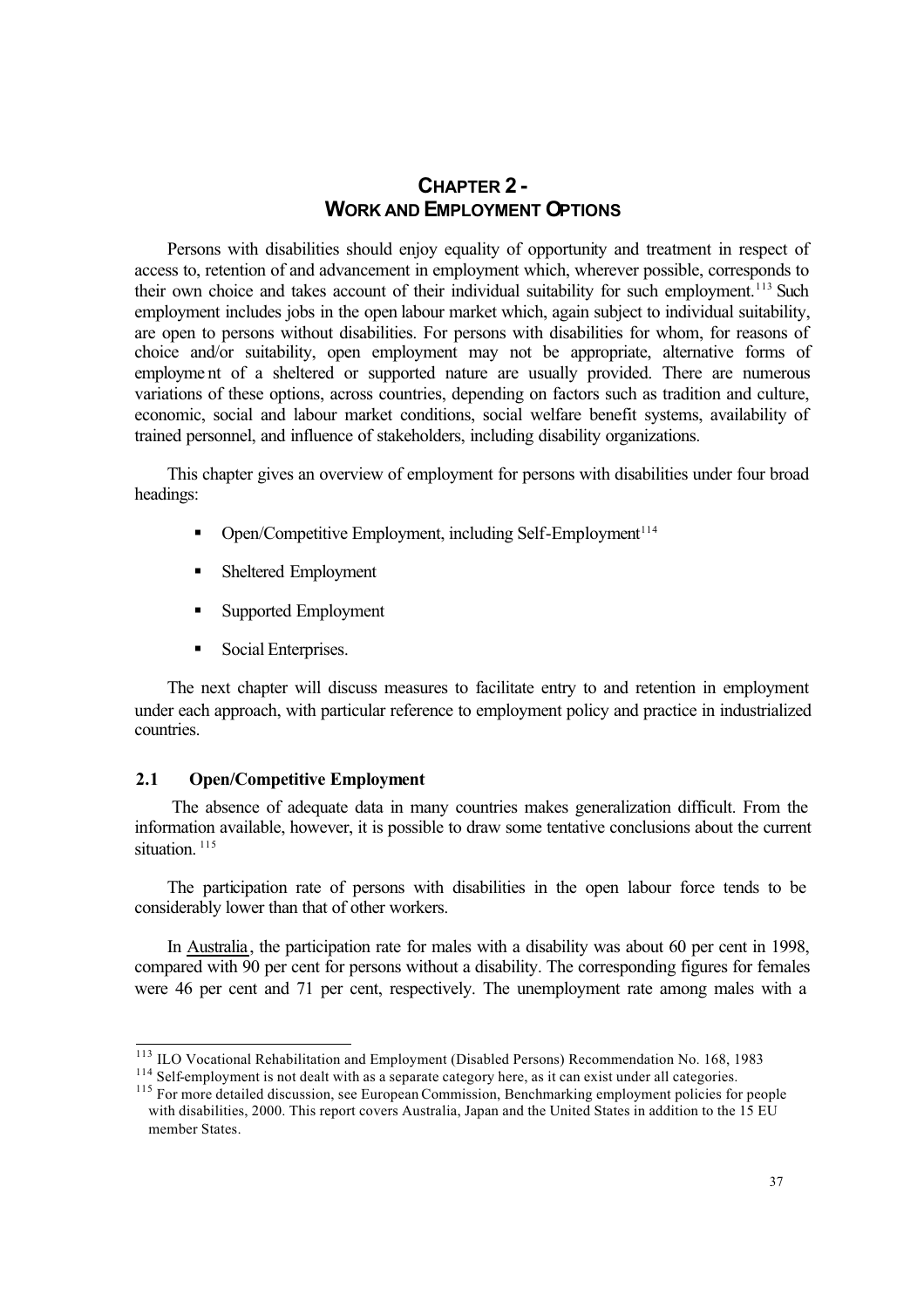# CHAPTER 2 - WORK AND EMPLOYMENT OPTIONS

Persons with disabilities should enjoy equality of opportunity and treatment in respect of access to, retention of and advancement in employment which, wherever possible, corresponds to their own choice and takes account of their individual suitability for such employment.[113] Such employment includes jobs in the open labour market which, again subject to individual suitability, are open to persons without disabilities. For persons with disabilities for whom, for reasons of choice and/or suitability, open employment may not be appropriate, alternative forms of employment of a sheltered or supported nature are usually provided. There are numerous variations of these options, across countries, depending on factors such as tradition and culture, economic, social and labour market conditions, social welfare benefit systems, availability of trained personnel, and influence of stakeholders, including disability organizations.

This chapter gives an overview of employment for persons with disabilities under four broad headings:

- Open/Competitive Employment, including Self-Employment[114]
- Sheltered Employment
- Supported Employment
- Social Enterprises.

The next chapter will discuss measures to facilitate entry to and retention in employment under each approach, with particular reference to employment policy and practice in industrialized countries.

## 2.1 Open/Competitive Employment

The absence of adequate data in many countries makes generalization difficult. From the information available, however, it is possible to draw some tentative conclusions about the current situation.[115]

The participation rate of persons with disabilities in the open labour force tends to be considerably lower than that of other workers.

In Australia, the participation rate for males with a disability was about 60 per cent in 1998, compared with 90 per cent for persons without a disability. The corresponding figures for females were 46 per cent and 71 per cent, respectively. The unemployment rate among males with a

---

[113] ILO Vocational Rehabilitation and Employment (Disabled Persons) Recommendation No. 168, 1983

[114] Self-employment is not dealt with as a separate category here, as it can exist under all categories.

[115] For more detailed discussion, see European Commission, Benchmarking employment policies for people with disabilities, 2000. This report covers Australia, Japan and the United States in addition to the 15 EU member States.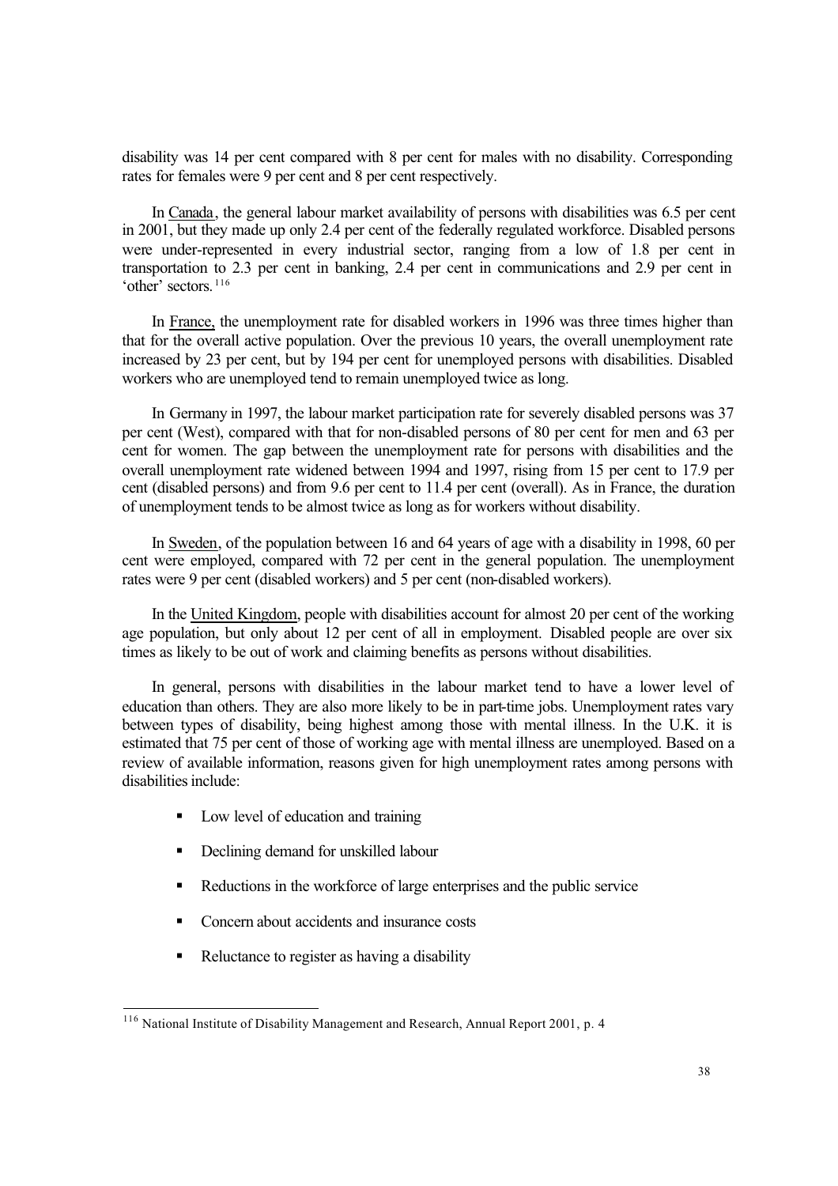disability was 14 per cent compared with 8 per cent for males with no disability. Corresponding rates for females were 9 per cent and 8 per cent respectively.

In Canada, the general labour market availability of persons with disabilities was 6.5 per cent in 2001, but they made up only 2.4 per cent of the federally regulated workforce. Disabled persons were under-represented in every industrial sector, ranging from a low of 1.8 per cent in transportation to 2.3 per cent in banking, 2.4 per cent in communications and 2.9 per cent in 'other' sectors.[116]

In France, the unemployment rate for disabled workers in 1996 was three times higher than that for the overall active population. Over the previous 10 years, the overall unemployment rate increased by 23 per cent, but by 194 per cent for unemployed persons with disabilities. Disabled workers who are unemployed tend to remain unemployed twice as long.

In Germany in 1997, the labour market participation rate for severely disabled persons was 37 per cent (West), compared with that for non-disabled persons of 80 per cent for men and 63 per cent for women. The gap between the unemployment rate for persons with disabilities and the overall unemployment rate widened between 1994 and 1997, rising from 15 per cent to 17.9 per cent (disabled persons) and from 9.6 per cent to 11.4 per cent (overall). As in France, the duration of unemployment tends to be almost twice as long as for workers without disability.

In Sweden, of the population between 16 and 64 years of age with a disability in 1998, 60 per cent were employed, compared with 72 per cent in the general population. The unemployment rates were 9 per cent (disabled workers) and 5 per cent (non-disabled workers).

In the United Kingdom, people with disabilities account for almost 20 per cent of the working age population, but only about 12 per cent of all in employment. Disabled people are over six times as likely to be out of work and claiming benefits as persons without disabilities.

In general, persons with disabilities in the labour market tend to have a lower level of education than others. They are also more likely to be in part-time jobs. Unemployment rates vary between types of disability, being highest among those with mental illness. In the U.K. it is estimated that 75 per cent of those of working age with mental illness are unemployed. Based on a review of available information, reasons given for high unemployment rates among persons with disabilities include:

- Low level of education and training
- Declining demand for unskilled labour
- Reductions in the workforce of large enterprises and the public service
- Concern about accidents and insurance costs
- Reluctance to register as having a disability

[116] National Institute of Disability Management and Research, Annual Report 2001, p. 4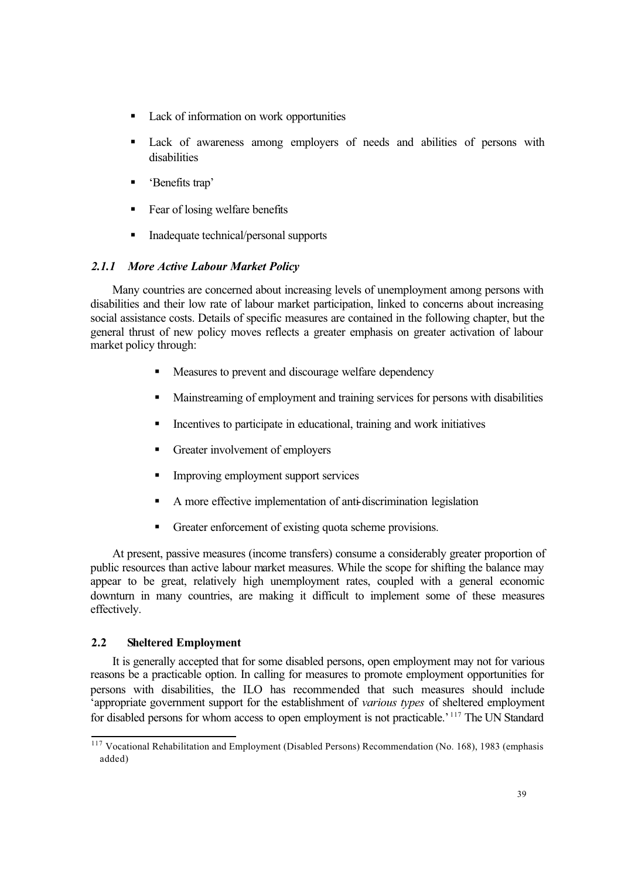- Lack of information on work opportunities
- Lack of awareness among employers of needs and abilities of persons with disabilities
- 'Benefits trap'
- Fear of losing welfare benefits
- Inadequate technical/personal supports

### *2.1.1 More Active Labour Market Policy*

Many countries are concerned about increasing levels of unemployment among persons with disabilities and their low rate of labour market participation, linked to concerns about increasing social assistance costs. Details of specific measures are contained in the following chapter, but the general thrust of new policy moves reflects a greater emphasis on greater activation of labour market policy through:

- Measures to prevent and discourage welfare dependency
- Mainstreaming of employment and training services for persons with disabilities
- Incentives to participate in educational, training and work initiatives
- Greater involvement of employers
- Improving employment support services
- A more effective implementation of anti-discrimination legislation
- Greater enforcement of existing quota scheme provisions.

At present, passive measures (income transfers) consume a considerably greater proportion of public resources than active labour market measures. While the scope for shifting the balance may appear to be great, relatively high unemployment rates, coupled with a general economic downturn in many countries, are making it difficult to implement some of these measures effectively.

## 2.2 Sheltered Employment

It is generally accepted that for some disabled persons, open employment may not for various reasons be a practicable option. In calling for measures to promote employment opportunities for persons with disabilities, the ILO has recommended that such measures should include 'appropriate government support for the establishment of *various types* of sheltered employment for disabled persons for whom access to open employment is not practicable.'[117] The UN Standard

[117] Vocational Rehabilitation and Employment (Disabled Persons) Recommendation (No. 168), 1983 (emphasis added)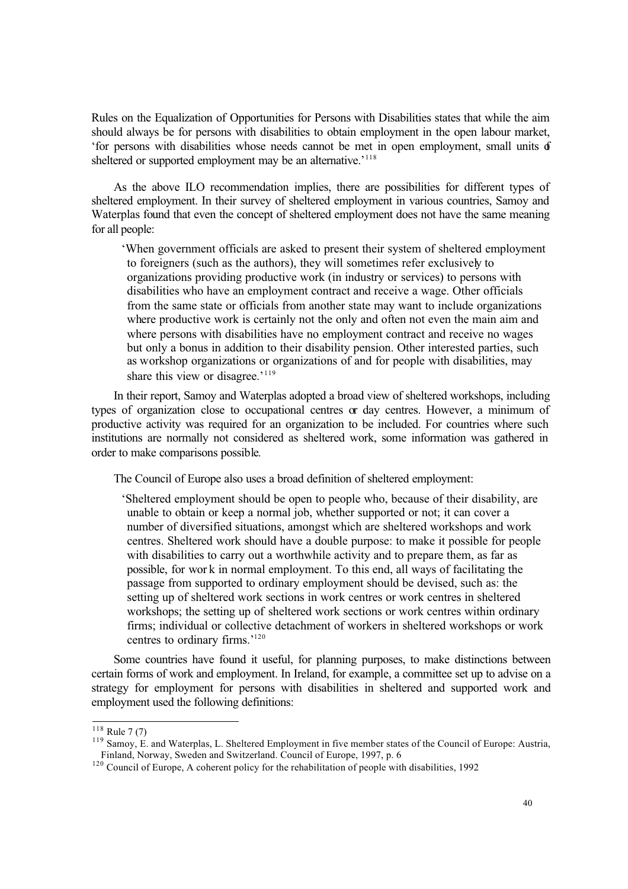Rules on the Equalization of Opportunities for Persons with Disabilities states that while the aim should always be for persons with disabilities to obtain employment in the open labour market, 'for persons with disabilities whose needs cannot be met in open employment, small units of sheltered or supported employment may be an alternative.'[118]

As the above ILO recommendation implies, there are possibilities for different types of sheltered employment. In their survey of sheltered employment in various countries, Samoy and Waterplas found that even the concept of sheltered employment does not have the same meaning for all people:

> 'When government officials are asked to present their system of sheltered employment to foreigners (such as the authors), they will sometimes refer exclusively to organizations providing productive work (in industry or services) to persons with disabilities who have an employment contract and receive a wage. Other officials from the same state or officials from another state may want to include organizations where productive work is certainly not the only and often not even the main aim and where persons with disabilities have no employment contract and receive no wages but only a bonus in addition to their disability pension. Other interested parties, such as workshop organizations or organizations of and for people with disabilities, may share this view or disagree.'[119]

In their report, Samoy and Waterplas adopted a broad view of sheltered workshops, including types of organization close to occupational centres or day centres. However, a minimum of productive activity was required for an organization to be included. For countries where such institutions are normally not considered as sheltered work, some information was gathered in order to make comparisons possible.

The Council of Europe also uses a broad definition of sheltered employment:

> 'Sheltered employment should be open to people who, because of their disability, are unable to obtain or keep a normal job, whether supported or not; it can cover a number of diversified situations, amongst which are sheltered workshops and work centres. Sheltered work should have a double purpose: to make it possible for people with disabilities to carry out a worthwhile activity and to prepare them, as far as possible, for work in normal employment. To this end, all ways of facilitating the passage from supported to ordinary employment should be devised, such as: the setting up of sheltered work sections in work centres or work centres in sheltered workshops; the setting up of sheltered work sections or work centres within ordinary firms; individual or collective detachment of workers in sheltered workshops or work centres to ordinary firms.'[120]

Some countries have found it useful, for planning purposes, to make distinctions between certain forms of work and employment. In Ireland, for example, a committee set up to advise on a strategy for employment for persons with disabilities in sheltered and supported work and employment used the following definitions:

---

[118] Rule 7 (7)

[119] Samoy, E. and Waterplas, L. Sheltered Employment in five member states of the Council of Europe: Austria, Finland, Norway, Sweden and Switzerland. Council of Europe, 1997, p. 6

[120] Council of Europe, A coherent policy for the rehabilitation of people with disabilities, 1992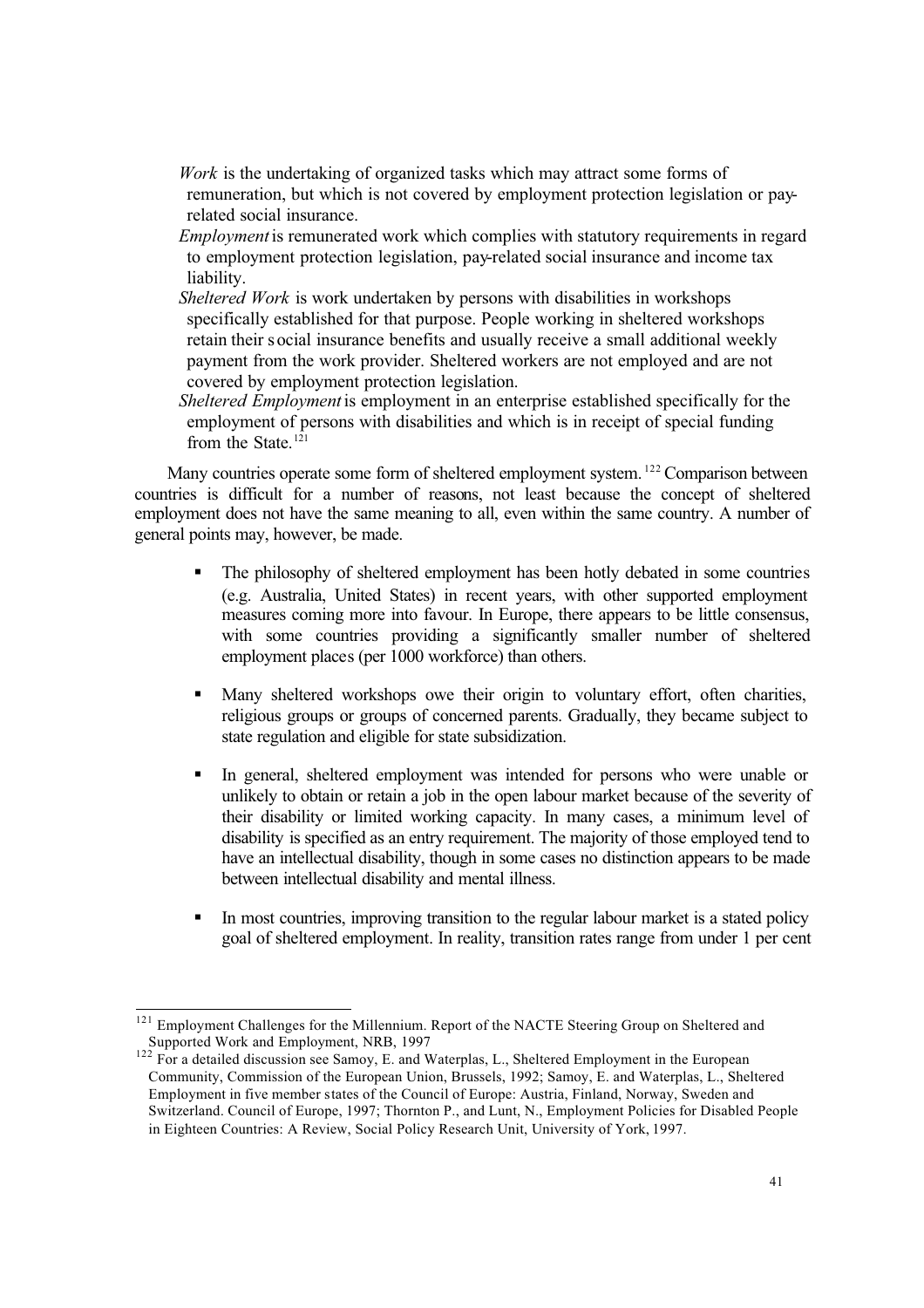*Work* is the undertaking of organized tasks which may attract some forms of remuneration, but which is not covered by employment protection legislation or pay-related social insurance.

*Employment* is remunerated work which complies with statutory requirements in regard to employment protection legislation, pay-related social insurance and income tax liability.

*Sheltered Work* is work undertaken by persons with disabilities in workshops specifically established for that purpose. People working in sheltered workshops retain their social insurance benefits and usually receive a small additional weekly payment from the work provider. Sheltered workers are not employed and are not covered by employment protection legislation.

*Sheltered Employment* is employment in an enterprise established specifically for the employment of persons with disabilities and which is in receipt of special funding from the State.[121]

Many countries operate some form of sheltered employment system.[122] Comparison between countries is difficult for a number of reasons, not least because the concept of sheltered employment does not have the same meaning to all, even within the same country. A number of general points may, however, be made.

- The philosophy of sheltered employment has been hotly debated in some countries (e.g. Australia, United States) in recent years, with other supported employment measures coming more into favour. In Europe, there appears to be little consensus, with some countries providing a significantly smaller number of sheltered employment places (per 1000 workforce) than others.

- Many sheltered workshops owe their origin to voluntary effort, often charities, religious groups or groups of concerned parents. Gradually, they became subject to state regulation and eligible for state subsidization.

- In general, sheltered employment was intended for persons who were unable or unlikely to obtain or retain a job in the open labour market because of the severity of their disability or limited working capacity. In many cases, a minimum level of disability is specified as an entry requirement. The majority of those employed tend to have an intellectual disability, though in some cases no distinction appears to be made between intellectual disability and mental illness.

- In most countries, improving transition to the regular labour market is a stated policy goal of sheltered employment. In reality, transition rates range from under 1 per cent

---

[121] Employment Challenges for the Millennium. Report of the NACTE Steering Group on Sheltered and Supported Work and Employment, NRB, 1997

[122] For a detailed discussion see Samoy, E. and Waterplas, L., Sheltered Employment in the European Community, Commission of the European Union, Brussels, 1992; Samoy, E. and Waterplas, L., Sheltered Employment in five member states of the Council of Europe: Austria, Finland, Norway, Sweden and Switzerland. Council of Europe, 1997; Thornton P., and Lunt, N., Employment Policies for Disabled People in Eighteen Countries: A Review, Social Policy Research Unit, University of York, 1997.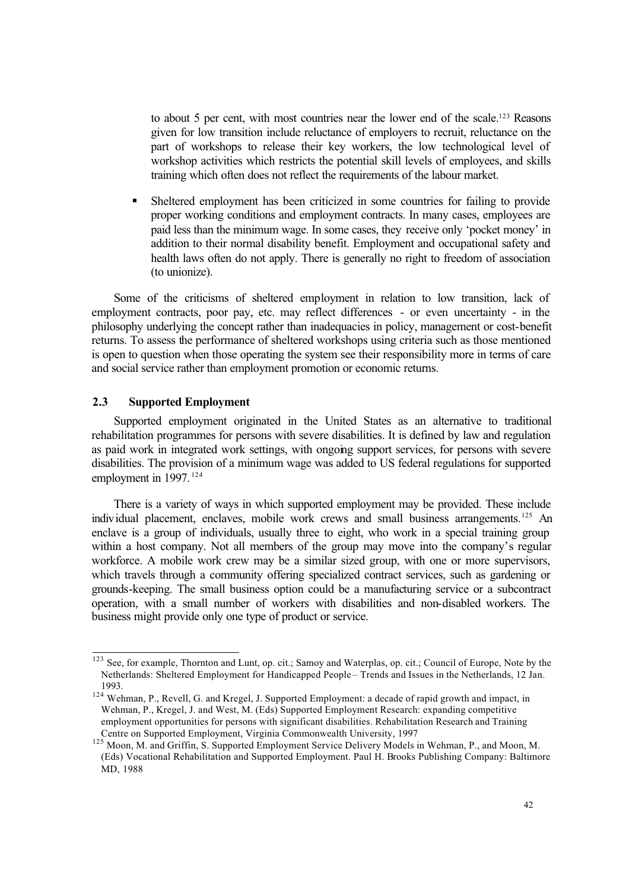to about 5 per cent, with most countries near the lower end of the scale.[123] Reasons given for low transition include reluctance of employers to recruit, reluctance on the part of workshops to release their key workers, the low technological level of workshop activities which restricts the potential skill levels of employees, and skills training which often does not reflect the requirements of the labour market.

- Sheltered employment has been criticized in some countries for failing to provide proper working conditions and employment contracts. In many cases, employees are paid less than the minimum wage. In some cases, they receive only 'pocket money' in addition to their normal disability benefit. Employment and occupational safety and health laws often do not apply. There is generally no right to freedom of association (to unionize).

Some of the criticisms of sheltered employment in relation to low transition, lack of employment contracts, poor pay, etc. may reflect differences - or even uncertainty - in the philosophy underlying the concept rather than inadequacies in policy, management or cost-benefit returns. To assess the performance of sheltered workshops using criteria such as those mentioned is open to question when those operating the system see their responsibility more in terms of care and social service rather than employment promotion or economic returns.

## 2.3 Supported Employment

Supported employment originated in the United States as an alternative to traditional rehabilitation programmes for persons with severe disabilities. It is defined by law and regulation as paid work in integrated work settings, with ongoing support services, for persons with severe disabilities. The provision of a minimum wage was added to US federal regulations for supported employment in 1997.[124]

There is a variety of ways in which supported employment may be provided. These include individual placement, enclaves, mobile work crews and small business arrangements.[125] An enclave is a group of individuals, usually three to eight, who work in a special training group within a host company. Not all members of the group may move into the company's regular workforce. A mobile work crew may be a similar sized group, with one or more supervisors, which travels through a community offering specialized contract services, such as gardening or grounds-keeping. The small business option could be a manufacturing service or a subcontract operation, with a small number of workers with disabilities and non-disabled workers. The business might provide only one type of product or service.

---

[123] See, for example, Thornton and Lunt, op. cit.; Samoy and Waterplas, op. cit.; Council of Europe, Note by the Netherlands: Sheltered Employment for Handicapped People – Trends and Issues in the Netherlands, 12 Jan. 1993.

[124] Wehman, P., Revell, G. and Kregel, J. Supported Employment: a decade of rapid growth and impact, in Wehman, P., Kregel, J. and West, M. (Eds) Supported Employment Research: expanding competitive employment opportunities for persons with significant disabilities. Rehabilitation Research and Training Centre on Supported Employment, Virginia Commonwealth University, 1997

[125] Moon, M. and Griffin, S. Supported Employment Service Delivery Models in Wehman, P., and Moon, M. (Eds) Vocational Rehabilitation and Supported Employment. Paul H. Brooks Publishing Company: Baltimore MD, 1988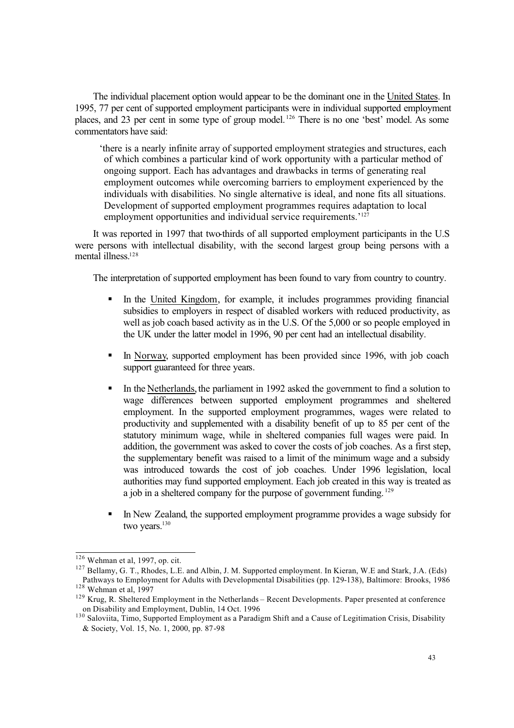The individual placement option would appear to be the dominant one in the United States. In 1995, 77 per cent of supported employment participants were in individual supported employment places, and 23 per cent in some type of group model.[126] There is no one 'best' model. As some commentators have said:

> 'there is a nearly infinite array of supported employment strategies and structures, each of which combines a particular kind of work opportunity with a particular method of ongoing support. Each has advantages and drawbacks in terms of generating real employment outcomes while overcoming barriers to employment experienced by the individuals with disabilities. No single alternative is ideal, and none fits all situations. Development of supported employment programmes requires adaptation to local employment opportunities and individual service requirements.'[127]

It was reported in 1997 that two-thirds of all supported employment participants in the U.S were persons with intellectual disability, with the second largest group being persons with a mental illness.[128]

The interpretation of supported employment has been found to vary from country to country.

- In the United Kingdom, for example, it includes programmes providing financial subsidies to employers in respect of disabled workers with reduced productivity, as well as job coach based activity as in the U.S. Of the 5,000 or so people employed in the UK under the latter model in 1996, 90 per cent had an intellectual disability.
- In Norway, supported employment has been provided since 1996, with job coach support guaranteed for three years.
- In the Netherlands, the parliament in 1992 asked the government to find a solution to wage differences between supported employment programmes and sheltered employment. In the supported employment programmes, wages were related to productivity and supplemented with a disability benefit of up to 85 per cent of the statutory minimum wage, while in sheltered companies full wages were paid. In addition, the government was asked to cover the costs of job coaches. As a first step, the supplementary benefit was raised to a limit of the minimum wage and a subsidy was introduced towards the cost of job coaches. Under 1996 legislation, local authorities may fund supported employment. Each job created in this way is treated as a job in a sheltered company for the purpose of government funding.[129]
- In New Zealand, the supported employment programme provides a wage subsidy for two years.[130]

---

[126] Wehman et al, 1997, op. cit.

[127] Bellamy, G. T., Rhodes, L.E. and Albin, J. M. Supported employment. In Kieran, W.E and Stark, J.A. (Eds) Pathways to Employment for Adults with Developmental Disabilities (pp. 129-138), Baltimore: Brooks, 1986

[128] Wehman et al, 1997

[129] Krug, R. Sheltered Employment in the Netherlands – Recent Developments. Paper presented at conference on Disability and Employment, Dublin, 14 Oct. 1996

[130] Saloviita, Timo, Supported Employment as a Paradigm Shift and a Cause of Legitimation Crisis, Disability & Society, Vol. 15, No. 1, 2000, pp. 87-98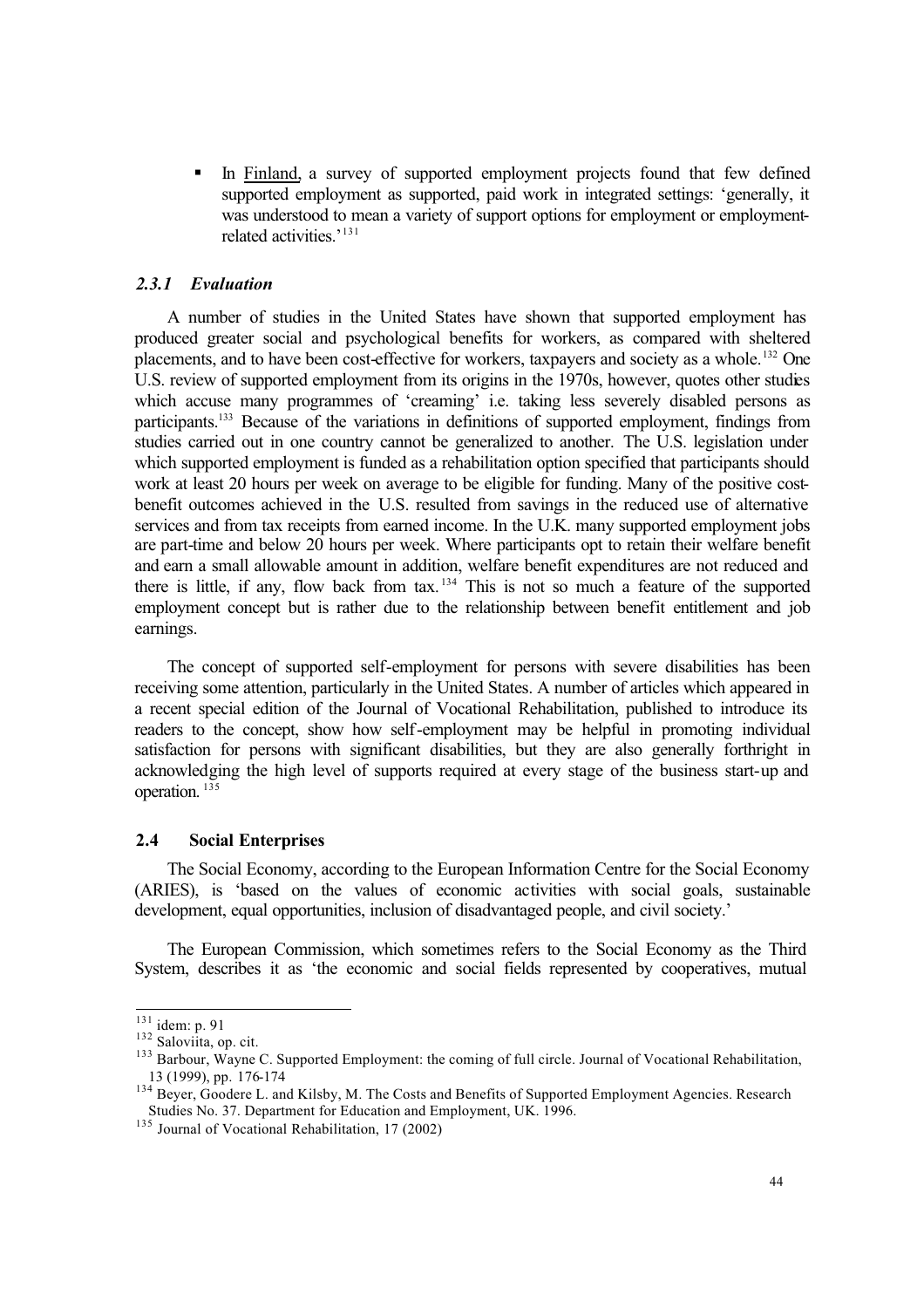- In Finland, a survey of supported employment projects found that few defined supported employment as supported, paid work in integrated settings: 'generally, it was understood to mean a variety of support options for employment or employment-related activities.'[131]

### *2.3.1 Evaluation*

A number of studies in the United States have shown that supported employment has produced greater social and psychological benefits for workers, as compared with sheltered placements, and to have been cost-effective for workers, taxpayers and society as a whole.[132] One U.S. review of supported employment from its origins in the 1970s, however, quotes other studies which accuse many programmes of 'creaming' i.e. taking less severely disabled persons as participants.[133] Because of the variations in definitions of supported employment, findings from studies carried out in one country cannot be generalized to another. The U.S. legislation under which supported employment is funded as a rehabilitation option specified that participants should work at least 20 hours per week on average to be eligible for funding. Many of the positive cost-benefit outcomes achieved in the U.S. resulted from savings in the reduced use of alternative services and from tax receipts from earned income. In the U.K. many supported employment jobs are part-time and below 20 hours per week. Where participants opt to retain their welfare benefit and earn a small allowable amount in addition, welfare benefit expenditures are not reduced and there is little, if any, flow back from tax.[134] This is not so much a feature of the supported employment concept but is rather due to the relationship between benefit entitlement and job earnings.

The concept of supported self-employment for persons with severe disabilities has been receiving some attention, particularly in the United States. A number of articles which appeared in a recent special edition of the Journal of Vocational Rehabilitation, published to introduce its readers to the concept, show how self-employment may be helpful in promoting individual satisfaction for persons with significant disabilities, but they are also generally forthright in acknowledging the high level of supports required at every stage of the business start-up and operation.[135]

## 2.4 Social Enterprises

The Social Economy, according to the European Information Centre for the Social Economy (ARIES), is 'based on the values of economic activities with social goals, sustainable development, equal opportunities, inclusion of disadvantaged people, and civil society.'

The European Commission, which sometimes refers to the Social Economy as the Third System, describes it as 'the economic and social fields represented by cooperatives, mutual

---

[131] idem: p. 91

[132] Saloviita, op. cit.

[133] Barbour, Wayne C. Supported Employment: the coming of full circle. Journal of Vocational Rehabilitation, 13 (1999), pp. 176-174

[134] Beyer, Goodere L. and Kilsby, M. The Costs and Benefits of Supported Employment Agencies. Research Studies No. 37. Department for Education and Employment, UK. 1996.

[135] Journal of Vocational Rehabilitation, 17 (2002)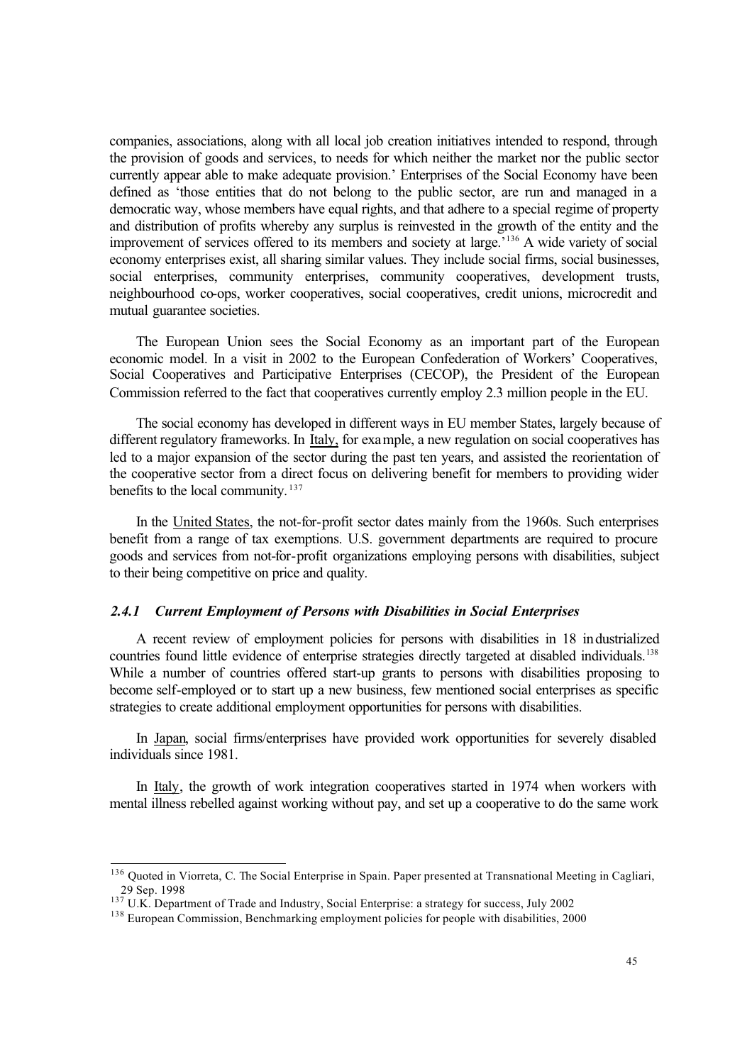companies, associations, along with all local job creation initiatives intended to respond, through the provision of goods and services, to needs for which neither the market nor the public sector currently appear able to make adequate provision.' Enterprises of the Social Economy have been defined as 'those entities that do not belong to the public sector, are run and managed in a democratic way, whose members have equal rights, and that adhere to a special regime of property and distribution of profits whereby any surplus is reinvested in the growth of the entity and the improvement of services offered to its members and society at large.'[136] A wide variety of social economy enterprises exist, all sharing similar values. They include social firms, social businesses, social enterprises, community enterprises, community cooperatives, development trusts, neighbourhood co-ops, worker cooperatives, social cooperatives, credit unions, microcredit and mutual guarantee societies.

The European Union sees the Social Economy as an important part of the European economic model. In a visit in 2002 to the European Confederation of Workers' Cooperatives, Social Cooperatives and Participative Enterprises (CECOP), the President of the European Commission referred to the fact that cooperatives currently employ 2.3 million people in the EU.

The social economy has developed in different ways in EU member States, largely because of different regulatory frameworks. In Italy, for example, a new regulation on social cooperatives has led to a major expansion of the sector during the past ten years, and assisted the reorientation of the cooperative sector from a direct focus on delivering benefit for members to providing wider benefits to the local community.[137]

In the United States, the not-for-profit sector dates mainly from the 1960s. Such enterprises benefit from a range of tax exemptions. U.S. government departments are required to procure goods and services from not-for-profit organizations employing persons with disabilities, subject to their being competitive on price and quality.

### *2.4.1 Current Employment of Persons with Disabilities in Social Enterprises*

A recent review of employment policies for persons with disabilities in 18 industrialized countries found little evidence of enterprise strategies directly targeted at disabled individuals.[138] While a number of countries offered start-up grants to persons with disabilities proposing to become self-employed or to start up a new business, few mentioned social enterprises as specific strategies to create additional employment opportunities for persons with disabilities.

In Japan, social firms/enterprises have provided work opportunities for severely disabled individuals since 1981.

In Italy, the growth of work integration cooperatives started in 1974 when workers with mental illness rebelled against working without pay, and set up a cooperative to do the same work

---

[136] Quoted in Viorreta, C. The Social Enterprise in Spain. Paper presented at Transnational Meeting in Cagliari, 29 Sep. 1998

[137] U.K. Department of Trade and Industry, Social Enterprise: a strategy for success, July 2002

[138] European Commission, Benchmarking employment policies for people with disabilities, 2000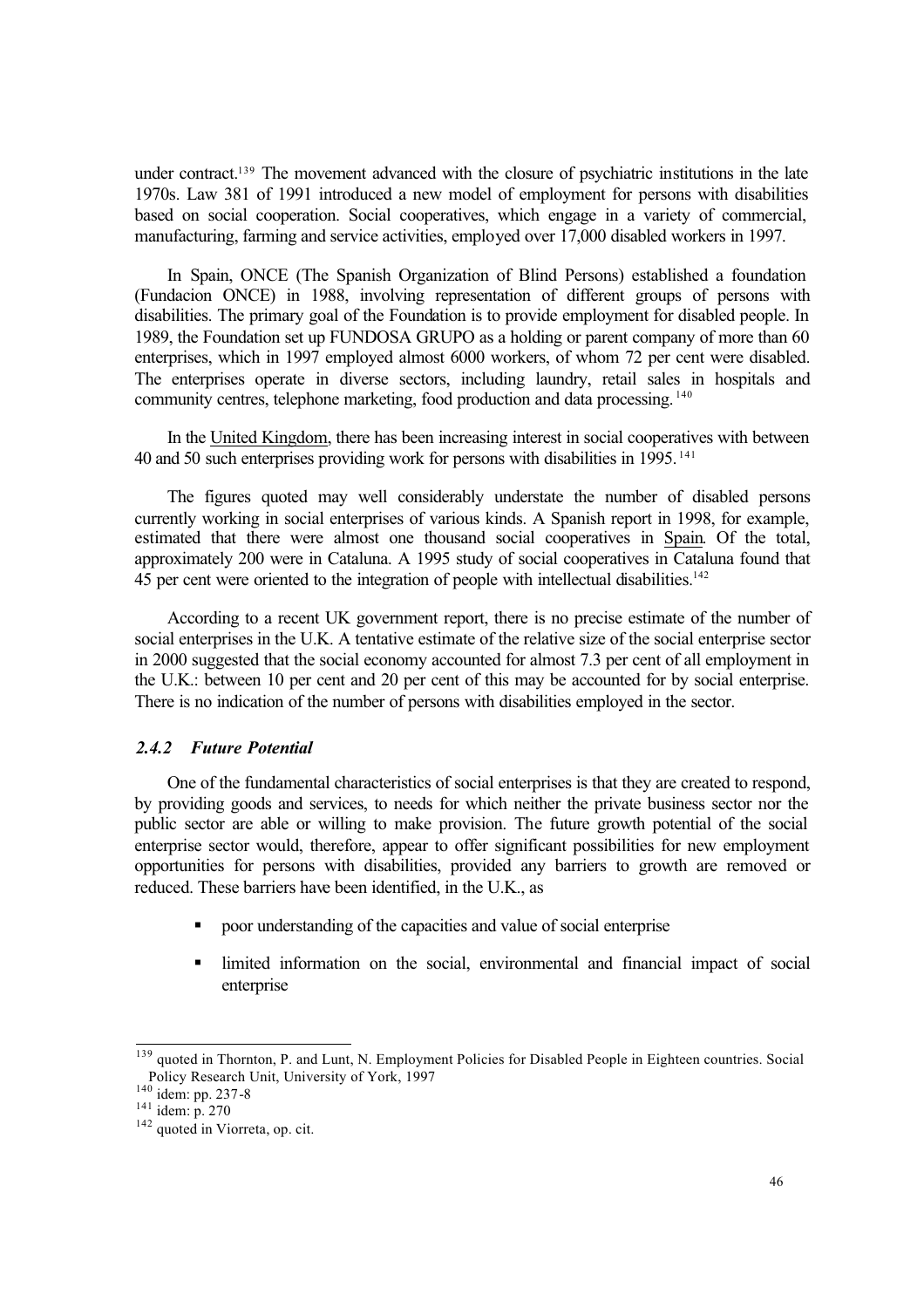under contract.[139] The movement advanced with the closure of psychiatric institutions in the late 1970s. Law 381 of 1991 introduced a new model of employment for persons with disabilities based on social cooperation. Social cooperatives, which engage in a variety of commercial, manufacturing, farming and service activities, employed over 17,000 disabled workers in 1997.

In Spain, ONCE (The Spanish Organization of Blind Persons) established a foundation (Fundacion ONCE) in 1988, involving representation of different groups of persons with disabilities. The primary goal of the Foundation is to provide employment for disabled people. In 1989, the Foundation set up FUNDOSA GRUPO as a holding or parent company of more than 60 enterprises, which in 1997 employed almost 6000 workers, of whom 72 per cent were disabled. The enterprises operate in diverse sectors, including laundry, retail sales in hospitals and community centres, telephone marketing, food production and data processing.[140]

In the United Kingdom, there has been increasing interest in social cooperatives with between 40 and 50 such enterprises providing work for persons with disabilities in 1995.[141]

The figures quoted may well considerably understate the number of disabled persons currently working in social enterprises of various kinds. A Spanish report in 1998, for example, estimated that there were almost one thousand social cooperatives in Spain. Of the total, approximately 200 were in Cataluna. A 1995 study of social cooperatives in Cataluna found that 45 per cent were oriented to the integration of people with intellectual disabilities.[142]

According to a recent UK government report, there is no precise estimate of the number of social enterprises in the U.K. A tentative estimate of the relative size of the social enterprise sector in 2000 suggested that the social economy accounted for almost 7.3 per cent of all employment in the U.K.: between 10 per cent and 20 per cent of this may be accounted for by social enterprise. There is no indication of the number of persons with disabilities employed in the sector.

### *2.4.2 Future Potential*

One of the fundamental characteristics of social enterprises is that they are created to respond, by providing goods and services, to needs for which neither the private business sector nor the public sector are able or willing to make provision. The future growth potential of the social enterprise sector would, therefore, appear to offer significant possibilities for new employment opportunities for persons with disabilities, provided any barriers to growth are removed or reduced. These barriers have been identified, in the U.K., as

- poor understanding of the capacities and value of social enterprise
- limited information on the social, environmental and financial impact of social enterprise

---

[139] quoted in Thornton, P. and Lunt, N. Employment Policies for Disabled People in Eighteen countries. Social Policy Research Unit, University of York, 1997

[140] idem: pp. 237-8

[141] idem: p. 270

[142] quoted in Viorreta, op. cit.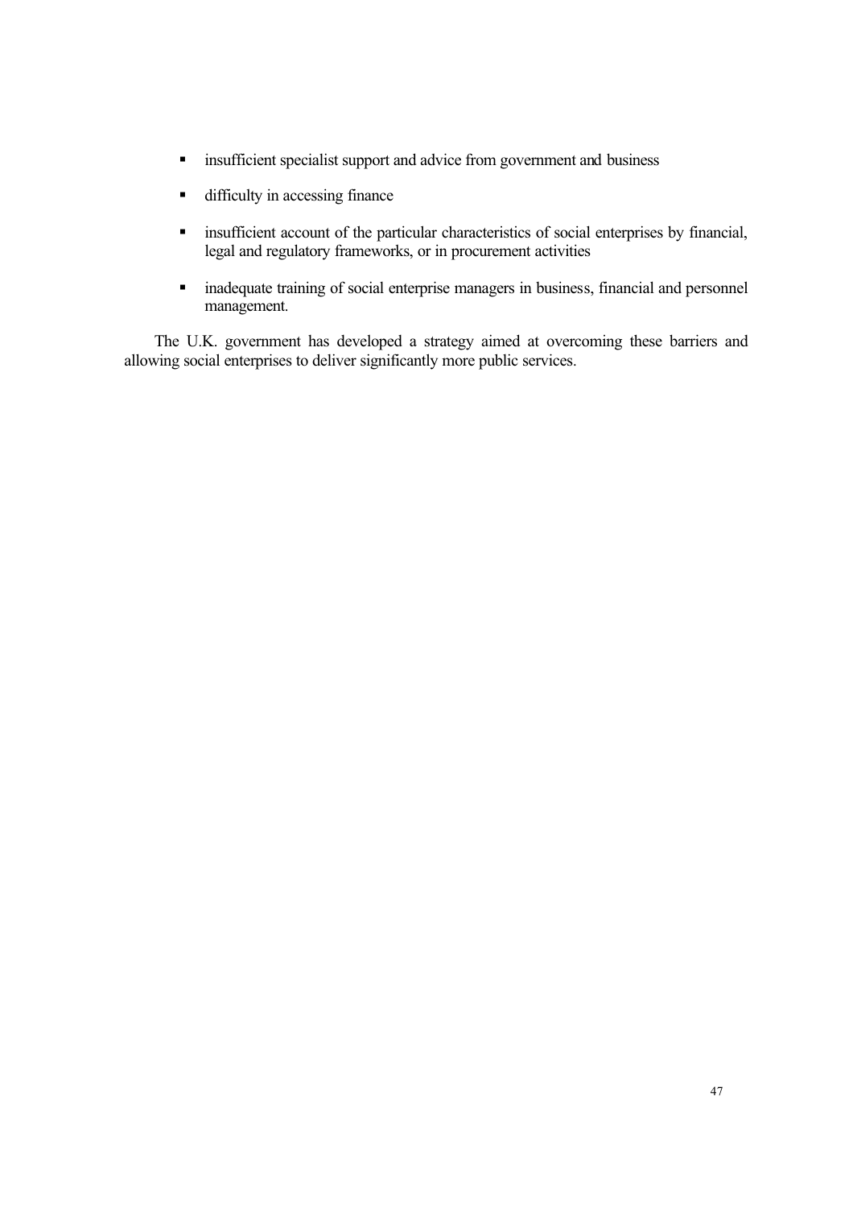- insufficient specialist support and advice from government and business
- difficulty in accessing finance
- insufficient account of the particular characteristics of social enterprises by financial, legal and regulatory frameworks, or in procurement activities
- inadequate training of social enterprise managers in business, financial and personnel management.

The U.K. government has developed a strategy aimed at overcoming these barriers and allowing social enterprises to deliver significantly more public services.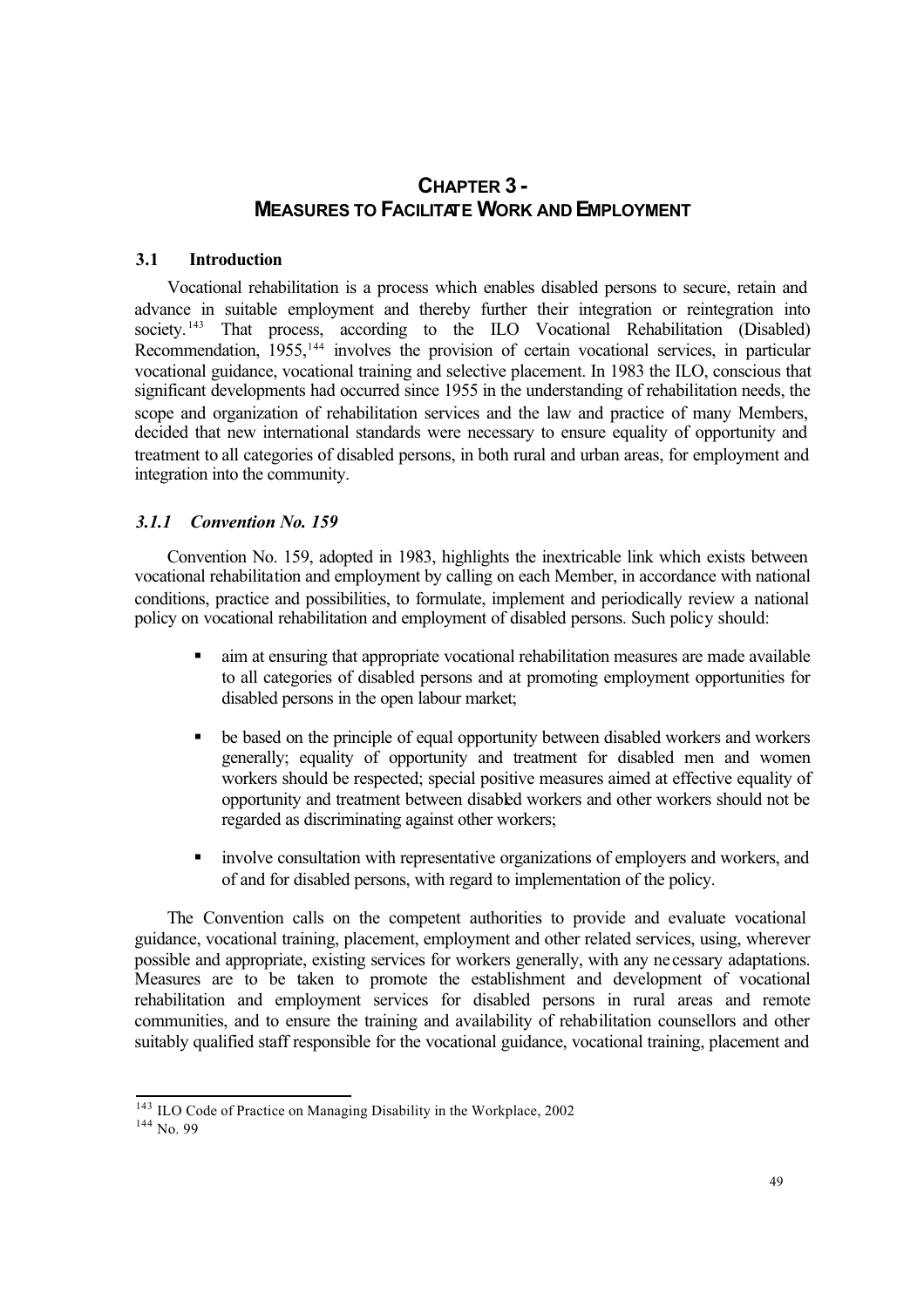# CHAPTER 3 - MEASURES TO FACILITATE WORK AND EMPLOYMENT

## 3.1 Introduction

Vocational rehabilitation is a process which enables disabled persons to secure, retain and advance in suitable employment and thereby further their integration or reintegration into society.[143] That process, according to the ILO Vocational Rehabilitation (Disabled) Recommendation, 1955,[144] involves the provision of certain vocational services, in particular vocational guidance, vocational training and selective placement. In 1983 the ILO, conscious that significant developments had occurred since 1955 in the understanding of rehabilitation needs, the scope and organization of rehabilitation services and the law and practice of many Members, decided that new international standards were necessary to ensure equality of opportunity and treatment to all categories of disabled persons, in both rural and urban areas, for employment and integration into the community.

### *3.1.1 Convention No. 159*

Convention No. 159, adopted in 1983, highlights the inextricable link which exists between vocational rehabilitation and employment by calling on each Member, in accordance with national conditions, practice and possibilities, to formulate, implement and periodically review a national policy on vocational rehabilitation and employment of disabled persons. Such policy should:

- aim at ensuring that appropriate vocational rehabilitation measures are made available to all categories of disabled persons and at promoting employment opportunities for disabled persons in the open labour market;
- be based on the principle of equal opportunity between disabled workers and workers generally; equality of opportunity and treatment for disabled men and women workers should be respected; special positive measures aimed at effective equality of opportunity and treatment between disabled workers and other workers should not be regarded as discriminating against other workers;
- involve consultation with representative organizations of employers and workers, and of and for disabled persons, with regard to implementation of the policy.

The Convention calls on the competent authorities to provide and evaluate vocational guidance, vocational training, placement, employment and other related services, using, wherever possible and appropriate, existing services for workers generally, with any necessary adaptations. Measures are to be taken to promote the establishment and development of vocational rehabilitation and employment services for disabled persons in rural areas and remote communities, and to ensure the training and availability of rehabilitation counsellors and other suitably qualified staff responsible for the vocational guidance, vocational training, placement and

---

[143] ILO Code of Practice on Managing Disability in the Workplace, 2002

[144] No. 99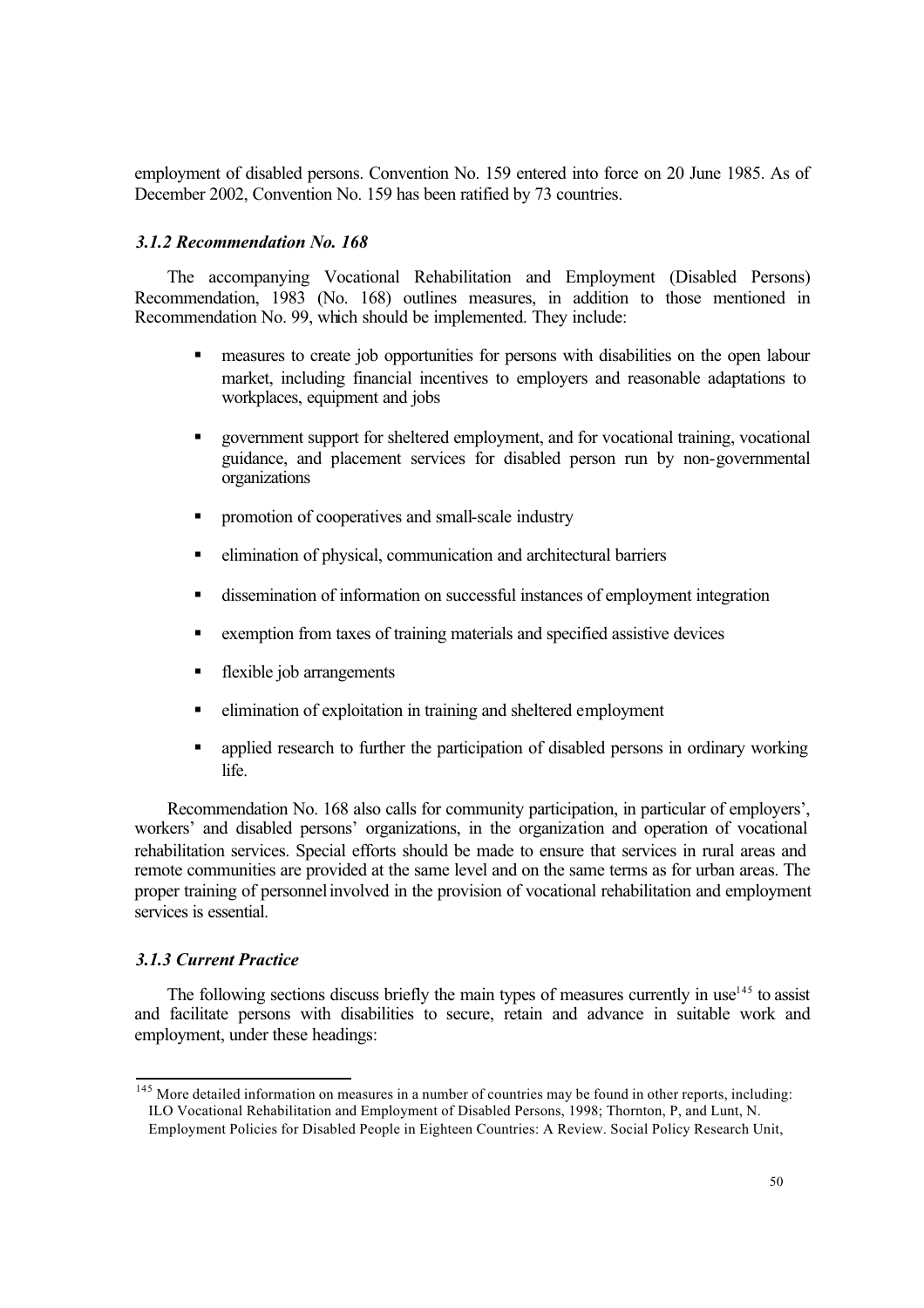employment of disabled persons. Convention No. 159 entered into force on 20 June 1985. As of December 2002, Convention No. 159 has been ratified by 73 countries.

### *3.1.2 Recommendation No. 168*

The accompanying Vocational Rehabilitation and Employment (Disabled Persons) Recommendation, 1983 (No. 168) outlines measures, in addition to those mentioned in Recommendation No. 99, which should be implemented. They include:

- measures to create job opportunities for persons with disabilities on the open labour market, including financial incentives to employers and reasonable adaptations to workplaces, equipment and jobs
- government support for sheltered employment, and for vocational training, vocational guidance, and placement services for disabled person run by non-governmental organizations
- promotion of cooperatives and small-scale industry
- elimination of physical, communication and architectural barriers
- dissemination of information on successful instances of employment integration
- exemption from taxes of training materials and specified assistive devices
- flexible job arrangements
- elimination of exploitation in training and sheltered employment
- applied research to further the participation of disabled persons in ordinary working life.

Recommendation No. 168 also calls for community participation, in particular of employers', workers' and disabled persons' organizations, in the organization and operation of vocational rehabilitation services. Special efforts should be made to ensure that services in rural areas and remote communities are provided at the same level and on the same terms as for urban areas. The proper training of personnel involved in the provision of vocational rehabilitation and employment services is essential.

### *3.1.3 Current Practice*

The following sections discuss briefly the main types of measures currently in use[145] to assist and facilitate persons with disabilities to secure, retain and advance in suitable work and employment, under these headings:

[145] More detailed information on measures in a number of countries may be found in other reports, including: ILO Vocational Rehabilitation and Employment of Disabled Persons, 1998; Thornton, P, and Lunt, N. Employment Policies for Disabled People in Eighteen Countries: A Review. Social Policy Research Unit,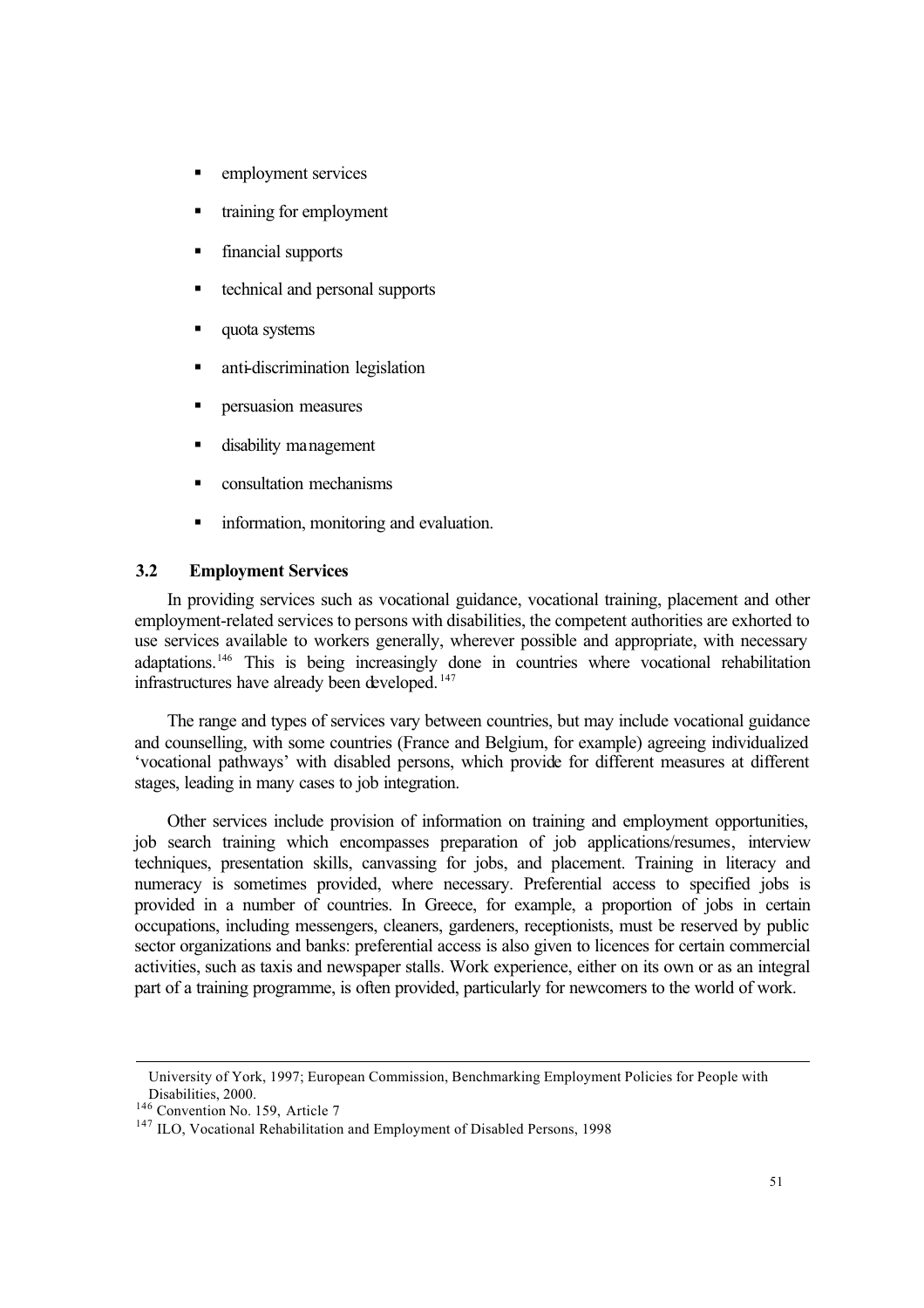- employment services
- training for employment
- financial supports
- technical and personal supports
- quota systems
- anti-discrimination legislation
- persuasion measures
- disability management
- consultation mechanisms
- information, monitoring and evaluation.

### 3.2 Employment Services

In providing services such as vocational guidance, vocational training, placement and other employment-related services to persons with disabilities, the competent authorities are exhorted to use services available to workers generally, wherever possible and appropriate, with necessary adaptations.[146] This is being increasingly done in countries where vocational rehabilitation infrastructures have already been developed.[147]

The range and types of services vary between countries, but may include vocational guidance and counselling, with some countries (France and Belgium, for example) agreeing individualized 'vocational pathways' with disabled persons, which provide for different measures at different stages, leading in many cases to job integration.

Other services include provision of information on training and employment opportunities, job search training which encompasses preparation of job applications/resumes, interview techniques, presentation skills, canvassing for jobs, and placement. Training in literacy and numeracy is sometimes provided, where necessary. Preferential access to specified jobs is provided in a number of countries. In Greece, for example, a proportion of jobs in certain occupations, including messengers, cleaners, gardeners, receptionists, must be reserved by public sector organizations and banks: preferential access is also given to licences for certain commercial activities, such as taxis and newspaper stalls. Work experience, either on its own or as an integral part of a training programme, is often provided, particularly for newcomers to the world of work.

---

University of York, 1997; European Commission, Benchmarking Employment Policies for People with Disabilities, 2000.

[146] Convention No. 159, Article 7

[147] ILO, Vocational Rehabilitation and Employment of Disabled Persons, 1998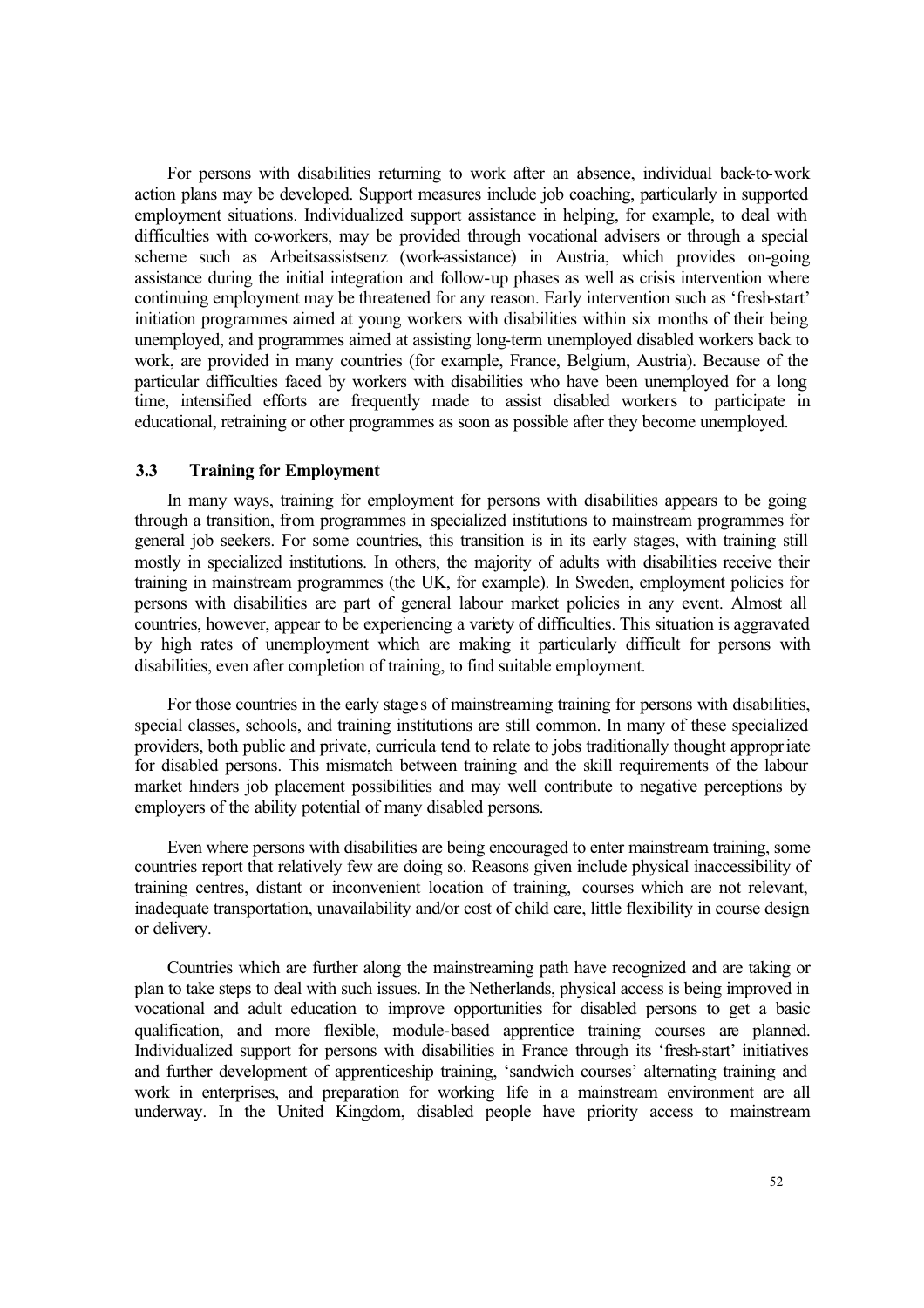For persons with disabilities returning to work after an absence, individual back-to-work action plans may be developed. Support measures include job coaching, particularly in supported employment situations. Individualized support assistance in helping, for example, to deal with difficulties with co-workers, may be provided through vocational advisers or through a special scheme such as Arbeitsassistsenz (work-assistance) in Austria, which provides on-going assistance during the initial integration and follow-up phases as well as crisis intervention where continuing employment may be threatened for any reason. Early intervention such as 'fresh-start' initiation programmes aimed at young workers with disabilities within six months of their being unemployed, and programmes aimed at assisting long-term unemployed disabled workers back to work, are provided in many countries (for example, France, Belgium, Austria). Because of the particular difficulties faced by workers with disabilities who have been unemployed for a long time, intensified efforts are frequently made to assist disabled workers to participate in educational, retraining or other programmes as soon as possible after they become unemployed.

### 3.3 Training for Employment

In many ways, training for employment for persons with disabilities appears to be going through a transition, from programmes in specialized institutions to mainstream programmes for general job seekers. For some countries, this transition is in its early stages, with training still mostly in specialized institutions. In others, the majority of adults with disabilities receive their training in mainstream programmes (the UK, for example). In Sweden, employment policies for persons with disabilities are part of general labour market policies in any event. Almost all countries, however, appear to be experiencing a variety of difficulties. This situation is aggravated by high rates of unemployment which are making it particularly difficult for persons with disabilities, even after completion of training, to find suitable employment.

For those countries in the early stages of mainstreaming training for persons with disabilities, special classes, schools, and training institutions are still common. In many of these specialized providers, both public and private, curricula tend to relate to jobs traditionally thought appropriate for disabled persons. This mismatch between training and the skill requirements of the labour market hinders job placement possibilities and may well contribute to negative perceptions by employers of the ability potential of many disabled persons.

Even where persons with disabilities are being encouraged to enter mainstream training, some countries report that relatively few are doing so. Reasons given include physical inaccessibility of training centres, distant or inconvenient location of training, courses which are not relevant, inadequate transportation, unavailability and/or cost of child care, little flexibility in course design or delivery.

Countries which are further along the mainstreaming path have recognized and are taking or plan to take steps to deal with such issues. In the Netherlands, physical access is being improved in vocational and adult education to improve opportunities for disabled persons to get a basic qualification, and more flexible, module-based apprentice training courses are planned. Individualized support for persons with disabilities in France through its 'fresh-start' initiatives and further development of apprenticeship training, 'sandwich courses' alternating training and work in enterprises, and preparation for working life in a mainstream environment are all underway. In the United Kingdom, disabled people have priority access to mainstream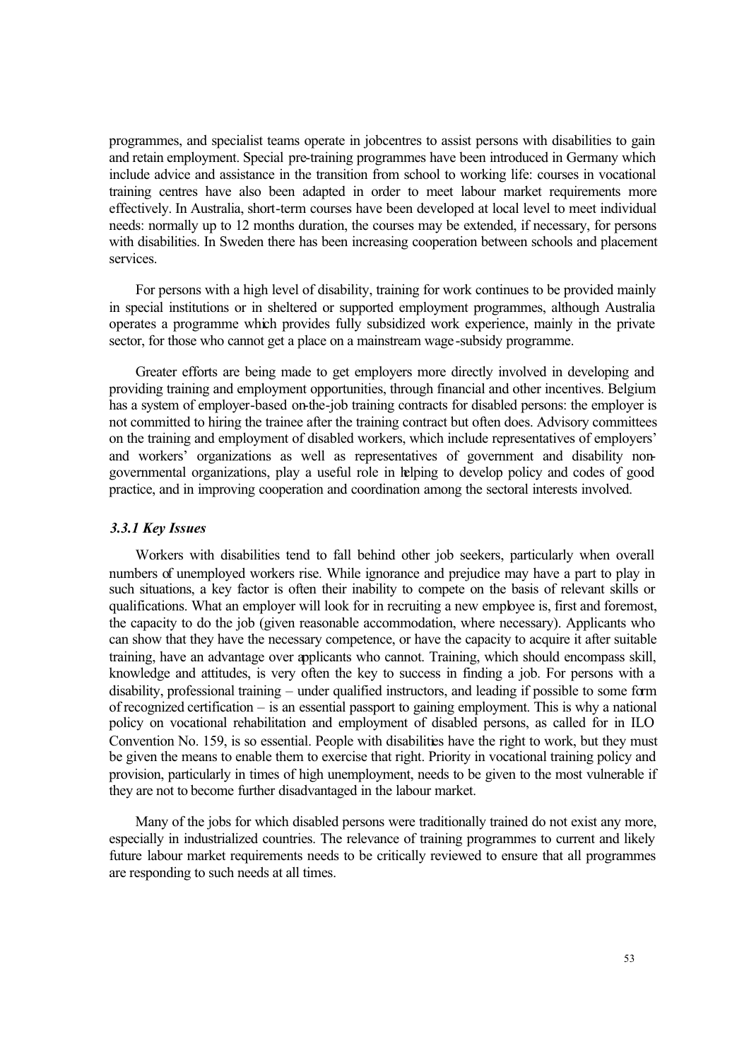programmes, and specialist teams operate in jobcentres to assist persons with disabilities to gain and retain employment. Special pre-training programmes have been introduced in Germany which include advice and assistance in the transition from school to working life: courses in vocational training centres have also been adapted in order to meet labour market requirements more effectively. In Australia, short-term courses have been developed at local level to meet individual needs: normally up to 12 months duration, the courses may be extended, if necessary, for persons with disabilities. In Sweden there has been increasing cooperation between schools and placement services.

For persons with a high level of disability, training for work continues to be provided mainly in special institutions or in sheltered or supported employment programmes, although Australia operates a programme which provides fully subsidized work experience, mainly in the private sector, for those who cannot get a place on a mainstream wage-subsidy programme.

Greater efforts are being made to get employers more directly involved in developing and providing training and employment opportunities, through financial and other incentives. Belgium has a system of employer-based on-the-job training contracts for disabled persons: the employer is not committed to hiring the trainee after the training contract but often does. Advisory committees on the training and employment of disabled workers, which include representatives of employers' and workers' organizations as well as representatives of government and disability non-governmental organizations, play a useful role in helping to develop policy and codes of good practice, and in improving cooperation and coordination among the sectoral interests involved.

### *3.3.1 Key Issues*

Workers with disabilities tend to fall behind other job seekers, particularly when overall numbers of unemployed workers rise. While ignorance and prejudice may have a part to play in such situations, a key factor is often their inability to compete on the basis of relevant skills or qualifications. What an employer will look for in recruiting a new employee is, first and foremost, the capacity to do the job (given reasonable accommodation, where necessary). Applicants who can show that they have the necessary competence, or have the capacity to acquire it after suitable training, have an advantage over applicants who cannot. Training, which should encompass skill, knowledge and attitudes, is very often the key to success in finding a job. For persons with a disability, professional training – under qualified instructors, and leading if possible to some form of recognized certification – is an essential passport to gaining employment. This is why a national policy on vocational rehabilitation and employment of disabled persons, as called for in ILO Convention No. 159, is so essential. People with disabilities have the right to work, but they must be given the means to enable them to exercise that right. Priority in vocational training policy and provision, particularly in times of high unemployment, needs to be given to the most vulnerable if they are not to become further disadvantaged in the labour market.

Many of the jobs for which disabled persons were traditionally trained do not exist any more, especially in industrialized countries. The relevance of training programmes to current and likely future labour market requirements needs to be critically reviewed to ensure that all programmes are responding to such needs at all times.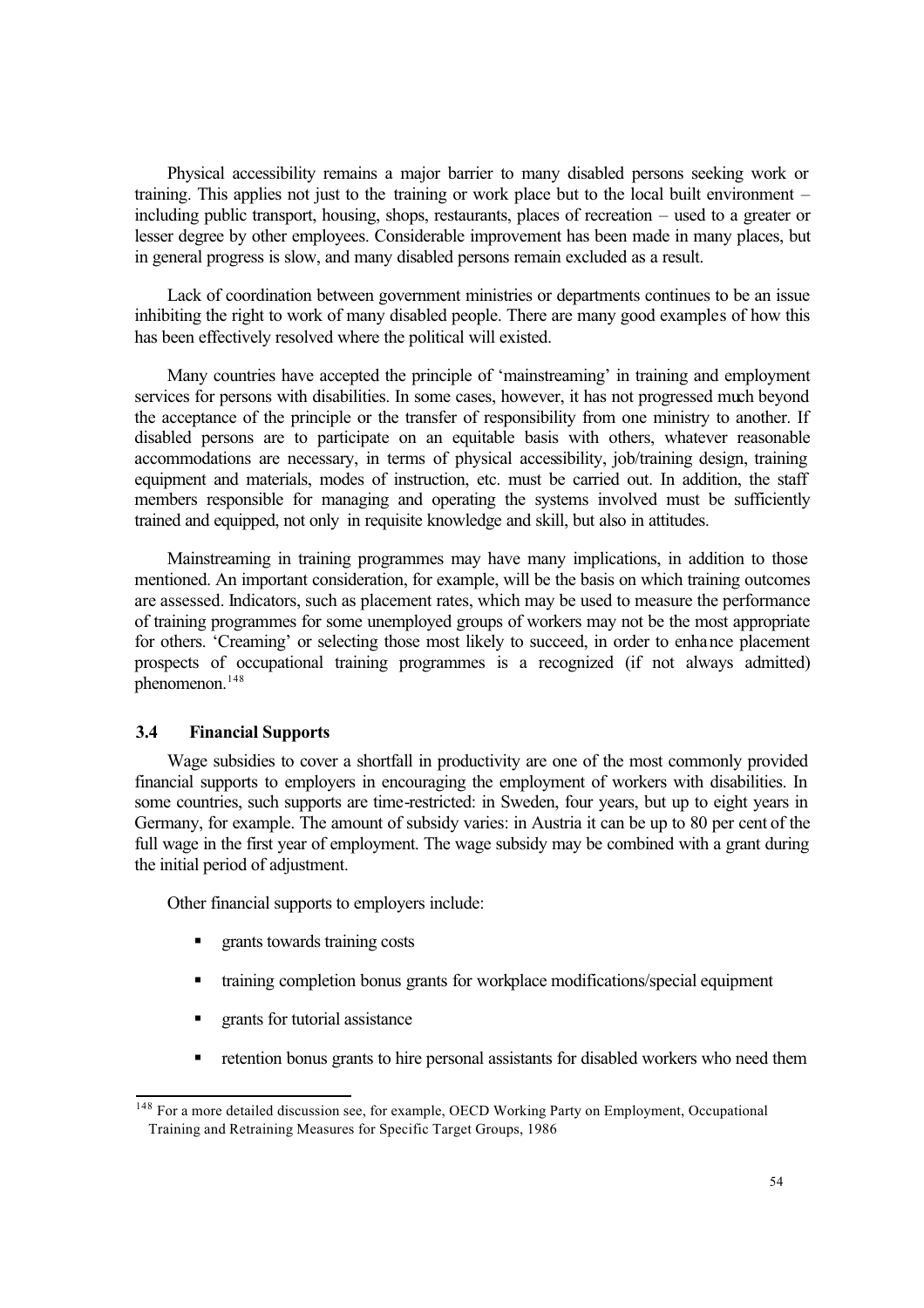Physical accessibility remains a major barrier to many disabled persons seeking work or training. This applies not just to the training or work place but to the local built environment – including public transport, housing, shops, restaurants, places of recreation – used to a greater or lesser degree by other employees. Considerable improvement has been made in many places, but in general progress is slow, and many disabled persons remain excluded as a result.

Lack of coordination between government ministries or departments continues to be an issue inhibiting the right to work of many disabled people. There are many good examples of how this has been effectively resolved where the political will existed.

Many countries have accepted the principle of 'mainstreaming' in training and employment services for persons with disabilities. In some cases, however, it has not progressed much beyond the acceptance of the principle or the transfer of responsibility from one ministry to another. If disabled persons are to participate on an equitable basis with others, whatever reasonable accommodations are necessary, in terms of physical accessibility, job/training design, training equipment and materials, modes of instruction, etc. must be carried out. In addition, the staff members responsible for managing and operating the systems involved must be sufficiently trained and equipped, not only in requisite knowledge and skill, but also in attitudes.

Mainstreaming in training programmes may have many implications, in addition to those mentioned. An important consideration, for example, will be the basis on which training outcomes are assessed. Indicators, such as placement rates, which may be used to measure the performance of training programmes for some unemployed groups of workers may not be the most appropriate for others. 'Creaming' or selecting those most likely to succeed, in order to enhance placement prospects of occupational training programmes is a recognized (if not always admitted) phenomenon.[148]

### 3.4 Financial Supports

Wage subsidies to cover a shortfall in productivity are one of the most commonly provided financial supports to employers in encouraging the employment of workers with disabilities. In some countries, such supports are time-restricted: in Sweden, four years, but up to eight years in Germany, for example. The amount of subsidy varies: in Austria it can be up to 80 per cent of the full wage in the first year of employment. The wage subsidy may be combined with a grant during the initial period of adjustment.

Other financial supports to employers include:

- grants towards training costs
- training completion bonus grants for workplace modifications/special equipment
- grants for tutorial assistance
- retention bonus grants to hire personal assistants for disabled workers who need them

[148] For a more detailed discussion see, for example, OECD Working Party on Employment, Occupational Training and Retraining Measures for Specific Target Groups, 1986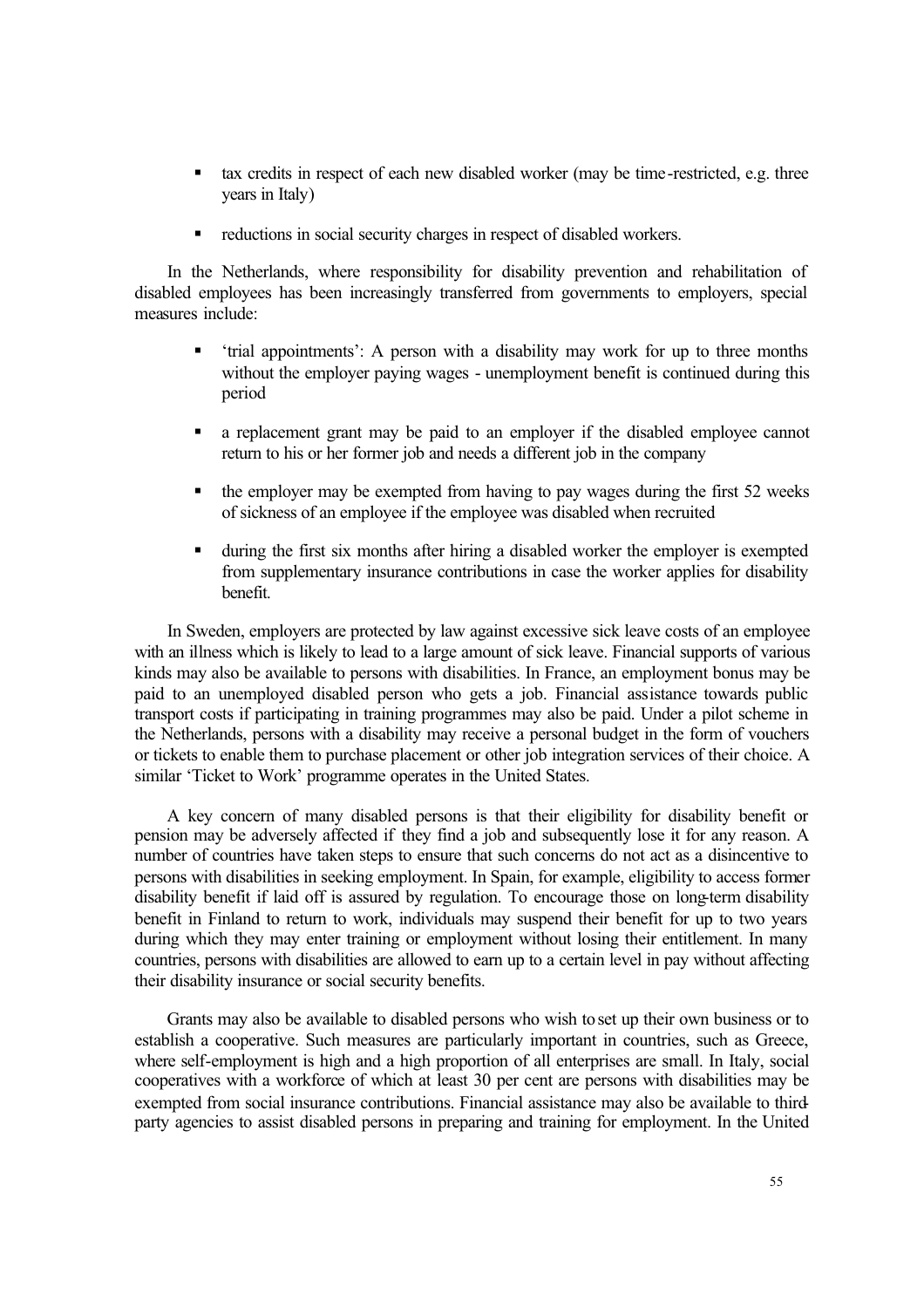- tax credits in respect of each new disabled worker (may be time-restricted, e.g. three years in Italy)
- reductions in social security charges in respect of disabled workers.

In the Netherlands, where responsibility for disability prevention and rehabilitation of disabled employees has been increasingly transferred from governments to employers, special measures include:

- 'trial appointments': A person with a disability may work for up to three months without the employer paying wages - unemployment benefit is continued during this period
- a replacement grant may be paid to an employer if the disabled employee cannot return to his or her former job and needs a different job in the company
- the employer may be exempted from having to pay wages during the first 52 weeks of sickness of an employee if the employee was disabled when recruited
- during the first six months after hiring a disabled worker the employer is exempted from supplementary insurance contributions in case the worker applies for disability benefit.

In Sweden, employers are protected by law against excessive sick leave costs of an employee with an illness which is likely to lead to a large amount of sick leave. Financial supports of various kinds may also be available to persons with disabilities. In France, an employment bonus may be paid to an unemployed disabled person who gets a job. Financial assistance towards public transport costs if participating in training programmes may also be paid. Under a pilot scheme in the Netherlands, persons with a disability may receive a personal budget in the form of vouchers or tickets to enable them to purchase placement or other job integration services of their choice. A similar 'Ticket to Work' programme operates in the United States.

A key concern of many disabled persons is that their eligibility for disability benefit or pension may be adversely affected if they find a job and subsequently lose it for any reason. A number of countries have taken steps to ensure that such concerns do not act as a disincentive to persons with disabilities in seeking employment. In Spain, for example, eligibility to access former disability benefit if laid off is assured by regulation. To encourage those on long-term disability benefit in Finland to return to work, individuals may suspend their benefit for up to two years during which they may enter training or employment without losing their entitlement. In many countries, persons with disabilities are allowed to earn up to a certain level in pay without affecting their disability insurance or social security benefits.

Grants may also be available to disabled persons who wish to set up their own business or to establish a cooperative. Such measures are particularly important in countries, such as Greece, where self-employment is high and a high proportion of all enterprises are small. In Italy, social cooperatives with a workforce of which at least 30 per cent are persons with disabilities may be exempted from social insurance contributions. Financial assistance may also be available to third-party agencies to assist disabled persons in preparing and training for employment. In the United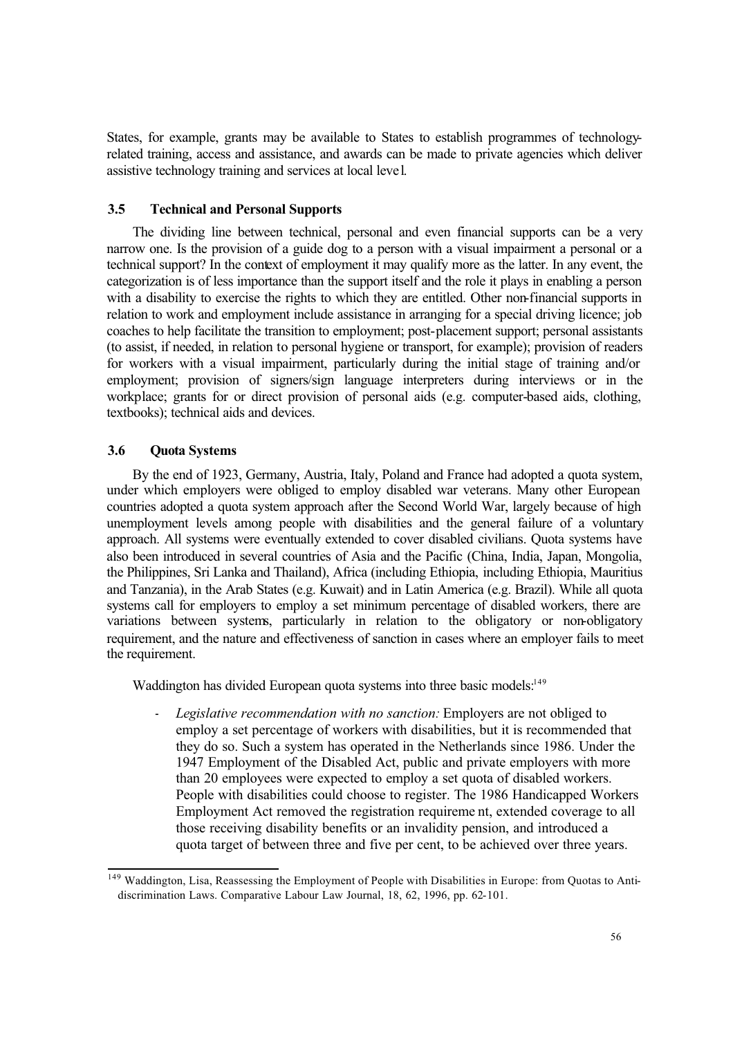States, for example, grants may be available to States to establish programmes of technology-related training, access and assistance, and awards can be made to private agencies which deliver assistive technology training and services at local level.

### 3.5 Technical and Personal Supports

The dividing line between technical, personal and even financial supports can be a very narrow one. Is the provision of a guide dog to a person with a visual impairment a personal or a technical support? In the context of employment it may qualify more as the latter. In any event, the categorization is of less importance than the support itself and the role it plays in enabling a person with a disability to exercise the rights to which they are entitled. Other non-financial supports in relation to work and employment include assistance in arranging for a special driving licence; job coaches to help facilitate the transition to employment; post-placement support; personal assistants (to assist, if needed, in relation to personal hygiene or transport, for example); provision of readers for workers with a visual impairment, particularly during the initial stage of training and/or employment; provision of signers/sign language interpreters during interviews or in the workplace; grants for or direct provision of personal aids (e.g. computer-based aids, clothing, textbooks); technical aids and devices.

### 3.6 Quota Systems

By the end of 1923, Germany, Austria, Italy, Poland and France had adopted a quota system, under which employers were obliged to employ disabled war veterans. Many other European countries adopted a quota system approach after the Second World War, largely because of high unemployment levels among people with disabilities and the general failure of a voluntary approach. All systems were eventually extended to cover disabled civilians. Quota systems have also been introduced in several countries of Asia and the Pacific (China, India, Japan, Mongolia, the Philippines, Sri Lanka and Thailand), Africa (including Ethiopia, including Ethiopia, Mauritius and Tanzania), in the Arab States (e.g. Kuwait) and in Latin America (e.g. Brazil). While all quota systems call for employers to employ a set minimum percentage of disabled workers, there are variations between systems, particularly in relation to the obligatory or non-obligatory requirement, and the nature and effectiveness of sanction in cases where an employer fails to meet the requirement.

Waddington has divided European quota systems into three basic models:[149]

- *Legislative recommendation with no sanction:* Employers are not obliged to employ a set percentage of workers with disabilities, but it is recommended that they do so. Such a system has operated in the Netherlands since 1986. Under the 1947 Employment of the Disabled Act, public and private employers with more than 20 employees were expected to employ a set quota of disabled workers. People with disabilities could choose to register. The 1986 Handicapped Workers Employment Act removed the registration requirement, extended coverage to all those receiving disability benefits or an invalidity pension, and introduced a quota target of between three and five per cent, to be achieved over three years.

[149] Waddington, Lisa, Reassessing the Employment of People with Disabilities in Europe: from Quotas to Anti-discrimination Laws. Comparative Labour Law Journal, 18, 62, 1996, pp. 62-101.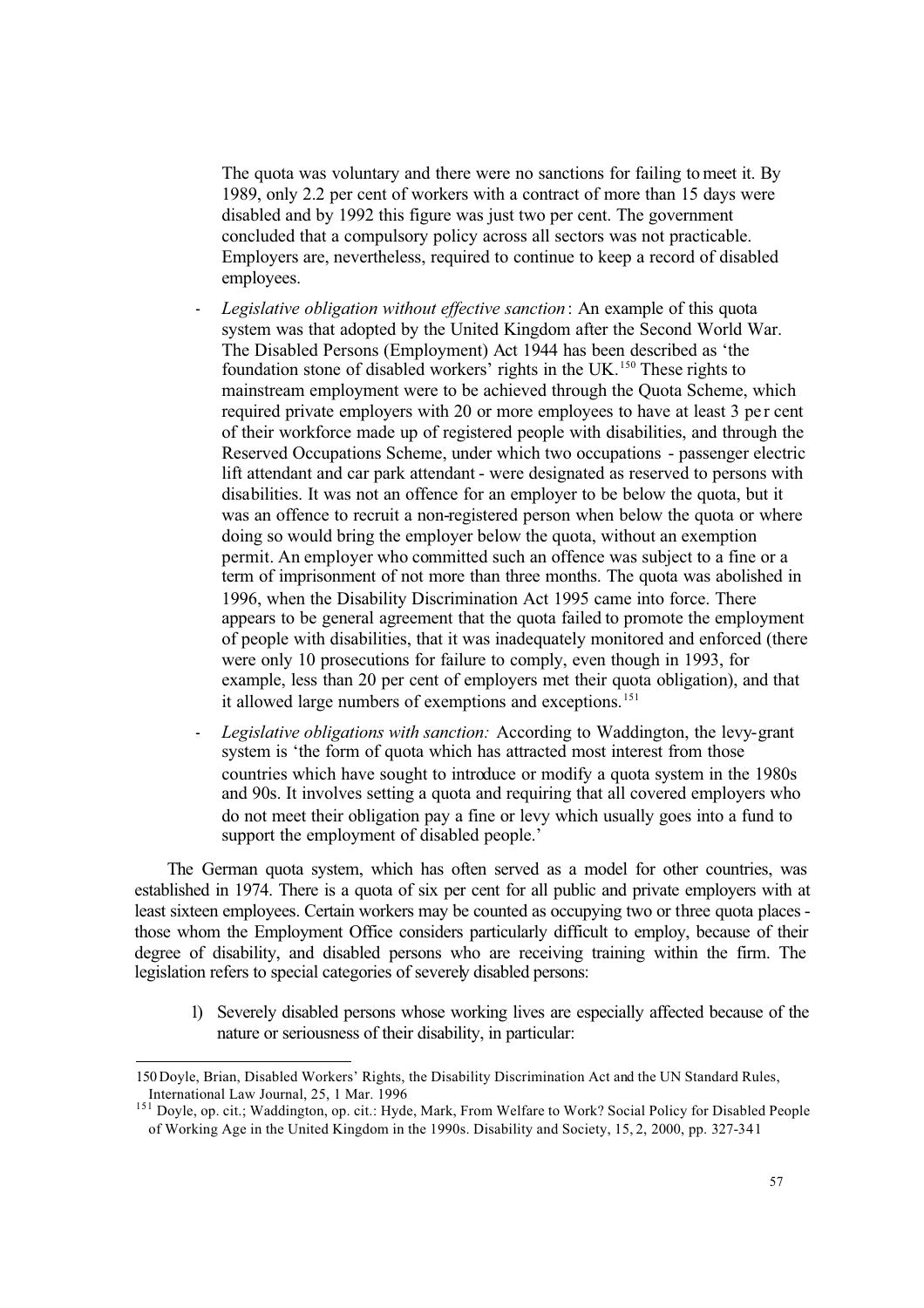The quota was voluntary and there were no sanctions for failing to meet it. By 1989, only 2.2 per cent of workers with a contract of more than 15 days were disabled and by 1992 this figure was just two per cent. The government concluded that a compulsory policy across all sectors was not practicable. Employers are, nevertheless, required to continue to keep a record of disabled employees.

- *Legislative obligation without effective sanction*: An example of this quota system was that adopted by the United Kingdom after the Second World War. The Disabled Persons (Employment) Act 1944 has been described as 'the foundation stone of disabled workers' rights in the UK.[150] These rights to mainstream employment were to be achieved through the Quota Scheme, which required private employers with 20 or more employees to have at least 3 per cent of their workforce made up of registered people with disabilities, and through the Reserved Occupations Scheme, under which two occupations - passenger electric lift attendant and car park attendant - were designated as reserved to persons with disabilities. It was not an offence for an employer to be below the quota, but it was an offence to recruit a non-registered person when below the quota or where doing so would bring the employer below the quota, without an exemption permit. An employer who committed such an offence was subject to a fine or a term of imprisonment of not more than three months. The quota was abolished in 1996, when the Disability Discrimination Act 1995 came into force. There appears to be general agreement that the quota failed to promote the employment of people with disabilities, that it was inadequately monitored and enforced (there were only 10 prosecutions for failure to comply, even though in 1993, for example, less than 20 per cent of employers met their quota obligation), and that it allowed large numbers of exemptions and exceptions.[151]
- *Legislative obligations with sanction:* According to Waddington, the levy-grant system is 'the form of quota which has attracted most interest from those countries which have sought to introduce or modify a quota system in the 1980s and 90s. It involves setting a quota and requiring that all covered employers who do not meet their obligation pay a fine or levy which usually goes into a fund to support the employment of disabled people.'

The German quota system, which has often served as a model for other countries, was established in 1974. There is a quota of six per cent for all public and private employers with at least sixteen employees. Certain workers may be counted as occupying two or three quota places - those whom the Employment Office considers particularly difficult to employ, because of their degree of disability, and disabled persons who are receiving training within the firm. The legislation refers to special categories of severely disabled persons:

1) Severely disabled persons whose working lives are especially affected because of the nature or seriousness of their disability, in particular:

---

150 Doyle, Brian, Disabled Workers' Rights, the Disability Discrimination Act and the UN Standard Rules, International Law Journal, 25, 1 Mar. 1996

151 Doyle, op. cit.; Waddington, op. cit.: Hyde, Mark, From Welfare to Work? Social Policy for Disabled People of Working Age in the United Kingdom in the 1990s. Disability and Society, 15, 2, 2000, pp. 327-341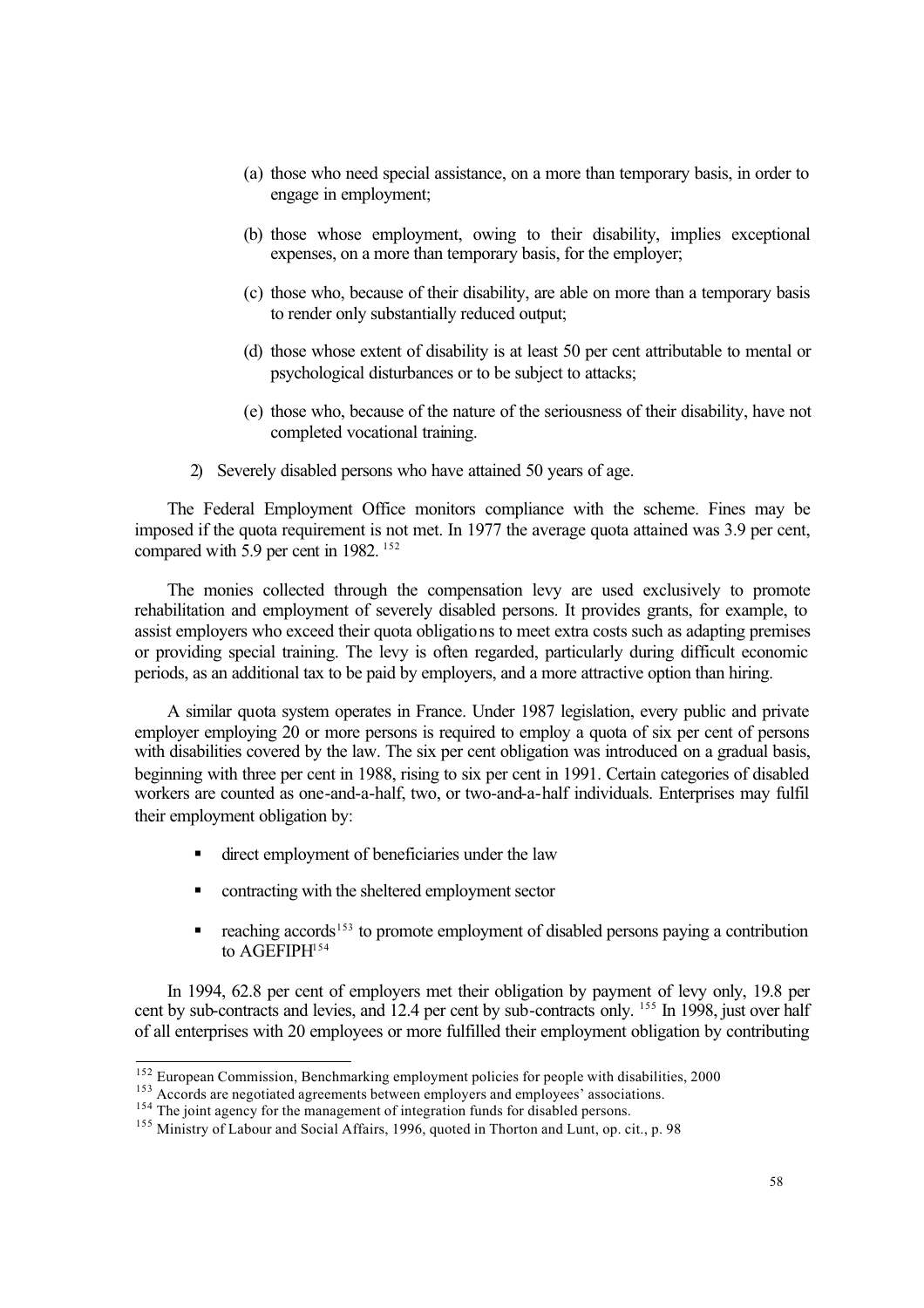(a) those who need special assistance, on a more than temporary basis, in order to engage in employment;

(b) those whose employment, owing to their disability, implies exceptional expenses, on a more than temporary basis, for the employer;

(c) those who, because of their disability, are able on more than a temporary basis to render only substantially reduced output;

(d) those whose extent of disability is at least 50 per cent attributable to mental or psychological disturbances or to be subject to attacks;

(e) those who, because of the nature of the seriousness of their disability, have not completed vocational training.

2) Severely disabled persons who have attained 50 years of age.

The Federal Employment Office monitors compliance with the scheme. Fines may be imposed if the quota requirement is not met. In 1977 the average quota attained was 3.9 per cent, compared with 5.9 per cent in 1982. [152]

The monies collected through the compensation levy are used exclusively to promote rehabilitation and employment of severely disabled persons. It provides grants, for example, to assist employers who exceed their quota obligations to meet extra costs such as adapting premises or providing special training. The levy is often regarded, particularly during difficult economic periods, as an additional tax to be paid by employers, and a more attractive option than hiring.

A similar quota system operates in France. Under 1987 legislation, every public and private employer employing 20 or more persons is required to employ a quota of six per cent of persons with disabilities covered by the law. The six per cent obligation was introduced on a gradual basis, beginning with three per cent in 1988, rising to six per cent in 1991. Certain categories of disabled workers are counted as one-and-a-half, two, or two-and-a-half individuals. Enterprises may fulfil their employment obligation by:

- direct employment of beneficiaries under the law
- contracting with the sheltered employment sector
- reaching accords[153] to promote employment of disabled persons paying a contribution to AGEFIPH[154]

In 1994, 62.8 per cent of employers met their obligation by payment of levy only, 19.8 per cent by sub-contracts and levies, and 12.4 per cent by sub-contracts only. [155] In 1998, just over half of all enterprises with 20 employees or more fulfilled their employment obligation by contributing

---

[152] European Commission, Benchmarking employment policies for people with disabilities, 2000

[153] Accords are negotiated agreements between employers and employees' associations.

[154] The joint agency for the management of integration funds for disabled persons.

[155] Ministry of Labour and Social Affairs, 1996, quoted in Thorton and Lunt, op. cit., p. 98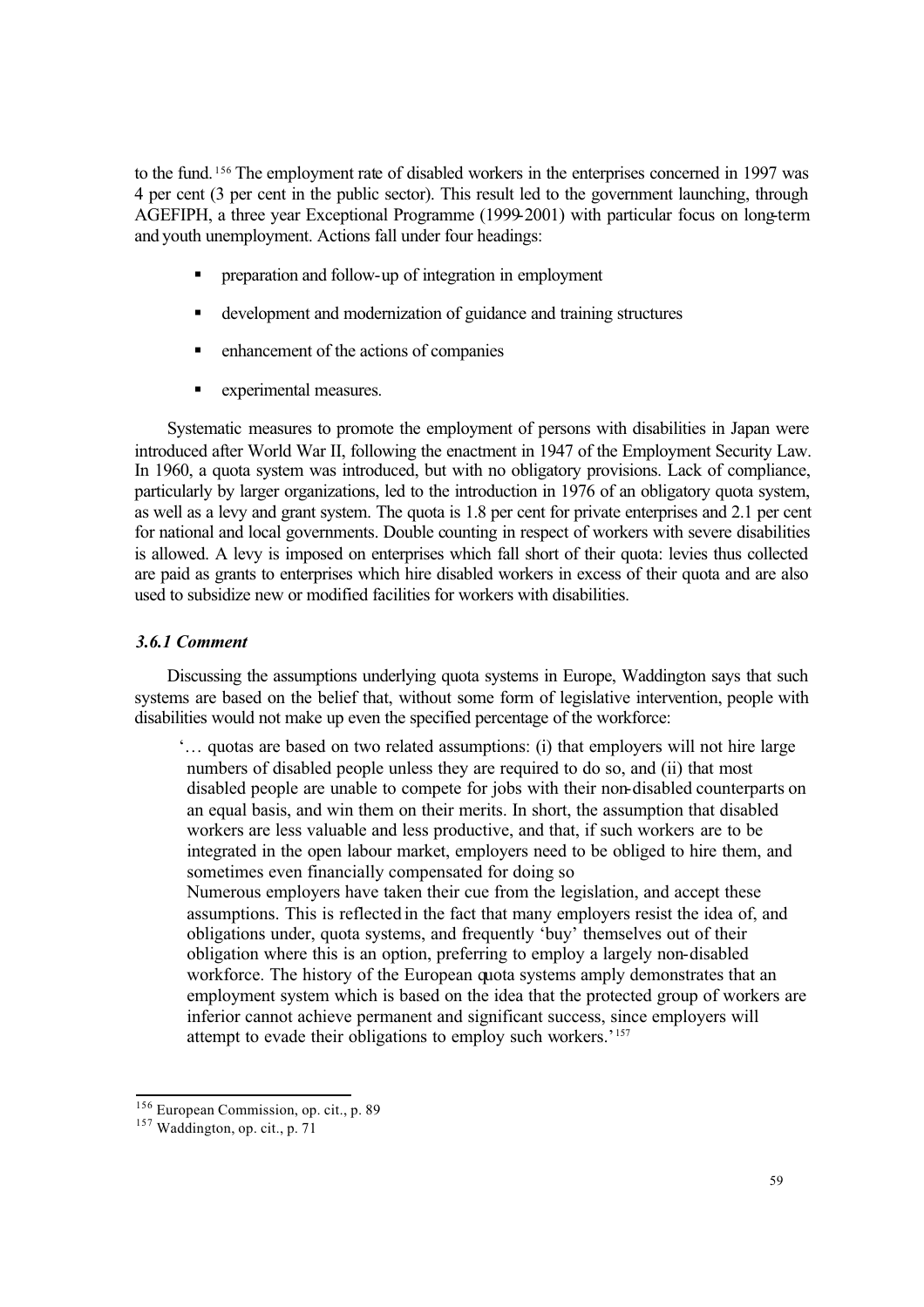to the fund.[156] The employment rate of disabled workers in the enterprises concerned in 1997 was 4 per cent (3 per cent in the public sector). This result led to the government launching, through AGEFIPH, a three year Exceptional Programme (1999-2001) with particular focus on long-term and youth unemployment. Actions fall under four headings:

- preparation and follow-up of integration in employment
- development and modernization of guidance and training structures
- enhancement of the actions of companies
- experimental measures.

Systematic measures to promote the employment of persons with disabilities in Japan were introduced after World War II, following the enactment in 1947 of the Employment Security Law. In 1960, a quota system was introduced, but with no obligatory provisions. Lack of compliance, particularly by larger organizations, led to the introduction in 1976 of an obligatory quota system, as well as a levy and grant system. The quota is 1.8 per cent for private enterprises and 2.1 per cent for national and local governments. Double counting in respect of workers with severe disabilities is allowed. A levy is imposed on enterprises which fall short of their quota: levies thus collected are paid as grants to enterprises which hire disabled workers in excess of their quota and are also used to subsidize new or modified facilities for workers with disabilities.

### *3.6.1 Comment*

Discussing the assumptions underlying quota systems in Europe, Waddington says that such systems are based on the belief that, without some form of legislative intervention, people with disabilities would not make up even the specified percentage of the workforce:

> '… quotas are based on two related assumptions: (i) that employers will not hire large numbers of disabled people unless they are required to do so, and (ii) that most disabled people are unable to compete for jobs with their non-disabled counterparts on an equal basis, and win them on their merits. In short, the assumption that disabled workers are less valuable and less productive, and that, if such workers are to be integrated in the open labour market, employers need to be obliged to hire them, and sometimes even financially compensated for doing so
> Numerous employers have taken their cue from the legislation, and accept these assumptions. This is reflected in the fact that many employers resist the idea of, and obligations under, quota systems, and frequently 'buy' themselves out of their obligation where this is an option, preferring to employ a largely non-disabled workforce. The history of the European quota systems amply demonstrates that an employment system which is based on the idea that the protected group of workers are inferior cannot achieve permanent and significant success, since employers will attempt to evade their obligations to employ such workers.'[157]

---

[156] European Commission, op. cit., p. 89

[157] Waddington, op. cit., p. 71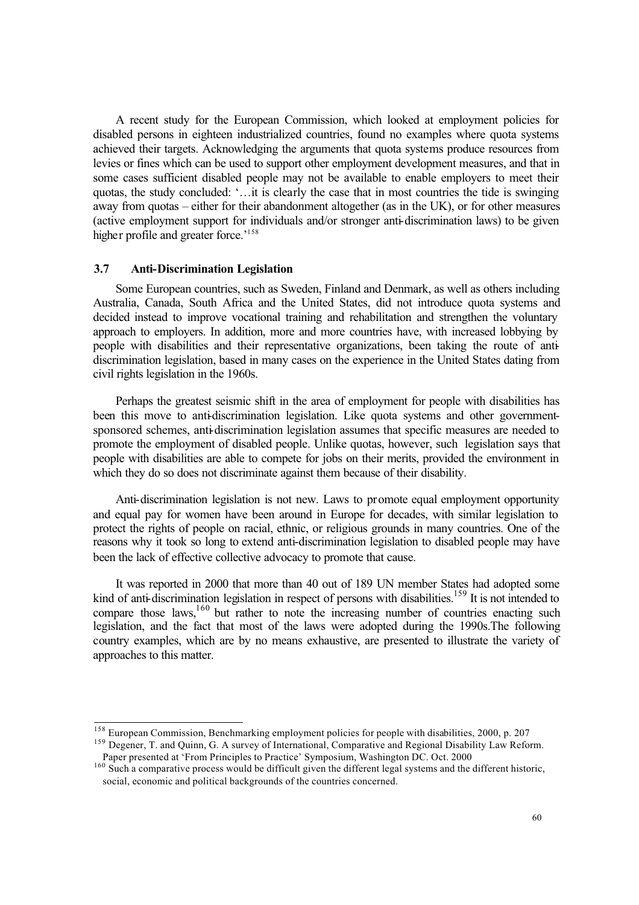A recent study for the European Commission, which looked at employment policies for disabled persons in eighteen industrialized countries, found no examples where quota systems achieved their targets. Acknowledging the arguments that quota systems produce resources from levies or fines which can be used to support other employment development measures, and that in some cases sufficient disabled people may not be available to enable employers to meet their quotas, the study concluded: '…it is clearly the case that in most countries the tide is swinging away from quotas – either for their abandonment altogether (as in the UK), or for other measures (active employment support for individuals and/or stronger anti-discrimination laws) to be given higher profile and greater force.'[158]

### 3.7 Anti-Discrimination Legislation

Some European countries, such as Sweden, Finland and Denmark, as well as others including Australia, Canada, South Africa and the United States, did not introduce quota systems and decided instead to improve vocational training and rehabilitation and strengthen the voluntary approach to employers. In addition, more and more countries have, with increased lobbying by people with disabilities and their representative organizations, been taking the route of anti-discrimination legislation, based in many cases on the experience in the United States dating from civil rights legislation in the 1960s.

Perhaps the greatest seismic shift in the area of employment for people with disabilities has been this move to anti-discrimination legislation. Like quota systems and other government-sponsored schemes, anti-discrimination legislation assumes that specific measures are needed to promote the employment of disabled people. Unlike quotas, however, such legislation says that people with disabilities are able to compete for jobs on their merits, provided the environment in which they do so does not discriminate against them because of their disability.

Anti-discrimination legislation is not new. Laws to promote equal employment opportunity and equal pay for women have been around in Europe for decades, with similar legislation to protect the rights of people on racial, ethnic, or religious grounds in many countries. One of the reasons why it took so long to extend anti-discrimination legislation to disabled people may have been the lack of effective collective advocacy to promote that cause.

It was reported in 2000 that more than 40 out of 189 UN member States had adopted some kind of anti-discrimination legislation in respect of persons with disabilities.[159] It is not intended to compare those laws,[160] but rather to note the increasing number of countries enacting such legislation, and the fact that most of the laws were adopted during the 1990s.The following country examples, which are by no means exhaustive, are presented to illustrate the variety of approaches to this matter.

---

[158] European Commission, Benchmarking employment policies for people with disabilities, 2000, p. 207

[159] Degener, T. and Quinn, G. A survey of International, Comparative and Regional Disability Law Reform. Paper presented at 'From Principles to Practice' Symposium, Washington DC. Oct. 2000

[160] Such a comparative process would be difficult given the different legal systems and the different historic, social, economic and political backgrounds of the countries concerned.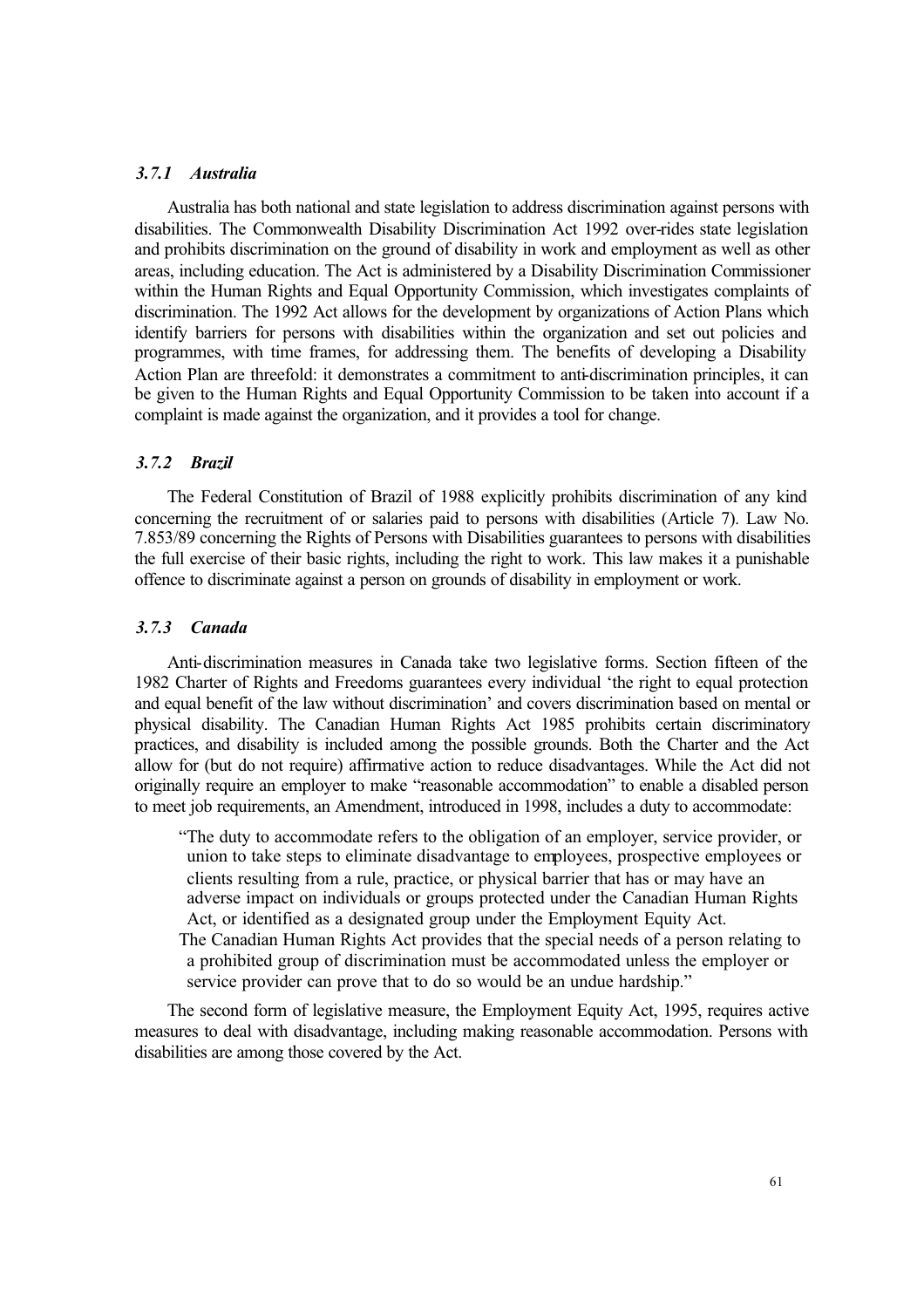### *3.7.1 Australia*

Australia has both national and state legislation to address discrimination against persons with disabilities. The Commonwealth Disability Discrimination Act 1992 over-rides state legislation and prohibits discrimination on the ground of disability in work and employment as well as other areas, including education. The Act is administered by a Disability Discrimination Commissioner within the Human Rights and Equal Opportunity Commission, which investigates complaints of discrimination. The 1992 Act allows for the development by organizations of Action Plans which identify barriers for persons with disabilities within the organization and set out policies and programmes, with time frames, for addressing them. The benefits of developing a Disability Action Plan are threefold: it demonstrates a commitment to anti-discrimination principles, it can be given to the Human Rights and Equal Opportunity Commission to be taken into account if a complaint is made against the organization, and it provides a tool for change.

### *3.7.2 Brazil*

The Federal Constitution of Brazil of 1988 explicitly prohibits discrimination of any kind concerning the recruitment of or salaries paid to persons with disabilities (Article 7). Law No. 7.853/89 concerning the Rights of Persons with Disabilities guarantees to persons with disabilities the full exercise of their basic rights, including the right to work. This law makes it a punishable offence to discriminate against a person on grounds of disability in employment or work.

### *3.7.3 Canada*

Anti-discrimination measures in Canada take two legislative forms. Section fifteen of the 1982 Charter of Rights and Freedoms guarantees every individual 'the right to equal protection and equal benefit of the law without discrimination' and covers discrimination based on mental or physical disability. The Canadian Human Rights Act 1985 prohibits certain discriminatory practices, and disability is included among the possible grounds. Both the Charter and the Act allow for (but do not require) affirmative action to reduce disadvantages. While the Act did not originally require an employer to make "reasonable accommodation" to enable a disabled person to meet job requirements, an Amendment, introduced in 1998, includes a duty to accommodate:

> "The duty to accommodate refers to the obligation of an employer, service provider, or union to take steps to eliminate disadvantage to employees, prospective employees or clients resulting from a rule, practice, or physical barrier that has or may have an adverse impact on individuals or groups protected under the Canadian Human Rights Act, or identified as a designated group under the Employment Equity Act.
>
> The Canadian Human Rights Act provides that the special needs of a person relating to a prohibited group of discrimination must be accommodated unless the employer or service provider can prove that to do so would be an undue hardship."

The second form of legislative measure, the Employment Equity Act, 1995, requires active measures to deal with disadvantage, including making reasonable accommodation. Persons with disabilities are among those covered by the Act.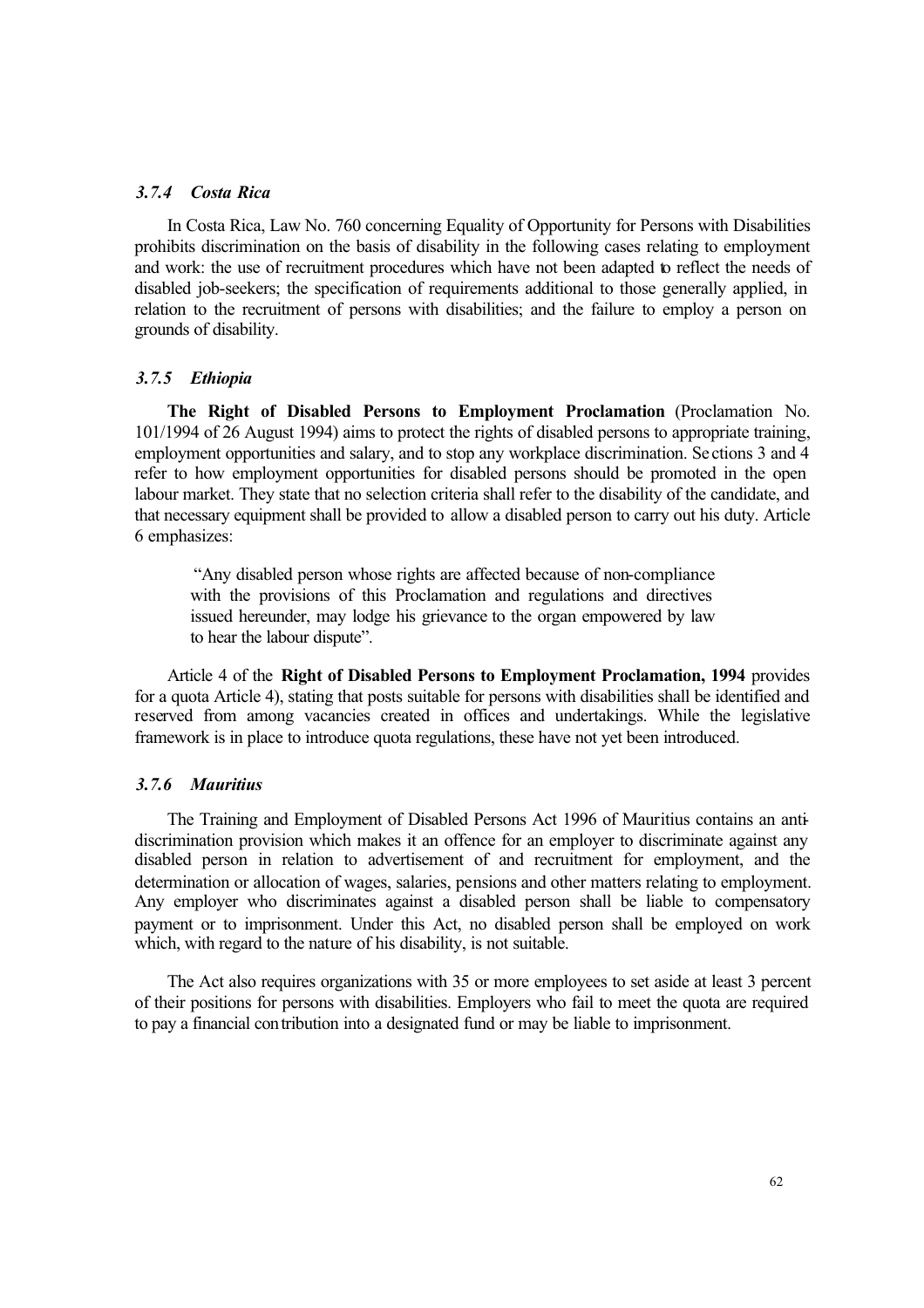### *3.7.4 Costa Rica*

In Costa Rica, Law No. 760 concerning Equality of Opportunity for Persons with Disabilities prohibits discrimination on the basis of disability in the following cases relating to employment and work: the use of recruitment procedures which have not been adapted to reflect the needs of disabled job-seekers; the specification of requirements additional to those generally applied, in relation to the recruitment of persons with disabilities; and the failure to employ a person on grounds of disability.

### *3.7.5 Ethiopia*

**The Right of Disabled Persons to Employment Proclamation** (Proclamation No. 101/1994 of 26 August 1994) aims to protect the rights of disabled persons to appropriate training, employment opportunities and salary, and to stop any workplace discrimination. Sections 3 and 4 refer to how employment opportunities for disabled persons should be promoted in the open labour market. They state that no selection criteria shall refer to the disability of the candidate, and that necessary equipment shall be provided to allow a disabled person to carry out his duty. Article 6 emphasizes:

> "Any disabled person whose rights are affected because of non-compliance with the provisions of this Proclamation and regulations and directives issued hereunder, may lodge his grievance to the organ empowered by law to hear the labour dispute".

Article 4 of the **Right of Disabled Persons to Employment Proclamation, 1994** provides for a quota Article 4), stating that posts suitable for persons with disabilities shall be identified and reserved from among vacancies created in offices and undertakings. While the legislative framework is in place to introduce quota regulations, these have not yet been introduced.

### *3.7.6 Mauritius*

The Training and Employment of Disabled Persons Act 1996 of Mauritius contains an anti-discrimination provision which makes it an offence for an employer to discriminate against any disabled person in relation to advertisement of and recruitment for employment, and the determination or allocation of wages, salaries, pensions and other matters relating to employment. Any employer who discriminates against a disabled person shall be liable to compensatory payment or to imprisonment. Under this Act, no disabled person shall be employed on work which, with regard to the nature of his disability, is not suitable.

The Act also requires organizations with 35 or more employees to set aside at least 3 percent of their positions for persons with disabilities. Employers who fail to meet the quota are required to pay a financial contribution into a designated fund or may be liable to imprisonment.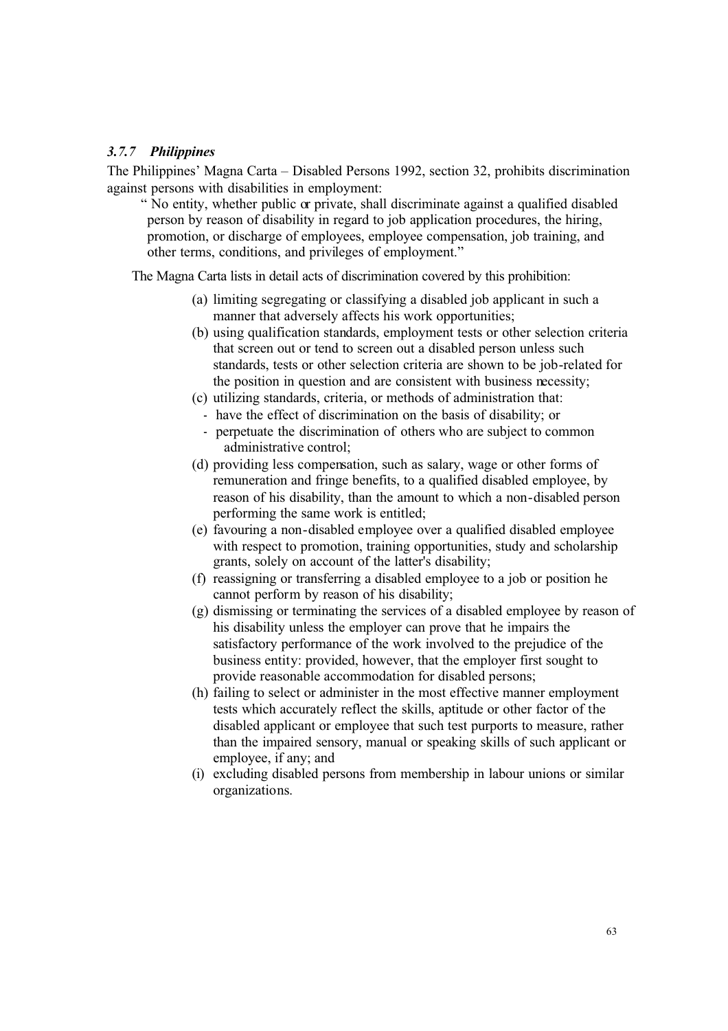### *3.7.7 Philippines*

The Philippines' Magna Carta – Disabled Persons 1992, section 32, prohibits discrimination against persons with disabilities in employment:

> " No entity, whether public or private, shall discriminate against a qualified disabled person by reason of disability in regard to job application procedures, the hiring, promotion, or discharge of employees, employee compensation, job training, and other terms, conditions, and privileges of employment."

The Magna Carta lists in detail acts of discrimination covered by this prohibition:

(a) limiting segregating or classifying a disabled job applicant in such a manner that adversely affects his work opportunities;

(b) using qualification standards, employment tests or other selection criteria that screen out or tend to screen out a disabled person unless such standards, tests or other selection criteria are shown to be job-related for the position in question and are consistent with business necessity;

(c) utilizing standards, criteria, or methods of administration that:
- have the effect of discrimination on the basis of disability; or
- perpetuate the discrimination of others who are subject to common administrative control;

(d) providing less compensation, such as salary, wage or other forms of remuneration and fringe benefits, to a qualified disabled employee, by reason of his disability, than the amount to which a non-disabled person performing the same work is entitled;

(e) favouring a non-disabled employee over a qualified disabled employee with respect to promotion, training opportunities, study and scholarship grants, solely on account of the latter's disability;

(f) reassigning or transferring a disabled employee to a job or position he cannot perform by reason of his disability;

(g) dismissing or terminating the services of a disabled employee by reason of his disability unless the employer can prove that he impairs the satisfactory performance of the work involved to the prejudice of the business entity: provided, however, that the employer first sought to provide reasonable accommodation for disabled persons;

(h) failing to select or administer in the most effective manner employment tests which accurately reflect the skills, aptitude or other factor of the disabled applicant or employee that such test purports to measure, rather than the impaired sensory, manual or speaking skills of such applicant or employee, if any; and

(i) excluding disabled persons from membership in labour unions or similar organizations.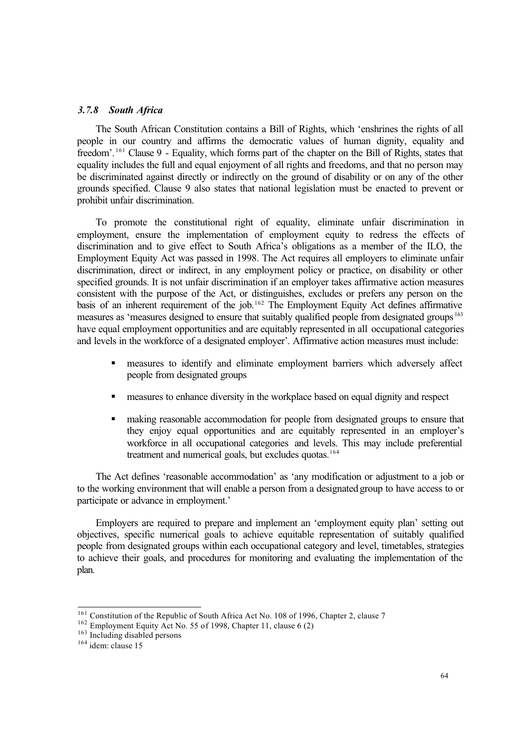### *3.7.8 South Africa*

The South African Constitution contains a Bill of Rights, which 'enshrines the rights of all people in our country and affirms the democratic values of human dignity, equality and freedom'.[161] Clause 9 - Equality, which forms part of the chapter on the Bill of Rights, states that equality includes the full and equal enjoyment of all rights and freedoms, and that no person may be discriminated against directly or indirectly on the ground of disability or on any of the other grounds specified. Clause 9 also states that national legislation must be enacted to prevent or prohibit unfair discrimination.

To promote the constitutional right of equality, eliminate unfair discrimination in employment, ensure the implementation of employment equity to redress the effects of discrimination and to give effect to South Africa's obligations as a member of the ILO, the Employment Equity Act was passed in 1998. The Act requires all employers to eliminate unfair discrimination, direct or indirect, in any employment policy or practice, on disability or other specified grounds. It is not unfair discrimination if an employer takes affirmative action measures consistent with the purpose of the Act, or distinguishes, excludes or prefers any person on the basis of an inherent requirement of the job.[162] The Employment Equity Act defines affirmative measures as 'measures designed to ensure that suitably qualified people from designated groups[163] have equal employment opportunities and are equitably represented in all occupational categories and levels in the workforce of a designated employer'. Affirmative action measures must include:

- measures to identify and eliminate employment barriers which adversely affect people from designated groups
- measures to enhance diversity in the workplace based on equal dignity and respect
- making reasonable accommodation for people from designated groups to ensure that they enjoy equal opportunities and are equitably represented in an employer's workforce in all occupational categories and levels. This may include preferential treatment and numerical goals, but excludes quotas.[164]

The Act defines 'reasonable accommodation' as 'any modification or adjustment to a job or to the working environment that will enable a person from a designated group to have access to or participate or advance in employment.'

Employers are required to prepare and implement an 'employment equity plan' setting out objectives, specific numerical goals to achieve equitable representation of suitably qualified people from designated groups within each occupational category and level, timetables, strategies to achieve their goals, and procedures for monitoring and evaluating the implementation of the plan.

---

[161] Constitution of the Republic of South Africa Act No. 108 of 1996, Chapter 2, clause 7

[162] Employment Equity Act No. 55 of 1998, Chapter 11, clause 6 (2)

[163] Including disabled persons

[164] idem: clause 15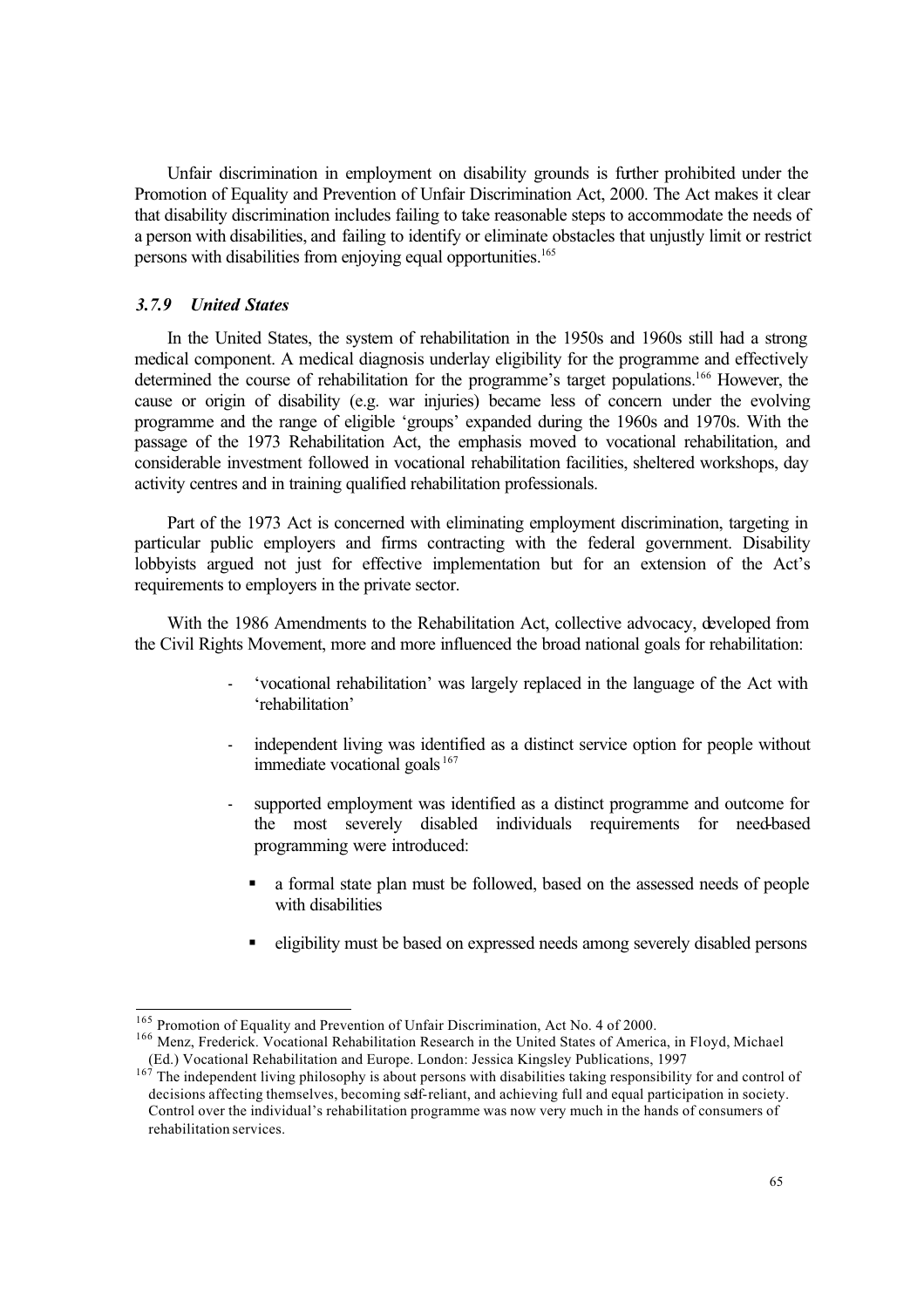Unfair discrimination in employment on disability grounds is further prohibited under the Promotion of Equality and Prevention of Unfair Discrimination Act, 2000. The Act makes it clear that disability discrimination includes failing to take reasonable steps to accommodate the needs of a person with disabilities, and failing to identify or eliminate obstacles that unjustly limit or restrict persons with disabilities from enjoying equal opportunities.[165]

### *3.7.9 United States*

In the United States, the system of rehabilitation in the 1950s and 1960s still had a strong medical component. A medical diagnosis underlay eligibility for the programme and effectively determined the course of rehabilitation for the programme's target populations.[166] However, the cause or origin of disability (e.g. war injuries) became less of concern under the evolving programme and the range of eligible 'groups' expanded during the 1960s and 1970s. With the passage of the 1973 Rehabilitation Act, the emphasis moved to vocational rehabilitation, and considerable investment followed in vocational rehabilitation facilities, sheltered workshops, day activity centres and in training qualified rehabilitation professionals.

Part of the 1973 Act is concerned with eliminating employment discrimination, targeting in particular public employers and firms contracting with the federal government. Disability lobbyists argued not just for effective implementation but for an extension of the Act's requirements to employers in the private sector.

With the 1986 Amendments to the Rehabilitation Act, collective advocacy, developed from the Civil Rights Movement, more and more influenced the broad national goals for rehabilitation:

- 'vocational rehabilitation' was largely replaced in the language of the Act with 'rehabilitation'
- independent living was identified as a distinct service option for people without immediate vocational goals[167]
- supported employment was identified as a distinct programme and outcome for the most severely disabled individuals requirements for need-based programming were introduced:
  - a formal state plan must be followed, based on the assessed needs of people with disabilities
  - eligibility must be based on expressed needs among severely disabled persons

---

[165] Promotion of Equality and Prevention of Unfair Discrimination, Act No. 4 of 2000.

[166] Menz, Frederick. Vocational Rehabilitation Research in the United States of America, in Floyd, Michael (Ed.) Vocational Rehabilitation and Europe. London: Jessica Kingsley Publications, 1997

[167] The independent living philosophy is about persons with disabilities taking responsibility for and control of decisions affecting themselves, becoming self-reliant, and achieving full and equal participation in society. Control over the individual's rehabilitation programme was now very much in the hands of consumers of rehabilitation services.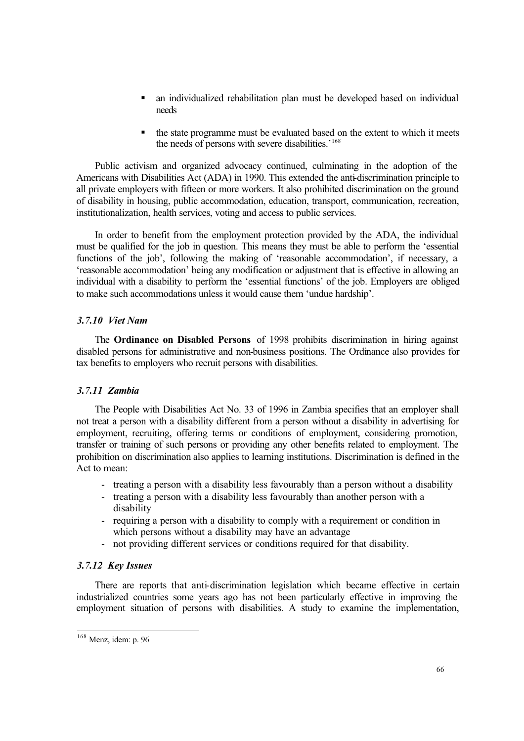- an individualized rehabilitation plan must be developed based on individual needs
- the state programme must be evaluated based on the extent to which it meets the needs of persons with severe disabilities.'[168]

Public activism and organized advocacy continued, culminating in the adoption of the Americans with Disabilities Act (ADA) in 1990. This extended the anti-discrimination principle to all private employers with fifteen or more workers. It also prohibited discrimination on the ground of disability in housing, public accommodation, education, transport, communication, recreation, institutionalization, health services, voting and access to public services.

In order to benefit from the employment protection provided by the ADA, the individual must be qualified for the job in question. This means they must be able to perform the 'essential functions of the job', following the making of 'reasonable accommodation', if necessary, a 'reasonable accommodation' being any modification or adjustment that is effective in allowing an individual with a disability to perform the 'essential functions' of the job. Employers are obliged to make such accommodations unless it would cause them 'undue hardship'.

### *3.7.10 Viet Nam*

The **Ordinance on Disabled Persons** of 1998 prohibits discrimination in hiring against disabled persons for administrative and non-business positions. The Ordinance also provides for tax benefits to employers who recruit persons with disabilities.

### *3.7.11 Zambia*

The People with Disabilities Act No. 33 of 1996 in Zambia specifies that an employer shall not treat a person with a disability different from a person without a disability in advertising for employment, recruiting, offering terms or conditions of employment, considering promotion, transfer or training of such persons or providing any other benefits related to employment. The prohibition on discrimination also applies to learning institutions. Discrimination is defined in the Act to mean:

- treating a person with a disability less favourably than a person without a disability
- treating a person with a disability less favourably than another person with a disability
- requiring a person with a disability to comply with a requirement or condition in which persons without a disability may have an advantage
- not providing different services or conditions required for that disability.

### *3.7.12 Key Issues*

There are reports that anti-discrimination legislation which became effective in certain industrialized countries some years ago has not been particularly effective in improving the employment situation of persons with disabilities. A study to examine the implementation,

[168] Menz, idem: p. 96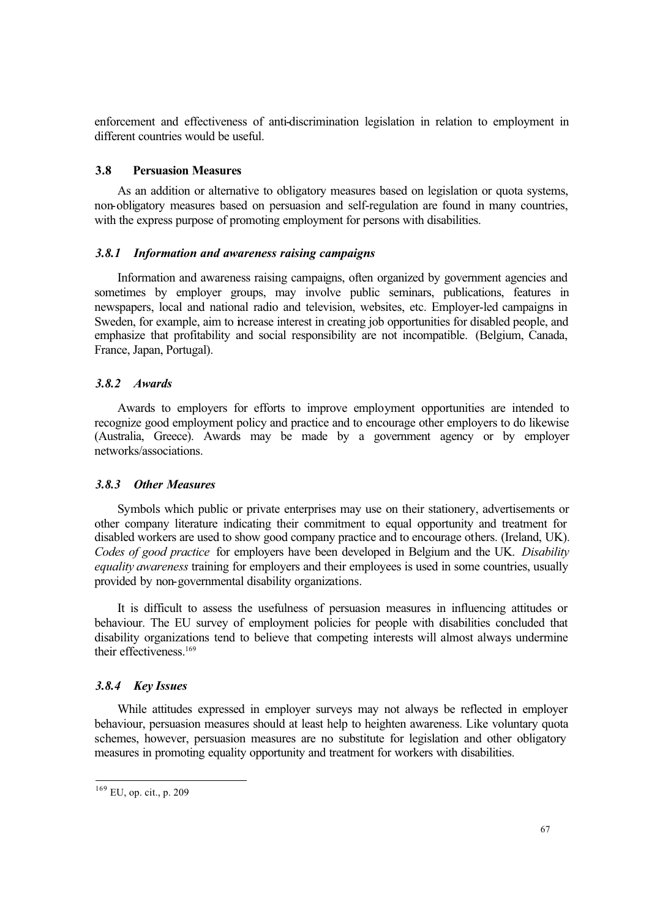enforcement and effectiveness of anti-discrimination legislation in relation to employment in different countries would be useful.

## 3.8 Persuasion Measures

As an addition or alternative to obligatory measures based on legislation or quota systems, non-obligatory measures based on persuasion and self-regulation are found in many countries, with the express purpose of promoting employment for persons with disabilities.

### *3.8.1 Information and awareness raising campaigns*

Information and awareness raising campaigns, often organized by government agencies and sometimes by employer groups, may involve public seminars, publications, features in newspapers, local and national radio and television, websites, etc. Employer-led campaigns in Sweden, for example, aim to increase interest in creating job opportunities for disabled people, and emphasize that profitability and social responsibility are not incompatible. (Belgium, Canada, France, Japan, Portugal).

### *3.8.2 Awards*

Awards to employers for efforts to improve employment opportunities are intended to recognize good employment policy and practice and to encourage other employers to do likewise (Australia, Greece). Awards may be made by a government agency or by employer networks/associations.

### *3.8.3 Other Measures*

Symbols which public or private enterprises may use on their stationery, advertisements or other company literature indicating their commitment to equal opportunity and treatment for disabled workers are used to show good company practice and to encourage others. (Ireland, UK). *Codes of good practice* for employers have been developed in Belgium and the UK. *Disability equality awareness* training for employers and their employees is used in some countries, usually provided by non-governmental disability organizations.

It is difficult to assess the usefulness of persuasion measures in influencing attitudes or behaviour. The EU survey of employment policies for people with disabilities concluded that disability organizations tend to believe that competing interests will almost always undermine their effectiveness.[169]

### *3.8.4 Key Issues*

While attitudes expressed in employer surveys may not always be reflected in employer behaviour, persuasion measures should at least help to heighten awareness. Like voluntary quota schemes, however, persuasion measures are no substitute for legislation and other obligatory measures in promoting equality opportunity and treatment for workers with disabilities.

---

[169] EU, op. cit., p. 209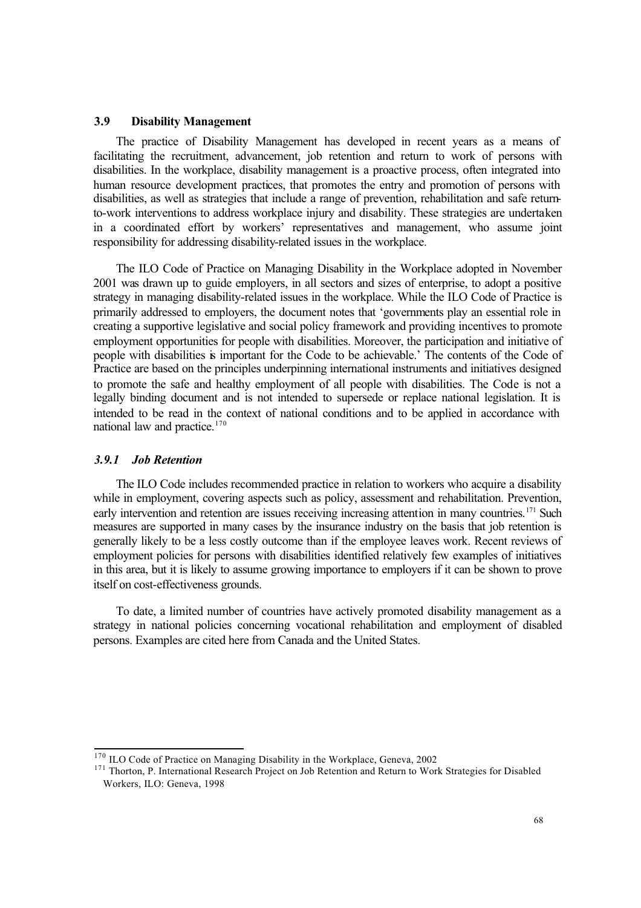### 3.9 Disability Management

The practice of Disability Management has developed in recent years as a means of facilitating the recruitment, advancement, job retention and return to work of persons with disabilities. In the workplace, disability management is a proactive process, often integrated into human resource development practices, that promotes the entry and promotion of persons with disabilities, as well as strategies that include a range of prevention, rehabilitation and safe return-to-work interventions to address workplace injury and disability. These strategies are undertaken in a coordinated effort by workers' representatives and management, who assume joint responsibility for addressing disability-related issues in the workplace.

The ILO Code of Practice on Managing Disability in the Workplace adopted in November 2001 was drawn up to guide employers, in all sectors and sizes of enterprise, to adopt a positive strategy in managing disability-related issues in the workplace. While the ILO Code of Practice is primarily addressed to employers, the document notes that 'governments play an essential role in creating a supportive legislative and social policy framework and providing incentives to promote employment opportunities for people with disabilities. Moreover, the participation and initiative of people with disabilities is important for the Code to be achievable.' The contents of the Code of Practice are based on the principles underpinning international instruments and initiatives designed to promote the safe and healthy employment of all people with disabilities. The Code is not a legally binding document and is not intended to supersede or replace national legislation. It is intended to be read in the context of national conditions and to be applied in accordance with national law and practice.[170]

#### *3.9.1 Job Retention*

The ILO Code includes recommended practice in relation to workers who acquire a disability while in employment, covering aspects such as policy, assessment and rehabilitation. Prevention, early intervention and retention are issues receiving increasing attention in many countries.[171] Such measures are supported in many cases by the insurance industry on the basis that job retention is generally likely to be a less costly outcome than if the employee leaves work. Recent reviews of employment policies for persons with disabilities identified relatively few examples of initiatives in this area, but it is likely to assume growing importance to employers if it can be shown to prove itself on cost-effectiveness grounds.

To date, a limited number of countries have actively promoted disability management as a strategy in national policies concerning vocational rehabilitation and employment of disabled persons. Examples are cited here from Canada and the United States.

---

[170] ILO Code of Practice on Managing Disability in the Workplace, Geneva, 2002

[171] Thorton, P. International Research Project on Job Retention and Return to Work Strategies for Disabled Workers, ILO: Geneva, 1998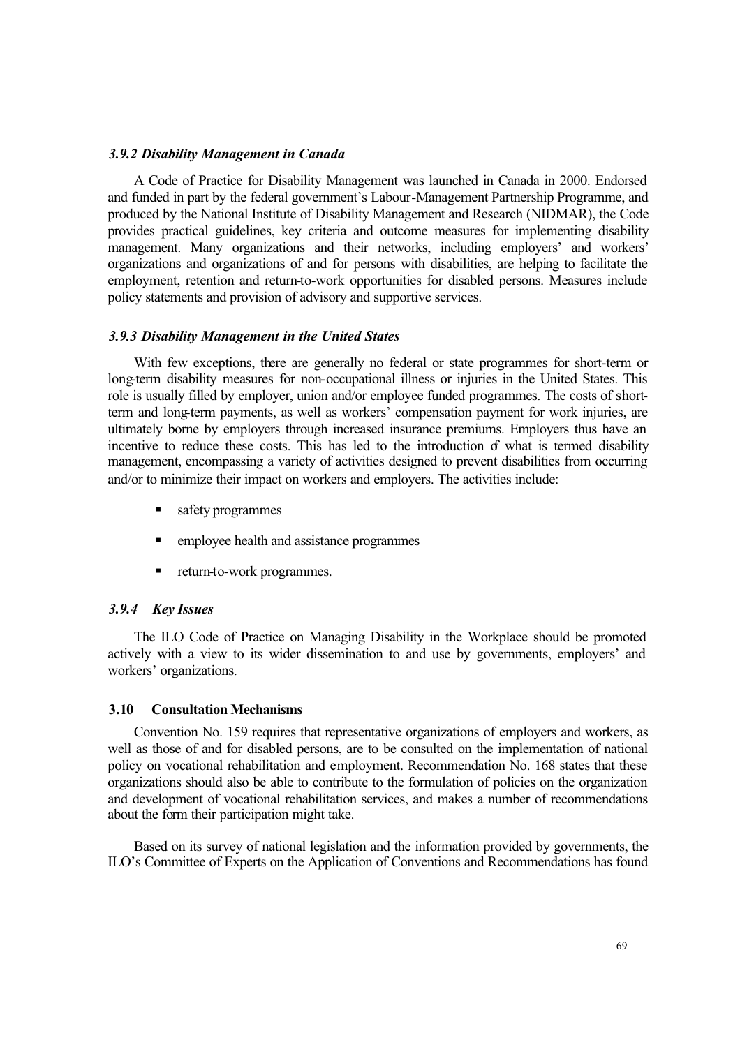### *3.9.2 Disability Management in Canada*

A Code of Practice for Disability Management was launched in Canada in 2000. Endorsed and funded in part by the federal government's Labour-Management Partnership Programme, and produced by the National Institute of Disability Management and Research (NIDMAR), the Code provides practical guidelines, key criteria and outcome measures for implementing disability management. Many organizations and their networks, including employers' and workers' organizations and organizations of and for persons with disabilities, are helping to facilitate the employment, retention and return-to-work opportunities for disabled persons. Measures include policy statements and provision of advisory and supportive services.

### *3.9.3 Disability Management in the United States*

With few exceptions, there are generally no federal or state programmes for short-term or long-term disability measures for non-occupational illness or injuries in the United States. This role is usually filled by employer, union and/or employee funded programmes. The costs of short-term and long-term payments, as well as workers' compensation payment for work injuries, are ultimately borne by employers through increased insurance premiums. Employers thus have an incentive to reduce these costs. This has led to the introduction of what is termed disability management, encompassing a variety of activities designed to prevent disabilities from occurring and/or to minimize their impact on workers and employers. The activities include:

- safety programmes
- employee health and assistance programmes
- return-to-work programmes.

### *3.9.4 Key Issues*

The ILO Code of Practice on Managing Disability in the Workplace should be promoted actively with a view to its wider dissemination to and use by governments, employers' and workers' organizations.

## 3.10 Consultation Mechanisms

Convention No. 159 requires that representative organizations of employers and workers, as well as those of and for disabled persons, are to be consulted on the implementation of national policy on vocational rehabilitation and employment. Recommendation No. 168 states that these organizations should also be able to contribute to the formulation of policies on the organization and development of vocational rehabilitation services, and makes a number of recommendations about the form their participation might take.

Based on its survey of national legislation and the information provided by governments, the ILO's Committee of Experts on the Application of Conventions and Recommendations has found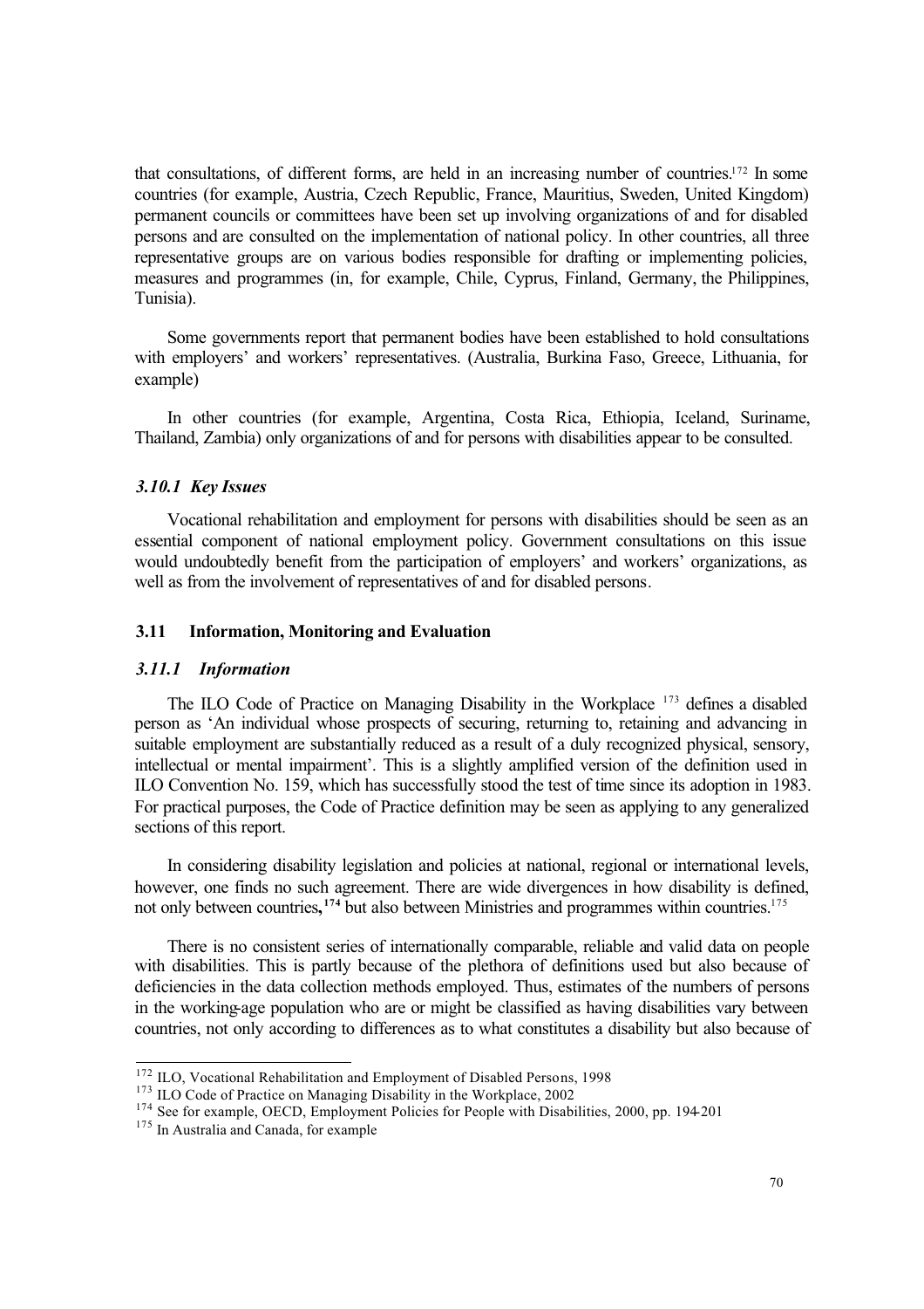that consultations, of different forms, are held in an increasing number of countries.[172] In some countries (for example, Austria, Czech Republic, France, Mauritius, Sweden, United Kingdom) permanent councils or committees have been set up involving organizations of and for disabled persons and are consulted on the implementation of national policy. In other countries, all three representative groups are on various bodies responsible for drafting or implementing policies, measures and programmes (in, for example, Chile, Cyprus, Finland, Germany, the Philippines, Tunisia).

Some governments report that permanent bodies have been established to hold consultations with employers' and workers' representatives. (Australia, Burkina Faso, Greece, Lithuania, for example)

In other countries (for example, Argentina, Costa Rica, Ethiopia, Iceland, Suriname, Thailand, Zambia) only organizations of and for persons with disabilities appear to be consulted.

### *3.10.1 Key Issues*

Vocational rehabilitation and employment for persons with disabilities should be seen as an essential component of national employment policy. Government consultations on this issue would undoubtedly benefit from the participation of employers' and workers' organizations, as well as from the involvement of representatives of and for disabled persons.

## 3.11 Information, Monitoring and Evaluation

### *3.11.1 Information*

The ILO Code of Practice on Managing Disability in the Workplace [173] defines a disabled person as 'An individual whose prospects of securing, returning to, retaining and advancing in suitable employment are substantially reduced as a result of a duly recognized physical, sensory, intellectual or mental impairment'. This is a slightly amplified version of the definition used in ILO Convention No. 159, which has successfully stood the test of time since its adoption in 1983. For practical purposes, the Code of Practice definition may be seen as applying to any generalized sections of this report.

In considering disability legislation and policies at national, regional or international levels, however, one finds no such agreement. There are wide divergences in how disability is defined, not only between countries,[174] but also between Ministries and programmes within countries.[175]

There is no consistent series of internationally comparable, reliable and valid data on people with disabilities. This is partly because of the plethora of definitions used but also because of deficiencies in the data collection methods employed. Thus, estimates of the numbers of persons in the working-age population who are or might be classified as having disabilities vary between countries, not only according to differences as to what constitutes a disability but also because of

---

[172] ILO, Vocational Rehabilitation and Employment of Disabled Persons, 1998

[173] ILO Code of Practice on Managing Disability in the Workplace, 2002

[174] See for example, OECD, Employment Policies for People with Disabilities, 2000, pp. 194-201

[175] In Australia and Canada, for example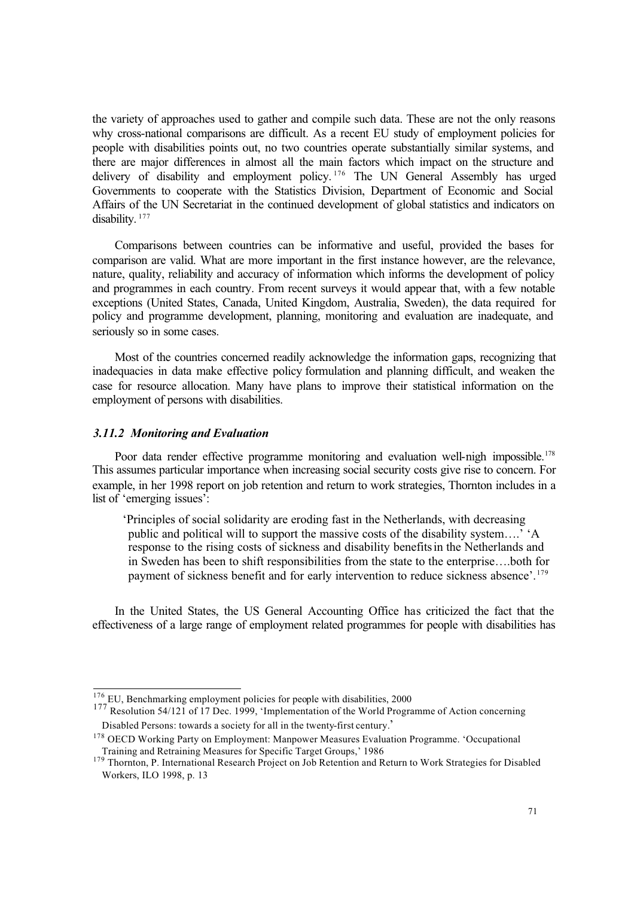the variety of approaches used to gather and compile such data. These are not the only reasons why cross-national comparisons are difficult. As a recent EU study of employment policies for people with disabilities points out, no two countries operate substantially similar systems, and there are major differences in almost all the main factors which impact on the structure and delivery of disability and employment policy.[176] The UN General Assembly has urged Governments to cooperate with the Statistics Division, Department of Economic and Social Affairs of the UN Secretariat in the continued development of global statistics and indicators on disability.[177]

Comparisons between countries can be informative and useful, provided the bases for comparison are valid. What are more important in the first instance however, are the relevance, nature, quality, reliability and accuracy of information which informs the development of policy and programmes in each country. From recent surveys it would appear that, with a few notable exceptions (United States, Canada, United Kingdom, Australia, Sweden), the data required for policy and programme development, planning, monitoring and evaluation are inadequate, and seriously so in some cases.

Most of the countries concerned readily acknowledge the information gaps, recognizing that inadequacies in data make effective policy formulation and planning difficult, and weaken the case for resource allocation. Many have plans to improve their statistical information on the employment of persons with disabilities.

### *3.11.2 Monitoring and Evaluation*

Poor data render effective programme monitoring and evaluation well-nigh impossible.[178] This assumes particular importance when increasing social security costs give rise to concern. For example, in her 1998 report on job retention and return to work strategies, Thornton includes in a list of 'emerging issues':

> 'Principles of social solidarity are eroding fast in the Netherlands, with decreasing public and political will to support the massive costs of the disability system….' 'A response to the rising costs of sickness and disability benefits in the Netherlands and in Sweden has been to shift responsibilities from the state to the enterprise….both for payment of sickness benefit and for early intervention to reduce sickness absence'.[179]

In the United States, the US General Accounting Office has criticized the fact that the effectiveness of a large range of employment related programmes for people with disabilities has

---

[176] EU, Benchmarking employment policies for people with disabilities, 2000

[177] Resolution 54/121 of 17 Dec. 1999, 'Implementation of the World Programme of Action concerning Disabled Persons: towards a society for all in the twenty-first century.'

[178] OECD Working Party on Employment: Manpower Measures Evaluation Programme. 'Occupational Training and Retraining Measures for Specific Target Groups,' 1986

[179] Thornton, P. International Research Project on Job Retention and Return to Work Strategies for Disabled Workers, ILO 1998, p. 13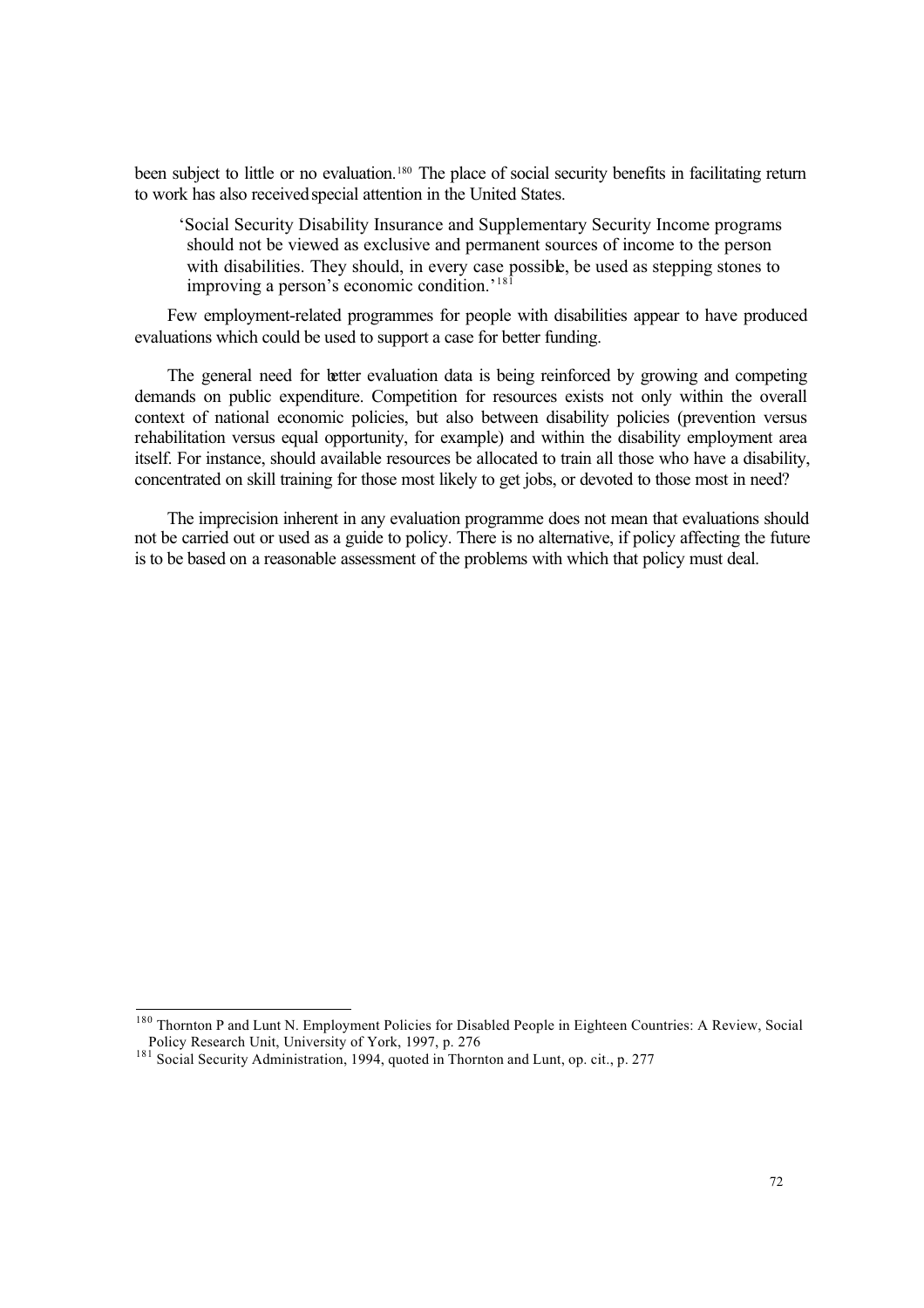been subject to little or no evaluation.[180] The place of social security benefits in facilitating return to work has also received special attention in the United States.

> 'Social Security Disability Insurance and Supplementary Security Income programs should not be viewed as exclusive and permanent sources of income to the person with disabilities. They should, in every case possible, be used as stepping stones to improving a person's economic condition.'[181]

Few employment-related programmes for people with disabilities appear to have produced evaluations which could be used to support a case for better funding.

The general need for better evaluation data is being reinforced by growing and competing demands on public expenditure. Competition for resources exists not only within the overall context of national economic policies, but also between disability policies (prevention versus rehabilitation versus equal opportunity, for example) and within the disability employment area itself. For instance, should available resources be allocated to train all those who have a disability, concentrated on skill training for those most likely to get jobs, or devoted to those most in need?

The imprecision inherent in any evaluation programme does not mean that evaluations should not be carried out or used as a guide to policy. There is no alternative, if policy affecting the future is to be based on a reasonable assessment of the problems with which that policy must deal.

---

[180] Thornton P and Lunt N. Employment Policies for Disabled People in Eighteen Countries: A Review, Social Policy Research Unit, University of York, 1997, p. 276

[181] Social Security Administration, 1994, quoted in Thornton and Lunt, op. cit., p. 277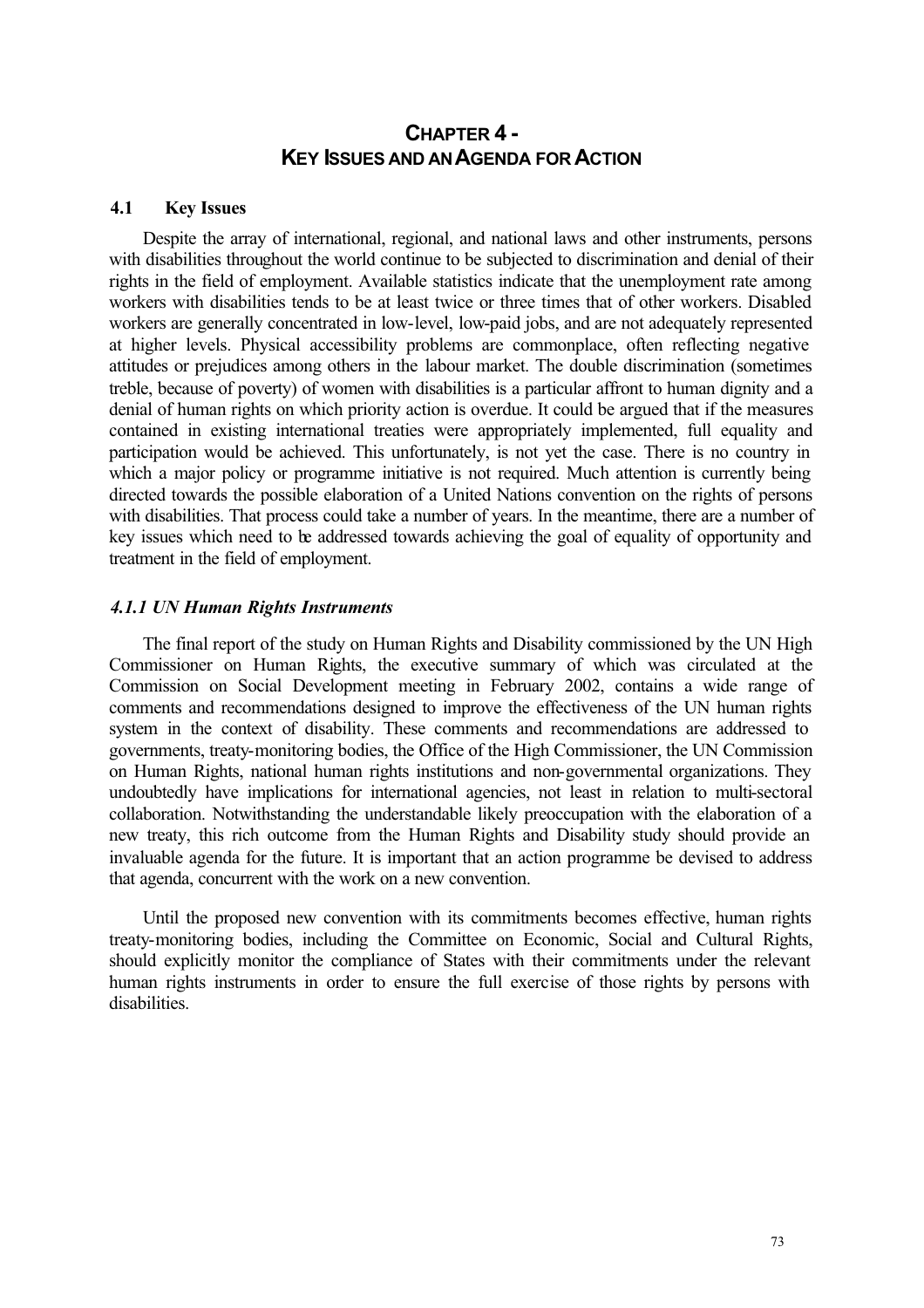## CHAPTER 4 - KEY ISSUES AND AN AGENDA FOR ACTION

### 4.1 Key Issues

Despite the array of international, regional, and national laws and other instruments, persons with disabilities throughout the world continue to be subjected to discrimination and denial of their rights in the field of employment. Available statistics indicate that the unemployment rate among workers with disabilities tends to be at least twice or three times that of other workers. Disabled workers are generally concentrated in low-level, low-paid jobs, and are not adequately represented at higher levels. Physical accessibility problems are commonplace, often reflecting negative attitudes or prejudices among others in the labour market. The double discrimination (sometimes treble, because of poverty) of women with disabilities is a particular affront to human dignity and a denial of human rights on which priority action is overdue. It could be argued that if the measures contained in existing international treaties were appropriately implemented, full equality and participation would be achieved. This unfortunately, is not yet the case. There is no country in which a major policy or programme initiative is not required. Much attention is currently being directed towards the possible elaboration of a United Nations convention on the rights of persons with disabilities. That process could take a number of years. In the meantime, there are a number of key issues which need to be addressed towards achieving the goal of equality of opportunity and treatment in the field of employment.

#### *4.1.1 UN Human Rights Instruments*

The final report of the study on Human Rights and Disability commissioned by the UN High Commissioner on Human Rights, the executive summary of which was circulated at the Commission on Social Development meeting in February 2002, contains a wide range of comments and recommendations designed to improve the effectiveness of the UN human rights system in the context of disability. These comments and recommendations are addressed to governments, treaty-monitoring bodies, the Office of the High Commissioner, the UN Commission on Human Rights, national human rights institutions and non-governmental organizations. They undoubtedly have implications for international agencies, not least in relation to multi-sectoral collaboration. Notwithstanding the understandable likely preoccupation with the elaboration of a new treaty, this rich outcome from the Human Rights and Disability study should provide an invaluable agenda for the future. It is important that an action programme be devised to address that agenda, concurrent with the work on a new convention.

Until the proposed new convention with its commitments becomes effective, human rights treaty-monitoring bodies, including the Committee on Economic, Social and Cultural Rights, should explicitly monitor the compliance of States with their commitments under the relevant human rights instruments in order to ensure the full exercise of those rights by persons with disabilities.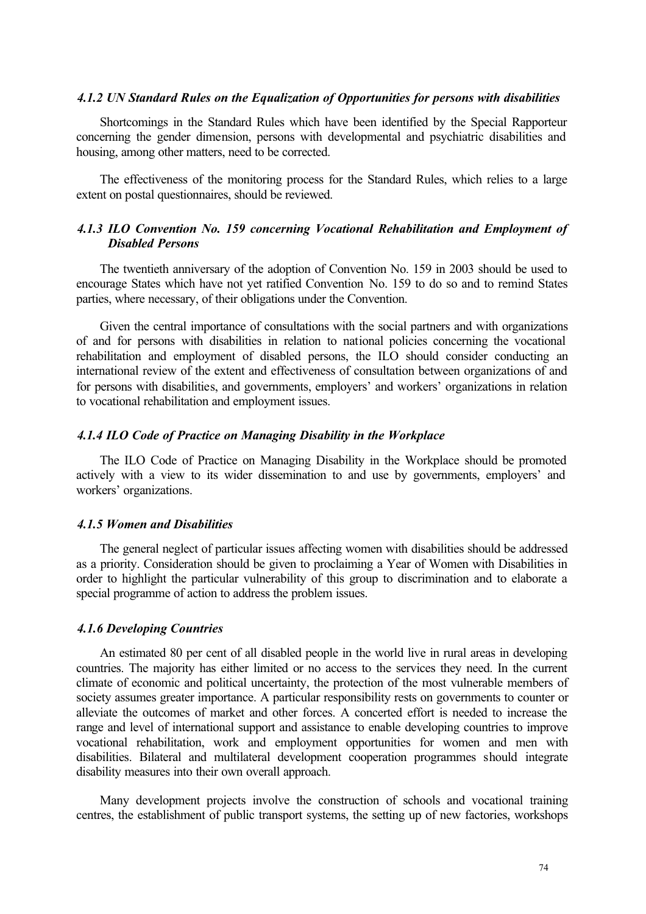#### *4.1.2 UN Standard Rules on the Equalization of Opportunities for persons with disabilities*

Shortcomings in the Standard Rules which have been identified by the Special Rapporteur concerning the gender dimension, persons with developmental and psychiatric disabilities and housing, among other matters, need to be corrected.

The effectiveness of the monitoring process for the Standard Rules, which relies to a large extent on postal questionnaires, should be reviewed.

#### *4.1.3 ILO Convention No. 159 concerning Vocational Rehabilitation and Employment of Disabled Persons*

The twentieth anniversary of the adoption of Convention No. 159 in 2003 should be used to encourage States which have not yet ratified Convention No. 159 to do so and to remind States parties, where necessary, of their obligations under the Convention.

Given the central importance of consultations with the social partners and with organizations of and for persons with disabilities in relation to national policies concerning the vocational rehabilitation and employment of disabled persons, the ILO should consider conducting an international review of the extent and effectiveness of consultation between organizations of and for persons with disabilities, and governments, employers' and workers' organizations in relation to vocational rehabilitation and employment issues.

#### *4.1.4 ILO Code of Practice on Managing Disability in the Workplace*

The ILO Code of Practice on Managing Disability in the Workplace should be promoted actively with a view to its wider dissemination to and use by governments, employers' and workers' organizations.

#### *4.1.5 Women and Disabilities*

The general neglect of particular issues affecting women with disabilities should be addressed as a priority. Consideration should be given to proclaiming a Year of Women with Disabilities in order to highlight the particular vulnerability of this group to discrimination and to elaborate a special programme of action to address the problem issues.

#### *4.1.6 Developing Countries*

An estimated 80 per cent of all disabled people in the world live in rural areas in developing countries. The majority has either limited or no access to the services they need. In the current climate of economic and political uncertainty, the protection of the most vulnerable members of society assumes greater importance. A particular responsibility rests on governments to counter or alleviate the outcomes of market and other forces. A concerted effort is needed to increase the range and level of international support and assistance to enable developing countries to improve vocational rehabilitation, work and employment opportunities for women and men with disabilities. Bilateral and multilateral development cooperation programmes should integrate disability measures into their own overall approach.

Many development projects involve the construction of schools and vocational training centres, the establishment of public transport systems, the setting up of new factories, workshops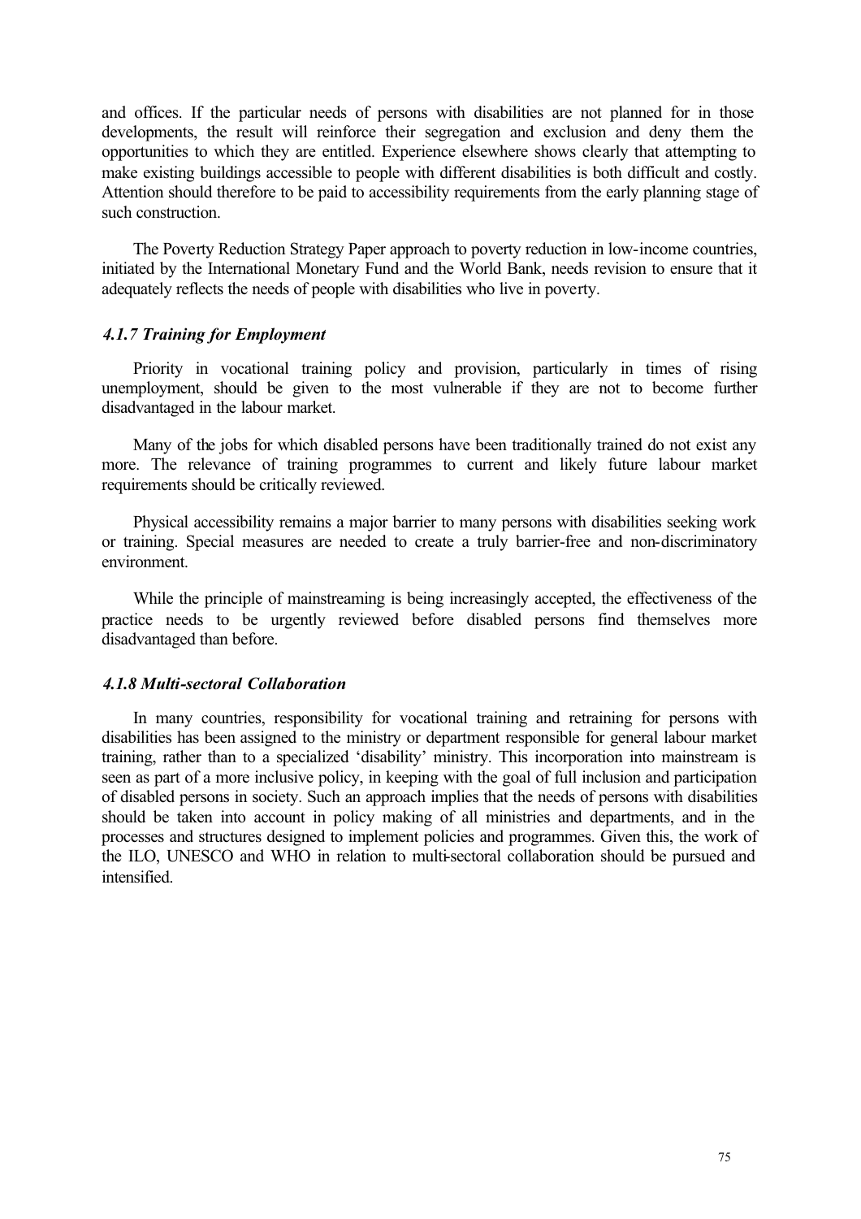and offices. If the particular needs of persons with disabilities are not planned for in those developments, the result will reinforce their segregation and exclusion and deny them the opportunities to which they are entitled. Experience elsewhere shows clearly that attempting to make existing buildings accessible to people with different disabilities is both difficult and costly. Attention should therefore to be paid to accessibility requirements from the early planning stage of such construction.

The Poverty Reduction Strategy Paper approach to poverty reduction in low-income countries, initiated by the International Monetary Fund and the World Bank, needs revision to ensure that it adequately reflects the needs of people with disabilities who live in poverty.

### *4.1.7 Training for Employment*

Priority in vocational training policy and provision, particularly in times of rising unemployment, should be given to the most vulnerable if they are not to become further disadvantaged in the labour market.

Many of the jobs for which disabled persons have been traditionally trained do not exist any more. The relevance of training programmes to current and likely future labour market requirements should be critically reviewed.

Physical accessibility remains a major barrier to many persons with disabilities seeking work or training. Special measures are needed to create a truly barrier-free and non-discriminatory environment.

While the principle of mainstreaming is being increasingly accepted, the effectiveness of the practice needs to be urgently reviewed before disabled persons find themselves more disadvantaged than before.

### *4.1.8 Multi-sectoral Collaboration*

In many countries, responsibility for vocational training and retraining for persons with disabilities has been assigned to the ministry or department responsible for general labour market training, rather than to a specialized 'disability' ministry. This incorporation into mainstream is seen as part of a more inclusive policy, in keeping with the goal of full inclusion and participation of disabled persons in society. Such an approach implies that the needs of persons with disabilities should be taken into account in policy making of all ministries and departments, and in the processes and structures designed to implement policies and programmes. Given this, the work of the ILO, UNESCO and WHO in relation to multi-sectoral collaboration should be pursued and intensified.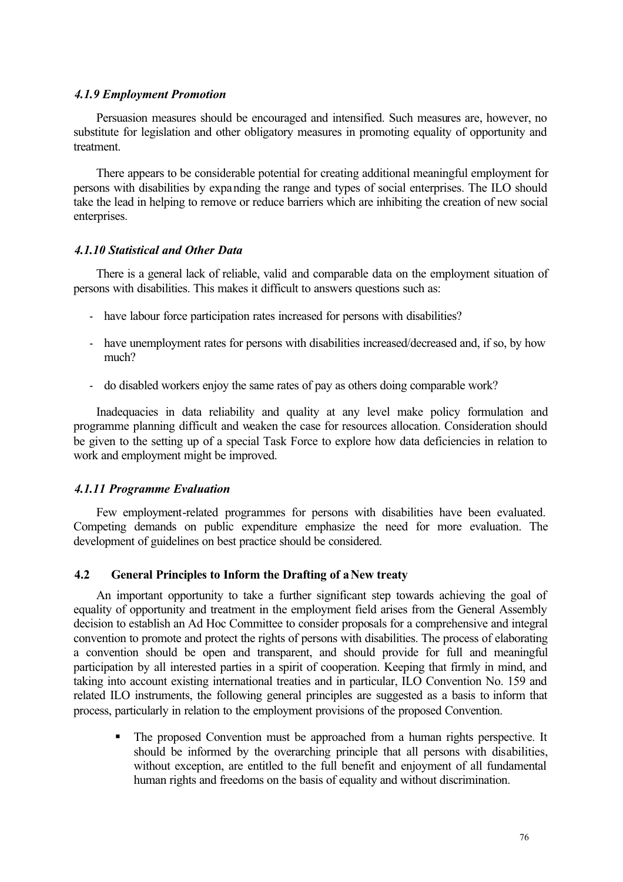#### *4.1.9 Employment Promotion*

Persuasion measures should be encouraged and intensified. Such measures are, however, no substitute for legislation and other obligatory measures in promoting equality of opportunity and treatment.

There appears to be considerable potential for creating additional meaningful employment for persons with disabilities by expanding the range and types of social enterprises. The ILO should take the lead in helping to remove or reduce barriers which are inhibiting the creation of new social enterprises.

#### *4.1.10 Statistical and Other Data*

There is a general lack of reliable, valid and comparable data on the employment situation of persons with disabilities. This makes it difficult to answers questions such as:

- have labour force participation rates increased for persons with disabilities?
- have unemployment rates for persons with disabilities increased/decreased and, if so, by how much?
- do disabled workers enjoy the same rates of pay as others doing comparable work?

Inadequacies in data reliability and quality at any level make policy formulation and programme planning difficult and weaken the case for resources allocation. Consideration should be given to the setting up of a special Task Force to explore how data deficiencies in relation to work and employment might be improved.

#### *4.1.11 Programme Evaluation*

Few employment-related programmes for persons with disabilities have been evaluated. Competing demands on public expenditure emphasize the need for more evaluation. The development of guidelines on best practice should be considered.

### 4.2 General Principles to Inform the Drafting of a New treaty

An important opportunity to take a further significant step towards achieving the goal of equality of opportunity and treatment in the employment field arises from the General Assembly decision to establish an Ad Hoc Committee to consider proposals for a comprehensive and integral convention to promote and protect the rights of persons with disabilities. The process of elaborating a convention should be open and transparent, and should provide for full and meaningful participation by all interested parties in a spirit of cooperation. Keeping that firmly in mind, and taking into account existing international treaties and in particular, ILO Convention No. 159 and related ILO instruments, the following general principles are suggested as a basis to inform that process, particularly in relation to the employment provisions of the proposed Convention.

- The proposed Convention must be approached from a human rights perspective. It should be informed by the overarching principle that all persons with disabilities, without exception, are entitled to the full benefit and enjoyment of all fundamental human rights and freedoms on the basis of equality and without discrimination.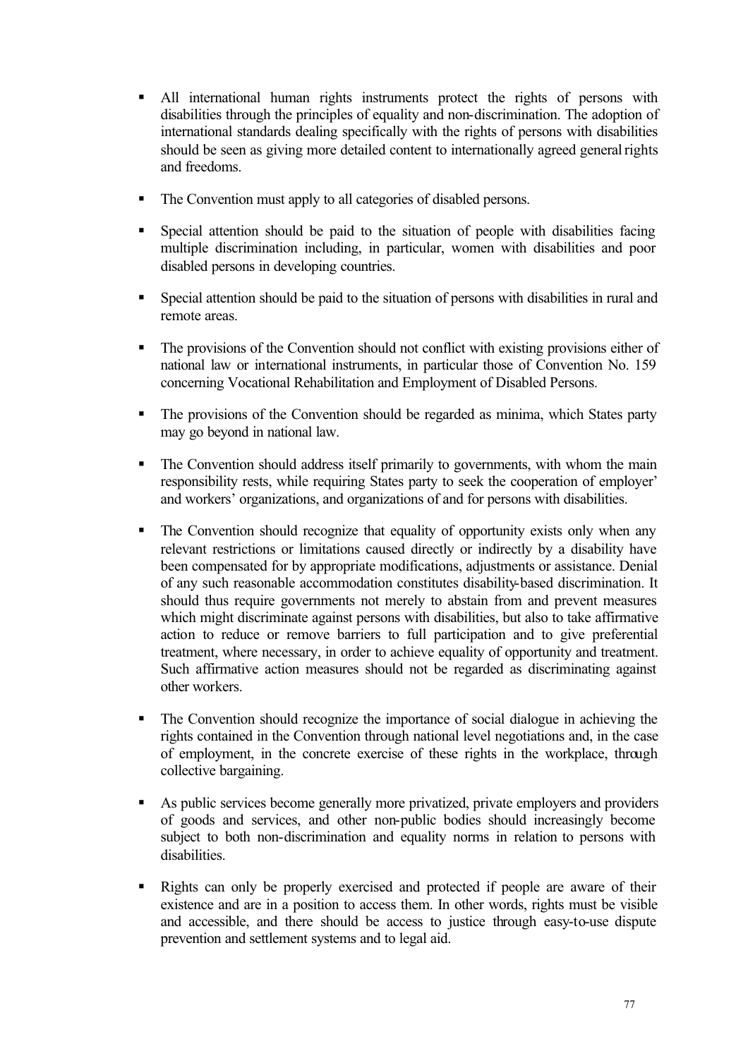- All international human rights instruments protect the rights of persons with disabilities through the principles of equality and non-discrimination. The adoption of international standards dealing specifically with the rights of persons with disabilities should be seen as giving more detailed content to internationally agreed general rights and freedoms.

- The Convention must apply to all categories of disabled persons.

- Special attention should be paid to the situation of people with disabilities facing multiple discrimination including, in particular, women with disabilities and poor disabled persons in developing countries.

- Special attention should be paid to the situation of persons with disabilities in rural and remote areas.

- The provisions of the Convention should not conflict with existing provisions either of national law or international instruments, in particular those of Convention No. 159 concerning Vocational Rehabilitation and Employment of Disabled Persons.

- The provisions of the Convention should be regarded as minima, which States party may go beyond in national law.

- The Convention should address itself primarily to governments, with whom the main responsibility rests, while requiring States party to seek the cooperation of employer' and workers' organizations, and organizations of and for persons with disabilities.

- The Convention should recognize that equality of opportunity exists only when any relevant restrictions or limitations caused directly or indirectly by a disability have been compensated for by appropriate modifications, adjustments or assistance. Denial of any such reasonable accommodation constitutes disability-based discrimination. It should thus require governments not merely to abstain from and prevent measures which might discriminate against persons with disabilities, but also to take affirmative action to reduce or remove barriers to full participation and to give preferential treatment, where necessary, in order to achieve equality of opportunity and treatment. Such affirmative action measures should not be regarded as discriminating against other workers.

- The Convention should recognize the importance of social dialogue in achieving the rights contained in the Convention through national level negotiations and, in the case of employment, in the concrete exercise of these rights in the workplace, through collective bargaining.

- As public services become generally more privatized, private employers and providers of goods and services, and other non-public bodies should increasingly become subject to both non-discrimination and equality norms in relation to persons with disabilities.

- Rights can only be properly exercised and protected if people are aware of their existence and are in a position to access them. In other words, rights must be visible and accessible, and there should be access to justice through easy-to-use dispute prevention and settlement systems and to legal aid.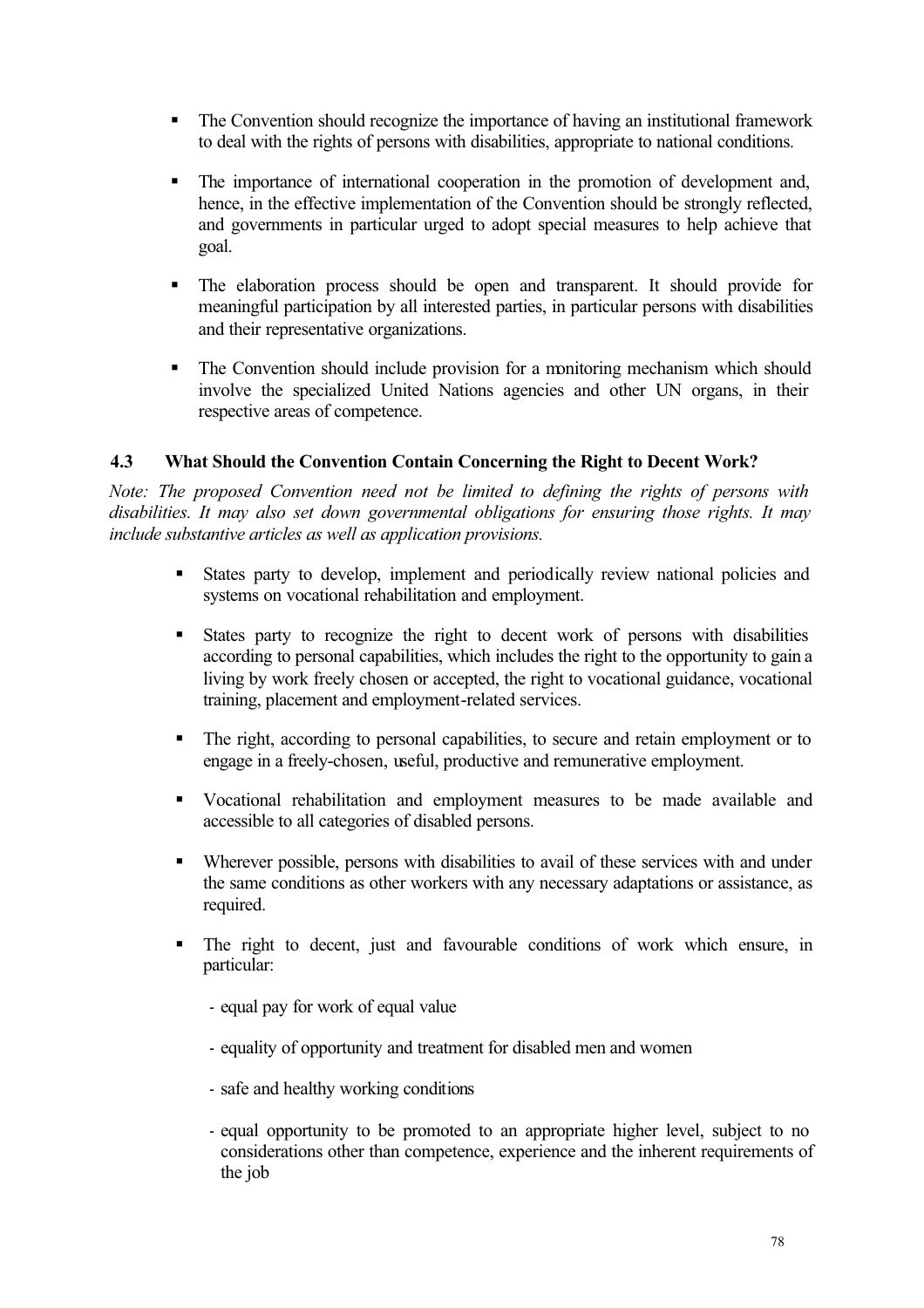- The Convention should recognize the importance of having an institutional framework to deal with the rights of persons with disabilities, appropriate to national conditions.

- The importance of international cooperation in the promotion of development and, hence, in the effective implementation of the Convention should be strongly reflected, and governments in particular urged to adopt special measures to help achieve that goal.

- The elaboration process should be open and transparent. It should provide for meaningful participation by all interested parties, in particular persons with disabilities and their representative organizations.

- The Convention should include provision for a monitoring mechanism which should involve the specialized United Nations agencies and other UN organs, in their respective areas of competence.

### 4.3 What Should the Convention Contain Concerning the Right to Decent Work?

*Note: The proposed Convention need not be limited to defining the rights of persons with disabilities. It may also set down governmental obligations for ensuring those rights. It may include substantive articles as well as application provisions.*

- States party to develop, implement and periodically review national policies and systems on vocational rehabilitation and employment.

- States party to recognize the right to decent work of persons with disabilities according to personal capabilities, which includes the right to the opportunity to gain a living by work freely chosen or accepted, the right to vocational guidance, vocational training, placement and employment-related services.

- The right, according to personal capabilities, to secure and retain employment or to engage in a freely-chosen, useful, productive and remunerative employment.

- Vocational rehabilitation and employment measures to be made available and accessible to all categories of disabled persons.

- Wherever possible, persons with disabilities to avail of these services with and under the same conditions as other workers with any necessary adaptations or assistance, as required.

- The right to decent, just and favourable conditions of work which ensure, in particular:

  - equal pay for work of equal value

  - equality of opportunity and treatment for disabled men and women

  - safe and healthy working conditions

  - equal opportunity to be promoted to an appropriate higher level, subject to no considerations other than competence, experience and the inherent requirements of the job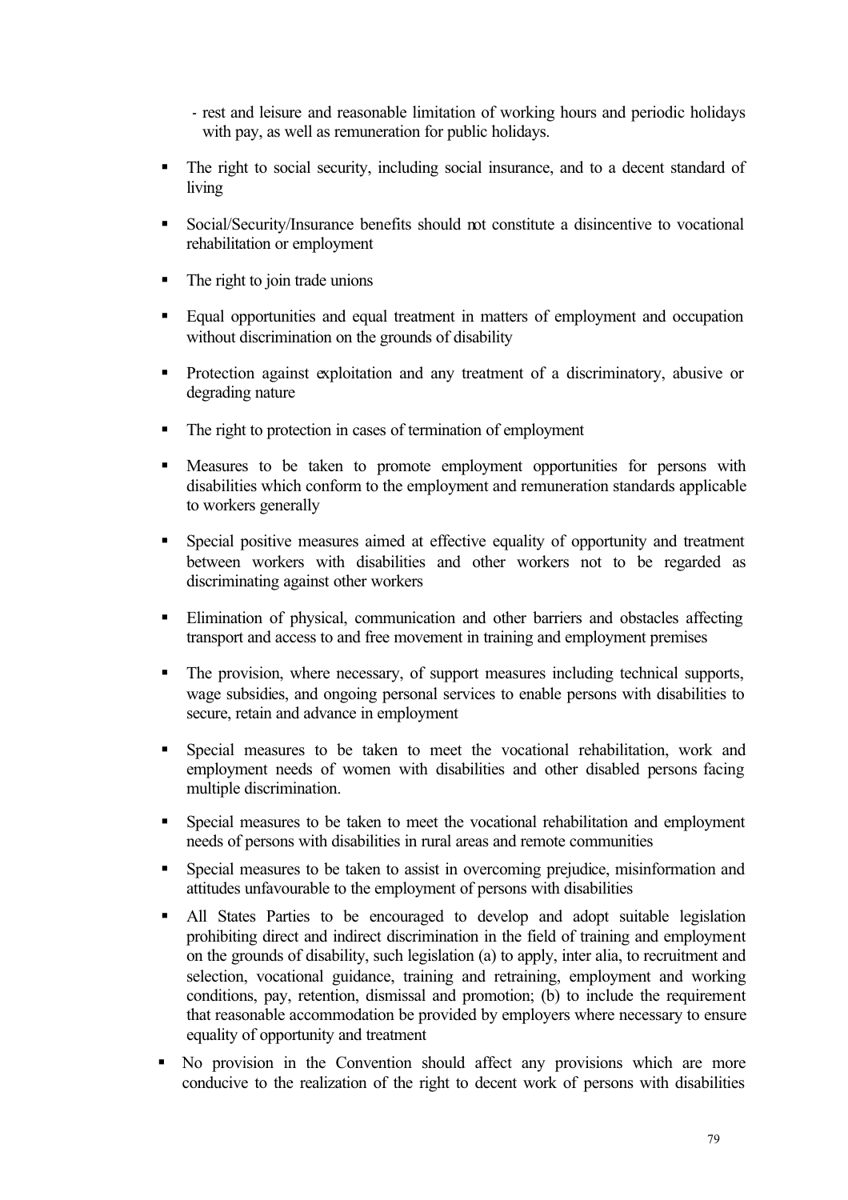- rest and leisure and reasonable limitation of working hours and periodic holidays with pay, as well as remuneration for public holidays.

- The right to social security, including social insurance, and to a decent standard of living
- Social/Security/Insurance benefits should not constitute a disincentive to vocational rehabilitation or employment
- The right to join trade unions
- Equal opportunities and equal treatment in matters of employment and occupation without discrimination on the grounds of disability
- Protection against exploitation and any treatment of a discriminatory, abusive or degrading nature
- The right to protection in cases of termination of employment
- Measures to be taken to promote employment opportunities for persons with disabilities which conform to the employment and remuneration standards applicable to workers generally
- Special positive measures aimed at effective equality of opportunity and treatment between workers with disabilities and other workers not to be regarded as discriminating against other workers
- Elimination of physical, communication and other barriers and obstacles affecting transport and access to and free movement in training and employment premises
- The provision, where necessary, of support measures including technical supports, wage subsidies, and ongoing personal services to enable persons with disabilities to secure, retain and advance in employment
- Special measures to be taken to meet the vocational rehabilitation, work and employment needs of women with disabilities and other disabled persons facing multiple discrimination.
- Special measures to be taken to meet the vocational rehabilitation and employment needs of persons with disabilities in rural areas and remote communities
- Special measures to be taken to assist in overcoming prejudice, misinformation and attitudes unfavourable to the employment of persons with disabilities
- All States Parties to be encouraged to develop and adopt suitable legislation prohibiting direct and indirect discrimination in the field of training and employment on the grounds of disability, such legislation (a) to apply, inter alia, to recruitment and selection, vocational guidance, training and retraining, employment and working conditions, pay, retention, dismissal and promotion; (b) to include the requirement that reasonable accommodation be provided by employers where necessary to ensure equality of opportunity and treatment
- No provision in the Convention should affect any provisions which are more conducive to the realization of the right to decent work of persons with disabilities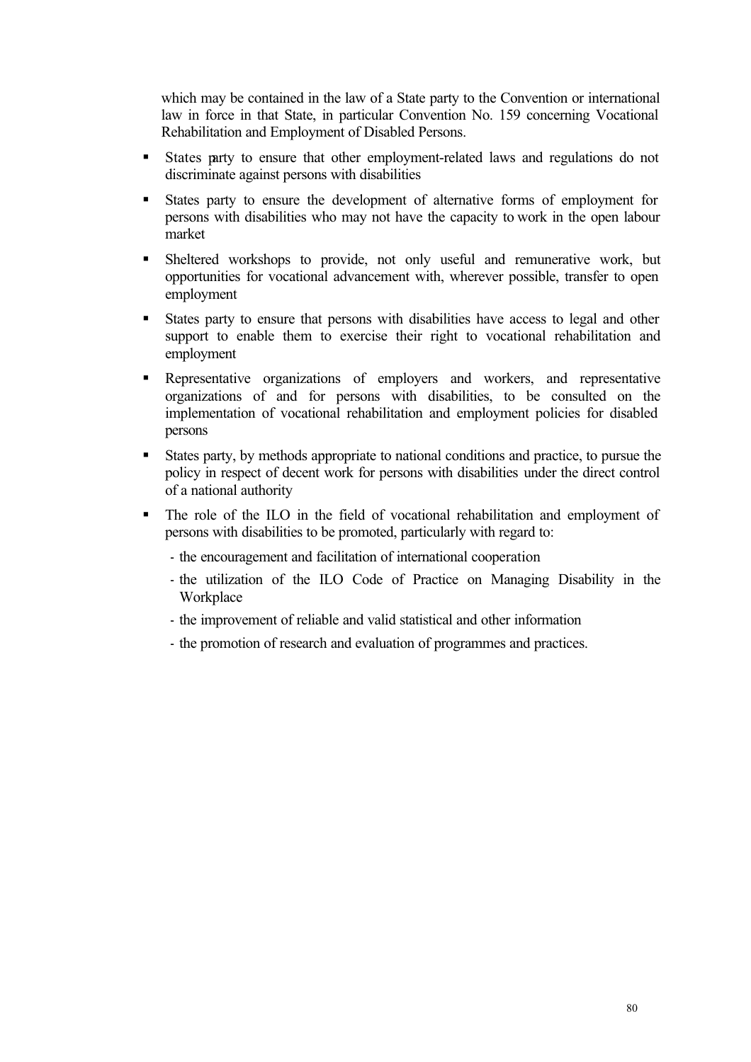which may be contained in the law of a State party to the Convention or international law in force in that State, in particular Convention No. 159 concerning Vocational Rehabilitation and Employment of Disabled Persons.

- States party to ensure that other employment-related laws and regulations do not discriminate against persons with disabilities
- States party to ensure the development of alternative forms of employment for persons with disabilities who may not have the capacity to work in the open labour market
- Sheltered workshops to provide, not only useful and remunerative work, but opportunities for vocational advancement with, wherever possible, transfer to open employment
- States party to ensure that persons with disabilities have access to legal and other support to enable them to exercise their right to vocational rehabilitation and employment
- Representative organizations of employers and workers, and representative organizations of and for persons with disabilities, to be consulted on the implementation of vocational rehabilitation and employment policies for disabled persons
- States party, by methods appropriate to national conditions and practice, to pursue the policy in respect of decent work for persons with disabilities under the direct control of a national authority
- The role of the ILO in the field of vocational rehabilitation and employment of persons with disabilities to be promoted, particularly with regard to:
  - the encouragement and facilitation of international cooperation
  - the utilization of the ILO Code of Practice on Managing Disability in the Workplace
  - the improvement of reliable and valid statistical and other information
  - the promotion of research and evaluation of programmes and practices.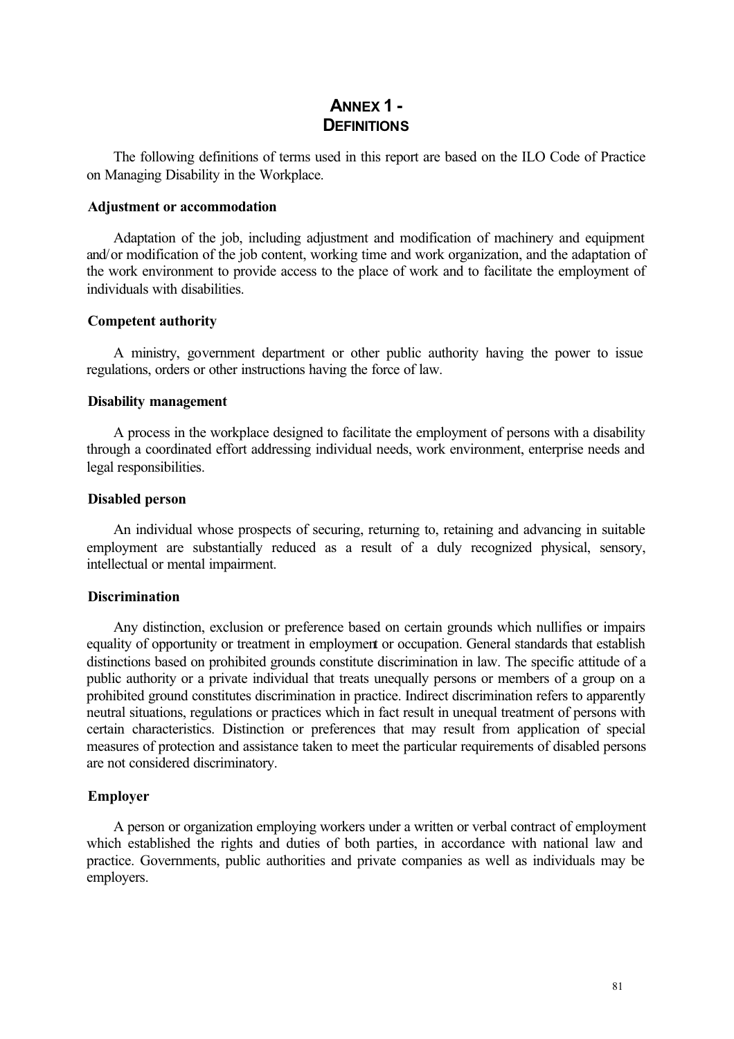# ANNEX 1 - DEFINITIONS

The following definitions of terms used in this report are based on the ILO Code of Practice on Managing Disability in the Workplace.

### Adjustment or accommodation

Adaptation of the job, including adjustment and modification of machinery and equipment and/or modification of the job content, working time and work organization, and the adaptation of the work environment to provide access to the place of work and to facilitate the employment of individuals with disabilities.

### Competent authority

A ministry, government department or other public authority having the power to issue regulations, orders or other instructions having the force of law.

### Disability management

A process in the workplace designed to facilitate the employment of persons with a disability through a coordinated effort addressing individual needs, work environment, enterprise needs and legal responsibilities.

### Disabled person

An individual whose prospects of securing, returning to, retaining and advancing in suitable employment are substantially reduced as a result of a duly recognized physical, sensory, intellectual or mental impairment.

### Discrimination

Any distinction, exclusion or preference based on certain grounds which nullifies or impairs equality of opportunity or treatment in employment or occupation. General standards that establish distinctions based on prohibited grounds constitute discrimination in law. The specific attitude of a public authority or a private individual that treats unequally persons or members of a group on a prohibited ground constitutes discrimination in practice. Indirect discrimination refers to apparently neutral situations, regulations or practices which in fact result in unequal treatment of persons with certain characteristics. Distinction or preferences that may result from application of special measures of protection and assistance taken to meet the particular requirements of disabled persons are not considered discriminatory.

### Employer

A person or organization employing workers under a written or verbal contract of employment which established the rights and duties of both parties, in accordance with national law and practice. Governments, public authorities and private companies as well as individuals may be employers.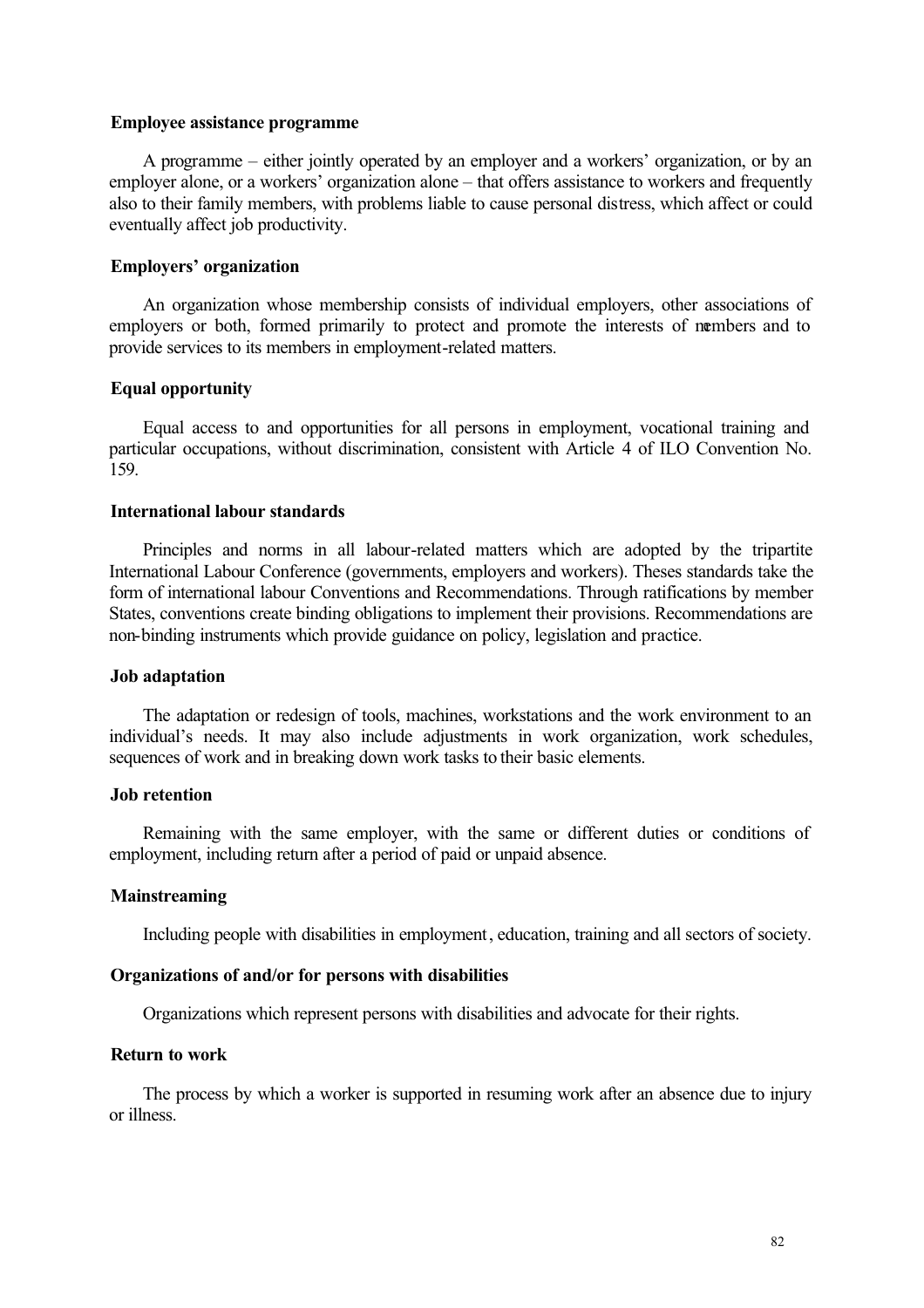**Employee assistance programme**

A programme – either jointly operated by an employer and a workers' organization, or by an employer alone, or a workers' organization alone – that offers assistance to workers and frequently also to their family members, with problems liable to cause personal distress, which affect or could eventually affect job productivity.

**Employers' organization**

An organization whose membership consists of individual employers, other associations of employers or both, formed primarily to protect and promote the interests of members and to provide services to its members in employment-related matters.

**Equal opportunity**

Equal access to and opportunities for all persons in employment, vocational training and particular occupations, without discrimination, consistent with Article 4 of ILO Convention No. 159.

**International labour standards**

Principles and norms in all labour-related matters which are adopted by the tripartite International Labour Conference (governments, employers and workers). Theses standards take the form of international labour Conventions and Recommendations. Through ratifications by member States, conventions create binding obligations to implement their provisions. Recommendations are non-binding instruments which provide guidance on policy, legislation and practice.

**Job adaptation**

The adaptation or redesign of tools, machines, workstations and the work environment to an individual's needs. It may also include adjustments in work organization, work schedules, sequences of work and in breaking down work tasks to their basic elements.

**Job retention**

Remaining with the same employer, with the same or different duties or conditions of employment, including return after a period of paid or unpaid absence.

**Mainstreaming**

Including people with disabilities in employment, education, training and all sectors of society.

**Organizations of and/or for persons with disabilities**

Organizations which represent persons with disabilities and advocate for their rights.

**Return to work**

The process by which a worker is supported in resuming work after an absence due to injury or illness.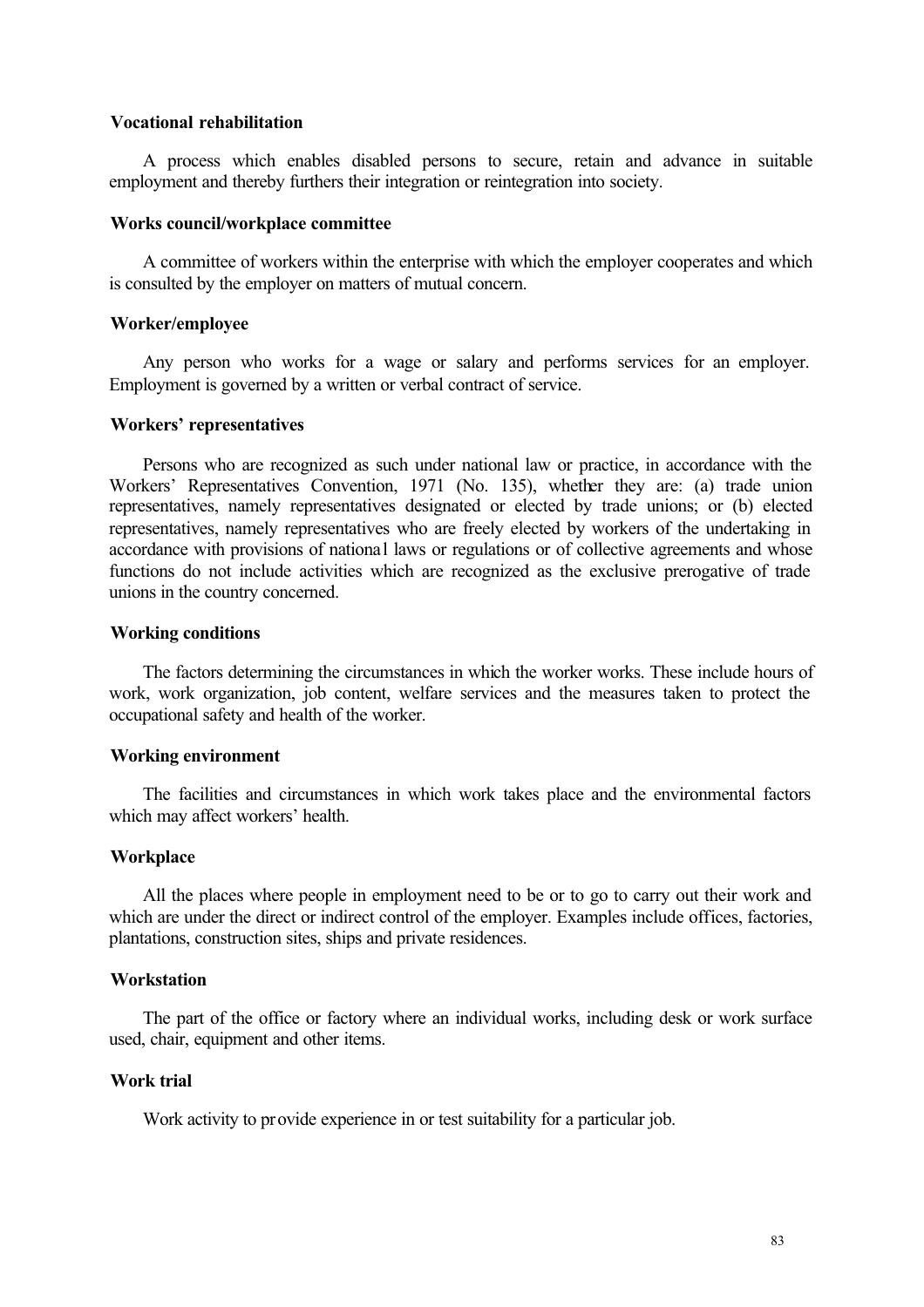**Vocational rehabilitation**

A process which enables disabled persons to secure, retain and advance in suitable employment and thereby furthers their integration or reintegration into society.

**Works council/workplace committee**

A committee of workers within the enterprise with which the employer cooperates and which is consulted by the employer on matters of mutual concern.

**Worker/employee**

Any person who works for a wage or salary and performs services for an employer. Employment is governed by a written or verbal contract of service.

**Workers' representatives**

Persons who are recognized as such under national law or practice, in accordance with the Workers' Representatives Convention, 1971 (No. 135), whether they are: (a) trade union representatives, namely representatives designated or elected by trade unions; or (b) elected representatives, namely representatives who are freely elected by workers of the undertaking in accordance with provisions of national laws or regulations or of collective agreements and whose functions do not include activities which are recognized as the exclusive prerogative of trade unions in the country concerned.

**Working conditions**

The factors determining the circumstances in which the worker works. These include hours of work, work organization, job content, welfare services and the measures taken to protect the occupational safety and health of the worker.

**Working environment**

The facilities and circumstances in which work takes place and the environmental factors which may affect workers' health.

**Workplace**

All the places where people in employment need to be or to go to carry out their work and which are under the direct or indirect control of the employer. Examples include offices, factories, plantations, construction sites, ships and private residences.

**Workstation**

The part of the office or factory where an individual works, including desk or work surface used, chair, equipment and other items.

**Work trial**

Work activity to provide experience in or test suitability for a particular job.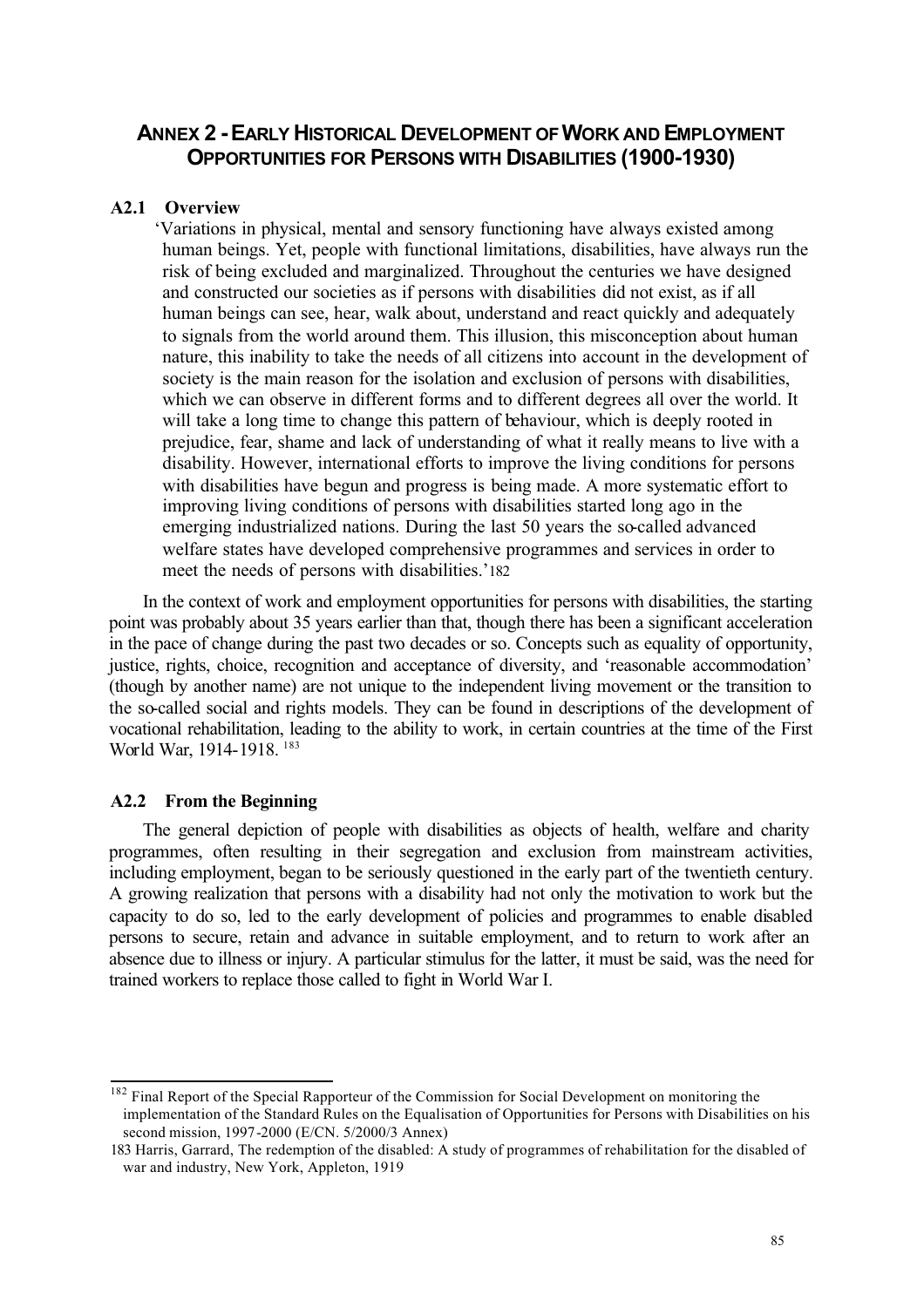# ANNEX 2 - EARLY HISTORICAL DEVELOPMENT OF WORK AND EMPLOYMENT OPPORTUNITIES FOR PERSONS WITH DISABILITIES (1900-1930)

## A2.1 Overview

> 'Variations in physical, mental and sensory functioning have always existed among human beings. Yet, people with functional limitations, disabilities, have always run the risk of being excluded and marginalized. Throughout the centuries we have designed and constructed our societies as if persons with disabilities did not exist, as if all human beings can see, hear, walk about, understand and react quickly and adequately to signals from the world around them. This illusion, this misconception about human nature, this inability to take the needs of all citizens into account in the development of society is the main reason for the isolation and exclusion of persons with disabilities, which we can observe in different forms and to different degrees all over the world. It will take a long time to change this pattern of behaviour, which is deeply rooted in prejudice, fear, shame and lack of understanding of what it really means to live with a disability. However, international efforts to improve the living conditions for persons with disabilities have begun and progress is being made. A more systematic effort to improving living conditions of persons with disabilities started long ago in the emerging industrialized nations. During the last 50 years the so-called advanced welfare states have developed comprehensive programmes and services in order to meet the needs of persons with disabilities.'[182]

In the context of work and employment opportunities for persons with disabilities, the starting point was probably about 35 years earlier than that, though there has been a significant acceleration in the pace of change during the past two decades or so. Concepts such as equality of opportunity, justice, rights, choice, recognition and acceptance of diversity, and 'reasonable accommodation' (though by another name) are not unique to the independent living movement or the transition to the so-called social and rights models. They can be found in descriptions of the development of vocational rehabilitation, leading to the ability to work, in certain countries at the time of the First World War, 1914-1918. [183]

## A2.2 From the Beginning

The general depiction of people with disabilities as objects of health, welfare and charity programmes, often resulting in their segregation and exclusion from mainstream activities, including employment, began to be seriously questioned in the early part of the twentieth century. A growing realization that persons with a disability had not only the motivation to work but the capacity to do so, led to the early development of policies and programmes to enable disabled persons to secure, retain and advance in suitable employment, and to return to work after an absence due to illness or injury. A particular stimulus for the latter, it must be said, was the need for trained workers to replace those called to fight in World War I.

---

[182] Final Report of the Special Rapporteur of the Commission for Social Development on monitoring the implementation of the Standard Rules on the Equalisation of Opportunities for Persons with Disabilities on his second mission, 1997-2000 (E/CN. 5/2000/3 Annex)

[183] Harris, Garrard, The redemption of the disabled: A study of programmes of rehabilitation for the disabled of war and industry, New York, Appleton, 1919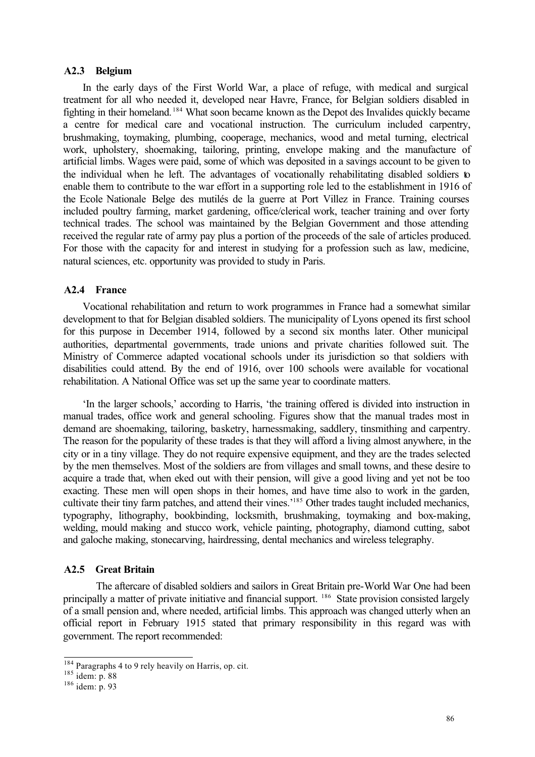### A2.3 Belgium

In the early days of the First World War, a place of refuge, with medical and surgical treatment for all who needed it, developed near Havre, France, for Belgian soldiers disabled in fighting in their homeland.[184] What soon became known as the Depot des Invalides quickly became a centre for medical care and vocational instruction. The curriculum included carpentry, brushmaking, toymaking, plumbing, cooperage, mechanics, wood and metal turning, electrical work, upholstery, shoemaking, tailoring, printing, envelope making and the manufacture of artificial limbs. Wages were paid, some of which was deposited in a savings account to be given to the individual when he left. The advantages of vocationally rehabilitating disabled soldiers to enable them to contribute to the war effort in a supporting role led to the establishment in 1916 of the Ecole Nationale Belge des mutilés de la guerre at Port Villez in France. Training courses included poultry farming, market gardening, office/clerical work, teacher training and over forty technical trades. The school was maintained by the Belgian Government and those attending received the regular rate of army pay plus a portion of the proceeds of the sale of articles produced. For those with the capacity for and interest in studying for a profession such as law, medicine, natural sciences, etc. opportunity was provided to study in Paris.

### A2.4 France

Vocational rehabilitation and return to work programmes in France had a somewhat similar development to that for Belgian disabled soldiers. The municipality of Lyons opened its first school for this purpose in December 1914, followed by a second six months later. Other municipal authorities, departmental governments, trade unions and private charities followed suit. The Ministry of Commerce adapted vocational schools under its jurisdiction so that soldiers with disabilities could attend. By the end of 1916, over 100 schools were available for vocational rehabilitation. A National Office was set up the same year to coordinate matters.

'In the larger schools,' according to Harris, 'the training offered is divided into instruction in manual trades, office work and general schooling. Figures show that the manual trades most in demand are shoemaking, tailoring, basketry, harnessmaking, saddlery, tinsmithing and carpentry. The reason for the popularity of these trades is that they will afford a living almost anywhere, in the city or in a tiny village. They do not require expensive equipment, and they are the trades selected by the men themselves. Most of the soldiers are from villages and small towns, and these desire to acquire a trade that, when eked out with their pension, will give a good living and yet not be too exacting. These men will open shops in their homes, and have time also to work in the garden, cultivate their tiny farm patches, and attend their vines.'[185] Other trades taught included mechanics, typography, lithography, bookbinding, locksmith, brushmaking, toymaking and box-making, welding, mould making and stucco work, vehicle painting, photography, diamond cutting, sabot and galoche making, stonecarving, hairdressing, dental mechanics and wireless telegraphy.

### A2.5 Great Britain

The aftercare of disabled soldiers and sailors in Great Britain pre-World War One had been principally a matter of private initiative and financial support.[186] State provision consisted largely of a small pension and, where needed, artificial limbs. This approach was changed utterly when an official report in February 1915 stated that primary responsibility in this regard was with government. The report recommended:

---

[184] Paragraphs 4 to 9 rely heavily on Harris, op. cit.

[185] idem: p. 88

[186] idem: p. 93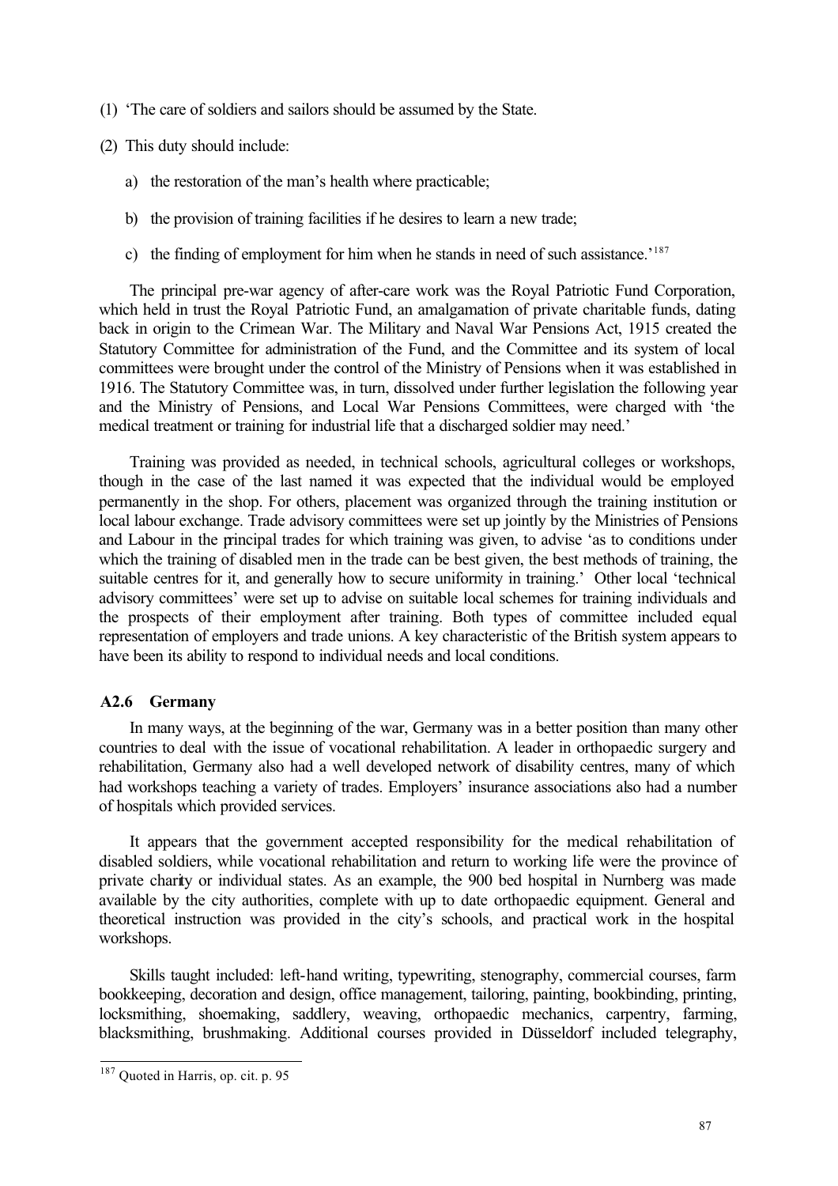(1) 'The care of soldiers and sailors should be assumed by the State.

(2) This duty should include:

   a) the restoration of the man's health where practicable;

   b) the provision of training facilities if he desires to learn a new trade;

   c) the finding of employment for him when he stands in need of such assistance.'[187]

The principal pre-war agency of after-care work was the Royal Patriotic Fund Corporation, which held in trust the Royal Patriotic Fund, an amalgamation of private charitable funds, dating back in origin to the Crimean War. The Military and Naval War Pensions Act, 1915 created the Statutory Committee for administration of the Fund, and the Committee and its system of local committees were brought under the control of the Ministry of Pensions when it was established in 1916. The Statutory Committee was, in turn, dissolved under further legislation the following year and the Ministry of Pensions, and Local War Pensions Committees, were charged with 'the medical treatment or training for industrial life that a discharged soldier may need.'

Training was provided as needed, in technical schools, agricultural colleges or workshops, though in the case of the last named it was expected that the individual would be employed permanently in the shop. For others, placement was organized through the training institution or local labour exchange. Trade advisory committees were set up jointly by the Ministries of Pensions and Labour in the principal trades for which training was given, to advise 'as to conditions under which the training of disabled men in the trade can be best given, the best methods of training, the suitable centres for it, and generally how to secure uniformity in training.' Other local 'technical advisory committees' were set up to advise on suitable local schemes for training individuals and the prospects of their employment after training. Both types of committee included equal representation of employers and trade unions. A key characteristic of the British system appears to have been its ability to respond to individual needs and local conditions.

### A2.6 Germany

In many ways, at the beginning of the war, Germany was in a better position than many other countries to deal with the issue of vocational rehabilitation. A leader in orthopaedic surgery and rehabilitation, Germany also had a well developed network of disability centres, many of which had workshops teaching a variety of trades. Employers' insurance associations also had a number of hospitals which provided services.

It appears that the government accepted responsibility for the medical rehabilitation of disabled soldiers, while vocational rehabilitation and return to working life were the province of private charity or individual states. As an example, the 900 bed hospital in Nurnberg was made available by the city authorities, complete with up to date orthopaedic equipment. General and theoretical instruction was provided in the city's schools, and practical work in the hospital workshops.

Skills taught included: left-hand writing, typewriting, stenography, commercial courses, farm bookkeeping, decoration and design, office management, tailoring, painting, bookbinding, printing, locksmithing, shoemaking, saddlery, weaving, orthopaedic mechanics, carpentry, farming, blacksmithing, brushmaking. Additional courses provided in Düsseldorf included telegraphy,

---

[187] Quoted in Harris, op. cit. p. 95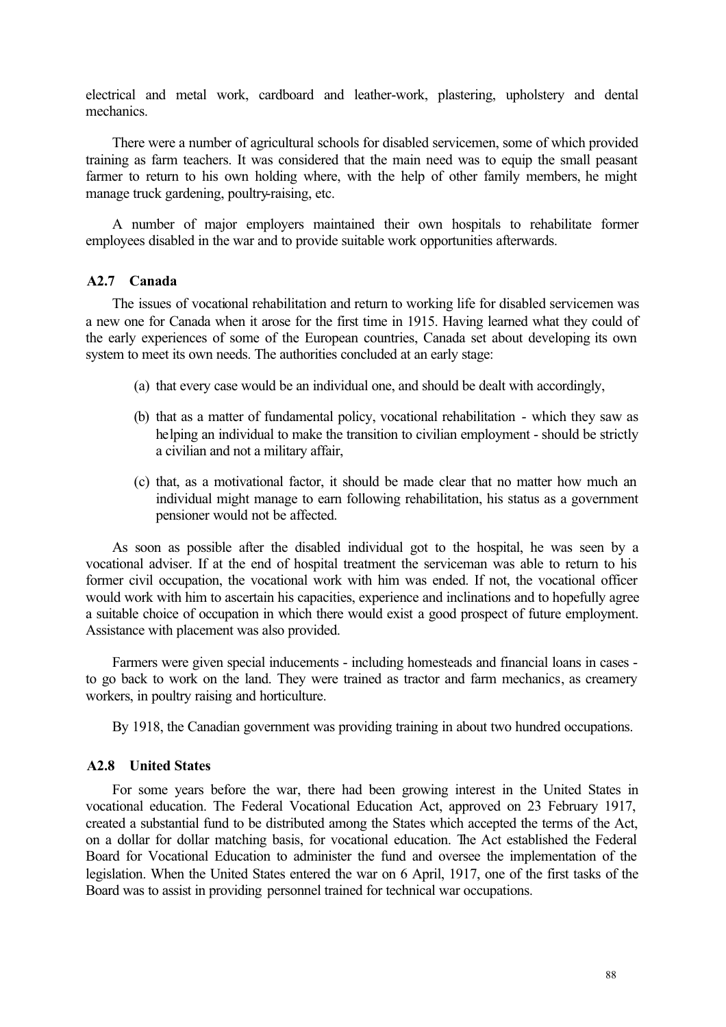electrical and metal work, cardboard and leather-work, plastering, upholstery and dental mechanics.

There were a number of agricultural schools for disabled servicemen, some of which provided training as farm teachers. It was considered that the main need was to equip the small peasant farmer to return to his own holding where, with the help of other family members, he might manage truck gardening, poultry-raising, etc.

A number of major employers maintained their own hospitals to rehabilitate former employees disabled in the war and to provide suitable work opportunities afterwards.

### A2.7 Canada

The issues of vocational rehabilitation and return to working life for disabled servicemen was a new one for Canada when it arose for the first time in 1915. Having learned what they could of the early experiences of some of the European countries, Canada set about developing its own system to meet its own needs. The authorities concluded at an early stage:

(a) that every case would be an individual one, and should be dealt with accordingly,

(b) that as a matter of fundamental policy, vocational rehabilitation - which they saw as helping an individual to make the transition to civilian employment - should be strictly a civilian and not a military affair,

(c) that, as a motivational factor, it should be made clear that no matter how much an individual might manage to earn following rehabilitation, his status as a government pensioner would not be affected.

As soon as possible after the disabled individual got to the hospital, he was seen by a vocational adviser. If at the end of hospital treatment the serviceman was able to return to his former civil occupation, the vocational work with him was ended. If not, the vocational officer would work with him to ascertain his capacities, experience and inclinations and to hopefully agree a suitable choice of occupation in which there would exist a good prospect of future employment. Assistance with placement was also provided.

Farmers were given special inducements - including homesteads and financial loans in cases - to go back to work on the land. They were trained as tractor and farm mechanics, as creamery workers, in poultry raising and horticulture.

By 1918, the Canadian government was providing training in about two hundred occupations.

### A2.8 United States

For some years before the war, there had been growing interest in the United States in vocational education. The Federal Vocational Education Act, approved on 23 February 1917, created a substantial fund to be distributed among the States which accepted the terms of the Act, on a dollar for dollar matching basis, for vocational education. The Act established the Federal Board for Vocational Education to administer the fund and oversee the implementation of the legislation. When the United States entered the war on 6 April, 1917, one of the first tasks of the Board was to assist in providing personnel trained for technical war occupations.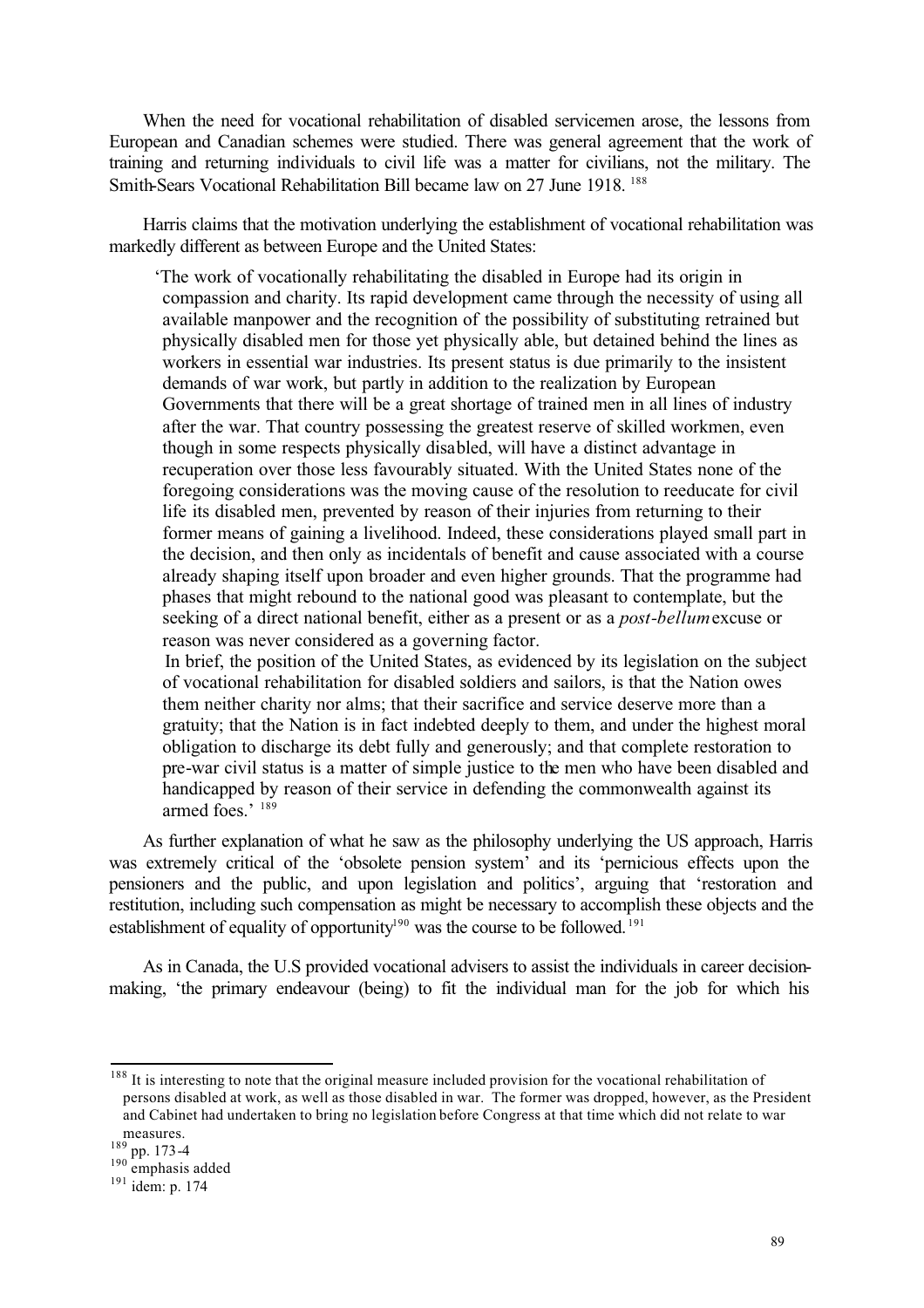When the need for vocational rehabilitation of disabled servicemen arose, the lessons from European and Canadian schemes were studied. There was general agreement that the work of training and returning individuals to civil life was a matter for civilians, not the military. The Smith-Sears Vocational Rehabilitation Bill became law on 27 June 1918. [188]

Harris claims that the motivation underlying the establishment of vocational rehabilitation was markedly different as between Europe and the United States:

> 'The work of vocationally rehabilitating the disabled in Europe had its origin in compassion and charity. Its rapid development came through the necessity of using all available manpower and the recognition of the possibility of substituting retrained but physically disabled men for those yet physically able, but detained behind the lines as workers in essential war industries. Its present status is due primarily to the insistent demands of war work, but partly in addition to the realization by European Governments that there will be a great shortage of trained men in all lines of industry after the war. That country possessing the greatest reserve of skilled workmen, even though in some respects physically disabled, will have a distinct advantage in recuperation over those less favourably situated. With the United States none of the foregoing considerations was the moving cause of the resolution to reeducate for civil life its disabled men, prevented by reason of their injuries from returning to their former means of gaining a livelihood. Indeed, these considerations played small part in the decision, and then only as incidentals of benefit and cause associated with a course already shaping itself upon broader and even higher grounds. That the programme had phases that might rebound to the national good was pleasant to contemplate, but the seeking of a direct national benefit, either as a present or as a *post-bellum* excuse or reason was never considered as a governing factor.
>
> In brief, the position of the United States, as evidenced by its legislation on the subject of vocational rehabilitation for disabled soldiers and sailors, is that the Nation owes them neither charity nor alms; that their sacrifice and service deserve more than a gratuity; that the Nation is in fact indebted deeply to them, and under the highest moral obligation to discharge its debt fully and generously; and that complete restoration to pre-war civil status is a matter of simple justice to the men who have been disabled and handicapped by reason of their service in defending the commonwealth against its armed foes.' [189]

As further explanation of what he saw as the philosophy underlying the US approach, Harris was extremely critical of the 'obsolete pension system' and its 'pernicious effects upon the pensioners and the public, and upon legislation and politics', arguing that 'restoration and restitution, including such compensation as might be necessary to accomplish these objects and the establishment of equality of opportunity[190] was the course to be followed.[191]

As in Canada, the U.S provided vocational advisers to assist the individuals in career decision-making, 'the primary endeavour (being) to fit the individual man for the job for which his

---

[188] It is interesting to note that the original measure included provision for the vocational rehabilitation of persons disabled at work, as well as those disabled in war. The former was dropped, however, as the President and Cabinet had undertaken to bring no legislation before Congress at that time which did not relate to war measures.

[189] pp. 173-4

[190] emphasis added

[191] idem: p. 174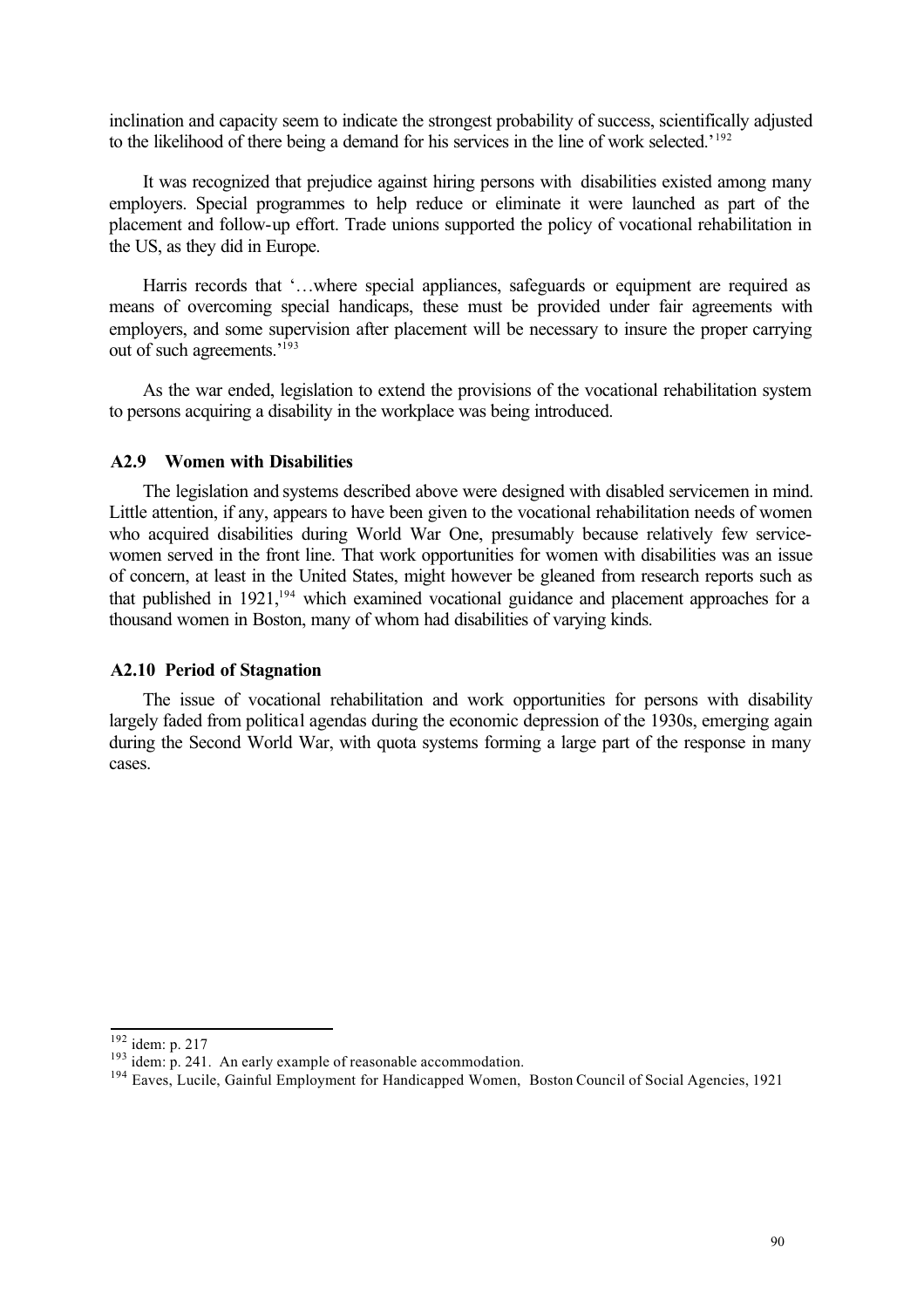inclination and capacity seem to indicate the strongest probability of success, scientifically adjusted to the likelihood of there being a demand for his services in the line of work selected.'[192]

It was recognized that prejudice against hiring persons with disabilities existed among many employers. Special programmes to help reduce or eliminate it were launched as part of the placement and follow-up effort. Trade unions supported the policy of vocational rehabilitation in the US, as they did in Europe.

Harris records that '…where special appliances, safeguards or equipment are required as means of overcoming special handicaps, these must be provided under fair agreements with employers, and some supervision after placement will be necessary to insure the proper carrying out of such agreements.'[193]

As the war ended, legislation to extend the provisions of the vocational rehabilitation system to persons acquiring a disability in the workplace was being introduced.

### A2.9 Women with Disabilities

The legislation and systems described above were designed with disabled servicemen in mind. Little attention, if any, appears to have been given to the vocational rehabilitation needs of women who acquired disabilities during World War One, presumably because relatively few servicewomen served in the front line. That work opportunities for women with disabilities was an issue of concern, at least in the United States, might however be gleaned from research reports such as that published in 1921,[194] which examined vocational guidance and placement approaches for a thousand women in Boston, many of whom had disabilities of varying kinds.

### A2.10 Period of Stagnation

The issue of vocational rehabilitation and work opportunities for persons with disability largely faded from political agendas during the economic depression of the 1930s, emerging again during the Second World War, with quota systems forming a large part of the response in many cases.

---

[192] idem: p. 217

[193] idem: p. 241. An early example of reasonable accommodation.

[194] Eaves, Lucile, Gainful Employment for Handicapped Women, Boston Council of Social Agencies, 1921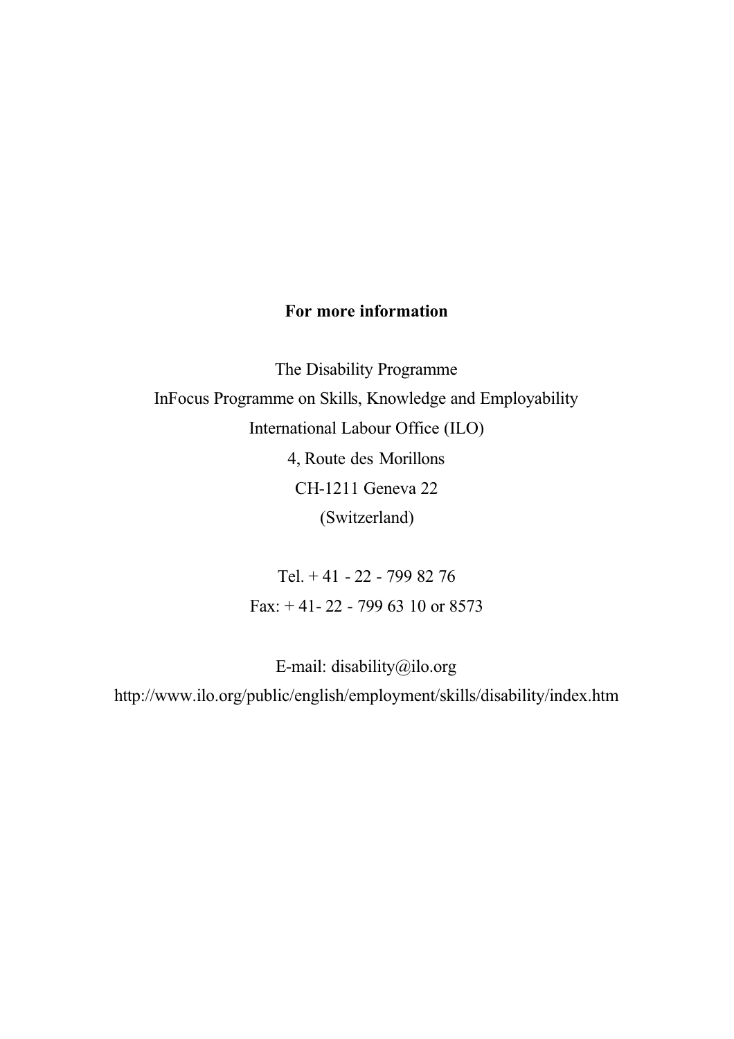**For more information**

The Disability Programme

InFocus Programme on Skills, Knowledge and Employability

International Labour Office (ILO)

4, Route des Morillons

CH-1211 Geneva 22

(Switzerland)

Tel. + 41 - 22 - 799 82 76

Fax: + 41- 22 - 799 63 10 or 8573

E-mail: disability@ilo.org

http://www.ilo.org/public/english/employment/skills/disability/index.htm